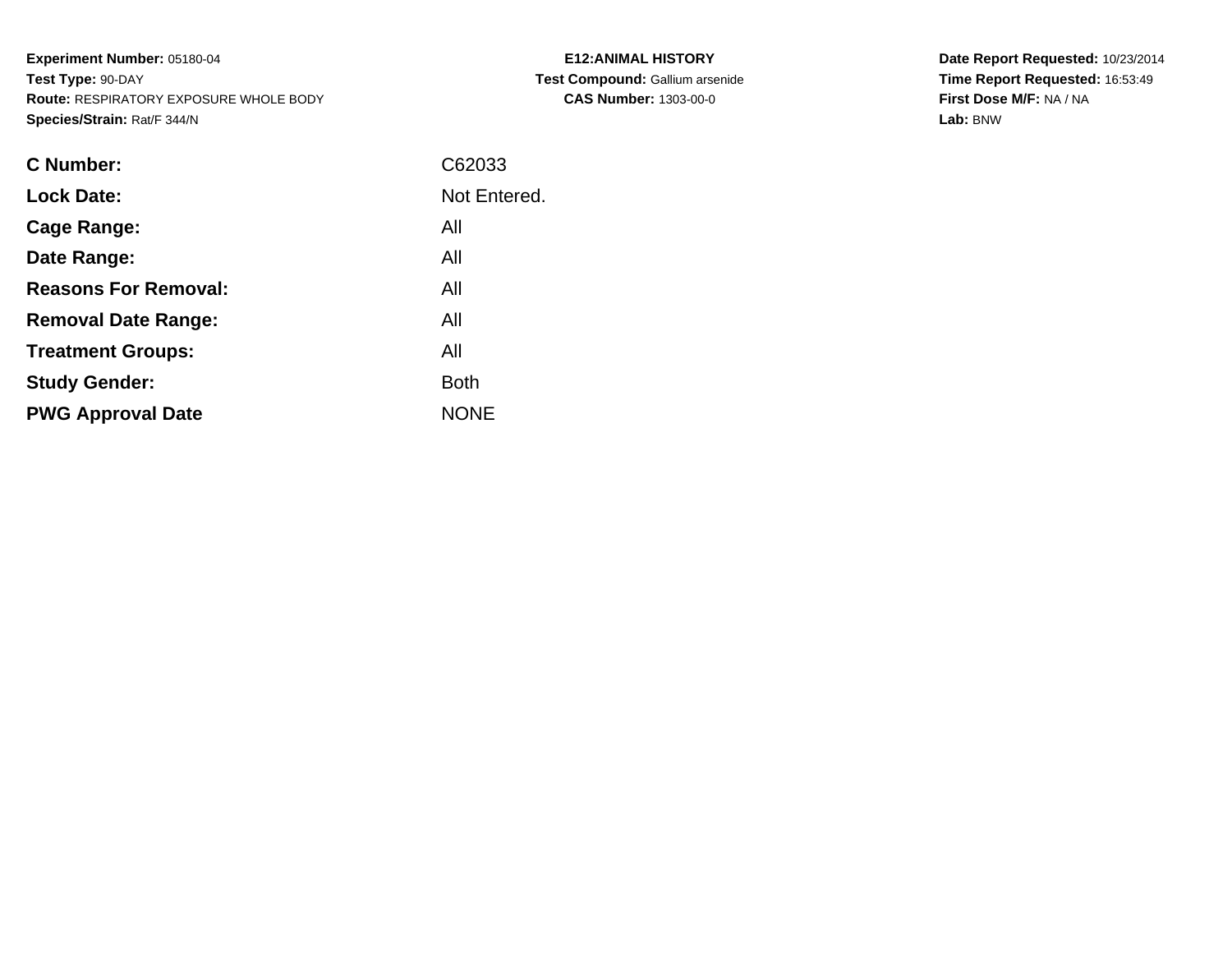**Experiment Number:** 05180-04
**Test Type:** 90-DAY
**Route:** RESPIRATORY EXPOSURE WHOLE BODY
**Species/Strain:** Rat/F 344/N

**E12:ANIMAL HISTORY**
**Test Compound:** Gallium arsenide
**CAS Number:** 1303-00-0

**Date Report Requested:** 10/23/2014
**Time Report Requested:** 16:53:49
**First Dose M/F:** NA / NA
**Lab:** BNW

| | |
|---|---|
| **C Number:** | C62033 |
| **Lock Date:** | Not Entered. |
| **Cage Range:** | All |
| **Date Range:** | All |
| **Reasons For Removal:** | All |
| **Removal Date Range:** | All |
| **Treatment Groups:** | All |
| **Study Gender:** | Both |
| **PWG Approval Date** | NONE |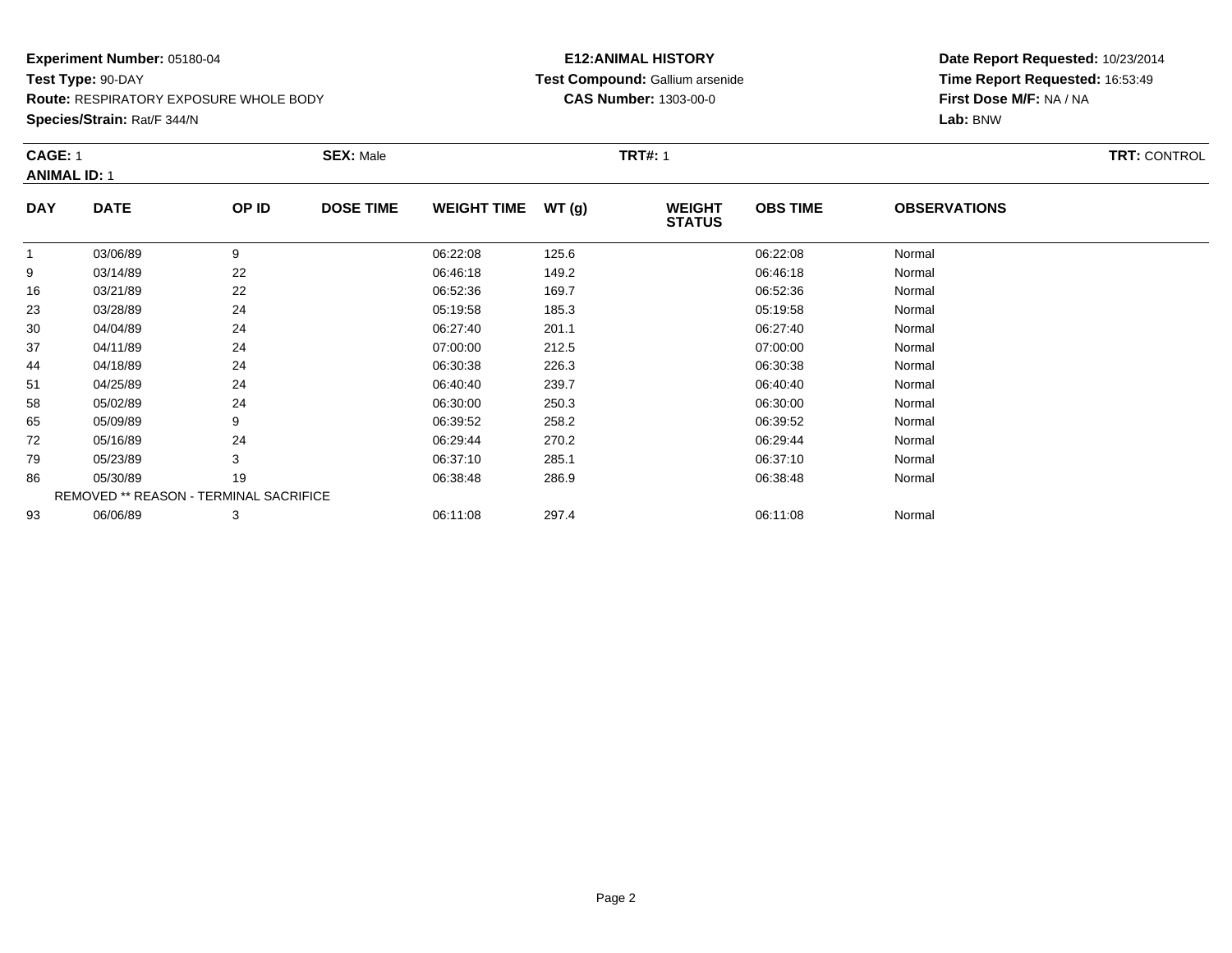**Experiment Number:** 05180-04
**Test Type:** 90-DAY
**Route:** RESPIRATORY EXPOSURE WHOLE BODY
**Species/Strain:** Rat/F 344/N

**E12:ANIMAL HISTORY**
**Test Compound:** Gallium arsenide
**CAS Number:** 1303-00-0

**Date Report Requested:** 10/23/2014
**Time Report Requested:** 16:53:49
**First Dose M/F:** NA / NA
**Lab:** BNW

**CAGE:** 1 **SEX:** Male **TRT#:** 1 **TRT:** CONTROL
**ANIMAL ID:** 1

| DAY | DATE | OP ID | DOSE TIME | WEIGHT TIME | WT (g) | WEIGHT STATUS | OBS TIME | OBSERVATIONS |
|---|---|---|---|---|---|---|---|---|
| 1 | 03/06/89 | 9 | | 06:22:08 | 125.6 | | 06:22:08 | Normal |
| 9 | 03/14/89 | 22 | | 06:46:18 | 149.2 | | 06:46:18 | Normal |
| 16 | 03/21/89 | 22 | | 06:52:36 | 169.7 | | 06:52:36 | Normal |
| 23 | 03/28/89 | 24 | | 05:19:58 | 185.3 | | 05:19:58 | Normal |
| 30 | 04/04/89 | 24 | | 06:27:40 | 201.1 | | 06:27:40 | Normal |
| 37 | 04/11/89 | 24 | | 07:00:00 | 212.5 | | 07:00:00 | Normal |
| 44 | 04/18/89 | 24 | | 06:30:38 | 226.3 | | 06:30:38 | Normal |
| 51 | 04/25/89 | 24 | | 06:40:40 | 239.7 | | 06:40:40 | Normal |
| 58 | 05/02/89 | 24 | | 06:30:00 | 250.3 | | 06:30:00 | Normal |
| 65 | 05/09/89 | 9 | | 06:39:52 | 258.2 | | 06:39:52 | Normal |
| 72 | 05/16/89 | 24 | | 06:29:44 | 270.2 | | 06:29:44 | Normal |
| 79 | 05/23/89 | 3 | | 06:37:10 | 285.1 | | 06:37:10 | Normal |
| 86 | 05/30/89 | 19 | | 06:38:48 | 286.9 | | 06:38:48 | Normal |
| | REMOVED ** REASON - TERMINAL SACRIFICE | | | | | | | |
| 93 | 06/06/89 | 3 | | 06:11:08 | 297.4 | | 06:11:08 | Normal |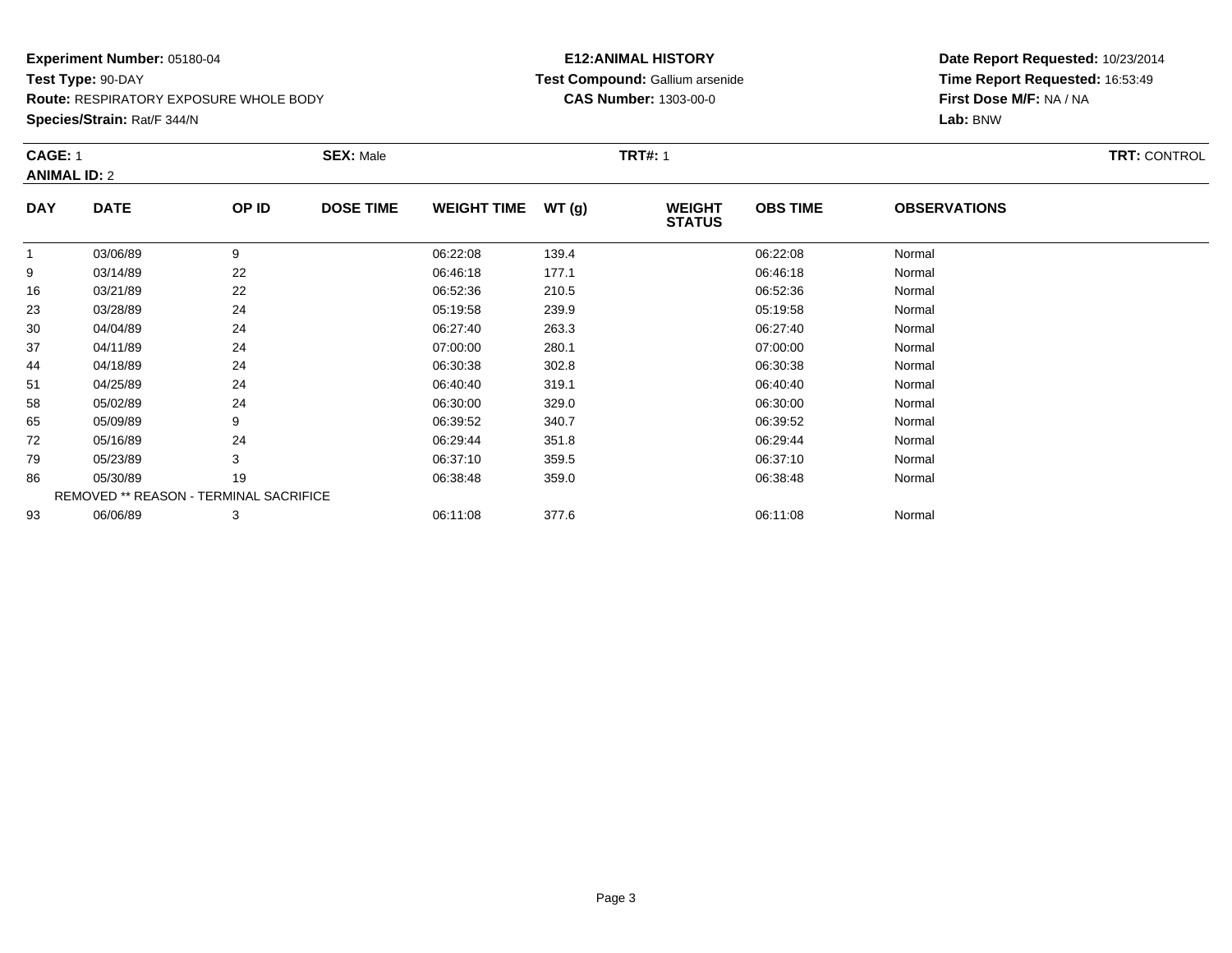**Experiment Number:** 05180-04
**Test Type:** 90-DAY
**Route:** RESPIRATORY EXPOSURE WHOLE BODY
**Species/Strain:** Rat/F 344/N

**E12:ANIMAL HISTORY**
**Test Compound:** Gallium arsenide
**CAS Number:** 1303-00-0

**Date Report Requested:** 10/23/2014
**Time Report Requested:** 16:53:49
**First Dose M/F:** NA / NA
**Lab:** BNW

**CAGE:** 1 **SEX:** Male **TRT#:** 1 **TRT:** CONTROL
**ANIMAL ID:** 2

| DAY | DATE | OP ID | DOSE TIME | WEIGHT TIME | WT (g) | WEIGHT STATUS | OBS TIME | OBSERVATIONS |
|---|---|---|---|---|---|---|---|---|
| 1 | 03/06/89 | 9 | | 06:22:08 | 139.4 | | 06:22:08 | Normal |
| 9 | 03/14/89 | 22 | | 06:46:18 | 177.1 | | 06:46:18 | Normal |
| 16 | 03/21/89 | 22 | | 06:52:36 | 210.5 | | 06:52:36 | Normal |
| 23 | 03/28/89 | 24 | | 05:19:58 | 239.9 | | 05:19:58 | Normal |
| 30 | 04/04/89 | 24 | | 06:27:40 | 263.3 | | 06:27:40 | Normal |
| 37 | 04/11/89 | 24 | | 07:00:00 | 280.1 | | 07:00:00 | Normal |
| 44 | 04/18/89 | 24 | | 06:30:38 | 302.8 | | 06:30:38 | Normal |
| 51 | 04/25/89 | 24 | | 06:40:40 | 319.1 | | 06:40:40 | Normal |
| 58 | 05/02/89 | 24 | | 06:30:00 | 329.0 | | 06:30:00 | Normal |
| 65 | 05/09/89 | 9 | | 06:39:52 | 340.7 | | 06:39:52 | Normal |
| 72 | 05/16/89 | 24 | | 06:29:44 | 351.8 | | 06:29:44 | Normal |
| 79 | 05/23/89 | 3 | | 06:37:10 | 359.5 | | 06:37:10 | Normal |
| 86 | 05/30/89 | 19 | | 06:38:48 | 359.0 | | 06:38:48 | Normal |
| REMOVED ** REASON - TERMINAL SACRIFICE | | | | | | | | |
| 93 | 06/06/89 | 3 | | 06:11:08 | 377.6 | | 06:11:08 | Normal |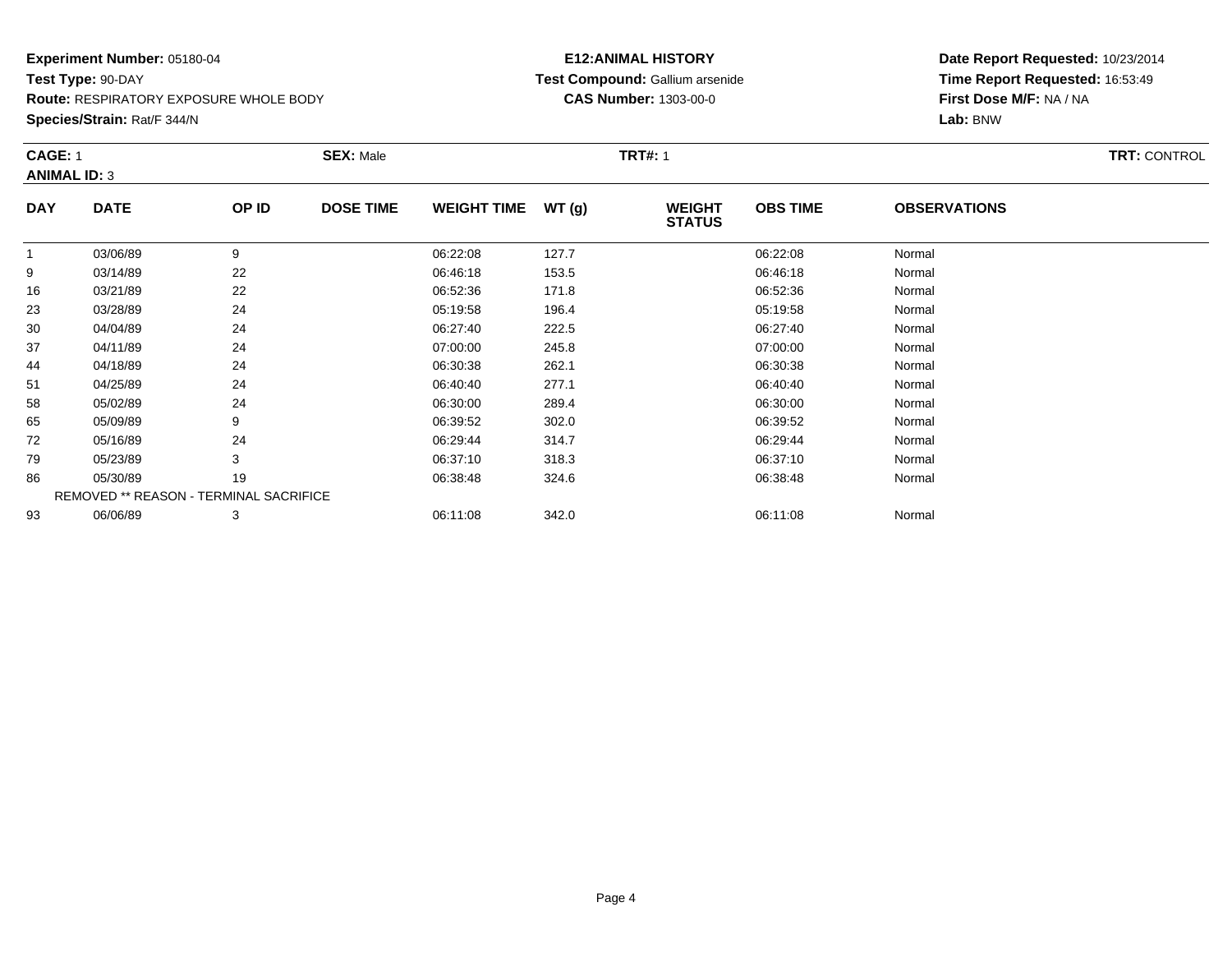**Experiment Number:** 05180-04
**Test Type:** 90-DAY
**Route:** RESPIRATORY EXPOSURE WHOLE BODY
**Species/Strain:** Rat/F 344/N

**E12:ANIMAL HISTORY**
**Test Compound:** Gallium arsenide
**CAS Number:** 1303-00-0

**Date Report Requested:** 10/23/2014
**Time Report Requested:** 16:53:49
**First Dose M/F:** NA / NA
**Lab:** BNW

**CAGE:** 1 **SEX:** Male **TRT#:** 1 **TRT:** CONTROL
**ANIMAL ID:** 3

| DAY | DATE | OP ID | DOSE TIME | WEIGHT TIME | WT (g) | WEIGHT STATUS | OBS TIME | OBSERVATIONS |
|---|---|---|---|---|---|---|---|---|
| 1 | 03/06/89 | 9 | | 06:22:08 | 127.7 | | 06:22:08 | Normal |
| 9 | 03/14/89 | 22 | | 06:46:18 | 153.5 | | 06:46:18 | Normal |
| 16 | 03/21/89 | 22 | | 06:52:36 | 171.8 | | 06:52:36 | Normal |
| 23 | 03/28/89 | 24 | | 05:19:58 | 196.4 | | 05:19:58 | Normal |
| 30 | 04/04/89 | 24 | | 06:27:40 | 222.5 | | 06:27:40 | Normal |
| 37 | 04/11/89 | 24 | | 07:00:00 | 245.8 | | 07:00:00 | Normal |
| 44 | 04/18/89 | 24 | | 06:30:38 | 262.1 | | 06:30:38 | Normal |
| 51 | 04/25/89 | 24 | | 06:40:40 | 277.1 | | 06:40:40 | Normal |
| 58 | 05/02/89 | 24 | | 06:30:00 | 289.4 | | 06:30:00 | Normal |
| 65 | 05/09/89 | 9 | | 06:39:52 | 302.0 | | 06:39:52 | Normal |
| 72 | 05/16/89 | 24 | | 06:29:44 | 314.7 | | 06:29:44 | Normal |
| 79 | 05/23/89 | 3 | | 06:37:10 | 318.3 | | 06:37:10 | Normal |
| 86 | 05/30/89 | 19 | | 06:38:48 | 324.6 | | 06:38:48 | Normal |
| | REMOVED ** REASON - TERMINAL SACRIFICE | | | | | | | |
| 93 | 06/06/89 | 3 | | 06:11:08 | 342.0 | | 06:11:08 | Normal |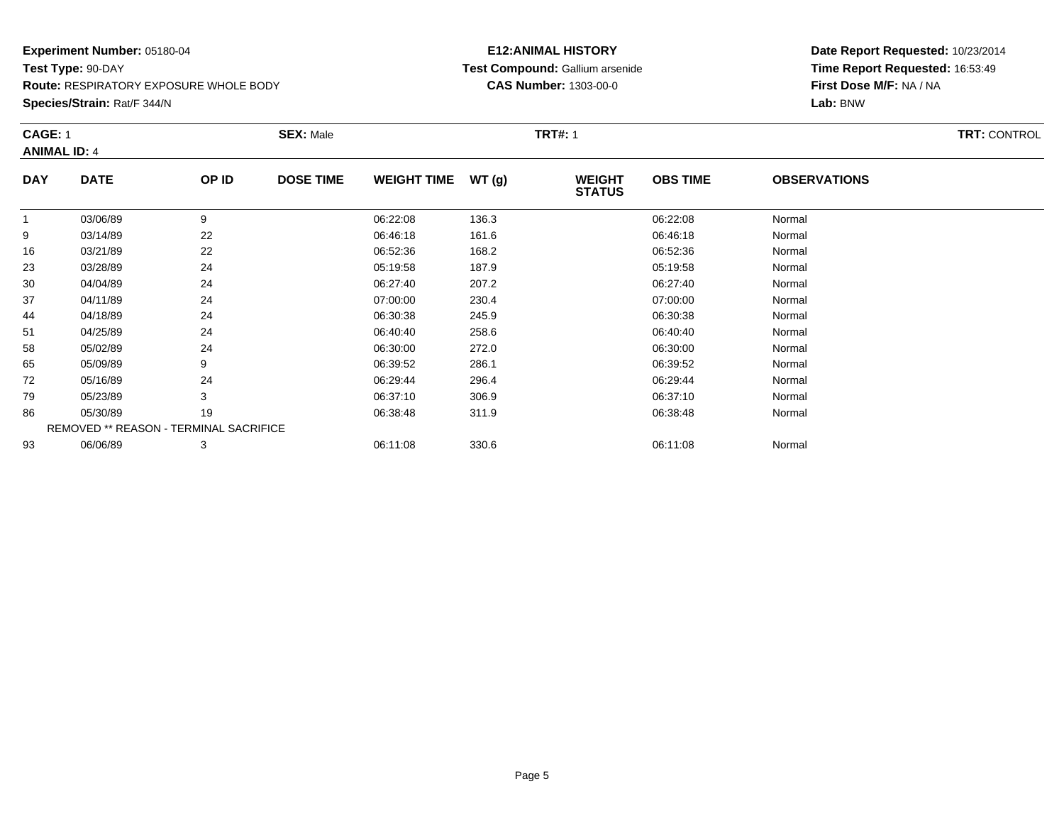**Experiment Number:** 05180-04
**Test Type:** 90-DAY
**Route:** RESPIRATORY EXPOSURE WHOLE BODY
**Species/Strain:** Rat/F 344/N

**E12:ANIMAL HISTORY**
**Test Compound:** Gallium arsenide
**CAS Number:** 1303-00-0

**Date Report Requested:** 10/23/2014
**Time Report Requested:** 16:53:49
**First Dose M/F:** NA / NA
**Lab:** BNW

**CAGE:** 1 **SEX:** Male **TRT#:** 1 **TRT:** CONTROL
**ANIMAL ID:** 4

| DAY | DATE | OP ID | DOSE TIME | WEIGHT TIME | WT (g) | WEIGHT STATUS | OBS TIME | OBSERVATIONS |
|---|---|---|---|---|---|---|---|---|
| 1 | 03/06/89 | 9 | | 06:22:08 | 136.3 | | 06:22:08 | Normal |
| 9 | 03/14/89 | 22 | | 06:46:18 | 161.6 | | 06:46:18 | Normal |
| 16 | 03/21/89 | 22 | | 06:52:36 | 168.2 | | 06:52:36 | Normal |
| 23 | 03/28/89 | 24 | | 05:19:58 | 187.9 | | 05:19:58 | Normal |
| 30 | 04/04/89 | 24 | | 06:27:40 | 207.2 | | 06:27:40 | Normal |
| 37 | 04/11/89 | 24 | | 07:00:00 | 230.4 | | 07:00:00 | Normal |
| 44 | 04/18/89 | 24 | | 06:30:38 | 245.9 | | 06:30:38 | Normal |
| 51 | 04/25/89 | 24 | | 06:40:40 | 258.6 | | 06:40:40 | Normal |
| 58 | 05/02/89 | 24 | | 06:30:00 | 272.0 | | 06:30:00 | Normal |
| 65 | 05/09/89 | 9 | | 06:39:52 | 286.1 | | 06:39:52 | Normal |
| 72 | 05/16/89 | 24 | | 06:29:44 | 296.4 | | 06:29:44 | Normal |
| 79 | 05/23/89 | 3 | | 06:37:10 | 306.9 | | 06:37:10 | Normal |
| 86 | 05/30/89 | 19 | | 06:38:48 | 311.9 | | 06:38:48 | Normal |
| REMOVED ** REASON - TERMINAL SACRIFICE | | | | | | | | |
| 93 | 06/06/89 | 3 | | 06:11:08 | 330.6 | | 06:11:08 | Normal |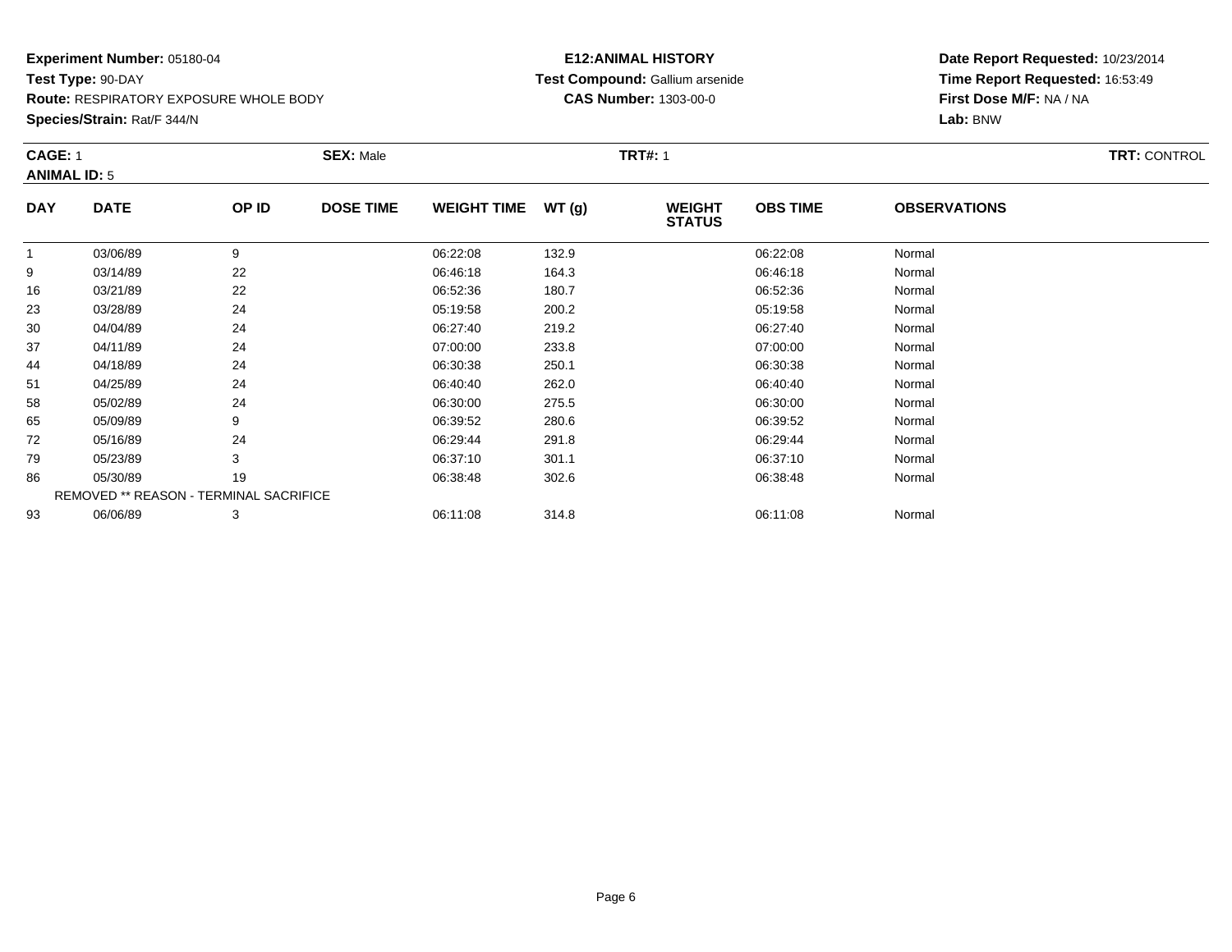**Experiment Number:** 05180-04
**Test Type:** 90-DAY
**Route:** RESPIRATORY EXPOSURE WHOLE BODY
**Species/Strain:** Rat/F 344/N

**E12:ANIMAL HISTORY**
**Test Compound:** Gallium arsenide
**CAS Number:** 1303-00-0

**Date Report Requested:** 10/23/2014
**Time Report Requested:** 16:53:49
**First Dose M/F:** NA / NA
**Lab:** BNW

**CAGE:** 1 **SEX:** Male **TRT#:** 1 **TRT:** CONTROL
**ANIMAL ID:** 5

| DAY | DATE | OP ID | DOSE TIME | WEIGHT TIME | WT (g) | WEIGHT STATUS | OBS TIME | OBSERVATIONS |
|---|---|---|---|---|---|---|---|---|
| 1 | 03/06/89 | 9 | | 06:22:08 | 132.9 | | 06:22:08 | Normal |
| 9 | 03/14/89 | 22 | | 06:46:18 | 164.3 | | 06:46:18 | Normal |
| 16 | 03/21/89 | 22 | | 06:52:36 | 180.7 | | 06:52:36 | Normal |
| 23 | 03/28/89 | 24 | | 05:19:58 | 200.2 | | 05:19:58 | Normal |
| 30 | 04/04/89 | 24 | | 06:27:40 | 219.2 | | 06:27:40 | Normal |
| 37 | 04/11/89 | 24 | | 07:00:00 | 233.8 | | 07:00:00 | Normal |
| 44 | 04/18/89 | 24 | | 06:30:38 | 250.1 | | 06:30:38 | Normal |
| 51 | 04/25/89 | 24 | | 06:40:40 | 262.0 | | 06:40:40 | Normal |
| 58 | 05/02/89 | 24 | | 06:30:00 | 275.5 | | 06:30:00 | Normal |
| 65 | 05/09/89 | 9 | | 06:39:52 | 280.6 | | 06:39:52 | Normal |
| 72 | 05/16/89 | 24 | | 06:29:44 | 291.8 | | 06:29:44 | Normal |
| 79 | 05/23/89 | 3 | | 06:37:10 | 301.1 | | 06:37:10 | Normal |
| 86 | 05/30/89 | 19 | | 06:38:48 | 302.6 | | 06:38:48 | Normal |
| REMOVED ** REASON - TERMINAL SACRIFICE | | | | | | | | |
| 93 | 06/06/89 | 3 | | 06:11:08 | 314.8 | | 06:11:08 | Normal |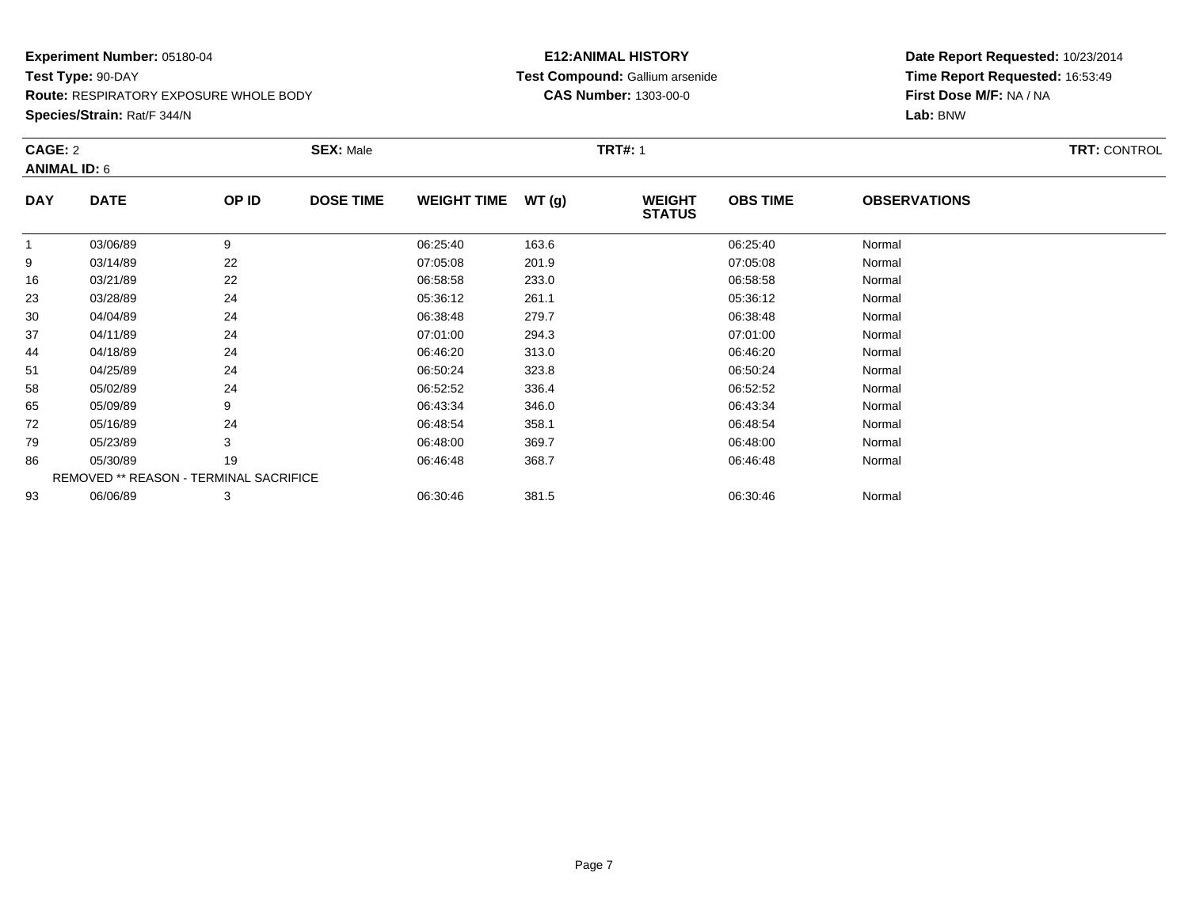**Experiment Number:** 05180-04
**Test Type:** 90-DAY
**Route:** RESPIRATORY EXPOSURE WHOLE BODY
**Species/Strain:** Rat/F 344/N

**E12:ANIMAL HISTORY**
**Test Compound:** Gallium arsenide
**CAS Number:** 1303-00-0

**Date Report Requested:** 10/23/2014
**Time Report Requested:** 16:53:49
**First Dose M/F:** NA / NA
**Lab:** BNW

**CAGE:** 2
**ANIMAL ID:** 6
**SEX:** Male
**TRT#:** 1
**TRT:** CONTROL

| DAY | DATE | OP ID | DOSE TIME | WEIGHT TIME | WT (g) | WEIGHT STATUS | OBS TIME | OBSERVATIONS |
|---|---|---|---|---|---|---|---|---|
| 1 | 03/06/89 | 9 | | 06:25:40 | 163.6 | | 06:25:40 | Normal |
| 9 | 03/14/89 | 22 | | 07:05:08 | 201.9 | | 07:05:08 | Normal |
| 16 | 03/21/89 | 22 | | 06:58:58 | 233.0 | | 06:58:58 | Normal |
| 23 | 03/28/89 | 24 | | 05:36:12 | 261.1 | | 05:36:12 | Normal |
| 30 | 04/04/89 | 24 | | 06:38:48 | 279.7 | | 06:38:48 | Normal |
| 37 | 04/11/89 | 24 | | 07:01:00 | 294.3 | | 07:01:00 | Normal |
| 44 | 04/18/89 | 24 | | 06:46:20 | 313.0 | | 06:46:20 | Normal |
| 51 | 04/25/89 | 24 | | 06:50:24 | 323.8 | | 06:50:24 | Normal |
| 58 | 05/02/89 | 24 | | 06:52:52 | 336.4 | | 06:52:52 | Normal |
| 65 | 05/09/89 | 9 | | 06:43:34 | 346.0 | | 06:43:34 | Normal |
| 72 | 05/16/89 | 24 | | 06:48:54 | 358.1 | | 06:48:54 | Normal |
| 79 | 05/23/89 | 3 | | 06:48:00 | 369.7 | | 06:48:00 | Normal |
| 86 | 05/30/89 | 19 | | 06:46:48 | 368.7 | | 06:46:48 | Normal |
| REMOVED ** REASON - TERMINAL SACRIFICE | | | | | | | | |
| 93 | 06/06/89 | 3 | | 06:30:46 | 381.5 | | 06:30:46 | Normal |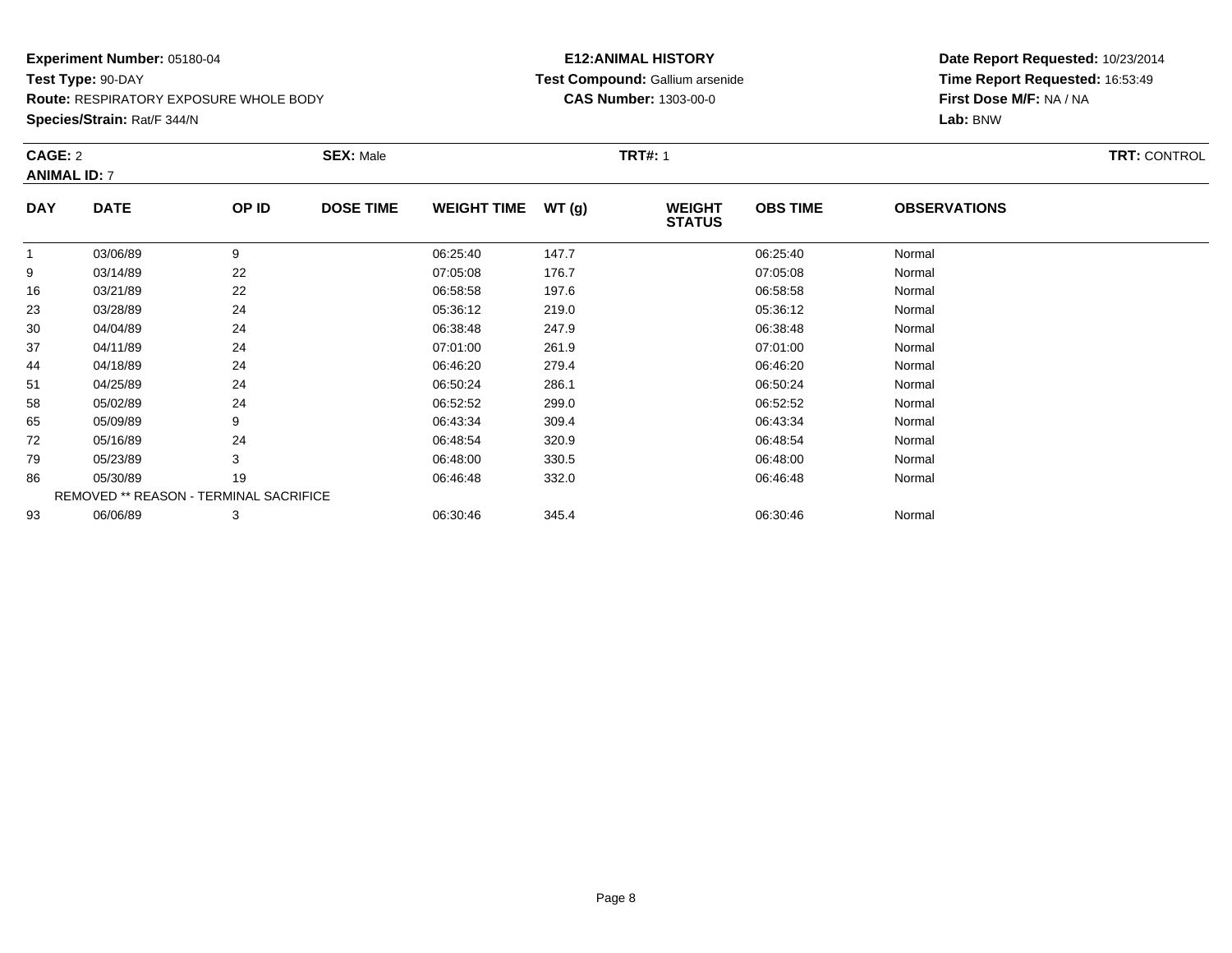**Experiment Number:** 05180-04
**Test Type:** 90-DAY
**Route:** RESPIRATORY EXPOSURE WHOLE BODY
**Species/Strain:** Rat/F 344/N

**E12:ANIMAL HISTORY**
**Test Compound:** Gallium arsenide
**CAS Number:** 1303-00-0

**Date Report Requested:** 10/23/2014
**Time Report Requested:** 16:53:49
**First Dose M/F:** NA / NA
**Lab:** BNW

**CAGE:** 2 **SEX:** Male **TRT#:** 1 **TRT:** CONTROL
**ANIMAL ID:** 7

| DAY | DATE | OP ID | DOSE TIME | WEIGHT TIME | WT (g) | WEIGHT STATUS | OBS TIME | OBSERVATIONS |
|---|---|---|---|---|---|---|---|---|
| 1 | 03/06/89 | 9 | | 06:25:40 | 147.7 | | 06:25:40 | Normal |
| 9 | 03/14/89 | 22 | | 07:05:08 | 176.7 | | 07:05:08 | Normal |
| 16 | 03/21/89 | 22 | | 06:58:58 | 197.6 | | 06:58:58 | Normal |
| 23 | 03/28/89 | 24 | | 05:36:12 | 219.0 | | 05:36:12 | Normal |
| 30 | 04/04/89 | 24 | | 06:38:48 | 247.9 | | 06:38:48 | Normal |
| 37 | 04/11/89 | 24 | | 07:01:00 | 261.9 | | 07:01:00 | Normal |
| 44 | 04/18/89 | 24 | | 06:46:20 | 279.4 | | 06:46:20 | Normal |
| 51 | 04/25/89 | 24 | | 06:50:24 | 286.1 | | 06:50:24 | Normal |
| 58 | 05/02/89 | 24 | | 06:52:52 | 299.0 | | 06:52:52 | Normal |
| 65 | 05/09/89 | 9 | | 06:43:34 | 309.4 | | 06:43:34 | Normal |
| 72 | 05/16/89 | 24 | | 06:48:54 | 320.9 | | 06:48:54 | Normal |
| 79 | 05/23/89 | 3 | | 06:48:00 | 330.5 | | 06:48:00 | Normal |
| 86 | 05/30/89 | 19 | | 06:46:48 | 332.0 | | 06:46:48 | Normal |
| | REMOVED ** REASON - TERMINAL SACRIFICE | | | | | | | |
| 93 | 06/06/89 | 3 | | 06:30:46 | 345.4 | | 06:30:46 | Normal |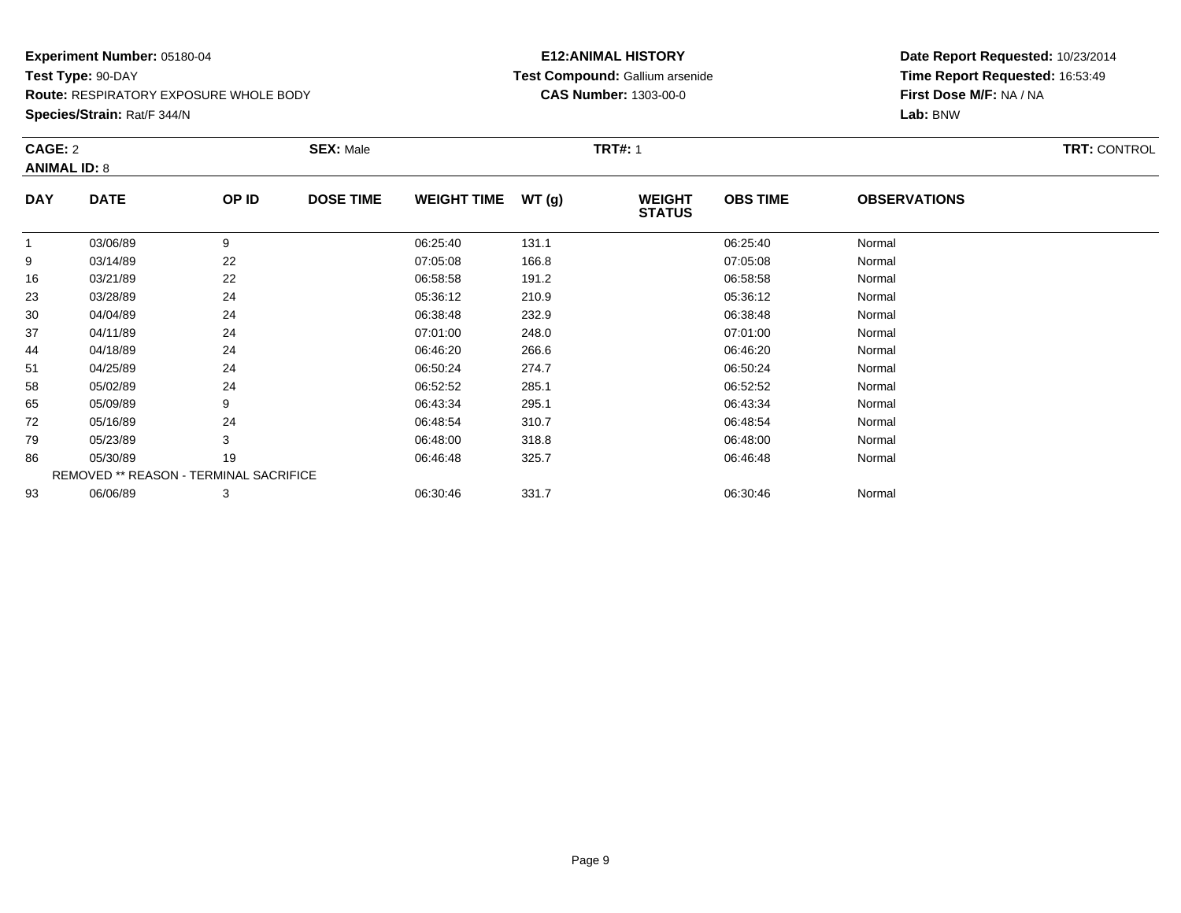**Experiment Number:** 05180-04
**Test Type:** 90-DAY
**Route:** RESPIRATORY EXPOSURE WHOLE BODY
**Species/Strain:** Rat/F 344/N

**E12:ANIMAL HISTORY**
**Test Compound:** Gallium arsenide
**CAS Number:** 1303-00-0

**Date Report Requested:** 10/23/2014
**Time Report Requested:** 16:53:49
**First Dose M/F:** NA / NA
**Lab:** BNW

**CAGE:** 2 **SEX:** Male **TRT#:** 1 **TRT:** CONTROL
**ANIMAL ID:** 8

| DAY | DATE | OP ID | DOSE TIME | WEIGHT TIME | WT (g) | WEIGHT STATUS | OBS TIME | OBSERVATIONS |
|---|---|---|---|---|---|---|---|---|
| 1 | 03/06/89 | 9 | | 06:25:40 | 131.1 | | 06:25:40 | Normal |
| 9 | 03/14/89 | 22 | | 07:05:08 | 166.8 | | 07:05:08 | Normal |
| 16 | 03/21/89 | 22 | | 06:58:58 | 191.2 | | 06:58:58 | Normal |
| 23 | 03/28/89 | 24 | | 05:36:12 | 210.9 | | 05:36:12 | Normal |
| 30 | 04/04/89 | 24 | | 06:38:48 | 232.9 | | 06:38:48 | Normal |
| 37 | 04/11/89 | 24 | | 07:01:00 | 248.0 | | 07:01:00 | Normal |
| 44 | 04/18/89 | 24 | | 06:46:20 | 266.6 | | 06:46:20 | Normal |
| 51 | 04/25/89 | 24 | | 06:50:24 | 274.7 | | 06:50:24 | Normal |
| 58 | 05/02/89 | 24 | | 06:52:52 | 285.1 | | 06:52:52 | Normal |
| 65 | 05/09/89 | 9 | | 06:43:34 | 295.1 | | 06:43:34 | Normal |
| 72 | 05/16/89 | 24 | | 06:48:54 | 310.7 | | 06:48:54 | Normal |
| 79 | 05/23/89 | 3 | | 06:48:00 | 318.8 | | 06:48:00 | Normal |
| 86 | 05/30/89 | 19 | | 06:46:48 | 325.7 | | 06:46:48 | Normal |
| | REMOVED ** REASON - TERMINAL SACRIFICE | | | | | | | |
| 93 | 06/06/89 | 3 | | 06:30:46 | 331.7 | | 06:30:46 | Normal |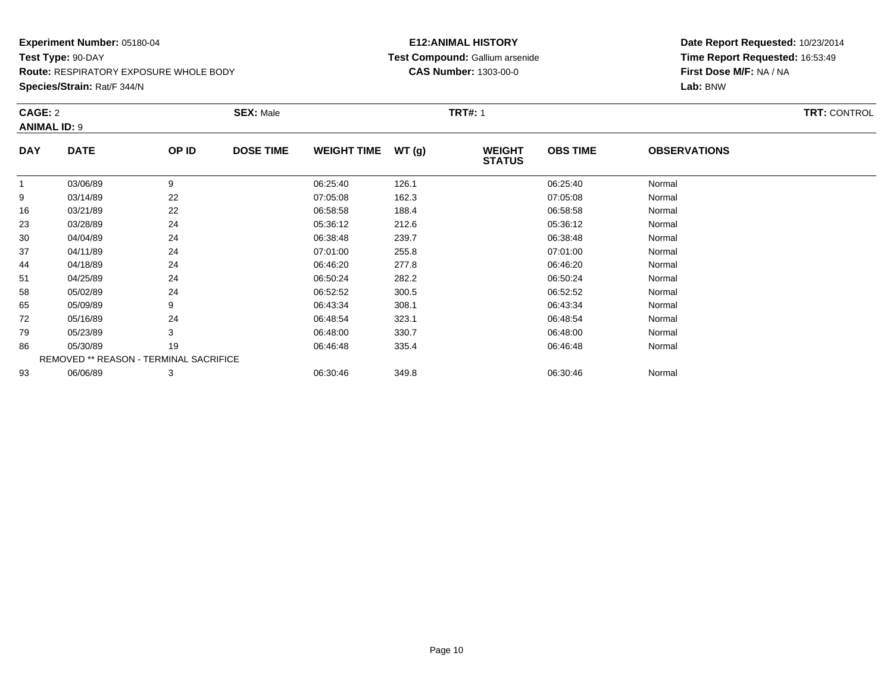**Experiment Number:** 05180-04
**Test Type:** 90-DAY
**Route:** RESPIRATORY EXPOSURE WHOLE BODY
**Species/Strain:** Rat/F 344/N

**E12:ANIMAL HISTORY**
**Test Compound:** Gallium arsenide
**CAS Number:** 1303-00-0

**Date Report Requested:** 10/23/2014
**Time Report Requested:** 16:53:49
**First Dose M/F:** NA / NA
**Lab:** BNW

**CAGE:** 2 **SEX:** Male **TRT#:** 1 **TRT:** CONTROL
**ANIMAL ID:** 9

| DAY | DATE | OP ID | DOSE TIME | WEIGHT TIME | WT (g) | WEIGHT STATUS | OBS TIME | OBSERVATIONS |
|---|---|---|---|---|---|---|---|---|
| 1 | 03/06/89 | 9 | | 06:25:40 | 126.1 | | 06:25:40 | Normal |
| 9 | 03/14/89 | 22 | | 07:05:08 | 162.3 | | 07:05:08 | Normal |
| 16 | 03/21/89 | 22 | | 06:58:58 | 188.4 | | 06:58:58 | Normal |
| 23 | 03/28/89 | 24 | | 05:36:12 | 212.6 | | 05:36:12 | Normal |
| 30 | 04/04/89 | 24 | | 06:38:48 | 239.7 | | 06:38:48 | Normal |
| 37 | 04/11/89 | 24 | | 07:01:00 | 255.8 | | 07:01:00 | Normal |
| 44 | 04/18/89 | 24 | | 06:46:20 | 277.8 | | 06:46:20 | Normal |
| 51 | 04/25/89 | 24 | | 06:50:24 | 282.2 | | 06:50:24 | Normal |
| 58 | 05/02/89 | 24 | | 06:52:52 | 300.5 | | 06:52:52 | Normal |
| 65 | 05/09/89 | 9 | | 06:43:34 | 308.1 | | 06:43:34 | Normal |
| 72 | 05/16/89 | 24 | | 06:48:54 | 323.1 | | 06:48:54 | Normal |
| 79 | 05/23/89 | 3 | | 06:48:00 | 330.7 | | 06:48:00 | Normal |
| 86 | 05/30/89 | 19 | | 06:46:48 | 335.4 | | 06:46:48 | Normal |
| | REMOVED ** REASON - TERMINAL SACRIFICE | | | | | | | |
| 93 | 06/06/89 | 3 | | 06:30:46 | 349.8 | | 06:30:46 | Normal |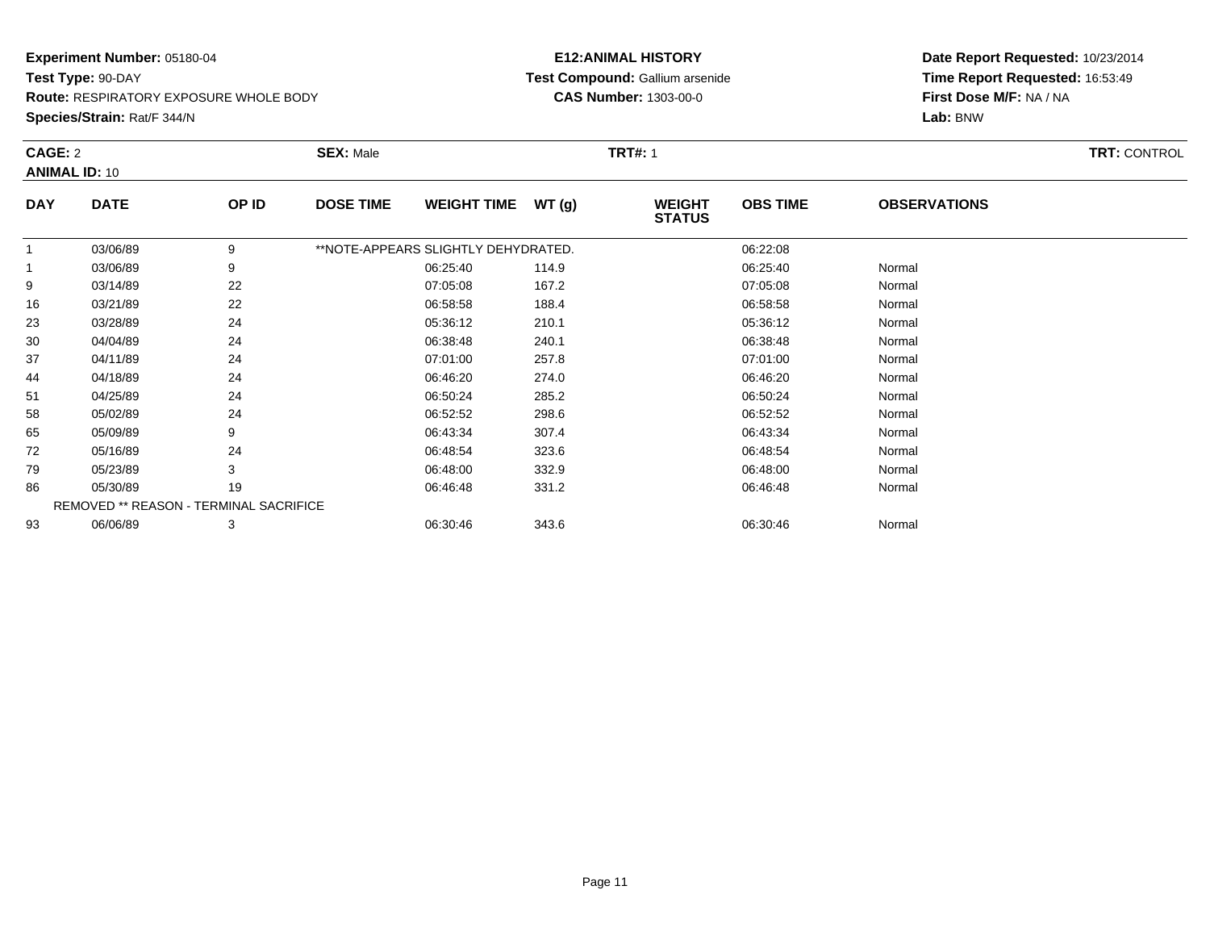**Experiment Number:** 05180-04
**Test Type:** 90-DAY
**Route:** RESPIRATORY EXPOSURE WHOLE BODY
**Species/Strain:** Rat/F 344/N

**E12:ANIMAL HISTORY**
**Test Compound:** Gallium arsenide
**CAS Number:** 1303-00-0

**Date Report Requested:** 10/23/2014
**Time Report Requested:** 16:53:49
**First Dose M/F:** NA / NA
**Lab:** BNW

**CAGE:** 2
**SEX:** Male
**TRT#:** 1
**TRT:** CONTROL
**ANIMAL ID:** 10

| DAY | DATE | OP ID | DOSE TIME | WEIGHT TIME | WT (g) | WEIGHT STATUS | OBS TIME | OBSERVATIONS |
|---|---|---|---|---|---|---|---|---|
| 1 | 03/06/89 | 9 | **NOTE-APPEARS SLIGHTLY DEHYDRATED. | | | | 06:22:08 | |
| 1 | 03/06/89 | 9 | | 06:25:40 | 114.9 | | 06:25:40 | Normal |
| 9 | 03/14/89 | 22 | | 07:05:08 | 167.2 | | 07:05:08 | Normal |
| 16 | 03/21/89 | 22 | | 06:58:58 | 188.4 | | 06:58:58 | Normal |
| 23 | 03/28/89 | 24 | | 05:36:12 | 210.1 | | 05:36:12 | Normal |
| 30 | 04/04/89 | 24 | | 06:38:48 | 240.1 | | 06:38:48 | Normal |
| 37 | 04/11/89 | 24 | | 07:01:00 | 257.8 | | 07:01:00 | Normal |
| 44 | 04/18/89 | 24 | | 06:46:20 | 274.0 | | 06:46:20 | Normal |
| 51 | 04/25/89 | 24 | | 06:50:24 | 285.2 | | 06:50:24 | Normal |
| 58 | 05/02/89 | 24 | | 06:52:52 | 298.6 | | 06:52:52 | Normal |
| 65 | 05/09/89 | 9 | | 06:43:34 | 307.4 | | 06:43:34 | Normal |
| 72 | 05/16/89 | 24 | | 06:48:54 | 323.6 | | 06:48:54 | Normal |
| 79 | 05/23/89 | 3 | | 06:48:00 | 332.9 | | 06:48:00 | Normal |
| 86 | 05/30/89 | 19 | | 06:46:48 | 331.2 | | 06:46:48 | Normal |
| | REMOVED ** REASON - TERMINAL SACRIFICE | | | | | | | |
| 93 | 06/06/89 | 3 | | 06:30:46 | 343.6 | | 06:30:46 | Normal |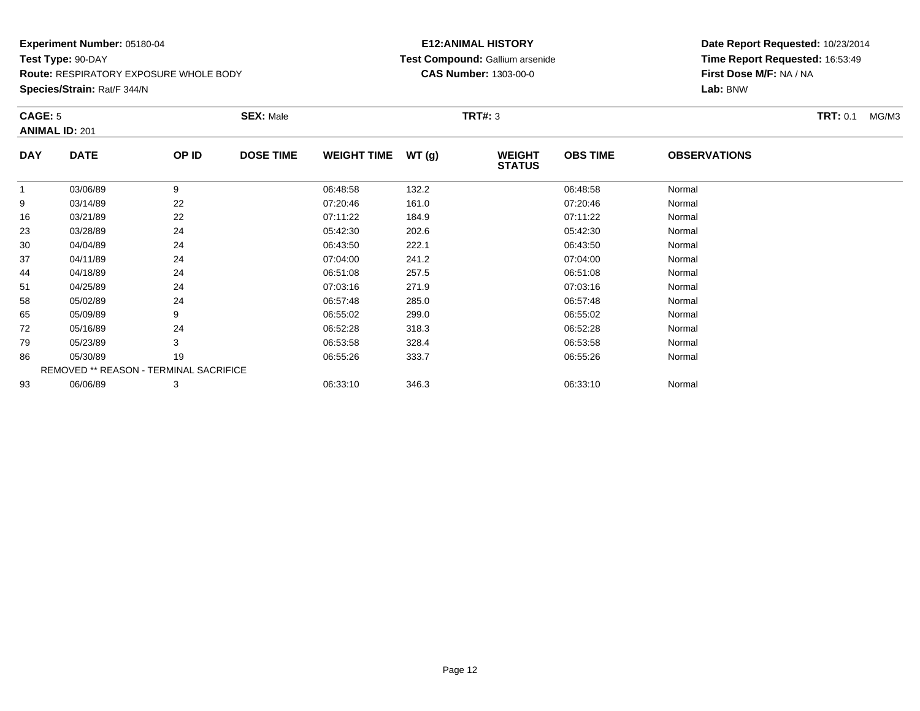**Experiment Number:** 05180-04
**Test Type:** 90-DAY
**Route:** RESPIRATORY EXPOSURE WHOLE BODY
**Species/Strain:** Rat/F 344/N

**E12:ANIMAL HISTORY**
**Test Compound:** Gallium arsenide
**CAS Number:** 1303-00-0

**Date Report Requested:** 10/23/2014
**Time Report Requested:** 16:53:49
**First Dose M/F:** NA / NA
**Lab:** BNW

**CAGE:** 5 **SEX:** Male **TRT#:** 3 **TRT:** 0.1 MG/M3
**ANIMAL ID:** 201

| DAY | DATE | OP ID | DOSE TIME | WEIGHT TIME | WT (g) | WEIGHT STATUS | OBS TIME | OBSERVATIONS |
|---|---|---|---|---|---|---|---|---|
| 1 | 03/06/89 | 9 | | 06:48:58 | 132.2 | | 06:48:58 | Normal |
| 9 | 03/14/89 | 22 | | 07:20:46 | 161.0 | | 07:20:46 | Normal |
| 16 | 03/21/89 | 22 | | 07:11:22 | 184.9 | | 07:11:22 | Normal |
| 23 | 03/28/89 | 24 | | 05:42:30 | 202.6 | | 05:42:30 | Normal |
| 30 | 04/04/89 | 24 | | 06:43:50 | 222.1 | | 06:43:50 | Normal |
| 37 | 04/11/89 | 24 | | 07:04:00 | 241.2 | | 07:04:00 | Normal |
| 44 | 04/18/89 | 24 | | 06:51:08 | 257.5 | | 06:51:08 | Normal |
| 51 | 04/25/89 | 24 | | 07:03:16 | 271.9 | | 07:03:16 | Normal |
| 58 | 05/02/89 | 24 | | 06:57:48 | 285.0 | | 06:57:48 | Normal |
| 65 | 05/09/89 | 9 | | 06:55:02 | 299.0 | | 06:55:02 | Normal |
| 72 | 05/16/89 | 24 | | 06:52:28 | 318.3 | | 06:52:28 | Normal |
| 79 | 05/23/89 | 3 | | 06:53:58 | 328.4 | | 06:53:58 | Normal |
| 86 | 05/30/89 | 19 | | 06:55:26 | 333.7 | | 06:55:26 | Normal |
| REMOVED ** REASON - TERMINAL SACRIFICE | | | | | | | | |
| 93 | 06/06/89 | 3 | | 06:33:10 | 346.3 | | 06:33:10 | Normal |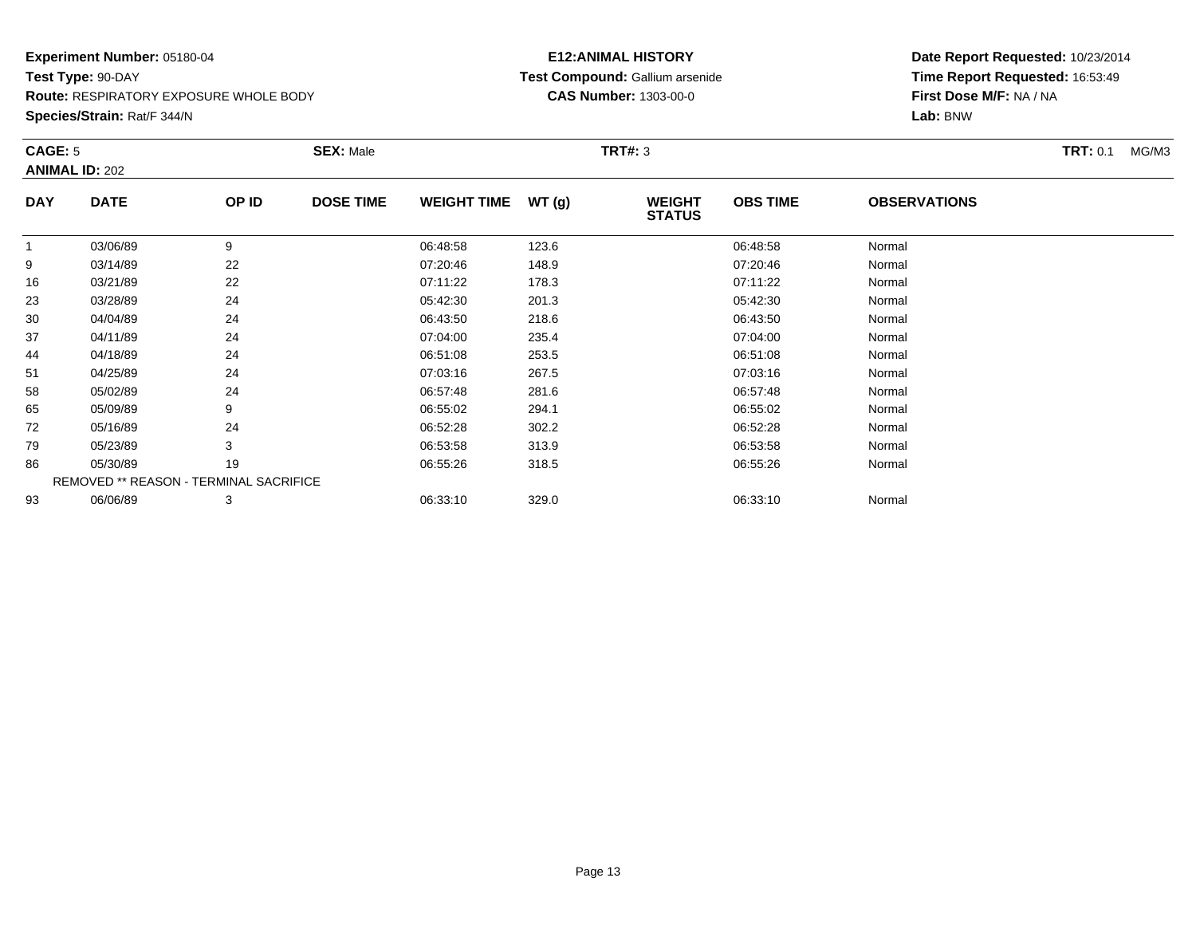**Experiment Number:** 05180-04
**Test Type:** 90-DAY
**Route:** RESPIRATORY EXPOSURE WHOLE BODY
**Species/Strain:** Rat/F 344/N

**E12:ANIMAL HISTORY**
**Test Compound:** Gallium arsenide
**CAS Number:** 1303-00-0

**Date Report Requested:** 10/23/2014
**Time Report Requested:** 16:53:49
**First Dose M/F:** NA / NA
**Lab:** BNW

**CAGE:** 5 **SEX:** Male **TRT#:** 3 **TRT:** 0.1 MG/M3
**ANIMAL ID:** 202

| DAY | DATE | OP ID | DOSE TIME | WEIGHT TIME | WT (g) | WEIGHT STATUS | OBS TIME | OBSERVATIONS |
|---|---|---|---|---|---|---|---|---|
| 1 | 03/06/89 | 9 | | 06:48:58 | 123.6 | | 06:48:58 | Normal |
| 9 | 03/14/89 | 22 | | 07:20:46 | 148.9 | | 07:20:46 | Normal |
| 16 | 03/21/89 | 22 | | 07:11:22 | 178.3 | | 07:11:22 | Normal |
| 23 | 03/28/89 | 24 | | 05:42:30 | 201.3 | | 05:42:30 | Normal |
| 30 | 04/04/89 | 24 | | 06:43:50 | 218.6 | | 06:43:50 | Normal |
| 37 | 04/11/89 | 24 | | 07:04:00 | 235.4 | | 07:04:00 | Normal |
| 44 | 04/18/89 | 24 | | 06:51:08 | 253.5 | | 06:51:08 | Normal |
| 51 | 04/25/89 | 24 | | 07:03:16 | 267.5 | | 07:03:16 | Normal |
| 58 | 05/02/89 | 24 | | 06:57:48 | 281.6 | | 06:57:48 | Normal |
| 65 | 05/09/89 | 9 | | 06:55:02 | 294.1 | | 06:55:02 | Normal |
| 72 | 05/16/89 | 24 | | 06:52:28 | 302.2 | | 06:52:28 | Normal |
| 79 | 05/23/89 | 3 | | 06:53:58 | 313.9 | | 06:53:58 | Normal |
| 86 | 05/30/89 | 19 | | 06:55:26 | 318.5 | | 06:55:26 | Normal |
| REMOVED ** REASON - TERMINAL SACRIFICE | | | | | | | | |
| 93 | 06/06/89 | 3 | | 06:33:10 | 329.0 | | 06:33:10 | Normal |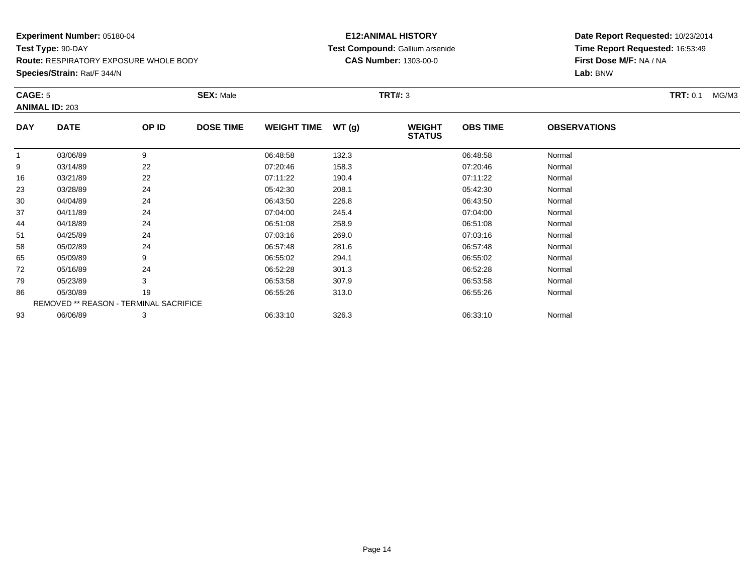**Experiment Number:** 05180-04
**Test Type:** 90-DAY
**Route:** RESPIRATORY EXPOSURE WHOLE BODY
**Species/Strain:** Rat/F 344/N

**E12:ANIMAL HISTORY**
**Test Compound:** Gallium arsenide
**CAS Number:** 1303-00-0

**Date Report Requested:** 10/23/2014
**Time Report Requested:** 16:53:49
**First Dose M/F:** NA / NA
**Lab:** BNW

**CAGE:** 5 **SEX:** Male **TRT#:** 3 **TRT:** 0.1 MG/M3
**ANIMAL ID:** 203

| DAY | DATE | OP ID | DOSE TIME | WEIGHT TIME | WT (g) | WEIGHT STATUS | OBS TIME | OBSERVATIONS |
|---|---|---|---|---|---|---|---|---|
| 1 | 03/06/89 | 9 | | 06:48:58 | 132.3 | | 06:48:58 | Normal |
| 9 | 03/14/89 | 22 | | 07:20:46 | 158.3 | | 07:20:46 | Normal |
| 16 | 03/21/89 | 22 | | 07:11:22 | 190.4 | | 07:11:22 | Normal |
| 23 | 03/28/89 | 24 | | 05:42:30 | 208.1 | | 05:42:30 | Normal |
| 30 | 04/04/89 | 24 | | 06:43:50 | 226.8 | | 06:43:50 | Normal |
| 37 | 04/11/89 | 24 | | 07:04:00 | 245.4 | | 07:04:00 | Normal |
| 44 | 04/18/89 | 24 | | 06:51:08 | 258.9 | | 06:51:08 | Normal |
| 51 | 04/25/89 | 24 | | 07:03:16 | 269.0 | | 07:03:16 | Normal |
| 58 | 05/02/89 | 24 | | 06:57:48 | 281.6 | | 06:57:48 | Normal |
| 65 | 05/09/89 | 9 | | 06:55:02 | 294.1 | | 06:55:02 | Normal |
| 72 | 05/16/89 | 24 | | 06:52:28 | 301.3 | | 06:52:28 | Normal |
| 79 | 05/23/89 | 3 | | 06:53:58 | 307.9 | | 06:53:58 | Normal |
| 86 | 05/30/89 | 19 | | 06:55:26 | 313.0 | | 06:55:26 | Normal |
| REMOVED ** REASON - TERMINAL SACRIFICE | | | | | | | | |
| 93 | 06/06/89 | 3 | | 06:33:10 | 326.3 | | 06:33:10 | Normal |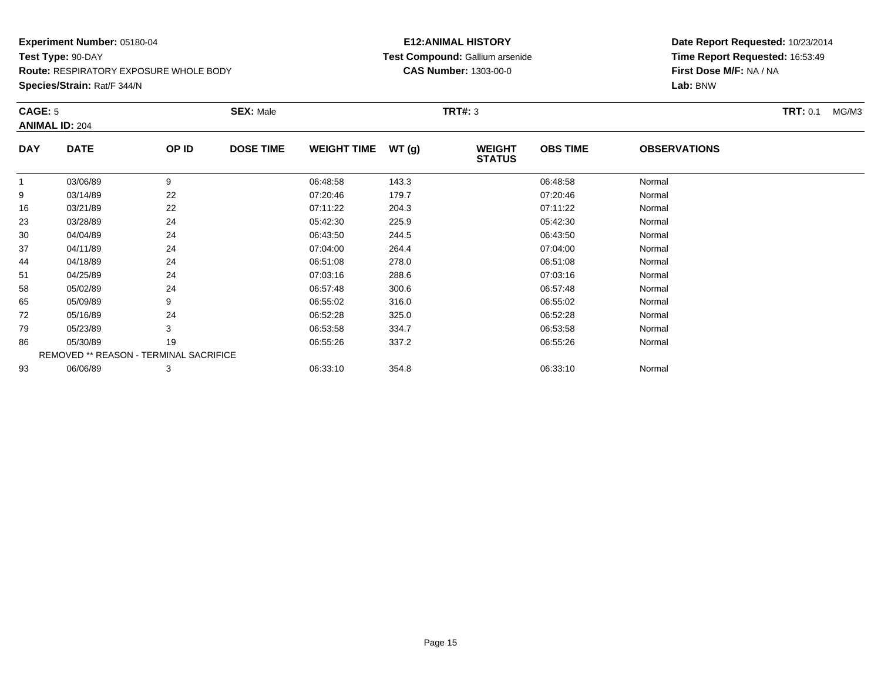**Experiment Number:** 05180-04
**Test Type:** 90-DAY
**Route:** RESPIRATORY EXPOSURE WHOLE BODY
**Species/Strain:** Rat/F 344/N

**E12:ANIMAL HISTORY**
**Test Compound:** Gallium arsenide
**CAS Number:** 1303-00-0

**Date Report Requested:** 10/23/2014
**Time Report Requested:** 16:53:49
**First Dose M/F:** NA / NA
**Lab:** BNW

**CAGE:** 5 **SEX:** Male **TRT#:** 3 **TRT:** 0.1 MG/M3
**ANIMAL ID:** 204

| DAY | DATE | OP ID | DOSE TIME | WEIGHT TIME | WT (g) | WEIGHT STATUS | OBS TIME | OBSERVATIONS |
|---|---|---|---|---|---|---|---|---|
| 1 | 03/06/89 | 9 | | 06:48:58 | 143.3 | | 06:48:58 | Normal |
| 9 | 03/14/89 | 22 | | 07:20:46 | 179.7 | | 07:20:46 | Normal |
| 16 | 03/21/89 | 22 | | 07:11:22 | 204.3 | | 07:11:22 | Normal |
| 23 | 03/28/89 | 24 | | 05:42:30 | 225.9 | | 05:42:30 | Normal |
| 30 | 04/04/89 | 24 | | 06:43:50 | 244.5 | | 06:43:50 | Normal |
| 37 | 04/11/89 | 24 | | 07:04:00 | 264.4 | | 07:04:00 | Normal |
| 44 | 04/18/89 | 24 | | 06:51:08 | 278.0 | | 06:51:08 | Normal |
| 51 | 04/25/89 | 24 | | 07:03:16 | 288.6 | | 07:03:16 | Normal |
| 58 | 05/02/89 | 24 | | 06:57:48 | 300.6 | | 06:57:48 | Normal |
| 65 | 05/09/89 | 9 | | 06:55:02 | 316.0 | | 06:55:02 | Normal |
| 72 | 05/16/89 | 24 | | 06:52:28 | 325.0 | | 06:52:28 | Normal |
| 79 | 05/23/89 | 3 | | 06:53:58 | 334.7 | | 06:53:58 | Normal |
| 86 | 05/30/89 | 19 | | 06:55:26 | 337.2 | | 06:55:26 | Normal |
| REMOVED ** REASON - TERMINAL SACRIFICE | | | | | | | | |
| 93 | 06/06/89 | 3 | | 06:33:10 | 354.8 | | 06:33:10 | Normal |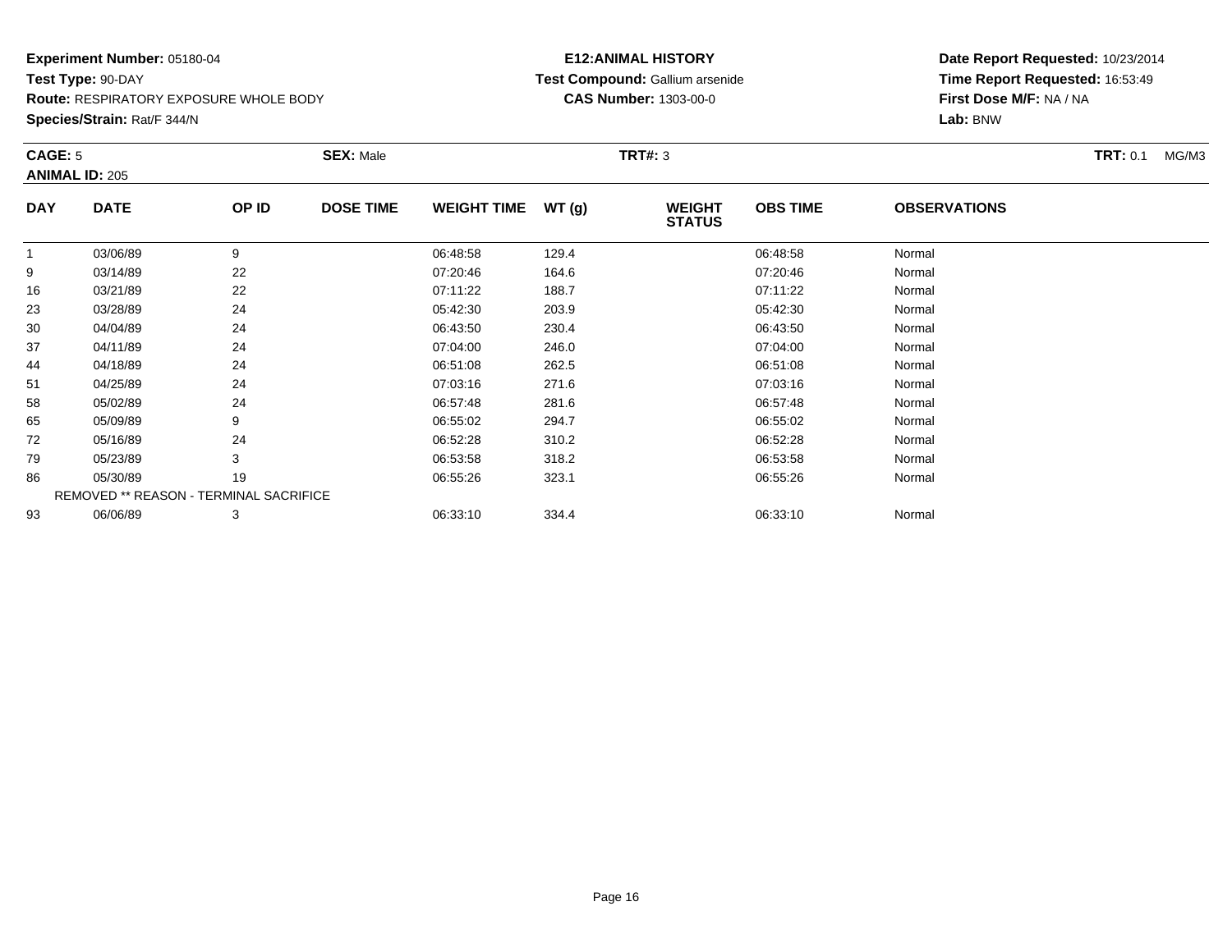**Experiment Number:** 05180-04
**Test Type:** 90-DAY
**Route:** RESPIRATORY EXPOSURE WHOLE BODY
**Species/Strain:** Rat/F 344/N

**E12:ANIMAL HISTORY**
**Test Compound:** Gallium arsenide
**CAS Number:** 1303-00-0

**Date Report Requested:** 10/23/2014
**Time Report Requested:** 16:53:49
**First Dose M/F:** NA / NA
**Lab:** BNW

**CAGE:** 5 **SEX:** Male **TRT#:** 3 **TRT:** 0.1 MG/M3
**ANIMAL ID:** 205

| DAY | DATE | OP ID | DOSE TIME | WEIGHT TIME | WT (g) | WEIGHT STATUS | OBS TIME | OBSERVATIONS |
|---|---|---|---|---|---|---|---|---|
| 1 | 03/06/89 | 9 | | 06:48:58 | 129.4 | | 06:48:58 | Normal |
| 9 | 03/14/89 | 22 | | 07:20:46 | 164.6 | | 07:20:46 | Normal |
| 16 | 03/21/89 | 22 | | 07:11:22 | 188.7 | | 07:11:22 | Normal |
| 23 | 03/28/89 | 24 | | 05:42:30 | 203.9 | | 05:42:30 | Normal |
| 30 | 04/04/89 | 24 | | 06:43:50 | 230.4 | | 06:43:50 | Normal |
| 37 | 04/11/89 | 24 | | 07:04:00 | 246.0 | | 07:04:00 | Normal |
| 44 | 04/18/89 | 24 | | 06:51:08 | 262.5 | | 06:51:08 | Normal |
| 51 | 04/25/89 | 24 | | 07:03:16 | 271.6 | | 07:03:16 | Normal |
| 58 | 05/02/89 | 24 | | 06:57:48 | 281.6 | | 06:57:48 | Normal |
| 65 | 05/09/89 | 9 | | 06:55:02 | 294.7 | | 06:55:02 | Normal |
| 72 | 05/16/89 | 24 | | 06:52:28 | 310.2 | | 06:52:28 | Normal |
| 79 | 05/23/89 | 3 | | 06:53:58 | 318.2 | | 06:53:58 | Normal |
| 86 | 05/30/89 | 19 | | 06:55:26 | 323.1 | | 06:55:26 | Normal |
| REMOVED ** REASON - TERMINAL SACRIFICE | | | | | | | | |
| 93 | 06/06/89 | 3 | | 06:33:10 | 334.4 | | 06:33:10 | Normal |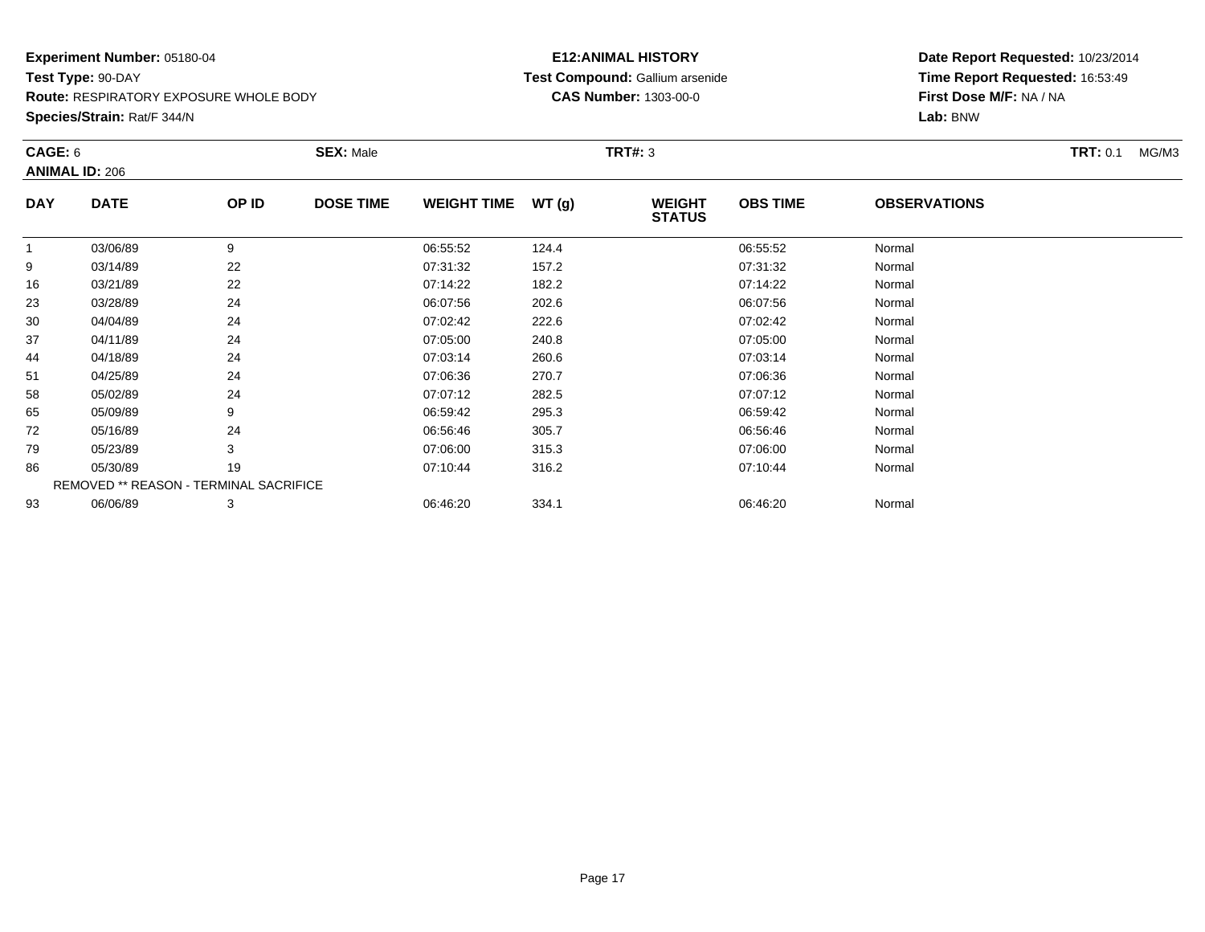**Experiment Number:** 05180-04
**Test Type:** 90-DAY
**Route:** RESPIRATORY EXPOSURE WHOLE BODY
**Species/Strain:** Rat/F 344/N

**E12:ANIMAL HISTORY**
**Test Compound:** Gallium arsenide
**CAS Number:** 1303-00-0

**Date Report Requested:** 10/23/2014
**Time Report Requested:** 16:53:49
**First Dose M/F:** NA / NA
**Lab:** BNW

**CAGE:** 6 **SEX:** Male **TRT#:** 3 **TRT:** 0.1 MG/M3
**ANIMAL ID:** 206

| DAY | DATE | OP ID | DOSE TIME | WEIGHT TIME | WT (g) | WEIGHT STATUS | OBS TIME | OBSERVATIONS |
|---|---|---|---|---|---|---|---|---|
| 1 | 03/06/89 | 9 | | 06:55:52 | 124.4 | | 06:55:52 | Normal |
| 9 | 03/14/89 | 22 | | 07:31:32 | 157.2 | | 07:31:32 | Normal |
| 16 | 03/21/89 | 22 | | 07:14:22 | 182.2 | | 07:14:22 | Normal |
| 23 | 03/28/89 | 24 | | 06:07:56 | 202.6 | | 06:07:56 | Normal |
| 30 | 04/04/89 | 24 | | 07:02:42 | 222.6 | | 07:02:42 | Normal |
| 37 | 04/11/89 | 24 | | 07:05:00 | 240.8 | | 07:05:00 | Normal |
| 44 | 04/18/89 | 24 | | 07:03:14 | 260.6 | | 07:03:14 | Normal |
| 51 | 04/25/89 | 24 | | 07:06:36 | 270.7 | | 07:06:36 | Normal |
| 58 | 05/02/89 | 24 | | 07:07:12 | 282.5 | | 07:07:12 | Normal |
| 65 | 05/09/89 | 9 | | 06:59:42 | 295.3 | | 06:59:42 | Normal |
| 72 | 05/16/89 | 24 | | 06:56:46 | 305.7 | | 06:56:46 | Normal |
| 79 | 05/23/89 | 3 | | 07:06:00 | 315.3 | | 07:06:00 | Normal |
| 86 | 05/30/89 | 19 | | 07:10:44 | 316.2 | | 07:10:44 | Normal |
| | REMOVED ** REASON - TERMINAL SACRIFICE | | | | | | | |
| 93 | 06/06/89 | 3 | | 06:46:20 | 334.1 | | 06:46:20 | Normal |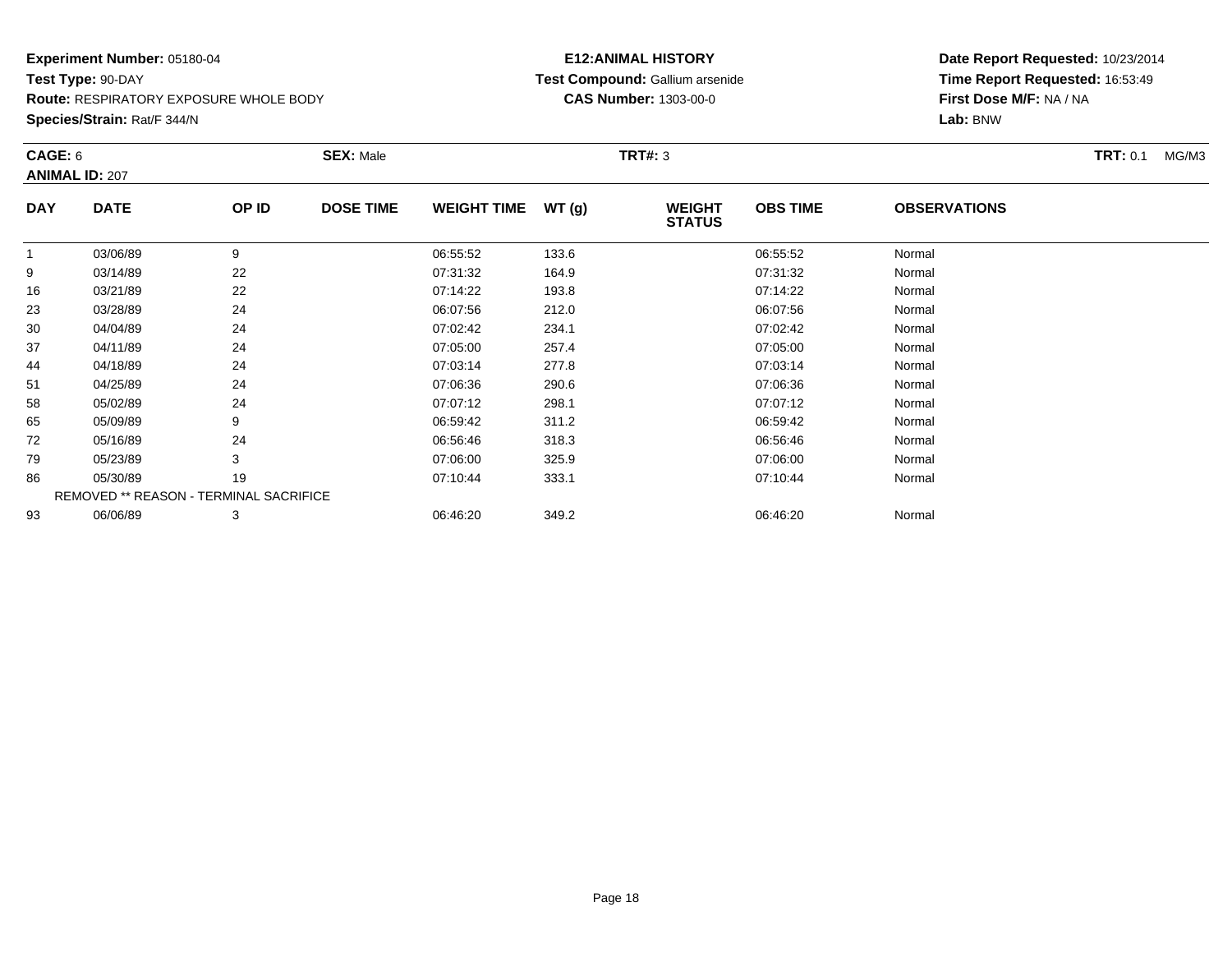**Experiment Number:** 05180-04
**Test Type:** 90-DAY
**Route:** RESPIRATORY EXPOSURE WHOLE BODY
**Species/Strain:** Rat/F 344/N

**E12:ANIMAL HISTORY**
**Test Compound:** Gallium arsenide
**CAS Number:** 1303-00-0

**Date Report Requested:** 10/23/2014
**Time Report Requested:** 16:53:49
**First Dose M/F:** NA / NA
**Lab:** BNW

**CAGE:** 6 **SEX:** Male **TRT#:** 3 **TRT:** 0.1 MG/M3
**ANIMAL ID:** 207

| DAY | DATE | OP ID | DOSE TIME | WEIGHT TIME | WT (g) | WEIGHT STATUS | OBS TIME | OBSERVATIONS |
|---|---|---|---|---|---|---|---|---|
| 1 | 03/06/89 | 9 | | 06:55:52 | 133.6 | | 06:55:52 | Normal |
| 9 | 03/14/89 | 22 | | 07:31:32 | 164.9 | | 07:31:32 | Normal |
| 16 | 03/21/89 | 22 | | 07:14:22 | 193.8 | | 07:14:22 | Normal |
| 23 | 03/28/89 | 24 | | 06:07:56 | 212.0 | | 06:07:56 | Normal |
| 30 | 04/04/89 | 24 | | 07:02:42 | 234.1 | | 07:02:42 | Normal |
| 37 | 04/11/89 | 24 | | 07:05:00 | 257.4 | | 07:05:00 | Normal |
| 44 | 04/18/89 | 24 | | 07:03:14 | 277.8 | | 07:03:14 | Normal |
| 51 | 04/25/89 | 24 | | 07:06:36 | 290.6 | | 07:06:36 | Normal |
| 58 | 05/02/89 | 24 | | 07:07:12 | 298.1 | | 07:07:12 | Normal |
| 65 | 05/09/89 | 9 | | 06:59:42 | 311.2 | | 06:59:42 | Normal |
| 72 | 05/16/89 | 24 | | 06:56:46 | 318.3 | | 06:56:46 | Normal |
| 79 | 05/23/89 | 3 | | 07:06:00 | 325.9 | | 07:06:00 | Normal |
| 86 | 05/30/89 | 19 | | 07:10:44 | 333.1 | | 07:10:44 | Normal |
| REMOVED ** REASON - TERMINAL SACRIFICE | | | | | | | | |
| 93 | 06/06/89 | 3 | | 06:46:20 | 349.2 | | 06:46:20 | Normal |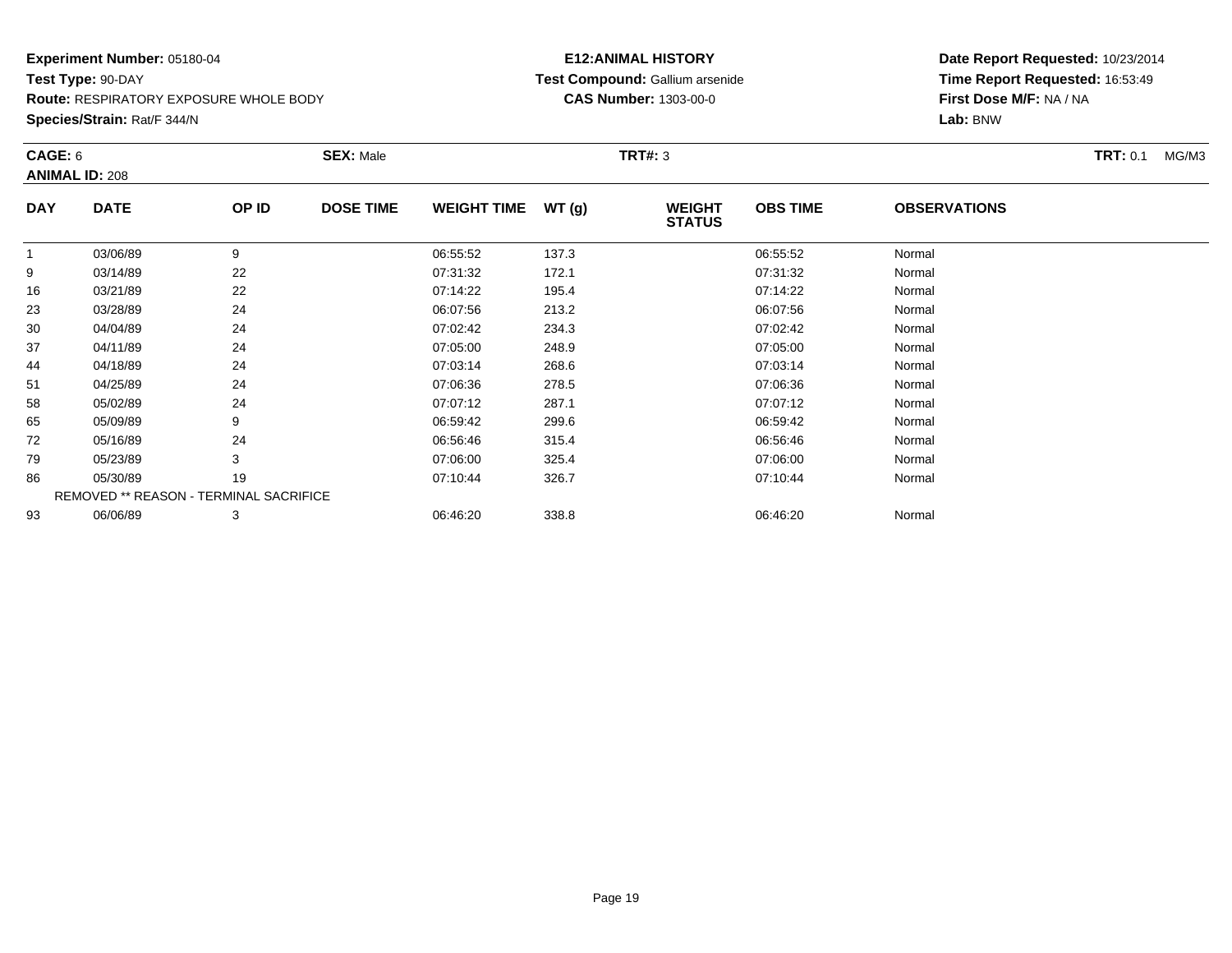**Experiment Number:** 05180-04
**Test Type:** 90-DAY
**Route:** RESPIRATORY EXPOSURE WHOLE BODY
**Species/Strain:** Rat/F 344/N

**E12:ANIMAL HISTORY**
**Test Compound:** Gallium arsenide
**CAS Number:** 1303-00-0

**Date Report Requested:** 10/23/2014
**Time Report Requested:** 16:53:49
**First Dose M/F:** NA / NA
**Lab:** BNW

**CAGE:** 6 **SEX:** Male **TRT#:** 3 **TRT:** 0.1 MG/M3
**ANIMAL ID:** 208

| DAY | DATE | OP ID | DOSE TIME | WEIGHT TIME | WT (g) | WEIGHT STATUS | OBS TIME | OBSERVATIONS |
|---|---|---|---|---|---|---|---|---|
| 1 | 03/06/89 | 9 | | 06:55:52 | 137.3 | | 06:55:52 | Normal |
| 9 | 03/14/89 | 22 | | 07:31:32 | 172.1 | | 07:31:32 | Normal |
| 16 | 03/21/89 | 22 | | 07:14:22 | 195.4 | | 07:14:22 | Normal |
| 23 | 03/28/89 | 24 | | 06:07:56 | 213.2 | | 06:07:56 | Normal |
| 30 | 04/04/89 | 24 | | 07:02:42 | 234.3 | | 07:02:42 | Normal |
| 37 | 04/11/89 | 24 | | 07:05:00 | 248.9 | | 07:05:00 | Normal |
| 44 | 04/18/89 | 24 | | 07:03:14 | 268.6 | | 07:03:14 | Normal |
| 51 | 04/25/89 | 24 | | 07:06:36 | 278.5 | | 07:06:36 | Normal |
| 58 | 05/02/89 | 24 | | 07:07:12 | 287.1 | | 07:07:12 | Normal |
| 65 | 05/09/89 | 9 | | 06:59:42 | 299.6 | | 06:59:42 | Normal |
| 72 | 05/16/89 | 24 | | 06:56:46 | 315.4 | | 06:56:46 | Normal |
| 79 | 05/23/89 | 3 | | 07:06:00 | 325.4 | | 07:06:00 | Normal |
| 86 | 05/30/89 | 19 | | 07:10:44 | 326.7 | | 07:10:44 | Normal |
| REMOVED ** REASON - TERMINAL SACRIFICE | | | | | | | | |
| 93 | 06/06/89 | 3 | | 06:46:20 | 338.8 | | 06:46:20 | Normal |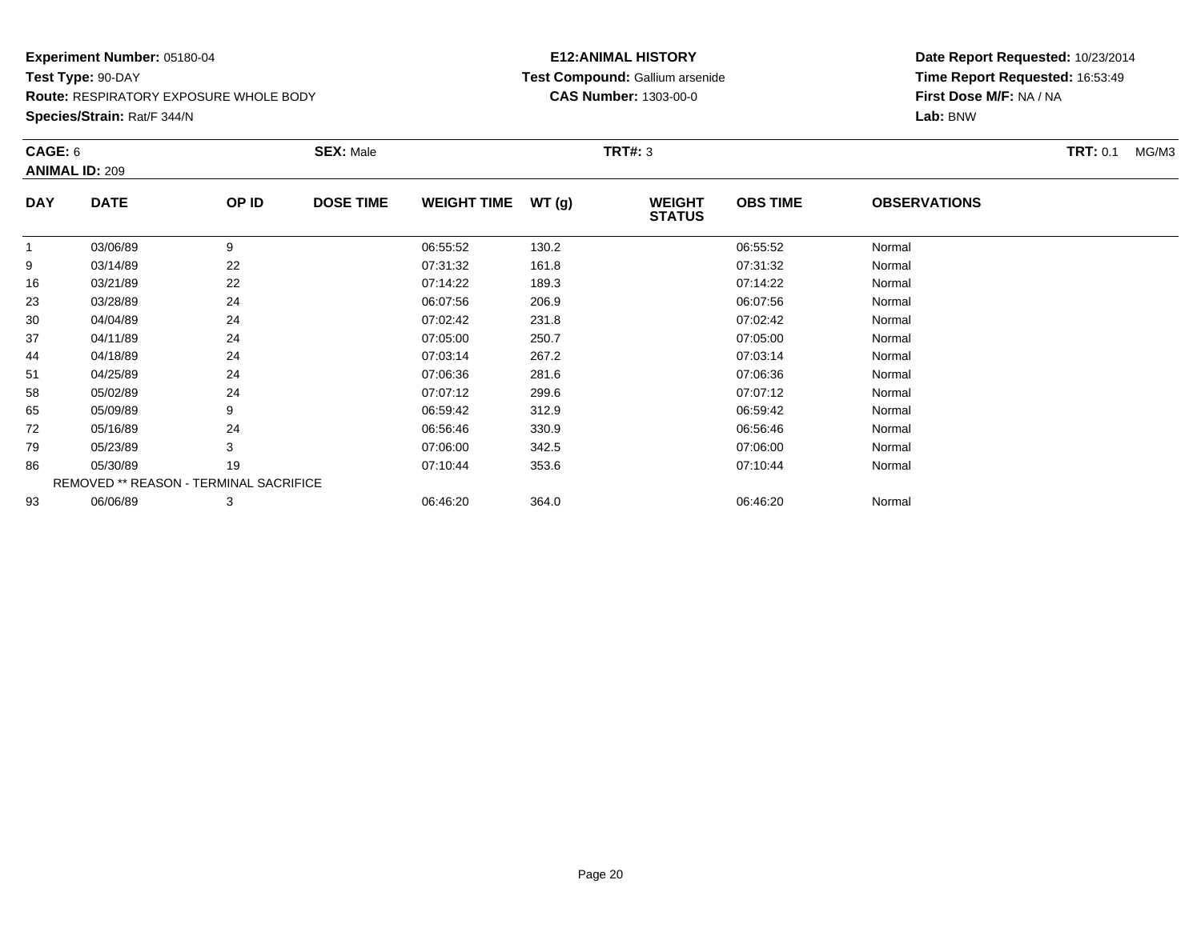**Experiment Number:** 05180-04
**Test Type:** 90-DAY
**Route:** RESPIRATORY EXPOSURE WHOLE BODY
**Species/Strain:** Rat/F 344/N

**E12:ANIMAL HISTORY**
**Test Compound:** Gallium arsenide
**CAS Number:** 1303-00-0

**Date Report Requested:** 10/23/2014
**Time Report Requested:** 16:53:49
**First Dose M/F:** NA / NA
**Lab:** BNW

**CAGE:** 6 **SEX:** Male **TRT#:** 3 **TRT:** 0.1 MG/M3
**ANIMAL ID:** 209

| DAY | DATE | OP ID | DOSE TIME | WEIGHT TIME | WT (g) | WEIGHT STATUS | OBS TIME | OBSERVATIONS |
|---|---|---|---|---|---|---|---|---|
| 1 | 03/06/89 | 9 | | 06:55:52 | 130.2 | | 06:55:52 | Normal |
| 9 | 03/14/89 | 22 | | 07:31:32 | 161.8 | | 07:31:32 | Normal |
| 16 | 03/21/89 | 22 | | 07:14:22 | 189.3 | | 07:14:22 | Normal |
| 23 | 03/28/89 | 24 | | 06:07:56 | 206.9 | | 06:07:56 | Normal |
| 30 | 04/04/89 | 24 | | 07:02:42 | 231.8 | | 07:02:42 | Normal |
| 37 | 04/11/89 | 24 | | 07:05:00 | 250.7 | | 07:05:00 | Normal |
| 44 | 04/18/89 | 24 | | 07:03:14 | 267.2 | | 07:03:14 | Normal |
| 51 | 04/25/89 | 24 | | 07:06:36 | 281.6 | | 07:06:36 | Normal |
| 58 | 05/02/89 | 24 | | 07:07:12 | 299.6 | | 07:07:12 | Normal |
| 65 | 05/09/89 | 9 | | 06:59:42 | 312.9 | | 06:59:42 | Normal |
| 72 | 05/16/89 | 24 | | 06:56:46 | 330.9 | | 06:56:46 | Normal |
| 79 | 05/23/89 | 3 | | 07:06:00 | 342.5 | | 07:06:00 | Normal |
| 86 | 05/30/89 | 19 | | 07:10:44 | 353.6 | | 07:10:44 | Normal |
| REMOVED ** REASON - TERMINAL SACRIFICE | | | | | | | | |
| 93 | 06/06/89 | 3 | | 06:46:20 | 364.0 | | 06:46:20 | Normal |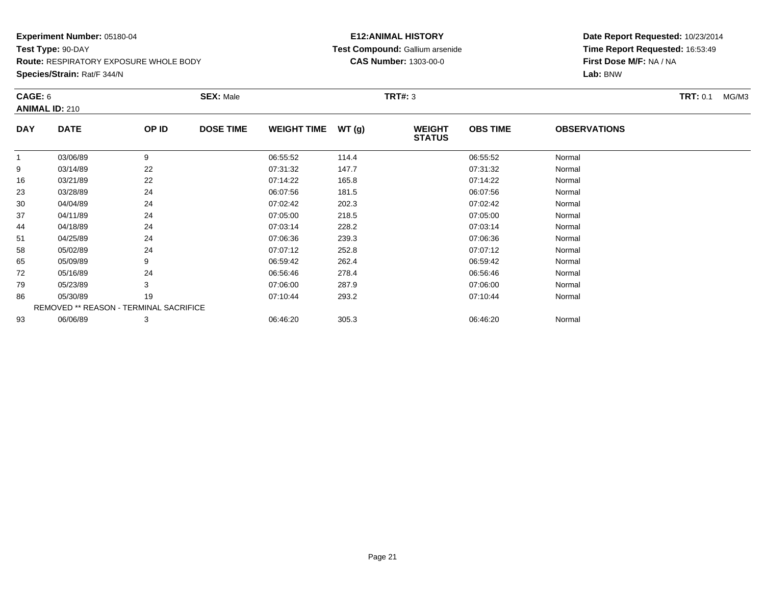**Experiment Number:** 05180-04
**Test Type:** 90-DAY
**Route:** RESPIRATORY EXPOSURE WHOLE BODY
**Species/Strain:** Rat/F 344/N

**E12:ANIMAL HISTORY**
**Test Compound:** Gallium arsenide
**CAS Number:** 1303-00-0

**Date Report Requested:** 10/23/2014
**Time Report Requested:** 16:53:49
**First Dose M/F:** NA / NA
**Lab:** BNW

**CAGE:** 6 **SEX:** Male **TRT#:** 3 **TRT:** 0.1 MG/M3
**ANIMAL ID:** 210

| DAY | DATE | OP ID | DOSE TIME | WEIGHT TIME | WT (g) | WEIGHT STATUS | OBS TIME | OBSERVATIONS |
|---|---|---|---|---|---|---|---|---|
| 1 | 03/06/89 | 9 | | 06:55:52 | 114.4 | | 06:55:52 | Normal |
| 9 | 03/14/89 | 22 | | 07:31:32 | 147.7 | | 07:31:32 | Normal |
| 16 | 03/21/89 | 22 | | 07:14:22 | 165.8 | | 07:14:22 | Normal |
| 23 | 03/28/89 | 24 | | 06:07:56 | 181.5 | | 06:07:56 | Normal |
| 30 | 04/04/89 | 24 | | 07:02:42 | 202.3 | | 07:02:42 | Normal |
| 37 | 04/11/89 | 24 | | 07:05:00 | 218.5 | | 07:05:00 | Normal |
| 44 | 04/18/89 | 24 | | 07:03:14 | 228.2 | | 07:03:14 | Normal |
| 51 | 04/25/89 | 24 | | 07:06:36 | 239.3 | | 07:06:36 | Normal |
| 58 | 05/02/89 | 24 | | 07:07:12 | 252.8 | | 07:07:12 | Normal |
| 65 | 05/09/89 | 9 | | 06:59:42 | 262.4 | | 06:59:42 | Normal |
| 72 | 05/16/89 | 24 | | 06:56:46 | 278.4 | | 06:56:46 | Normal |
| 79 | 05/23/89 | 3 | | 07:06:00 | 287.9 | | 07:06:00 | Normal |
| 86 | 05/30/89 | 19 | | 07:10:44 | 293.2 | | 07:10:44 | Normal |
| REMOVED ** REASON - TERMINAL SACRIFICE | | | | | | | | |
| 93 | 06/06/89 | 3 | | 06:46:20 | 305.3 | | 06:46:20 | Normal |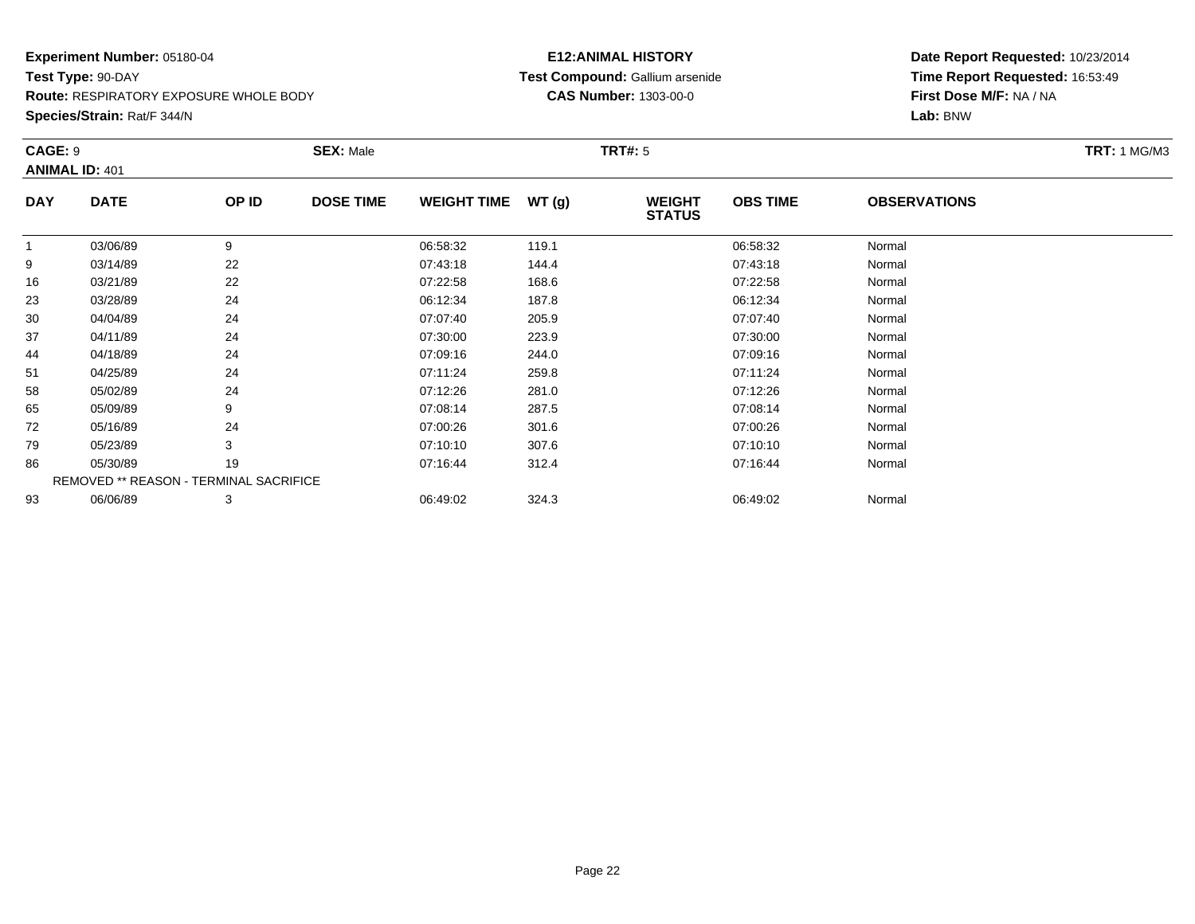**Experiment Number:** 05180-04
**Test Type:** 90-DAY
**Route:** RESPIRATORY EXPOSURE WHOLE BODY
**Species/Strain:** Rat/F 344/N

**E12:ANIMAL HISTORY**
**Test Compound:** Gallium arsenide
**CAS Number:** 1303-00-0

**Date Report Requested:** 10/23/2014
**Time Report Requested:** 16:53:49
**First Dose M/F:** NA / NA
**Lab:** BNW

**CAGE:** 9 **SEX:** Male **TRT#:** 5 **TRT:** 1 MG/M3
**ANIMAL ID:** 401

| DAY | DATE | OP ID | DOSE TIME | WEIGHT TIME | WT (g) | WEIGHT STATUS | OBS TIME | OBSERVATIONS |
|---|---|---|---|---|---|---|---|---|
| 1 | 03/06/89 | 9 | | 06:58:32 | 119.1 | | 06:58:32 | Normal |
| 9 | 03/14/89 | 22 | | 07:43:18 | 144.4 | | 07:43:18 | Normal |
| 16 | 03/21/89 | 22 | | 07:22:58 | 168.6 | | 07:22:58 | Normal |
| 23 | 03/28/89 | 24 | | 06:12:34 | 187.8 | | 06:12:34 | Normal |
| 30 | 04/04/89 | 24 | | 07:07:40 | 205.9 | | 07:07:40 | Normal |
| 37 | 04/11/89 | 24 | | 07:30:00 | 223.9 | | 07:30:00 | Normal |
| 44 | 04/18/89 | 24 | | 07:09:16 | 244.0 | | 07:09:16 | Normal |
| 51 | 04/25/89 | 24 | | 07:11:24 | 259.8 | | 07:11:24 | Normal |
| 58 | 05/02/89 | 24 | | 07:12:26 | 281.0 | | 07:12:26 | Normal |
| 65 | 05/09/89 | 9 | | 07:08:14 | 287.5 | | 07:08:14 | Normal |
| 72 | 05/16/89 | 24 | | 07:00:26 | 301.6 | | 07:00:26 | Normal |
| 79 | 05/23/89 | 3 | | 07:10:10 | 307.6 | | 07:10:10 | Normal |
| 86 | 05/30/89 | 19 | | 07:16:44 | 312.4 | | 07:16:44 | Normal |
| REMOVED ** REASON - TERMINAL SACRIFICE | | | | | | | | |
| 93 | 06/06/89 | 3 | | 06:49:02 | 324.3 | | 06:49:02 | Normal |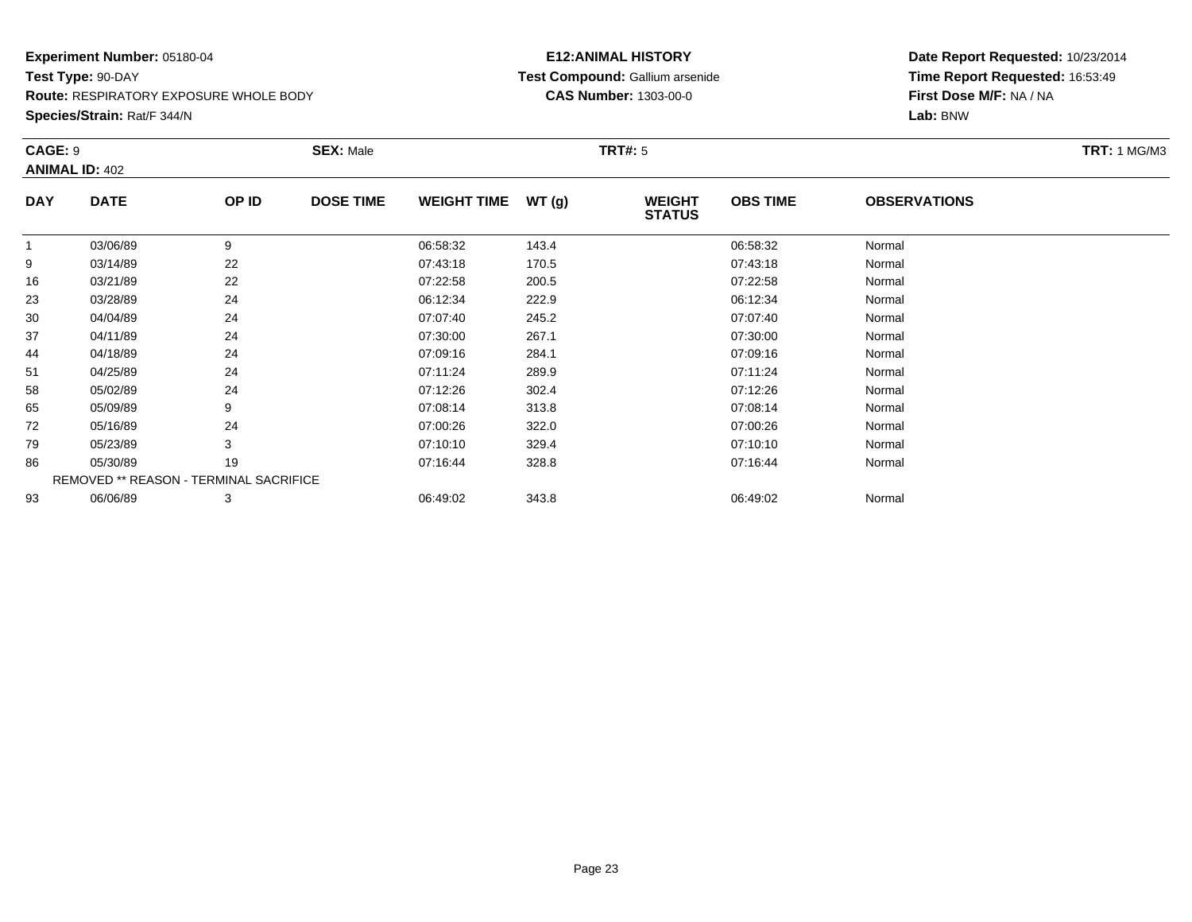**Experiment Number:** 05180-04
**Test Type:** 90-DAY
**Route:** RESPIRATORY EXPOSURE WHOLE BODY
**Species/Strain:** Rat/F 344/N

**E12:ANIMAL HISTORY**
**Test Compound:** Gallium arsenide
**CAS Number:** 1303-00-0

**Date Report Requested:** 10/23/2014
**Time Report Requested:** 16:53:49
**First Dose M/F:** NA / NA
**Lab:** BNW

**CAGE:** 9 **SEX:** Male **TRT#:** 5 **TRT:** 1 MG/M3
**ANIMAL ID:** 402

| DAY | DATE | OP ID | DOSE TIME | WEIGHT TIME | WT (g) | WEIGHT STATUS | OBS TIME | OBSERVATIONS |
|---|---|---|---|---|---|---|---|---|
| 1 | 03/06/89 | 9 | | 06:58:32 | 143.4 | | 06:58:32 | Normal |
| 9 | 03/14/89 | 22 | | 07:43:18 | 170.5 | | 07:43:18 | Normal |
| 16 | 03/21/89 | 22 | | 07:22:58 | 200.5 | | 07:22:58 | Normal |
| 23 | 03/28/89 | 24 | | 06:12:34 | 222.9 | | 06:12:34 | Normal |
| 30 | 04/04/89 | 24 | | 07:07:40 | 245.2 | | 07:07:40 | Normal |
| 37 | 04/11/89 | 24 | | 07:30:00 | 267.1 | | 07:30:00 | Normal |
| 44 | 04/18/89 | 24 | | 07:09:16 | 284.1 | | 07:09:16 | Normal |
| 51 | 04/25/89 | 24 | | 07:11:24 | 289.9 | | 07:11:24 | Normal |
| 58 | 05/02/89 | 24 | | 07:12:26 | 302.4 | | 07:12:26 | Normal |
| 65 | 05/09/89 | 9 | | 07:08:14 | 313.8 | | 07:08:14 | Normal |
| 72 | 05/16/89 | 24 | | 07:00:26 | 322.0 | | 07:00:26 | Normal |
| 79 | 05/23/89 | 3 | | 07:10:10 | 329.4 | | 07:10:10 | Normal |
| 86 | 05/30/89 | 19 | | 07:16:44 | 328.8 | | 07:16:44 | Normal |
| REMOVED ** REASON - TERMINAL SACRIFICE | | | | | | | | |
| 93 | 06/06/89 | 3 | | 06:49:02 | 343.8 | | 06:49:02 | Normal |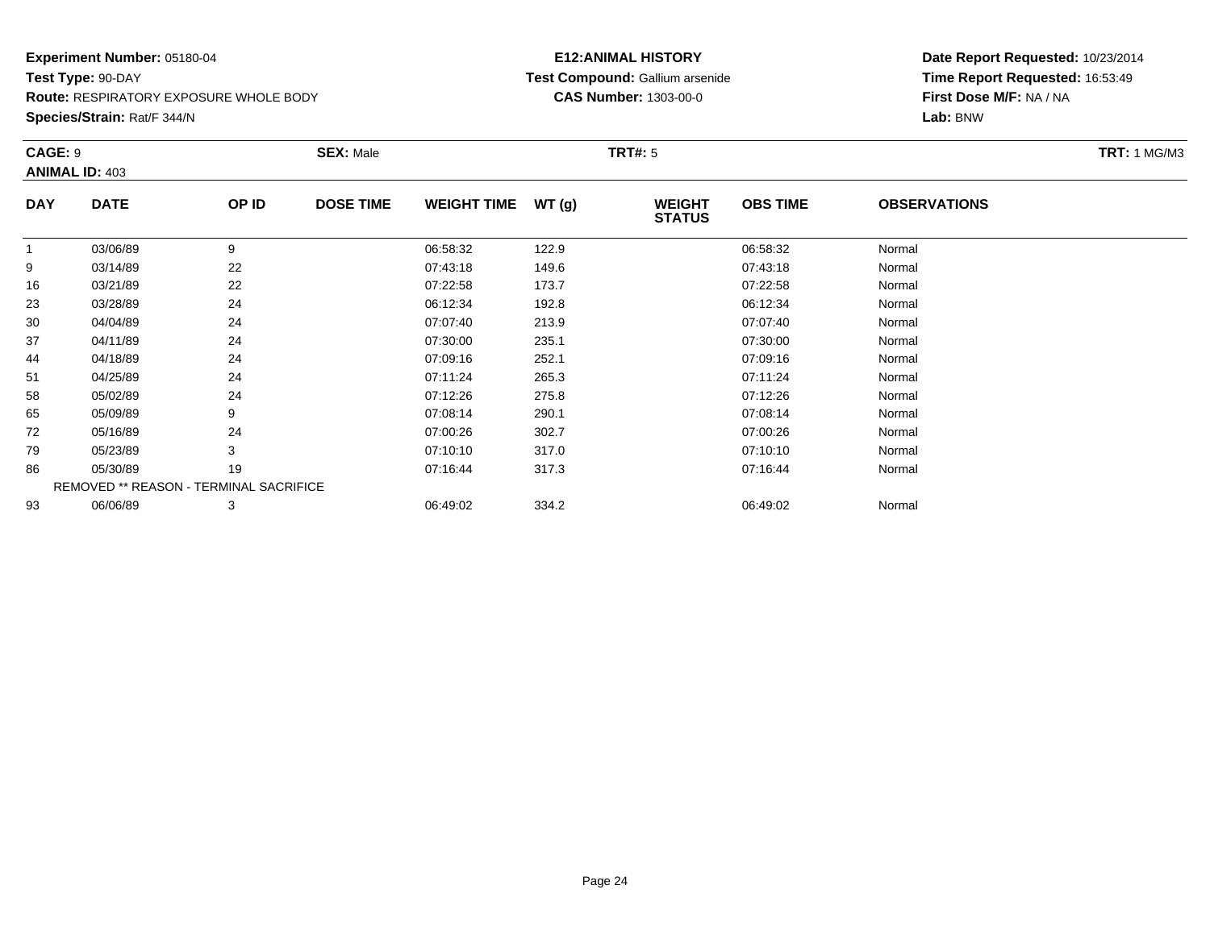**Experiment Number:** 05180-04
**Test Type:** 90-DAY
**Route:** RESPIRATORY EXPOSURE WHOLE BODY
**Species/Strain:** Rat/F 344/N

**E12:ANIMAL HISTORY**
**Test Compound:** Gallium arsenide
**CAS Number:** 1303-00-0

**Date Report Requested:** 10/23/2014
**Time Report Requested:** 16:53:49
**First Dose M/F:** NA / NA
**Lab:** BNW

**CAGE:** 9 **SEX:** Male **TRT#:** 5 **TRT:** 1 MG/M3
**ANIMAL ID:** 403

| DAY | DATE | OP ID | DOSE TIME | WEIGHT TIME | WT (g) | WEIGHT STATUS | OBS TIME | OBSERVATIONS |
|---|---|---|---|---|---|---|---|---|
| 1 | 03/06/89 | 9 | | 06:58:32 | 122.9 | | 06:58:32 | Normal |
| 9 | 03/14/89 | 22 | | 07:43:18 | 149.6 | | 07:43:18 | Normal |
| 16 | 03/21/89 | 22 | | 07:22:58 | 173.7 | | 07:22:58 | Normal |
| 23 | 03/28/89 | 24 | | 06:12:34 | 192.8 | | 06:12:34 | Normal |
| 30 | 04/04/89 | 24 | | 07:07:40 | 213.9 | | 07:07:40 | Normal |
| 37 | 04/11/89 | 24 | | 07:30:00 | 235.1 | | 07:30:00 | Normal |
| 44 | 04/18/89 | 24 | | 07:09:16 | 252.1 | | 07:09:16 | Normal |
| 51 | 04/25/89 | 24 | | 07:11:24 | 265.3 | | 07:11:24 | Normal |
| 58 | 05/02/89 | 24 | | 07:12:26 | 275.8 | | 07:12:26 | Normal |
| 65 | 05/09/89 | 9 | | 07:08:14 | 290.1 | | 07:08:14 | Normal |
| 72 | 05/16/89 | 24 | | 07:00:26 | 302.7 | | 07:00:26 | Normal |
| 79 | 05/23/89 | 3 | | 07:10:10 | 317.0 | | 07:10:10 | Normal |
| 86 | 05/30/89 | 19 | | 07:16:44 | 317.3 | | 07:16:44 | Normal |
| | REMOVED ** REASON - TERMINAL SACRIFICE | | | | | | | |
| 93 | 06/06/89 | 3 | | 06:49:02 | 334.2 | | 06:49:02 | Normal |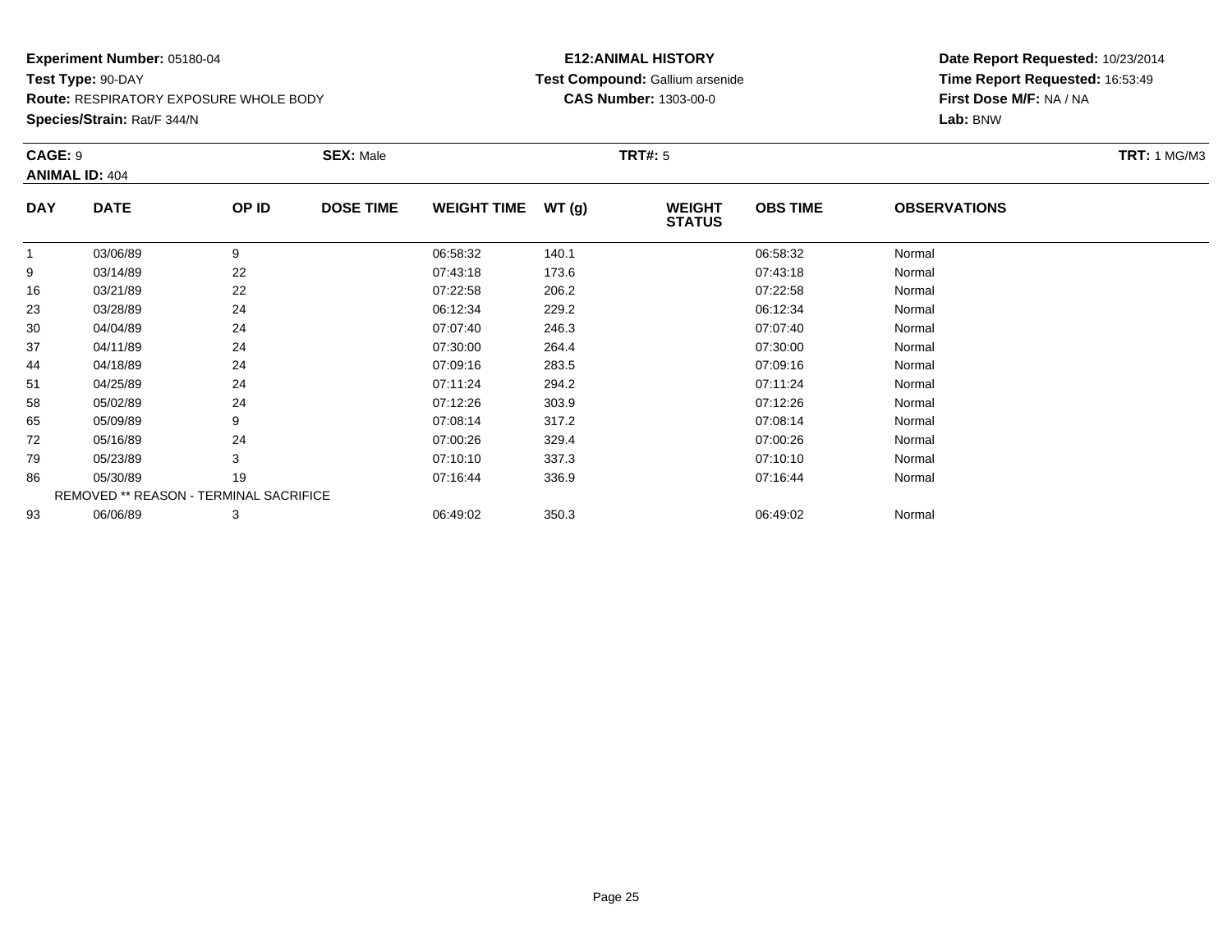**Experiment Number:** 05180-04
**Test Type:** 90-DAY
**Route:** RESPIRATORY EXPOSURE WHOLE BODY
**Species/Strain:** Rat/F 344/N

**E12:ANIMAL HISTORY**
**Test Compound:** Gallium arsenide
**CAS Number:** 1303-00-0

**Date Report Requested:** 10/23/2014
**Time Report Requested:** 16:53:49
**First Dose M/F:** NA / NA
**Lab:** BNW

**CAGE:** 9 **SEX:** Male **TRT#:** 5 **TRT:** 1 MG/M3
**ANIMAL ID:** 404

| DAY | DATE | OP ID | DOSE TIME | WEIGHT TIME | WT (g) | WEIGHT STATUS | OBS TIME | OBSERVATIONS |
|---|---|---|---|---|---|---|---|---|
| 1 | 03/06/89 | 9 | | 06:58:32 | 140.1 | | 06:58:32 | Normal |
| 9 | 03/14/89 | 22 | | 07:43:18 | 173.6 | | 07:43:18 | Normal |
| 16 | 03/21/89 | 22 | | 07:22:58 | 206.2 | | 07:22:58 | Normal |
| 23 | 03/28/89 | 24 | | 06:12:34 | 229.2 | | 06:12:34 | Normal |
| 30 | 04/04/89 | 24 | | 07:07:40 | 246.3 | | 07:07:40 | Normal |
| 37 | 04/11/89 | 24 | | 07:30:00 | 264.4 | | 07:30:00 | Normal |
| 44 | 04/18/89 | 24 | | 07:09:16 | 283.5 | | 07:09:16 | Normal |
| 51 | 04/25/89 | 24 | | 07:11:24 | 294.2 | | 07:11:24 | Normal |
| 58 | 05/02/89 | 24 | | 07:12:26 | 303.9 | | 07:12:26 | Normal |
| 65 | 05/09/89 | 9 | | 07:08:14 | 317.2 | | 07:08:14 | Normal |
| 72 | 05/16/89 | 24 | | 07:00:26 | 329.4 | | 07:00:26 | Normal |
| 79 | 05/23/89 | 3 | | 07:10:10 | 337.3 | | 07:10:10 | Normal |
| 86 | 05/30/89 | 19 | | 07:16:44 | 336.9 | | 07:16:44 | Normal |
| | REMOVED ** REASON - TERMINAL SACRIFICE | | | | | | | |
| 93 | 06/06/89 | 3 | | 06:49:02 | 350.3 | | 06:49:02 | Normal |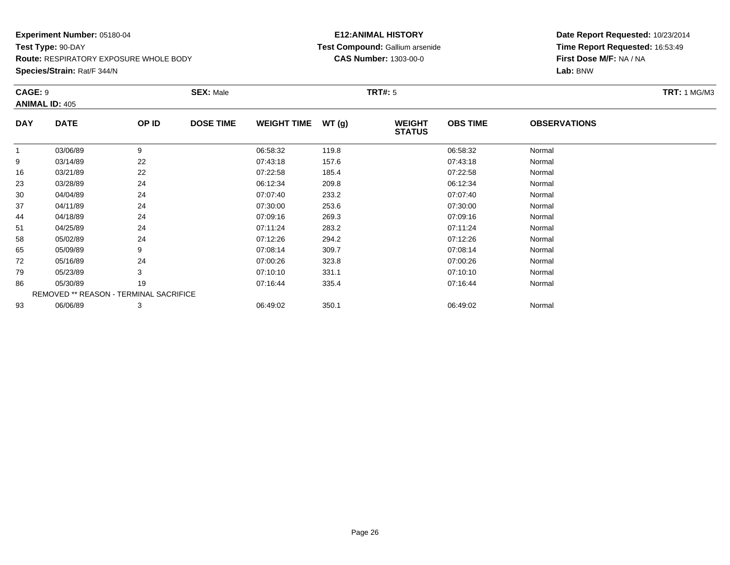**Experiment Number:** 05180-04
**Test Type:** 90-DAY
**Route:** RESPIRATORY EXPOSURE WHOLE BODY
**Species/Strain:** Rat/F 344/N

**E12:ANIMAL HISTORY**
**Test Compound:** Gallium arsenide
**CAS Number:** 1303-00-0

**Date Report Requested:** 10/23/2014
**Time Report Requested:** 16:53:49
**First Dose M/F:** NA / NA
**Lab:** BNW

**CAGE:** 9 **SEX:** Male **TRT#:** 5 **TRT:** 1 MG/M3
**ANIMAL ID:** 405

| DAY | DATE | OP ID | DOSE TIME | WEIGHT TIME | WT (g) | WEIGHT STATUS | OBS TIME | OBSERVATIONS |
|---|---|---|---|---|---|---|---|---|
| 1 | 03/06/89 | 9 | | 06:58:32 | 119.8 | | 06:58:32 | Normal |
| 9 | 03/14/89 | 22 | | 07:43:18 | 157.6 | | 07:43:18 | Normal |
| 16 | 03/21/89 | 22 | | 07:22:58 | 185.4 | | 07:22:58 | Normal |
| 23 | 03/28/89 | 24 | | 06:12:34 | 209.8 | | 06:12:34 | Normal |
| 30 | 04/04/89 | 24 | | 07:07:40 | 233.2 | | 07:07:40 | Normal |
| 37 | 04/11/89 | 24 | | 07:30:00 | 253.6 | | 07:30:00 | Normal |
| 44 | 04/18/89 | 24 | | 07:09:16 | 269.3 | | 07:09:16 | Normal |
| 51 | 04/25/89 | 24 | | 07:11:24 | 283.2 | | 07:11:24 | Normal |
| 58 | 05/02/89 | 24 | | 07:12:26 | 294.2 | | 07:12:26 | Normal |
| 65 | 05/09/89 | 9 | | 07:08:14 | 309.7 | | 07:08:14 | Normal |
| 72 | 05/16/89 | 24 | | 07:00:26 | 323.8 | | 07:00:26 | Normal |
| 79 | 05/23/89 | 3 | | 07:10:10 | 331.1 | | 07:10:10 | Normal |
| 86 | 05/30/89 | 19 | | 07:16:44 | 335.4 | | 07:16:44 | Normal |
| | REMOVED ** REASON - TERMINAL SACRIFICE | | | | | | | |
| 93 | 06/06/89 | 3 | | 06:49:02 | 350.1 | | 06:49:02 | Normal |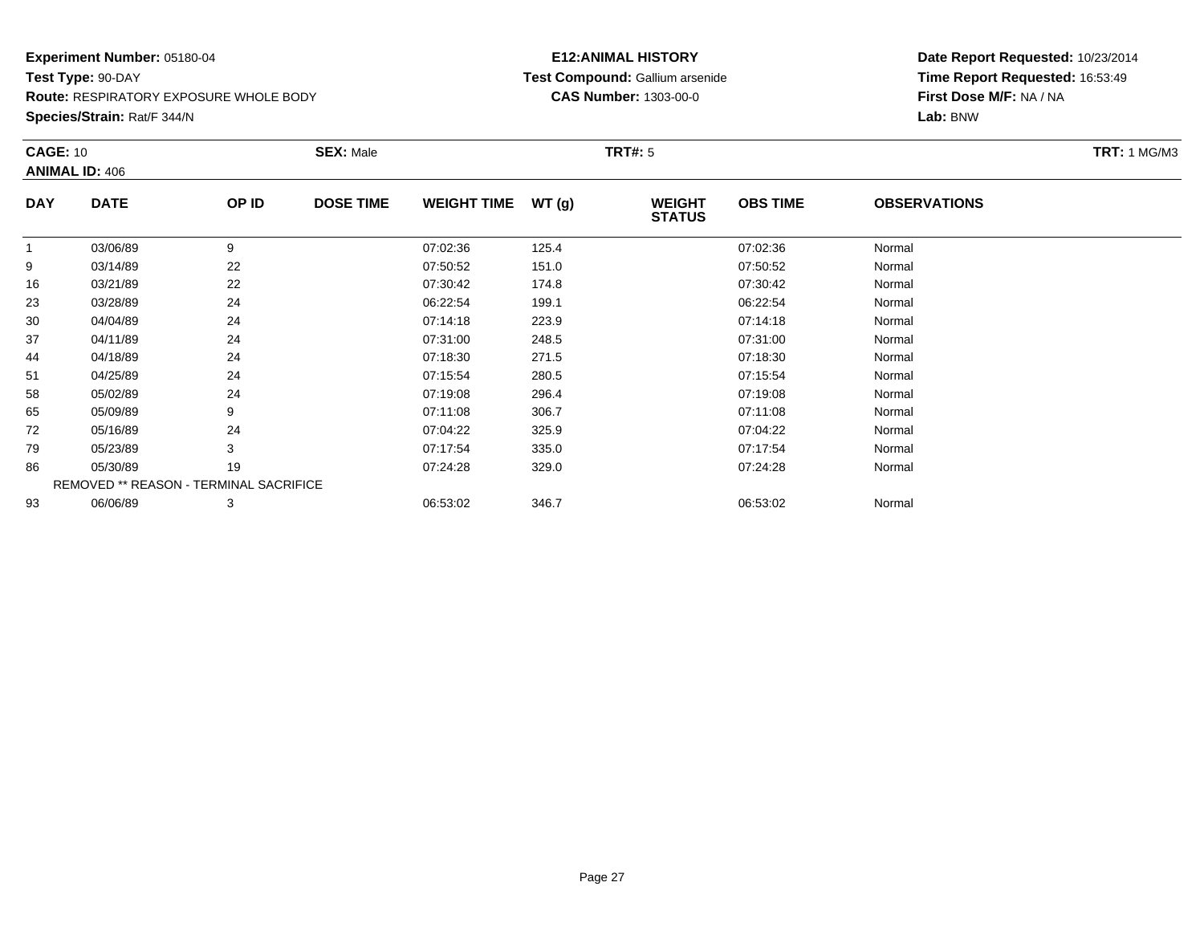**Experiment Number:** 05180-04
**Test Type:** 90-DAY
**Route:** RESPIRATORY EXPOSURE WHOLE BODY
**Species/Strain:** Rat/F 344/N

**E12:ANIMAL HISTORY**
**Test Compound:** Gallium arsenide
**CAS Number:** 1303-00-0

**Date Report Requested:** 10/23/2014
**Time Report Requested:** 16:53:49
**First Dose M/F:** NA / NA
**Lab:** BNW

**CAGE:** 10 | **SEX:** Male | **TRT#:** 5 | **TRT:** 1 MG/M3
**ANIMAL ID:** 406

| DAY | DATE | OP ID | DOSE TIME | WEIGHT TIME | WT (g) | WEIGHT STATUS | OBS TIME | OBSERVATIONS |
|---|---|---|---|---|---|---|---|---|
| 1 | 03/06/89 | 9 | | 07:02:36 | 125.4 | | 07:02:36 | Normal |
| 9 | 03/14/89 | 22 | | 07:50:52 | 151.0 | | 07:50:52 | Normal |
| 16 | 03/21/89 | 22 | | 07:30:42 | 174.8 | | 07:30:42 | Normal |
| 23 | 03/28/89 | 24 | | 06:22:54 | 199.1 | | 06:22:54 | Normal |
| 30 | 04/04/89 | 24 | | 07:14:18 | 223.9 | | 07:14:18 | Normal |
| 37 | 04/11/89 | 24 | | 07:31:00 | 248.5 | | 07:31:00 | Normal |
| 44 | 04/18/89 | 24 | | 07:18:30 | 271.5 | | 07:18:30 | Normal |
| 51 | 04/25/89 | 24 | | 07:15:54 | 280.5 | | 07:15:54 | Normal |
| 58 | 05/02/89 | 24 | | 07:19:08 | 296.4 | | 07:19:08 | Normal |
| 65 | 05/09/89 | 9 | | 07:11:08 | 306.7 | | 07:11:08 | Normal |
| 72 | 05/16/89 | 24 | | 07:04:22 | 325.9 | | 07:04:22 | Normal |
| 79 | 05/23/89 | 3 | | 07:17:54 | 335.0 | | 07:17:54 | Normal |
| 86 | 05/30/89 | 19 | | 07:24:28 | 329.0 | | 07:24:28 | Normal |
| REMOVED ** REASON - TERMINAL SACRIFICE | | | | | | | | |
| 93 | 06/06/89 | 3 | | 06:53:02 | 346.7 | | 06:53:02 | Normal |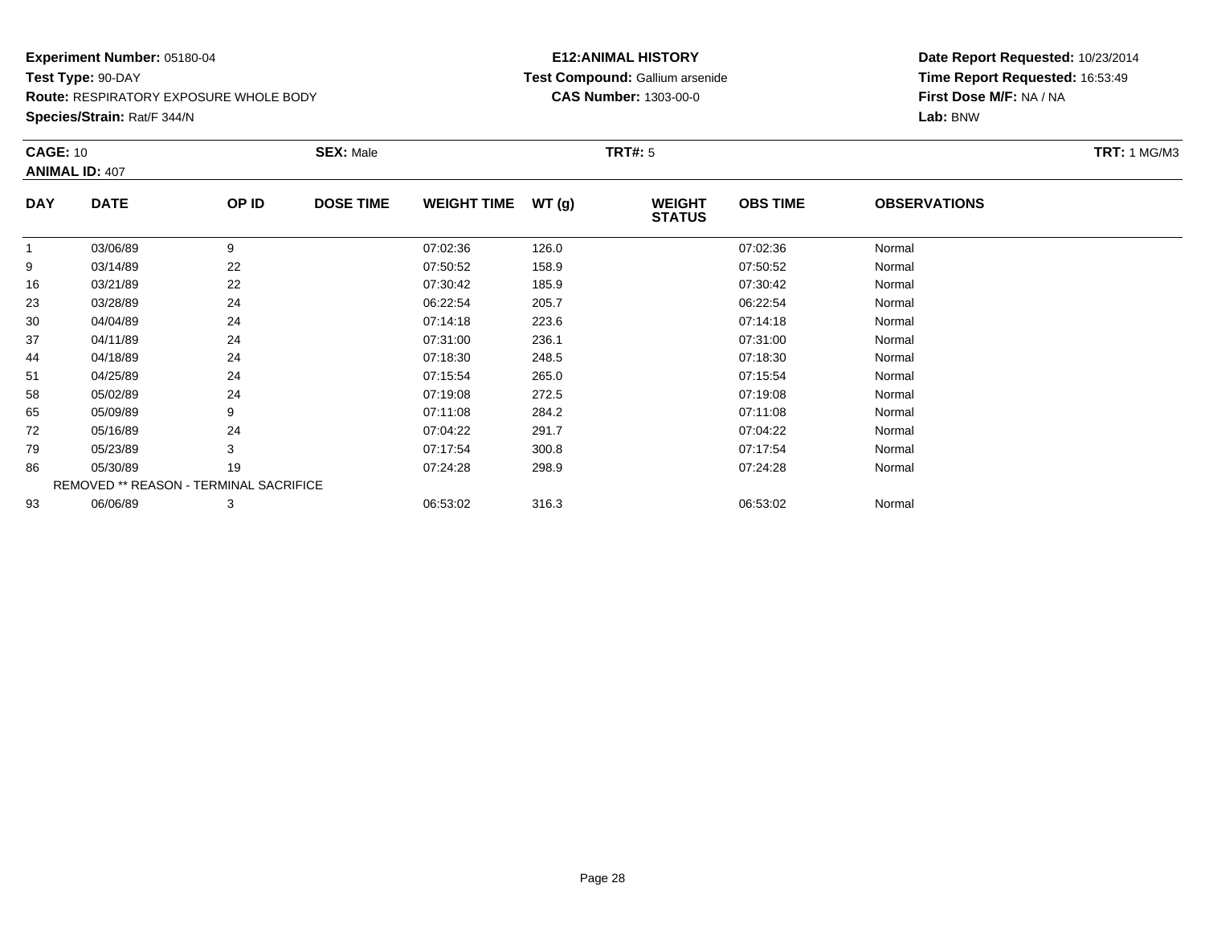**Experiment Number:** 05180-04
**Test Type:** 90-DAY
**Route:** RESPIRATORY EXPOSURE WHOLE BODY
**Species/Strain:** Rat/F 344/N

**E12:ANIMAL HISTORY**
**Test Compound:** Gallium arsenide
**CAS Number:** 1303-00-0

**Date Report Requested:** 10/23/2014
**Time Report Requested:** 16:53:49
**First Dose M/F:** NA / NA
**Lab:** BNW

**CAGE:** 10 **SEX:** Male **TRT#:** 5 **TRT:** 1 MG/M3
**ANIMAL ID:** 407

| DAY | DATE | OP ID | DOSE TIME | WEIGHT TIME | WT (g) | WEIGHT STATUS | OBS TIME | OBSERVATIONS |
|---|---|---|---|---|---|---|---|---|
| 1 | 03/06/89 | 9 | | 07:02:36 | 126.0 | | 07:02:36 | Normal |
| 9 | 03/14/89 | 22 | | 07:50:52 | 158.9 | | 07:50:52 | Normal |
| 16 | 03/21/89 | 22 | | 07:30:42 | 185.9 | | 07:30:42 | Normal |
| 23 | 03/28/89 | 24 | | 06:22:54 | 205.7 | | 06:22:54 | Normal |
| 30 | 04/04/89 | 24 | | 07:14:18 | 223.6 | | 07:14:18 | Normal |
| 37 | 04/11/89 | 24 | | 07:31:00 | 236.1 | | 07:31:00 | Normal |
| 44 | 04/18/89 | 24 | | 07:18:30 | 248.5 | | 07:18:30 | Normal |
| 51 | 04/25/89 | 24 | | 07:15:54 | 265.0 | | 07:15:54 | Normal |
| 58 | 05/02/89 | 24 | | 07:19:08 | 272.5 | | 07:19:08 | Normal |
| 65 | 05/09/89 | 9 | | 07:11:08 | 284.2 | | 07:11:08 | Normal |
| 72 | 05/16/89 | 24 | | 07:04:22 | 291.7 | | 07:04:22 | Normal |
| 79 | 05/23/89 | 3 | | 07:17:54 | 300.8 | | 07:17:54 | Normal |
| 86 | 05/30/89 | 19 | | 07:24:28 | 298.9 | | 07:24:28 | Normal |
| REMOVED ** REASON - TERMINAL SACRIFICE | | | | | | | | |
| 93 | 06/06/89 | 3 | | 06:53:02 | 316.3 | | 06:53:02 | Normal |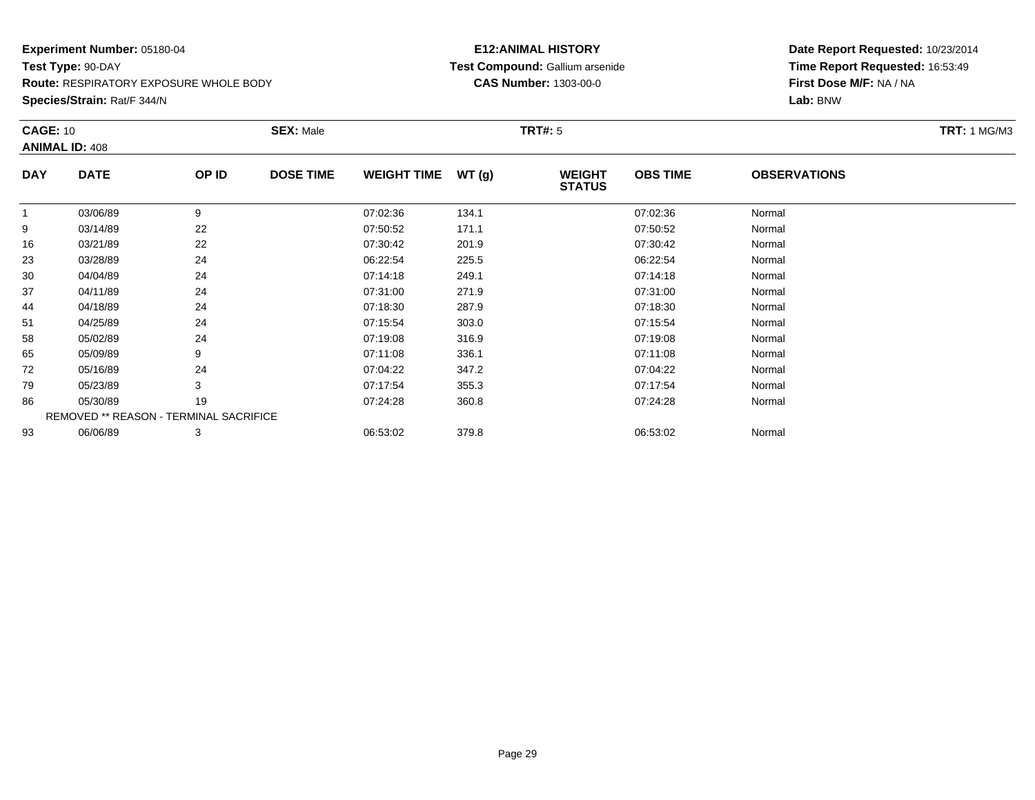**Experiment Number:** 05180-04
**Test Type:** 90-DAY
**Route:** RESPIRATORY EXPOSURE WHOLE BODY
**Species/Strain:** Rat/F 344/N

**E12:ANIMAL HISTORY**
**Test Compound:** Gallium arsenide
**CAS Number:** 1303-00-0

**Date Report Requested:** 10/23/2014
**Time Report Requested:** 16:53:49
**First Dose M/F:** NA / NA
**Lab:** BNW

**CAGE:** 10 **SEX:** Male **TRT#:** 5 **TRT:** 1 MG/M3
**ANIMAL ID:** 408

| DAY | DATE | OP ID | DOSE TIME | WEIGHT TIME | WT (g) | WEIGHT STATUS | OBS TIME | OBSERVATIONS |
|---|---|---|---|---|---|---|---|---|
| 1 | 03/06/89 | 9 | | 07:02:36 | 134.1 | | 07:02:36 | Normal |
| 9 | 03/14/89 | 22 | | 07:50:52 | 171.1 | | 07:50:52 | Normal |
| 16 | 03/21/89 | 22 | | 07:30:42 | 201.9 | | 07:30:42 | Normal |
| 23 | 03/28/89 | 24 | | 06:22:54 | 225.5 | | 06:22:54 | Normal |
| 30 | 04/04/89 | 24 | | 07:14:18 | 249.1 | | 07:14:18 | Normal |
| 37 | 04/11/89 | 24 | | 07:31:00 | 271.9 | | 07:31:00 | Normal |
| 44 | 04/18/89 | 24 | | 07:18:30 | 287.9 | | 07:18:30 | Normal |
| 51 | 04/25/89 | 24 | | 07:15:54 | 303.0 | | 07:15:54 | Normal |
| 58 | 05/02/89 | 24 | | 07:19:08 | 316.9 | | 07:19:08 | Normal |
| 65 | 05/09/89 | 9 | | 07:11:08 | 336.1 | | 07:11:08 | Normal |
| 72 | 05/16/89 | 24 | | 07:04:22 | 347.2 | | 07:04:22 | Normal |
| 79 | 05/23/89 | 3 | | 07:17:54 | 355.3 | | 07:17:54 | Normal |
| 86 | 05/30/89 | 19 | | 07:24:28 | 360.8 | | 07:24:28 | Normal |
| REMOVED ** REASON - TERMINAL SACRIFICE | | | | | | | | |
| 93 | 06/06/89 | 3 | | 06:53:02 | 379.8 | | 06:53:02 | Normal |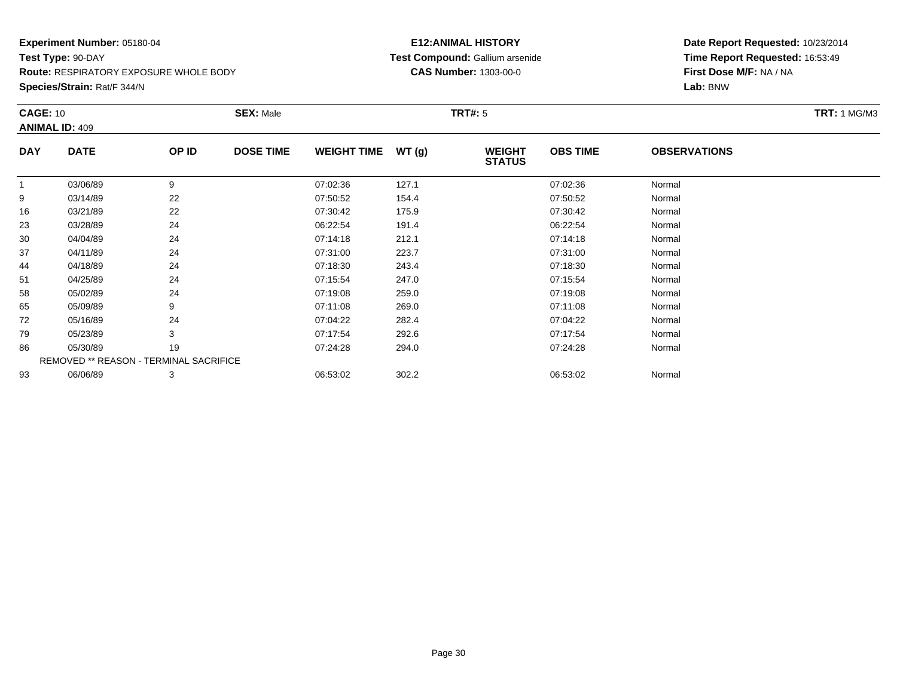**Experiment Number:** 05180-04
**Test Type:** 90-DAY
**Route:** RESPIRATORY EXPOSURE WHOLE BODY
**Species/Strain:** Rat/F 344/N

**E12:ANIMAL HISTORY**
**Test Compound:** Gallium arsenide
**CAS Number:** 1303-00-0

**Date Report Requested:** 10/23/2014
**Time Report Requested:** 16:53:49
**First Dose M/F:** NA / NA
**Lab:** BNW

**CAGE:** 10 **SEX:** Male **TRT#:** 5 **TRT:** 1 MG/M3
**ANIMAL ID:** 409

| DAY | DATE | OP ID | DOSE TIME | WEIGHT TIME | WT (g) | WEIGHT STATUS | OBS TIME | OBSERVATIONS |
|---|---|---|---|---|---|---|---|---|
| 1 | 03/06/89 | 9 | | 07:02:36 | 127.1 | | 07:02:36 | Normal |
| 9 | 03/14/89 | 22 | | 07:50:52 | 154.4 | | 07:50:52 | Normal |
| 16 | 03/21/89 | 22 | | 07:30:42 | 175.9 | | 07:30:42 | Normal |
| 23 | 03/28/89 | 24 | | 06:22:54 | 191.4 | | 06:22:54 | Normal |
| 30 | 04/04/89 | 24 | | 07:14:18 | 212.1 | | 07:14:18 | Normal |
| 37 | 04/11/89 | 24 | | 07:31:00 | 223.7 | | 07:31:00 | Normal |
| 44 | 04/18/89 | 24 | | 07:18:30 | 243.4 | | 07:18:30 | Normal |
| 51 | 04/25/89 | 24 | | 07:15:54 | 247.0 | | 07:15:54 | Normal |
| 58 | 05/02/89 | 24 | | 07:19:08 | 259.0 | | 07:19:08 | Normal |
| 65 | 05/09/89 | 9 | | 07:11:08 | 269.0 | | 07:11:08 | Normal |
| 72 | 05/16/89 | 24 | | 07:04:22 | 282.4 | | 07:04:22 | Normal |
| 79 | 05/23/89 | 3 | | 07:17:54 | 292.6 | | 07:17:54 | Normal |
| 86 | 05/30/89 | 19 | | 07:24:28 | 294.0 | | 07:24:28 | Normal |
| | REMOVED ** REASON - TERMINAL SACRIFICE | | | | | | | |
| 93 | 06/06/89 | 3 | | 06:53:02 | 302.2 | | 06:53:02 | Normal |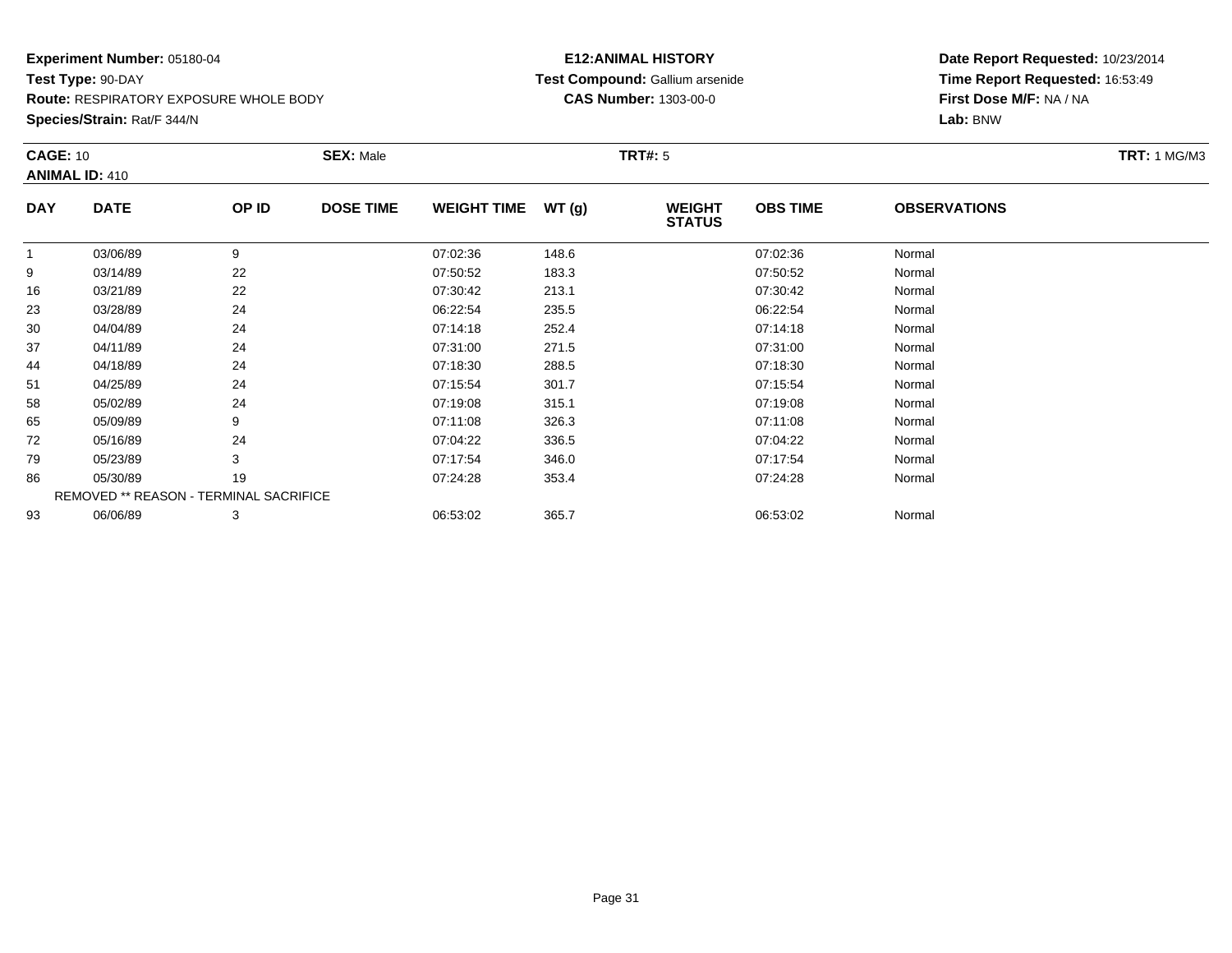**Experiment Number:** 05180-04
**Test Type:** 90-DAY
**Route:** RESPIRATORY EXPOSURE WHOLE BODY
**Species/Strain:** Rat/F 344/N

**E12:ANIMAL HISTORY**
**Test Compound:** Gallium arsenide
**CAS Number:** 1303-00-0

**Date Report Requested:** 10/23/2014
**Time Report Requested:** 16:53:49
**First Dose M/F:** NA / NA
**Lab:** BNW

**CAGE:** 10 **SEX:** Male **TRT#:** 5 **TRT:** 1 MG/M3
**ANIMAL ID:** 410

| DAY | DATE | OP ID | DOSE TIME | WEIGHT TIME | WT (g) | WEIGHT STATUS | OBS TIME | OBSERVATIONS |
|---|---|---|---|---|---|---|---|---|
| 1 | 03/06/89 | 9 | | 07:02:36 | 148.6 | | 07:02:36 | Normal |
| 9 | 03/14/89 | 22 | | 07:50:52 | 183.3 | | 07:50:52 | Normal |
| 16 | 03/21/89 | 22 | | 07:30:42 | 213.1 | | 07:30:42 | Normal |
| 23 | 03/28/89 | 24 | | 06:22:54 | 235.5 | | 06:22:54 | Normal |
| 30 | 04/04/89 | 24 | | 07:14:18 | 252.4 | | 07:14:18 | Normal |
| 37 | 04/11/89 | 24 | | 07:31:00 | 271.5 | | 07:31:00 | Normal |
| 44 | 04/18/89 | 24 | | 07:18:30 | 288.5 | | 07:18:30 | Normal |
| 51 | 04/25/89 | 24 | | 07:15:54 | 301.7 | | 07:15:54 | Normal |
| 58 | 05/02/89 | 24 | | 07:19:08 | 315.1 | | 07:19:08 | Normal |
| 65 | 05/09/89 | 9 | | 07:11:08 | 326.3 | | 07:11:08 | Normal |
| 72 | 05/16/89 | 24 | | 07:04:22 | 336.5 | | 07:04:22 | Normal |
| 79 | 05/23/89 | 3 | | 07:17:54 | 346.0 | | 07:17:54 | Normal |
| 86 | 05/30/89 | 19 | | 07:24:28 | 353.4 | | 07:24:28 | Normal |
| REMOVED ** REASON - TERMINAL SACRIFICE | | | | | | | | |
| 93 | 06/06/89 | 3 | | 06:53:02 | 365.7 | | 06:53:02 | Normal |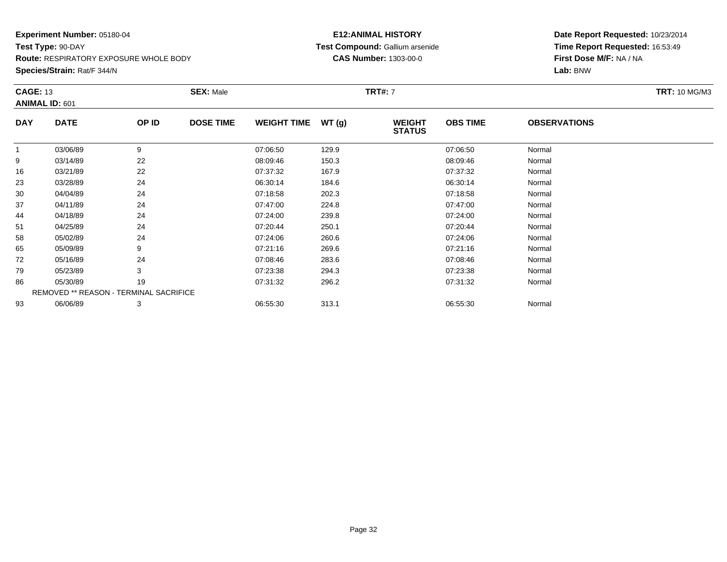**Experiment Number:** 05180-04
**Test Type:** 90-DAY
**Route:** RESPIRATORY EXPOSURE WHOLE BODY
**Species/Strain:** Rat/F 344/N

**E12:ANIMAL HISTORY**
**Test Compound:** Gallium arsenide
**CAS Number:** 1303-00-0

**Date Report Requested:** 10/23/2014
**Time Report Requested:** 16:53:49
**First Dose M/F:** NA / NA
**Lab:** BNW

**CAGE:** 13 **SEX:** Male **TRT#:** 7 **TRT:** 10 MG/M3
**ANIMAL ID:** 601

| DAY | DATE | OP ID | DOSE TIME | WEIGHT TIME | WT (g) | WEIGHT STATUS | OBS TIME | OBSERVATIONS |
|---|---|---|---|---|---|---|---|---|
| 1 | 03/06/89 | 9 | | 07:06:50 | 129.9 | | 07:06:50 | Normal |
| 9 | 03/14/89 | 22 | | 08:09:46 | 150.3 | | 08:09:46 | Normal |
| 16 | 03/21/89 | 22 | | 07:37:32 | 167.9 | | 07:37:32 | Normal |
| 23 | 03/28/89 | 24 | | 06:30:14 | 184.6 | | 06:30:14 | Normal |
| 30 | 04/04/89 | 24 | | 07:18:58 | 202.3 | | 07:18:58 | Normal |
| 37 | 04/11/89 | 24 | | 07:47:00 | 224.8 | | 07:47:00 | Normal |
| 44 | 04/18/89 | 24 | | 07:24:00 | 239.8 | | 07:24:00 | Normal |
| 51 | 04/25/89 | 24 | | 07:20:44 | 250.1 | | 07:20:44 | Normal |
| 58 | 05/02/89 | 24 | | 07:24:06 | 260.6 | | 07:24:06 | Normal |
| 65 | 05/09/89 | 9 | | 07:21:16 | 269.6 | | 07:21:16 | Normal |
| 72 | 05/16/89 | 24 | | 07:08:46 | 283.6 | | 07:08:46 | Normal |
| 79 | 05/23/89 | 3 | | 07:23:38 | 294.3 | | 07:23:38 | Normal |
| 86 | 05/30/89 | 19 | | 07:31:32 | 296.2 | | 07:31:32 | Normal |
| | REMOVED ** REASON - TERMINAL SACRIFICE | | | | | | | |
| 93 | 06/06/89 | 3 | | 06:55:30 | 313.1 | | 06:55:30 | Normal |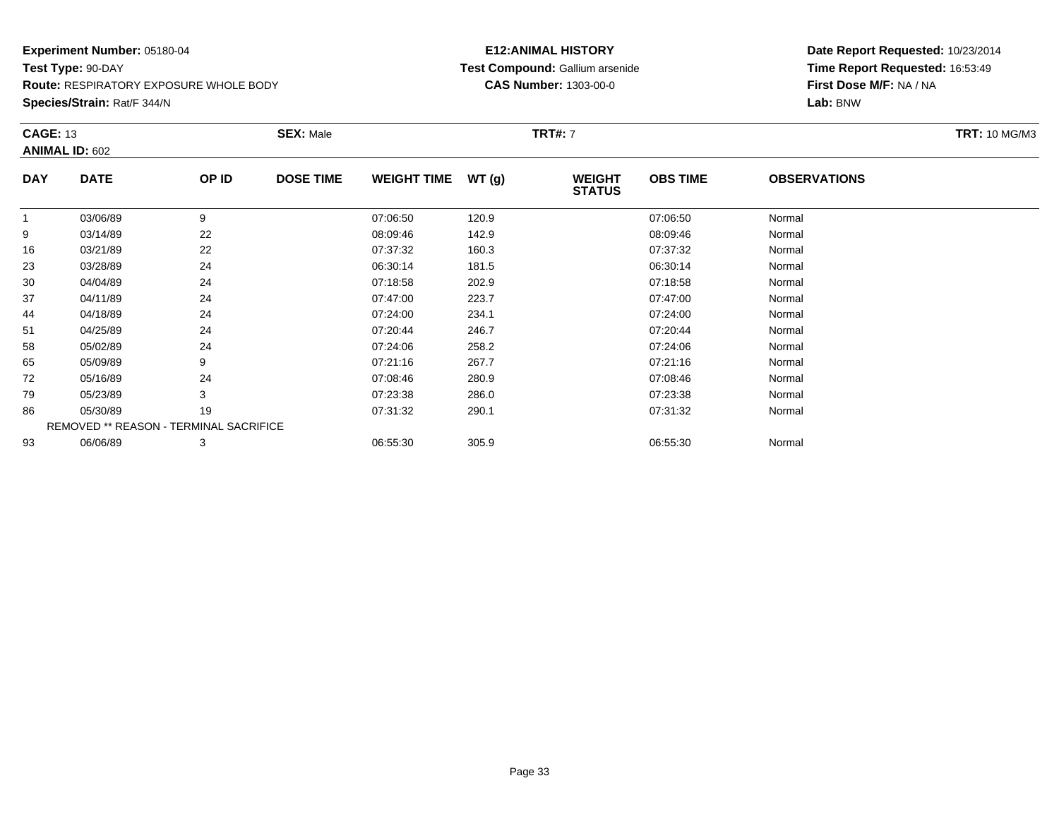**Experiment Number:** 05180-04
**Test Type:** 90-DAY
**Route:** RESPIRATORY EXPOSURE WHOLE BODY
**Species/Strain:** Rat/F 344/N

**E12:ANIMAL HISTORY**
**Test Compound:** Gallium arsenide
**CAS Number:** 1303-00-0

**Date Report Requested:** 10/23/2014
**Time Report Requested:** 16:53:49
**First Dose M/F:** NA / NA
**Lab:** BNW

**CAGE:** 13 **SEX:** Male **TRT#:** 7 **TRT:** 10 MG/M3
**ANIMAL ID:** 602

| DAY | DATE | OP ID | DOSE TIME | WEIGHT TIME | WT (g) | WEIGHT STATUS | OBS TIME | OBSERVATIONS |
|---|---|---|---|---|---|---|---|---|
| 1 | 03/06/89 | 9 | | 07:06:50 | 120.9 | | 07:06:50 | Normal |
| 9 | 03/14/89 | 22 | | 08:09:46 | 142.9 | | 08:09:46 | Normal |
| 16 | 03/21/89 | 22 | | 07:37:32 | 160.3 | | 07:37:32 | Normal |
| 23 | 03/28/89 | 24 | | 06:30:14 | 181.5 | | 06:30:14 | Normal |
| 30 | 04/04/89 | 24 | | 07:18:58 | 202.9 | | 07:18:58 | Normal |
| 37 | 04/11/89 | 24 | | 07:47:00 | 223.7 | | 07:47:00 | Normal |
| 44 | 04/18/89 | 24 | | 07:24:00 | 234.1 | | 07:24:00 | Normal |
| 51 | 04/25/89 | 24 | | 07:20:44 | 246.7 | | 07:20:44 | Normal |
| 58 | 05/02/89 | 24 | | 07:24:06 | 258.2 | | 07:24:06 | Normal |
| 65 | 05/09/89 | 9 | | 07:21:16 | 267.7 | | 07:21:16 | Normal |
| 72 | 05/16/89 | 24 | | 07:08:46 | 280.9 | | 07:08:46 | Normal |
| 79 | 05/23/89 | 3 | | 07:23:38 | 286.0 | | 07:23:38 | Normal |
| 86 | 05/30/89 | 19 | | 07:31:32 | 290.1 | | 07:31:32 | Normal |
| | REMOVED ** REASON - TERMINAL SACRIFICE | | | | | | | |
| 93 | 06/06/89 | 3 | | 06:55:30 | 305.9 | | 06:55:30 | Normal |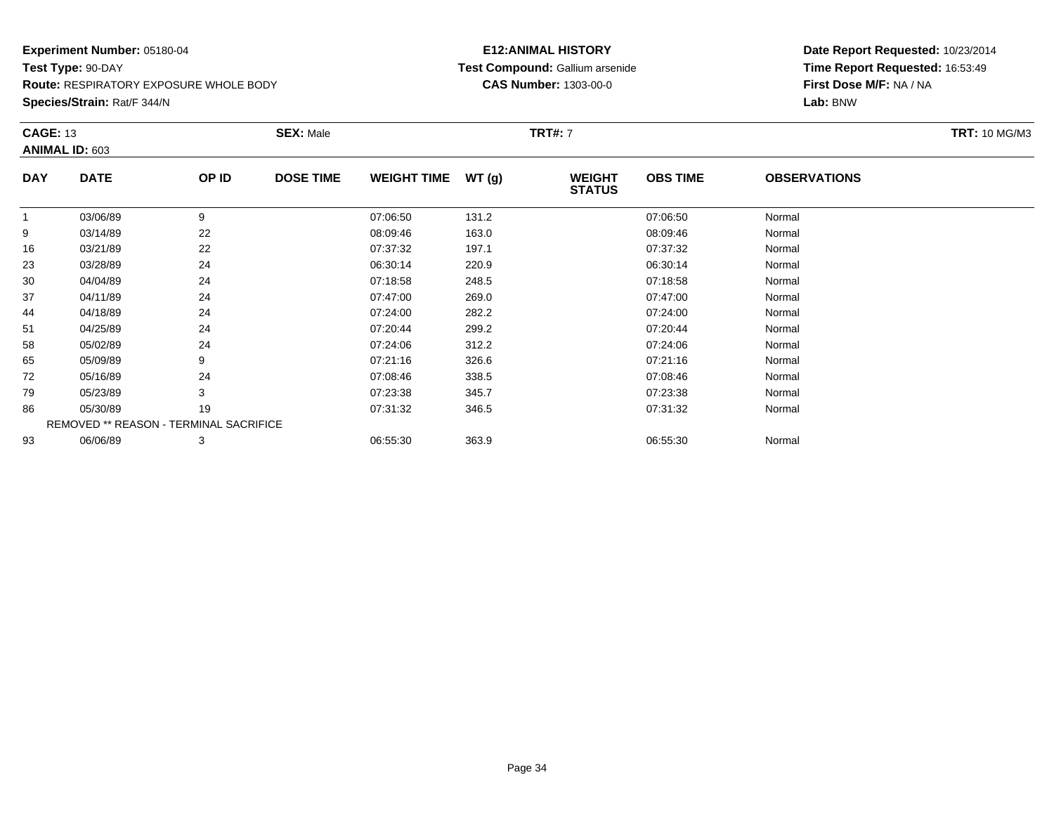**Experiment Number:** 05180-04
**Test Type:** 90-DAY
**Route:** RESPIRATORY EXPOSURE WHOLE BODY
**Species/Strain:** Rat/F 344/N

**E12:ANIMAL HISTORY**
**Test Compound:** Gallium arsenide
**CAS Number:** 1303-00-0

**Date Report Requested:** 10/23/2014
**Time Report Requested:** 16:53:49
**First Dose M/F:** NA / NA
**Lab:** BNW

**CAGE:** 13 **SEX:** Male **TRT#:** 7 **TRT:** 10 MG/M3
**ANIMAL ID:** 603

| DAY | DATE | OP ID | DOSE TIME | WEIGHT TIME | WT (g) | WEIGHT STATUS | OBS TIME | OBSERVATIONS |
|---|---|---|---|---|---|---|---|---|
| 1 | 03/06/89 | 9 | | 07:06:50 | 131.2 | | 07:06:50 | Normal |
| 9 | 03/14/89 | 22 | | 08:09:46 | 163.0 | | 08:09:46 | Normal |
| 16 | 03/21/89 | 22 | | 07:37:32 | 197.1 | | 07:37:32 | Normal |
| 23 | 03/28/89 | 24 | | 06:30:14 | 220.9 | | 06:30:14 | Normal |
| 30 | 04/04/89 | 24 | | 07:18:58 | 248.5 | | 07:18:58 | Normal |
| 37 | 04/11/89 | 24 | | 07:47:00 | 269.0 | | 07:47:00 | Normal |
| 44 | 04/18/89 | 24 | | 07:24:00 | 282.2 | | 07:24:00 | Normal |
| 51 | 04/25/89 | 24 | | 07:20:44 | 299.2 | | 07:20:44 | Normal |
| 58 | 05/02/89 | 24 | | 07:24:06 | 312.2 | | 07:24:06 | Normal |
| 65 | 05/09/89 | 9 | | 07:21:16 | 326.6 | | 07:21:16 | Normal |
| 72 | 05/16/89 | 24 | | 07:08:46 | 338.5 | | 07:08:46 | Normal |
| 79 | 05/23/89 | 3 | | 07:23:38 | 345.7 | | 07:23:38 | Normal |
| 86 | 05/30/89 | 19 | | 07:31:32 | 346.5 | | 07:31:32 | Normal |
| | REMOVED ** REASON - TERMINAL SACRIFICE | | | | | | | |
| 93 | 06/06/89 | 3 | | 06:55:30 | 363.9 | | 06:55:30 | Normal |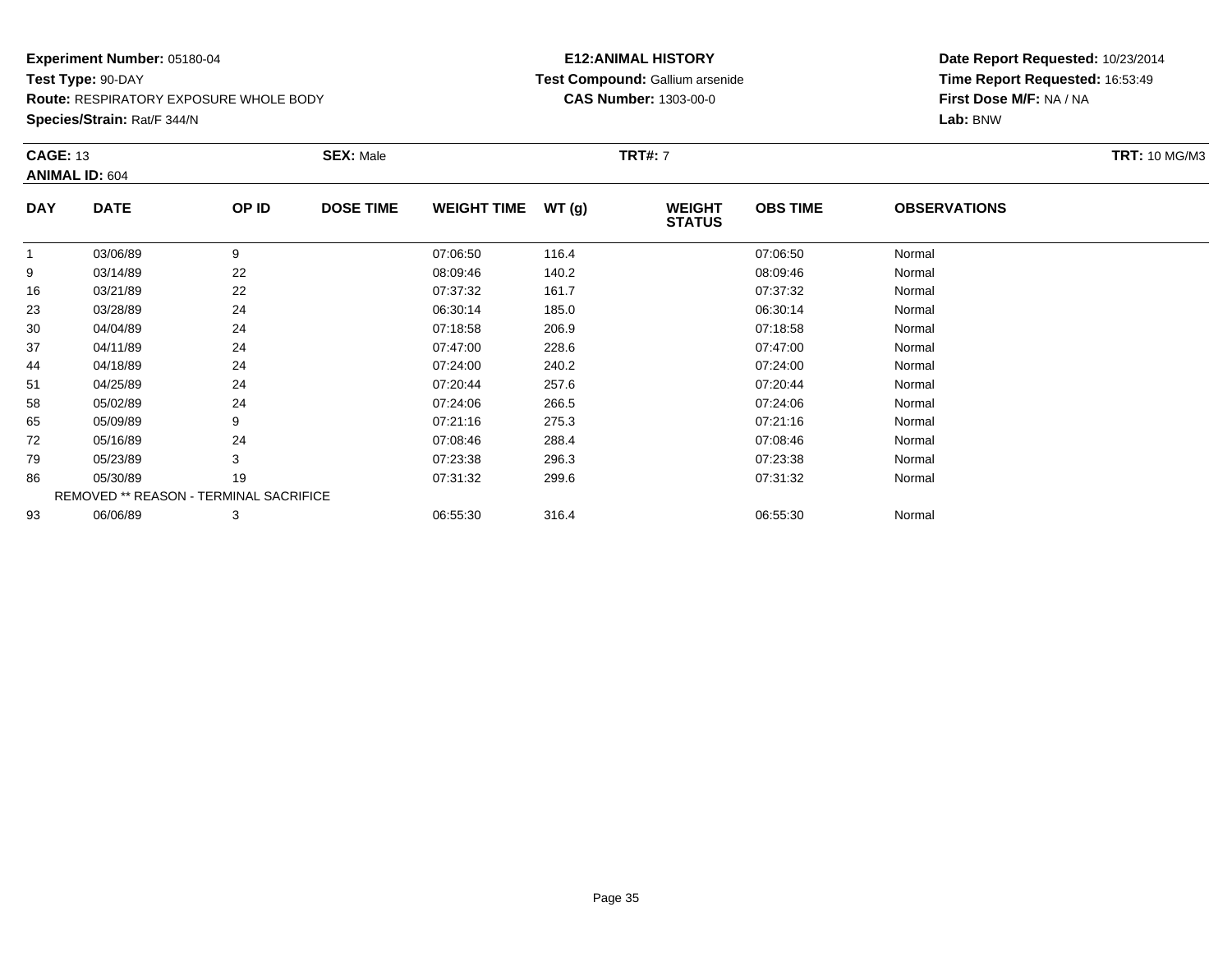**Experiment Number:** 05180-04
**Test Type:** 90-DAY
**Route:** RESPIRATORY EXPOSURE WHOLE BODY
**Species/Strain:** Rat/F 344/N

**E12:ANIMAL HISTORY**
**Test Compound:** Gallium arsenide
**CAS Number:** 1303-00-0

**Date Report Requested:** 10/23/2014
**Time Report Requested:** 16:53:49
**First Dose M/F:** NA / NA
**Lab:** BNW

**CAGE:** 13 **SEX:** Male **TRT#:** 7 **TRT:** 10 MG/M3
**ANIMAL ID:** 604

| DAY | DATE | OP ID | DOSE TIME | WEIGHT TIME | WT (g) | WEIGHT STATUS | OBS TIME | OBSERVATIONS |
|---|---|---|---|---|---|---|---|---|
| 1 | 03/06/89 | 9 | | 07:06:50 | 116.4 | | 07:06:50 | Normal |
| 9 | 03/14/89 | 22 | | 08:09:46 | 140.2 | | 08:09:46 | Normal |
| 16 | 03/21/89 | 22 | | 07:37:32 | 161.7 | | 07:37:32 | Normal |
| 23 | 03/28/89 | 24 | | 06:30:14 | 185.0 | | 06:30:14 | Normal |
| 30 | 04/04/89 | 24 | | 07:18:58 | 206.9 | | 07:18:58 | Normal |
| 37 | 04/11/89 | 24 | | 07:47:00 | 228.6 | | 07:47:00 | Normal |
| 44 | 04/18/89 | 24 | | 07:24:00 | 240.2 | | 07:24:00 | Normal |
| 51 | 04/25/89 | 24 | | 07:20:44 | 257.6 | | 07:20:44 | Normal |
| 58 | 05/02/89 | 24 | | 07:24:06 | 266.5 | | 07:24:06 | Normal |
| 65 | 05/09/89 | 9 | | 07:21:16 | 275.3 | | 07:21:16 | Normal |
| 72 | 05/16/89 | 24 | | 07:08:46 | 288.4 | | 07:08:46 | Normal |
| 79 | 05/23/89 | 3 | | 07:23:38 | 296.3 | | 07:23:38 | Normal |
| 86 | 05/30/89 | 19 | | 07:31:32 | 299.6 | | 07:31:32 | Normal |
| REMOVED ** REASON - TERMINAL SACRIFICE | | | | | | | | |
| 93 | 06/06/89 | 3 | | 06:55:30 | 316.4 | | 06:55:30 | Normal |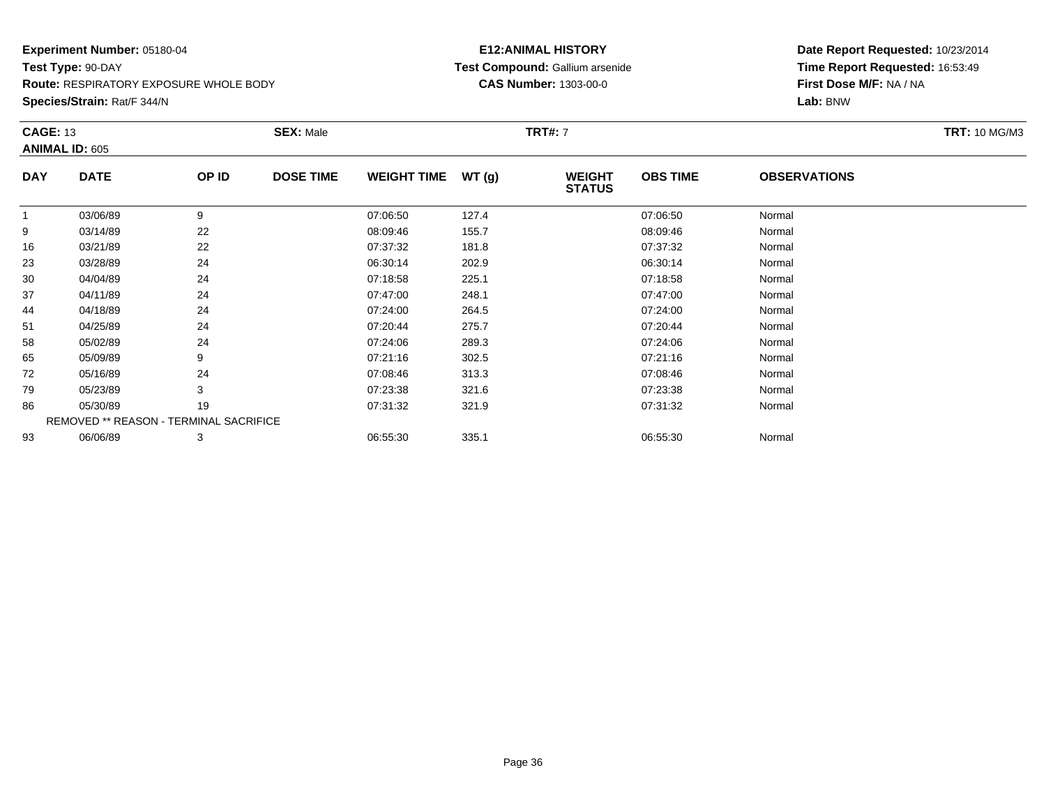**Experiment Number:** 05180-04
**Test Type:** 90-DAY
**Route:** RESPIRATORY EXPOSURE WHOLE BODY
**Species/Strain:** Rat/F 344/N

**E12:ANIMAL HISTORY**
**Test Compound:** Gallium arsenide
**CAS Number:** 1303-00-0

**Date Report Requested:** 10/23/2014
**Time Report Requested:** 16:53:49
**First Dose M/F:** NA / NA
**Lab:** BNW

**CAGE:** 13 **SEX:** Male **TRT#:** 7 **TRT:** 10 MG/M3
**ANIMAL ID:** 605

| DAY | DATE | OP ID | DOSE TIME | WEIGHT TIME | WT (g) | WEIGHT STATUS | OBS TIME | OBSERVATIONS |
|---|---|---|---|---|---|---|---|---|
| 1 | 03/06/89 | 9 | | 07:06:50 | 127.4 | | 07:06:50 | Normal |
| 9 | 03/14/89 | 22 | | 08:09:46 | 155.7 | | 08:09:46 | Normal |
| 16 | 03/21/89 | 22 | | 07:37:32 | 181.8 | | 07:37:32 | Normal |
| 23 | 03/28/89 | 24 | | 06:30:14 | 202.9 | | 06:30:14 | Normal |
| 30 | 04/04/89 | 24 | | 07:18:58 | 225.1 | | 07:18:58 | Normal |
| 37 | 04/11/89 | 24 | | 07:47:00 | 248.1 | | 07:47:00 | Normal |
| 44 | 04/18/89 | 24 | | 07:24:00 | 264.5 | | 07:24:00 | Normal |
| 51 | 04/25/89 | 24 | | 07:20:44 | 275.7 | | 07:20:44 | Normal |
| 58 | 05/02/89 | 24 | | 07:24:06 | 289.3 | | 07:24:06 | Normal |
| 65 | 05/09/89 | 9 | | 07:21:16 | 302.5 | | 07:21:16 | Normal |
| 72 | 05/16/89 | 24 | | 07:08:46 | 313.3 | | 07:08:46 | Normal |
| 79 | 05/23/89 | 3 | | 07:23:38 | 321.6 | | 07:23:38 | Normal |
| 86 | 05/30/89 | 19 | | 07:31:32 | 321.9 | | 07:31:32 | Normal |
| REMOVED ** REASON - TERMINAL SACRIFICE | | | | | | | | |
| 93 | 06/06/89 | 3 | | 06:55:30 | 335.1 | | 06:55:30 | Normal |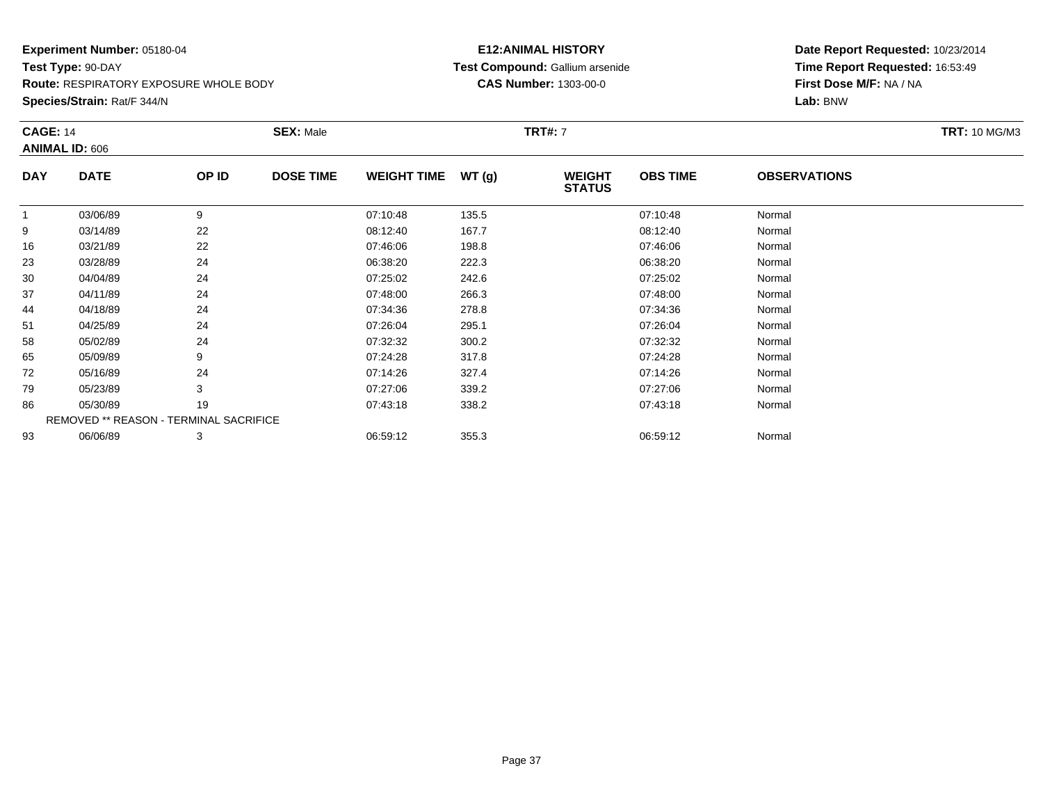**Experiment Number:** 05180-04
**Test Type:** 90-DAY
**Route:** RESPIRATORY EXPOSURE WHOLE BODY
**Species/Strain:** Rat/F 344/N

**E12:ANIMAL HISTORY**
**Test Compound:** Gallium arsenide
**CAS Number:** 1303-00-0

**Date Report Requested:** 10/23/2014
**Time Report Requested:** 16:53:49
**First Dose M/F:** NA / NA
**Lab:** BNW

**CAGE:** 14 **SEX:** Male **TRT#:** 7 **TRT:** 10 MG/M3
**ANIMAL ID:** 606

| DAY | DATE | OP ID | DOSE TIME | WEIGHT TIME | WT (g) | WEIGHT STATUS | OBS TIME | OBSERVATIONS |
|---|---|---|---|---|---|---|---|---|
| 1 | 03/06/89 | 9 | | 07:10:48 | 135.5 | | 07:10:48 | Normal |
| 9 | 03/14/89 | 22 | | 08:12:40 | 167.7 | | 08:12:40 | Normal |
| 16 | 03/21/89 | 22 | | 07:46:06 | 198.8 | | 07:46:06 | Normal |
| 23 | 03/28/89 | 24 | | 06:38:20 | 222.3 | | 06:38:20 | Normal |
| 30 | 04/04/89 | 24 | | 07:25:02 | 242.6 | | 07:25:02 | Normal |
| 37 | 04/11/89 | 24 | | 07:48:00 | 266.3 | | 07:48:00 | Normal |
| 44 | 04/18/89 | 24 | | 07:34:36 | 278.8 | | 07:34:36 | Normal |
| 51 | 04/25/89 | 24 | | 07:26:04 | 295.1 | | 07:26:04 | Normal |
| 58 | 05/02/89 | 24 | | 07:32:32 | 300.2 | | 07:32:32 | Normal |
| 65 | 05/09/89 | 9 | | 07:24:28 | 317.8 | | 07:24:28 | Normal |
| 72 | 05/16/89 | 24 | | 07:14:26 | 327.4 | | 07:14:26 | Normal |
| 79 | 05/23/89 | 3 | | 07:27:06 | 339.2 | | 07:27:06 | Normal |
| 86 | 05/30/89 | 19 | | 07:43:18 | 338.2 | | 07:43:18 | Normal |
| REMOVED ** REASON - TERMINAL SACRIFICE | | | | | | | | |
| 93 | 06/06/89 | 3 | | 06:59:12 | 355.3 | | 06:59:12 | Normal |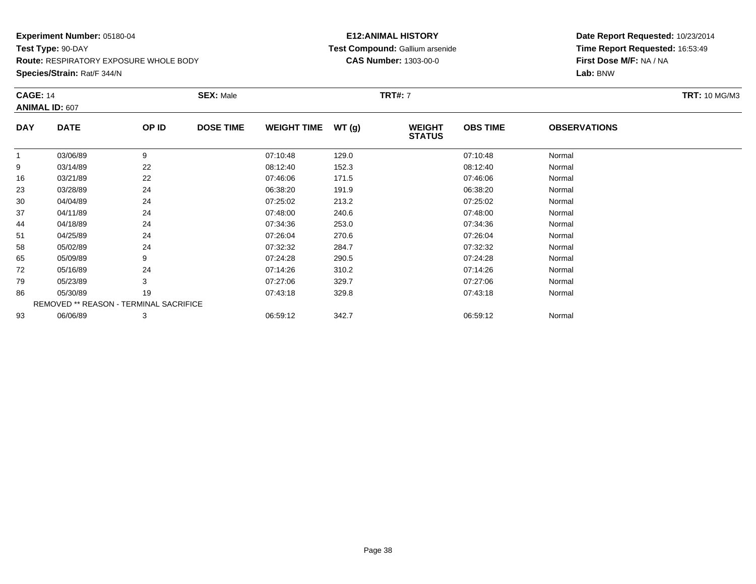**Experiment Number:** 05180-04
**Test Type:** 90-DAY
**Route:** RESPIRATORY EXPOSURE WHOLE BODY
**Species/Strain:** Rat/F 344/N

**E12:ANIMAL HISTORY**
**Test Compound:** Gallium arsenide
**CAS Number:** 1303-00-0

**Date Report Requested:** 10/23/2014
**Time Report Requested:** 16:53:49
**First Dose M/F:** NA / NA
**Lab:** BNW

**CAGE:** 14 **SEX:** Male **TRT#:** 7 **TRT:** 10 MG/M3
**ANIMAL ID:** 607

| DAY | DATE | OP ID | DOSE TIME | WEIGHT TIME | WT (g) | WEIGHT STATUS | OBS TIME | OBSERVATIONS |
|---|---|---|---|---|---|---|---|---|
| 1 | 03/06/89 | 9 | | 07:10:48 | 129.0 | | 07:10:48 | Normal |
| 9 | 03/14/89 | 22 | | 08:12:40 | 152.3 | | 08:12:40 | Normal |
| 16 | 03/21/89 | 22 | | 07:46:06 | 171.5 | | 07:46:06 | Normal |
| 23 | 03/28/89 | 24 | | 06:38:20 | 191.9 | | 06:38:20 | Normal |
| 30 | 04/04/89 | 24 | | 07:25:02 | 213.2 | | 07:25:02 | Normal |
| 37 | 04/11/89 | 24 | | 07:48:00 | 240.6 | | 07:48:00 | Normal |
| 44 | 04/18/89 | 24 | | 07:34:36 | 253.0 | | 07:34:36 | Normal |
| 51 | 04/25/89 | 24 | | 07:26:04 | 270.6 | | 07:26:04 | Normal |
| 58 | 05/02/89 | 24 | | 07:32:32 | 284.7 | | 07:32:32 | Normal |
| 65 | 05/09/89 | 9 | | 07:24:28 | 290.5 | | 07:24:28 | Normal |
| 72 | 05/16/89 | 24 | | 07:14:26 | 310.2 | | 07:14:26 | Normal |
| 79 | 05/23/89 | 3 | | 07:27:06 | 329.7 | | 07:27:06 | Normal |
| 86 | 05/30/89 | 19 | | 07:43:18 | 329.8 | | 07:43:18 | Normal |
| | REMOVED ** REASON - TERMINAL SACRIFICE | | | | | | | |
| 93 | 06/06/89 | 3 | | 06:59:12 | 342.7 | | 06:59:12 | Normal |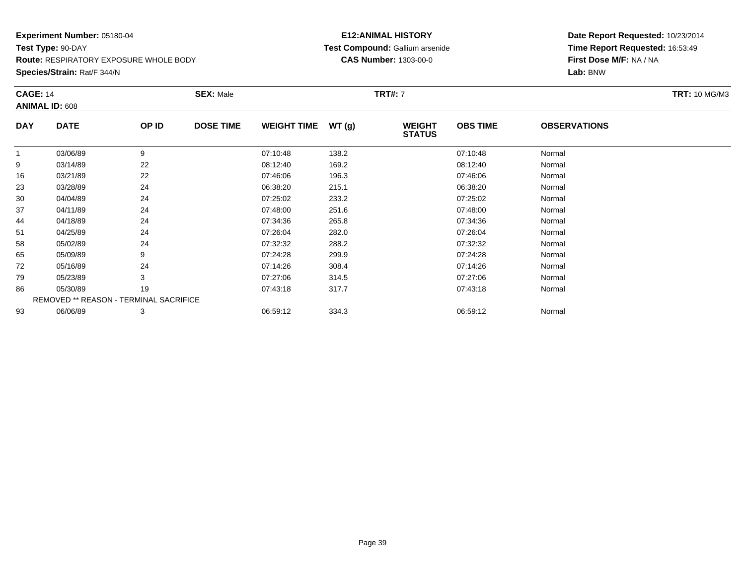**Experiment Number:** 05180-04
**Test Type:** 90-DAY
**Route:** RESPIRATORY EXPOSURE WHOLE BODY
**Species/Strain:** Rat/F 344/N

**E12:ANIMAL HISTORY**
**Test Compound:** Gallium arsenide
**CAS Number:** 1303-00-0

**Date Report Requested:** 10/23/2014
**Time Report Requested:** 16:53:49
**First Dose M/F:** NA / NA
**Lab:** BNW

**CAGE:** 14 **SEX:** Male **TRT#:** 7 **TRT:** 10 MG/M3
**ANIMAL ID:** 608

| DAY | DATE | OP ID | DOSE TIME | WEIGHT TIME | WT (g) | WEIGHT STATUS | OBS TIME | OBSERVATIONS |
|---|---|---|---|---|---|---|---|---|
| 1 | 03/06/89 | 9 | | 07:10:48 | 138.2 | | 07:10:48 | Normal |
| 9 | 03/14/89 | 22 | | 08:12:40 | 169.2 | | 08:12:40 | Normal |
| 16 | 03/21/89 | 22 | | 07:46:06 | 196.3 | | 07:46:06 | Normal |
| 23 | 03/28/89 | 24 | | 06:38:20 | 215.1 | | 06:38:20 | Normal |
| 30 | 04/04/89 | 24 | | 07:25:02 | 233.2 | | 07:25:02 | Normal |
| 37 | 04/11/89 | 24 | | 07:48:00 | 251.6 | | 07:48:00 | Normal |
| 44 | 04/18/89 | 24 | | 07:34:36 | 265.8 | | 07:34:36 | Normal |
| 51 | 04/25/89 | 24 | | 07:26:04 | 282.0 | | 07:26:04 | Normal |
| 58 | 05/02/89 | 24 | | 07:32:32 | 288.2 | | 07:32:32 | Normal |
| 65 | 05/09/89 | 9 | | 07:24:28 | 299.9 | | 07:24:28 | Normal |
| 72 | 05/16/89 | 24 | | 07:14:26 | 308.4 | | 07:14:26 | Normal |
| 79 | 05/23/89 | 3 | | 07:27:06 | 314.5 | | 07:27:06 | Normal |
| 86 | 05/30/89 | 19 | | 07:43:18 | 317.7 | | 07:43:18 | Normal |
| REMOVED ** REASON - TERMINAL SACRIFICE | | | | | | | | |
| 93 | 06/06/89 | 3 | | 06:59:12 | 334.3 | | 06:59:12 | Normal |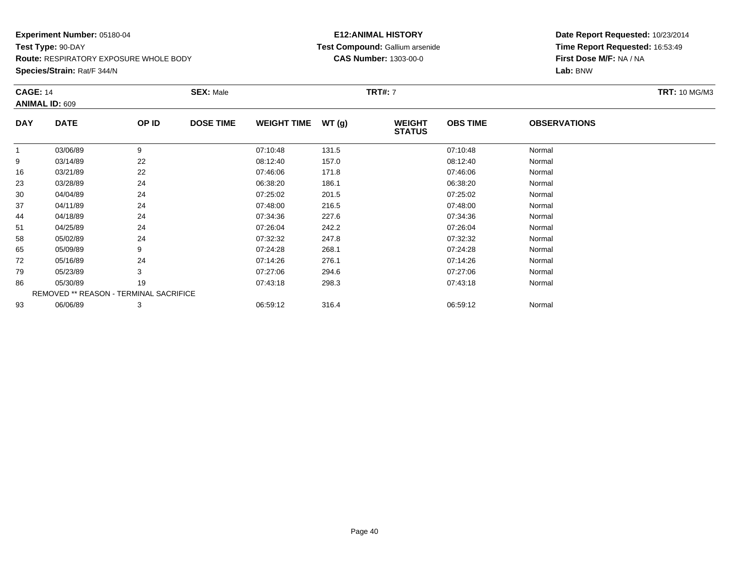**Experiment Number:** 05180-04
**Test Type:** 90-DAY
**Route:** RESPIRATORY EXPOSURE WHOLE BODY
**Species/Strain:** Rat/F 344/N

**E12:ANIMAL HISTORY**
**Test Compound:** Gallium arsenide
**CAS Number:** 1303-00-0

**Date Report Requested:** 10/23/2014
**Time Report Requested:** 16:53:49
**First Dose M/F:** NA / NA
**Lab:** BNW

**CAGE:** 14 **SEX:** Male **TRT#:** 7 **TRT:** 10 MG/M3
**ANIMAL ID:** 609

| DAY | DATE | OP ID | DOSE TIME | WEIGHT TIME | WT (g) | WEIGHT STATUS | OBS TIME | OBSERVATIONS |
|---|---|---|---|---|---|---|---|---|
| 1 | 03/06/89 | 9 | | 07:10:48 | 131.5 | | 07:10:48 | Normal |
| 9 | 03/14/89 | 22 | | 08:12:40 | 157.0 | | 08:12:40 | Normal |
| 16 | 03/21/89 | 22 | | 07:46:06 | 171.8 | | 07:46:06 | Normal |
| 23 | 03/28/89 | 24 | | 06:38:20 | 186.1 | | 06:38:20 | Normal |
| 30 | 04/04/89 | 24 | | 07:25:02 | 201.5 | | 07:25:02 | Normal |
| 37 | 04/11/89 | 24 | | 07:48:00 | 216.5 | | 07:48:00 | Normal |
| 44 | 04/18/89 | 24 | | 07:34:36 | 227.6 | | 07:34:36 | Normal |
| 51 | 04/25/89 | 24 | | 07:26:04 | 242.2 | | 07:26:04 | Normal |
| 58 | 05/02/89 | 24 | | 07:32:32 | 247.8 | | 07:32:32 | Normal |
| 65 | 05/09/89 | 9 | | 07:24:28 | 268.1 | | 07:24:28 | Normal |
| 72 | 05/16/89 | 24 | | 07:14:26 | 276.1 | | 07:14:26 | Normal |
| 79 | 05/23/89 | 3 | | 07:27:06 | 294.6 | | 07:27:06 | Normal |
| 86 | 05/30/89 | 19 | | 07:43:18 | 298.3 | | 07:43:18 | Normal |
| | REMOVED ** REASON - TERMINAL SACRIFICE | | | | | | | |
| 93 | 06/06/89 | 3 | | 06:59:12 | 316.4 | | 06:59:12 | Normal |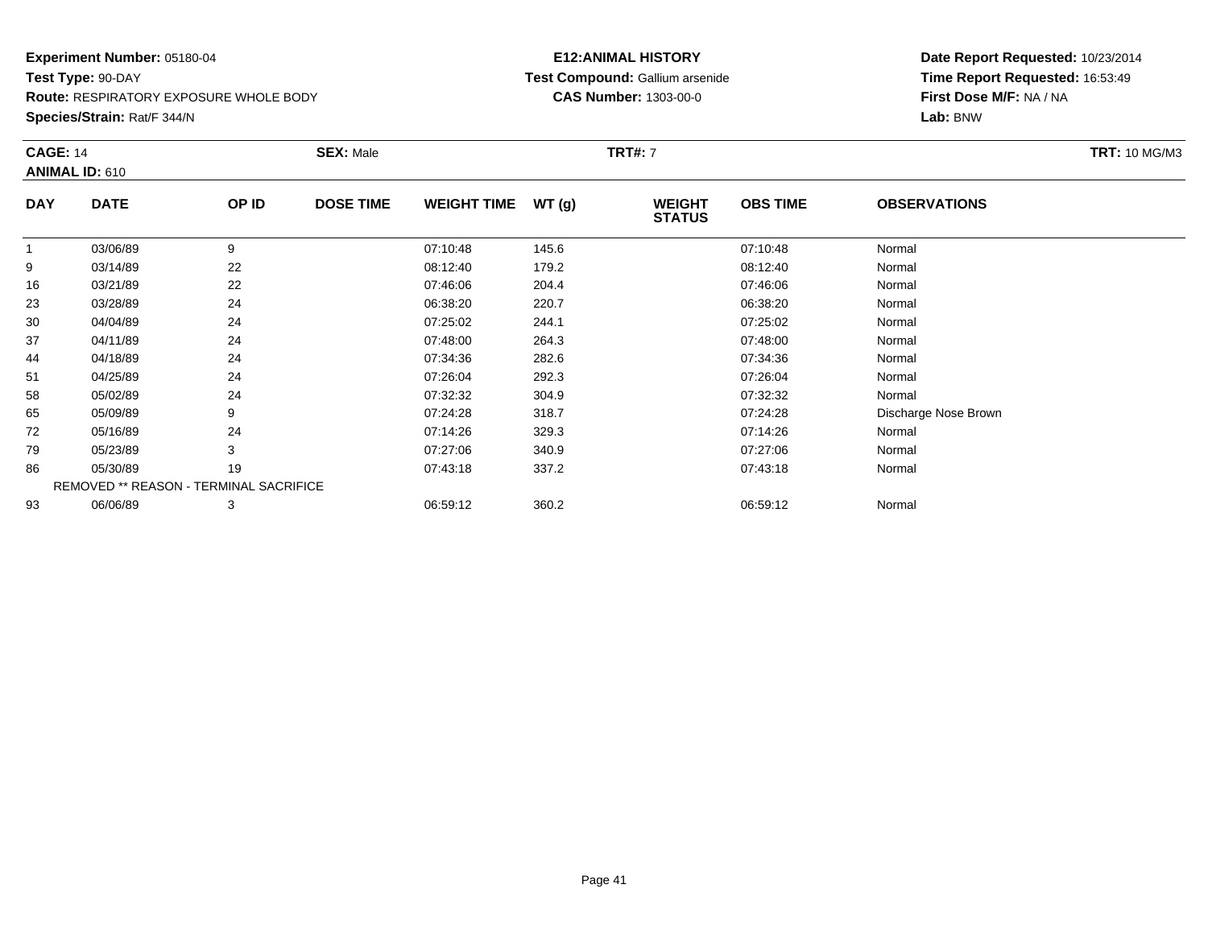**Experiment Number:** 05180-04
**Test Type:** 90-DAY
**Route:** RESPIRATORY EXPOSURE WHOLE BODY
**Species/Strain:** Rat/F 344/N

**E12:ANIMAL HISTORY**
**Test Compound:** Gallium arsenide
**CAS Number:** 1303-00-0

**Date Report Requested:** 10/23/2014
**Time Report Requested:** 16:53:49
**First Dose M/F:** NA / NA
**Lab:** BNW

**CAGE:** 14 **SEX:** Male **TRT#:** 7 **TRT:** 10 MG/M3
**ANIMAL ID:** 610

| DAY | DATE | OP ID | DOSE TIME | WEIGHT TIME | WT (g) | WEIGHT STATUS | OBS TIME | OBSERVATIONS |
|---|---|---|---|---|---|---|---|---|
| 1 | 03/06/89 | 9 | | 07:10:48 | 145.6 | | 07:10:48 | Normal |
| 9 | 03/14/89 | 22 | | 08:12:40 | 179.2 | | 08:12:40 | Normal |
| 16 | 03/21/89 | 22 | | 07:46:06 | 204.4 | | 07:46:06 | Normal |
| 23 | 03/28/89 | 24 | | 06:38:20 | 220.7 | | 06:38:20 | Normal |
| 30 | 04/04/89 | 24 | | 07:25:02 | 244.1 | | 07:25:02 | Normal |
| 37 | 04/11/89 | 24 | | 07:48:00 | 264.3 | | 07:48:00 | Normal |
| 44 | 04/18/89 | 24 | | 07:34:36 | 282.6 | | 07:34:36 | Normal |
| 51 | 04/25/89 | 24 | | 07:26:04 | 292.3 | | 07:26:04 | Normal |
| 58 | 05/02/89 | 24 | | 07:32:32 | 304.9 | | 07:32:32 | Normal |
| 65 | 05/09/89 | 9 | | 07:24:28 | 318.7 | | 07:24:28 | Discharge Nose Brown |
| 72 | 05/16/89 | 24 | | 07:14:26 | 329.3 | | 07:14:26 | Normal |
| 79 | 05/23/89 | 3 | | 07:27:06 | 340.9 | | 07:27:06 | Normal |
| 86 | 05/30/89 | 19 | | 07:43:18 | 337.2 | | 07:43:18 | Normal |
| REMOVED ** REASON - TERMINAL SACRIFICE | | | | | | | | |
| 93 | 06/06/89 | 3 | | 06:59:12 | 360.2 | | 06:59:12 | Normal |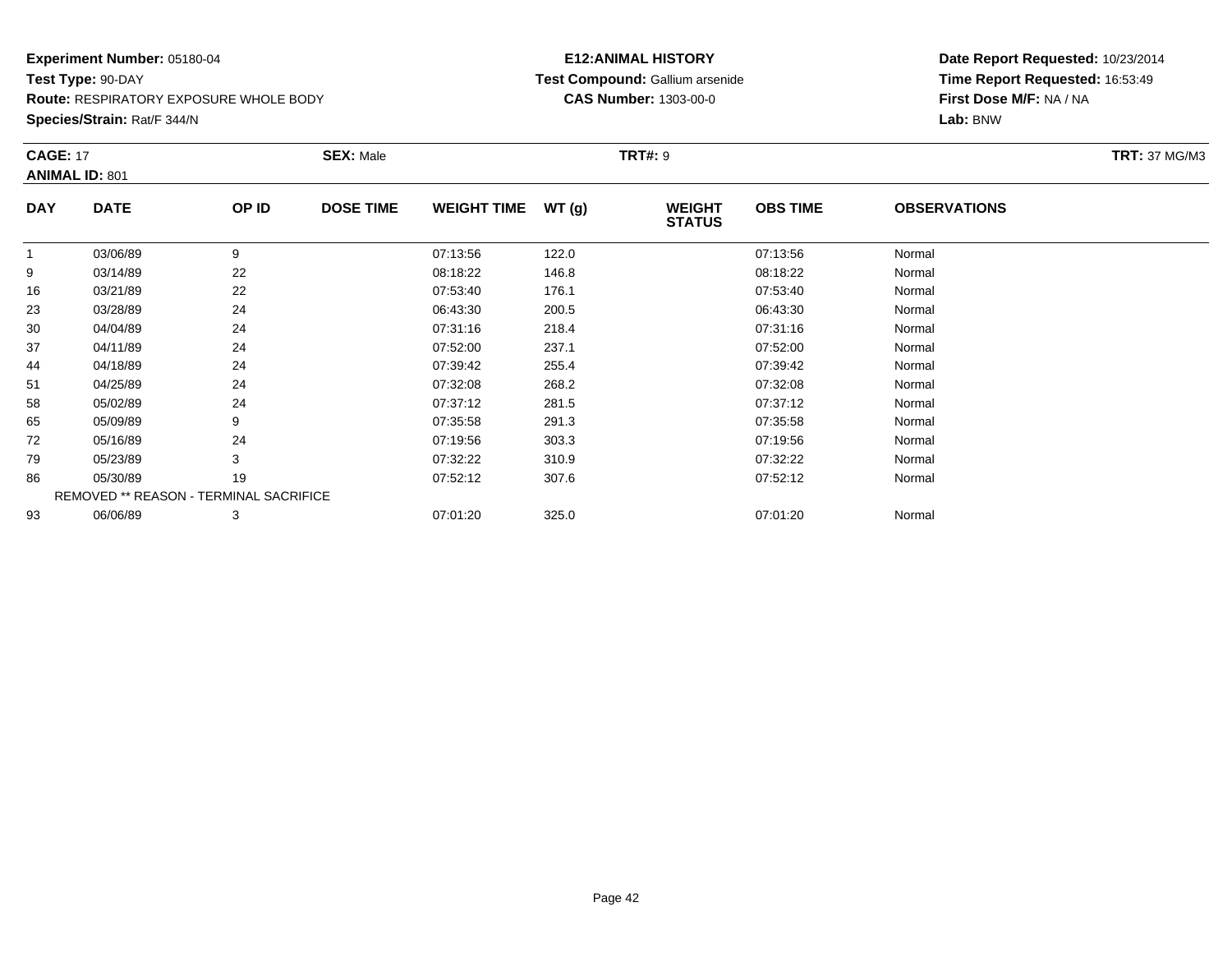**Experiment Number:** 05180-04
**Test Type:** 90-DAY
**Route:** RESPIRATORY EXPOSURE WHOLE BODY
**Species/Strain:** Rat/F 344/N

**E12:ANIMAL HISTORY**
**Test Compound:** Gallium arsenide
**CAS Number:** 1303-00-0

**Date Report Requested:** 10/23/2014
**Time Report Requested:** 16:53:49
**First Dose M/F:** NA / NA
**Lab:** BNW

**CAGE:** 17 **SEX:** Male **TRT#:** 9 **TRT:** 37 MG/M3
**ANIMAL ID:** 801

| DAY | DATE | OP ID | DOSE TIME | WEIGHT TIME | WT (g) | WEIGHT STATUS | OBS TIME | OBSERVATIONS |
|---|---|---|---|---|---|---|---|---|
| 1 | 03/06/89 | 9 | | 07:13:56 | 122.0 | | 07:13:56 | Normal |
| 9 | 03/14/89 | 22 | | 08:18:22 | 146.8 | | 08:18:22 | Normal |
| 16 | 03/21/89 | 22 | | 07:53:40 | 176.1 | | 07:53:40 | Normal |
| 23 | 03/28/89 | 24 | | 06:43:30 | 200.5 | | 06:43:30 | Normal |
| 30 | 04/04/89 | 24 | | 07:31:16 | 218.4 | | 07:31:16 | Normal |
| 37 | 04/11/89 | 24 | | 07:52:00 | 237.1 | | 07:52:00 | Normal |
| 44 | 04/18/89 | 24 | | 07:39:42 | 255.4 | | 07:39:42 | Normal |
| 51 | 04/25/89 | 24 | | 07:32:08 | 268.2 | | 07:32:08 | Normal |
| 58 | 05/02/89 | 24 | | 07:37:12 | 281.5 | | 07:37:12 | Normal |
| 65 | 05/09/89 | 9 | | 07:35:58 | 291.3 | | 07:35:58 | Normal |
| 72 | 05/16/89 | 24 | | 07:19:56 | 303.3 | | 07:19:56 | Normal |
| 79 | 05/23/89 | 3 | | 07:32:22 | 310.9 | | 07:32:22 | Normal |
| 86 | 05/30/89 | 19 | | 07:52:12 | 307.6 | | 07:52:12 | Normal |
| REMOVED ** REASON - TERMINAL SACRIFICE | | | | | | | | |
| 93 | 06/06/89 | 3 | | 07:01:20 | 325.0 | | 07:01:20 | Normal |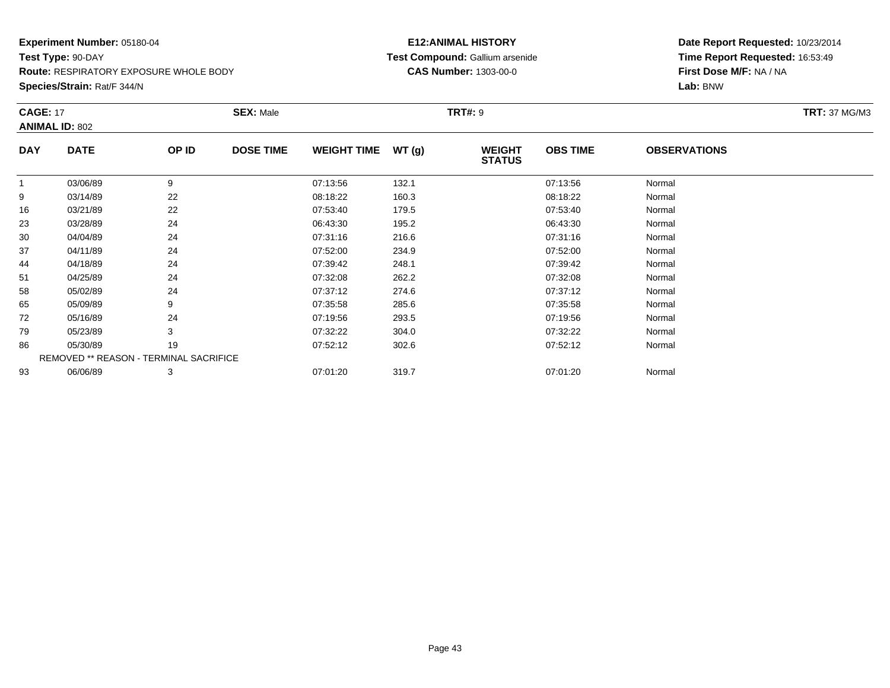**Experiment Number:** 05180-04
**Test Type:** 90-DAY
**Route:** RESPIRATORY EXPOSURE WHOLE BODY
**Species/Strain:** Rat/F 344/N

**E12:ANIMAL HISTORY**
**Test Compound:** Gallium arsenide
**CAS Number:** 1303-00-0

**Date Report Requested:** 10/23/2014
**Time Report Requested:** 16:53:49
**First Dose M/F:** NA / NA
**Lab:** BNW

**CAGE:** 17 **SEX:** Male **TRT#:** 9 **TRT:** 37 MG/M3
**ANIMAL ID:** 802

| DAY | DATE | OP ID | DOSE TIME | WEIGHT TIME | WT (g) | WEIGHT STATUS | OBS TIME | OBSERVATIONS |
|---|---|---|---|---|---|---|---|---|
| 1 | 03/06/89 | 9 | | 07:13:56 | 132.1 | | 07:13:56 | Normal |
| 9 | 03/14/89 | 22 | | 08:18:22 | 160.3 | | 08:18:22 | Normal |
| 16 | 03/21/89 | 22 | | 07:53:40 | 179.5 | | 07:53:40 | Normal |
| 23 | 03/28/89 | 24 | | 06:43:30 | 195.2 | | 06:43:30 | Normal |
| 30 | 04/04/89 | 24 | | 07:31:16 | 216.6 | | 07:31:16 | Normal |
| 37 | 04/11/89 | 24 | | 07:52:00 | 234.9 | | 07:52:00 | Normal |
| 44 | 04/18/89 | 24 | | 07:39:42 | 248.1 | | 07:39:42 | Normal |
| 51 | 04/25/89 | 24 | | 07:32:08 | 262.2 | | 07:32:08 | Normal |
| 58 | 05/02/89 | 24 | | 07:37:12 | 274.6 | | 07:37:12 | Normal |
| 65 | 05/09/89 | 9 | | 07:35:58 | 285.6 | | 07:35:58 | Normal |
| 72 | 05/16/89 | 24 | | 07:19:56 | 293.5 | | 07:19:56 | Normal |
| 79 | 05/23/89 | 3 | | 07:32:22 | 304.0 | | 07:32:22 | Normal |
| 86 | 05/30/89 | 19 | | 07:52:12 | 302.6 | | 07:52:12 | Normal |
| REMOVED ** REASON - TERMINAL SACRIFICE | | | | | | | | |
| 93 | 06/06/89 | 3 | | 07:01:20 | 319.7 | | 07:01:20 | Normal |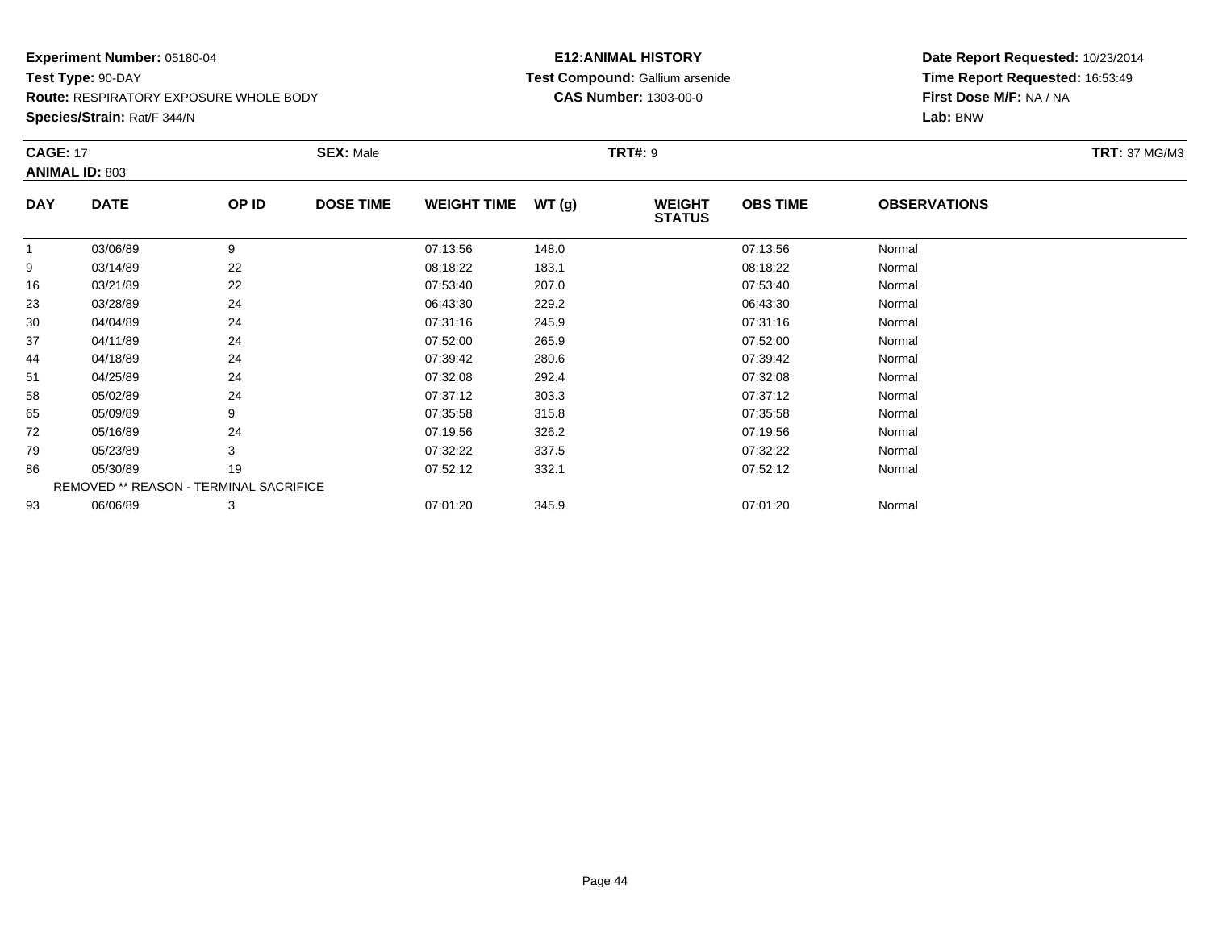**Experiment Number:** 05180-04
**Test Type:** 90-DAY
**Route:** RESPIRATORY EXPOSURE WHOLE BODY
**Species/Strain:** Rat/F 344/N

**E12:ANIMAL HISTORY**
**Test Compound:** Gallium arsenide
**CAS Number:** 1303-00-0

**Date Report Requested:** 10/23/2014
**Time Report Requested:** 16:53:49
**First Dose M/F:** NA / NA
**Lab:** BNW

**CAGE:** 17 **SEX:** Male **TRT#:** 9 **TRT:** 37 MG/M3
**ANIMAL ID:** 803

| DAY | DATE | OP ID | DOSE TIME | WEIGHT TIME | WT (g) | WEIGHT STATUS | OBS TIME | OBSERVATIONS |
|---|---|---|---|---|---|---|---|---|
| 1 | 03/06/89 | 9 | | 07:13:56 | 148.0 | | 07:13:56 | Normal |
| 9 | 03/14/89 | 22 | | 08:18:22 | 183.1 | | 08:18:22 | Normal |
| 16 | 03/21/89 | 22 | | 07:53:40 | 207.0 | | 07:53:40 | Normal |
| 23 | 03/28/89 | 24 | | 06:43:30 | 229.2 | | 06:43:30 | Normal |
| 30 | 04/04/89 | 24 | | 07:31:16 | 245.9 | | 07:31:16 | Normal |
| 37 | 04/11/89 | 24 | | 07:52:00 | 265.9 | | 07:52:00 | Normal |
| 44 | 04/18/89 | 24 | | 07:39:42 | 280.6 | | 07:39:42 | Normal |
| 51 | 04/25/89 | 24 | | 07:32:08 | 292.4 | | 07:32:08 | Normal |
| 58 | 05/02/89 | 24 | | 07:37:12 | 303.3 | | 07:37:12 | Normal |
| 65 | 05/09/89 | 9 | | 07:35:58 | 315.8 | | 07:35:58 | Normal |
| 72 | 05/16/89 | 24 | | 07:19:56 | 326.2 | | 07:19:56 | Normal |
| 79 | 05/23/89 | 3 | | 07:32:22 | 337.5 | | 07:32:22 | Normal |
| 86 | 05/30/89 | 19 | | 07:52:12 | 332.1 | | 07:52:12 | Normal |
| | REMOVED ** REASON - TERMINAL SACRIFICE | | | | | | | |
| 93 | 06/06/89 | 3 | | 07:01:20 | 345.9 | | 07:01:20 | Normal |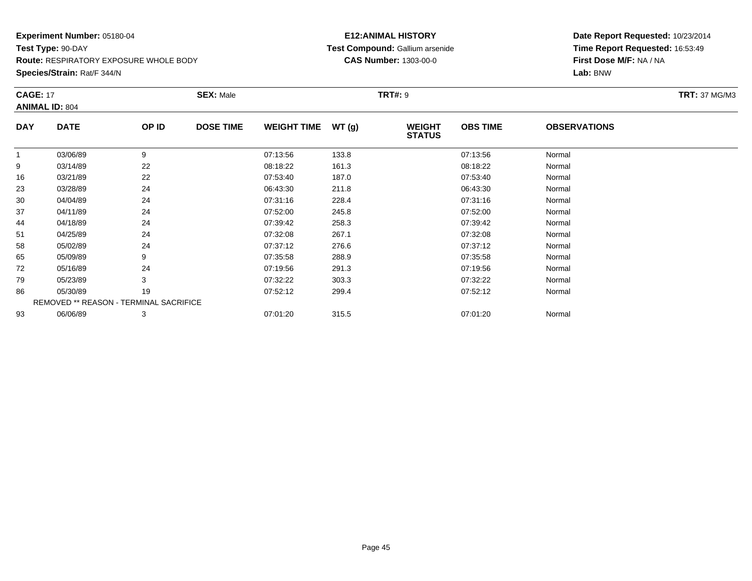**Experiment Number:** 05180-04
**Test Type:** 90-DAY
**Route:** RESPIRATORY EXPOSURE WHOLE BODY
**Species/Strain:** Rat/F 344/N

**E12:ANIMAL HISTORY**
**Test Compound:** Gallium arsenide
**CAS Number:** 1303-00-0

**Date Report Requested:** 10/23/2014
**Time Report Requested:** 16:53:49
**First Dose M/F:** NA / NA
**Lab:** BNW

**CAGE:** 17 **SEX:** Male **TRT#:** 9 **TRT:** 37 MG/M3
**ANIMAL ID:** 804

| DAY | DATE | OP ID | DOSE TIME | WEIGHT TIME | WT (g) | WEIGHT STATUS | OBS TIME | OBSERVATIONS |
|---|---|---|---|---|---|---|---|---|
| 1 | 03/06/89 | 9 | | 07:13:56 | 133.8 | | 07:13:56 | Normal |
| 9 | 03/14/89 | 22 | | 08:18:22 | 161.3 | | 08:18:22 | Normal |
| 16 | 03/21/89 | 22 | | 07:53:40 | 187.0 | | 07:53:40 | Normal |
| 23 | 03/28/89 | 24 | | 06:43:30 | 211.8 | | 06:43:30 | Normal |
| 30 | 04/04/89 | 24 | | 07:31:16 | 228.4 | | 07:31:16 | Normal |
| 37 | 04/11/89 | 24 | | 07:52:00 | 245.8 | | 07:52:00 | Normal |
| 44 | 04/18/89 | 24 | | 07:39:42 | 258.3 | | 07:39:42 | Normal |
| 51 | 04/25/89 | 24 | | 07:32:08 | 267.1 | | 07:32:08 | Normal |
| 58 | 05/02/89 | 24 | | 07:37:12 | 276.6 | | 07:37:12 | Normal |
| 65 | 05/09/89 | 9 | | 07:35:58 | 288.9 | | 07:35:58 | Normal |
| 72 | 05/16/89 | 24 | | 07:19:56 | 291.3 | | 07:19:56 | Normal |
| 79 | 05/23/89 | 3 | | 07:32:22 | 303.3 | | 07:32:22 | Normal |
| 86 | 05/30/89 | 19 | | 07:52:12 | 299.4 | | 07:52:12 | Normal |
| | REMOVED ** REASON - TERMINAL SACRIFICE | | | | | | | |
| 93 | 06/06/89 | 3 | | 07:01:20 | 315.5 | | 07:01:20 | Normal |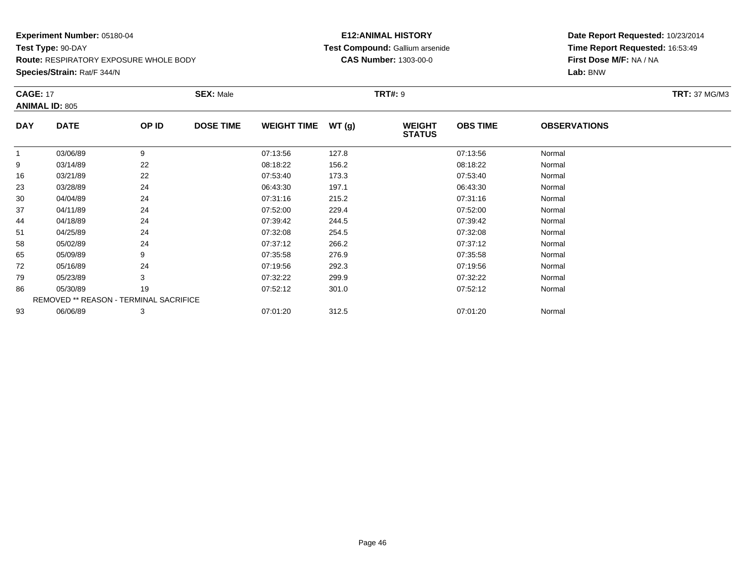**Experiment Number:** 05180-04
**Test Type:** 90-DAY
**Route:** RESPIRATORY EXPOSURE WHOLE BODY
**Species/Strain:** Rat/F 344/N

**E12:ANIMAL HISTORY**
**Test Compound:** Gallium arsenide
**CAS Number:** 1303-00-0

**Date Report Requested:** 10/23/2014
**Time Report Requested:** 16:53:49
**First Dose M/F:** NA / NA
**Lab:** BNW

**CAGE:** 17 **SEX:** Male **TRT#:** 9 **TRT:** 37 MG/M3
**ANIMAL ID:** 805

| DAY | DATE | OP ID | DOSE TIME | WEIGHT TIME | WT (g) | WEIGHT STATUS | OBS TIME | OBSERVATIONS |
|---|---|---|---|---|---|---|---|---|
| 1 | 03/06/89 | 9 | | 07:13:56 | 127.8 | | 07:13:56 | Normal |
| 9 | 03/14/89 | 22 | | 08:18:22 | 156.2 | | 08:18:22 | Normal |
| 16 | 03/21/89 | 22 | | 07:53:40 | 173.3 | | 07:53:40 | Normal |
| 23 | 03/28/89 | 24 | | 06:43:30 | 197.1 | | 06:43:30 | Normal |
| 30 | 04/04/89 | 24 | | 07:31:16 | 215.2 | | 07:31:16 | Normal |
| 37 | 04/11/89 | 24 | | 07:52:00 | 229.4 | | 07:52:00 | Normal |
| 44 | 04/18/89 | 24 | | 07:39:42 | 244.5 | | 07:39:42 | Normal |
| 51 | 04/25/89 | 24 | | 07:32:08 | 254.5 | | 07:32:08 | Normal |
| 58 | 05/02/89 | 24 | | 07:37:12 | 266.2 | | 07:37:12 | Normal |
| 65 | 05/09/89 | 9 | | 07:35:58 | 276.9 | | 07:35:58 | Normal |
| 72 | 05/16/89 | 24 | | 07:19:56 | 292.3 | | 07:19:56 | Normal |
| 79 | 05/23/89 | 3 | | 07:32:22 | 299.9 | | 07:32:22 | Normal |
| 86 | 05/30/89 | 19 | | 07:52:12 | 301.0 | | 07:52:12 | Normal |
| | REMOVED ** REASON - TERMINAL SACRIFICE | | | | | | | |
| 93 | 06/06/89 | 3 | | 07:01:20 | 312.5 | | 07:01:20 | Normal |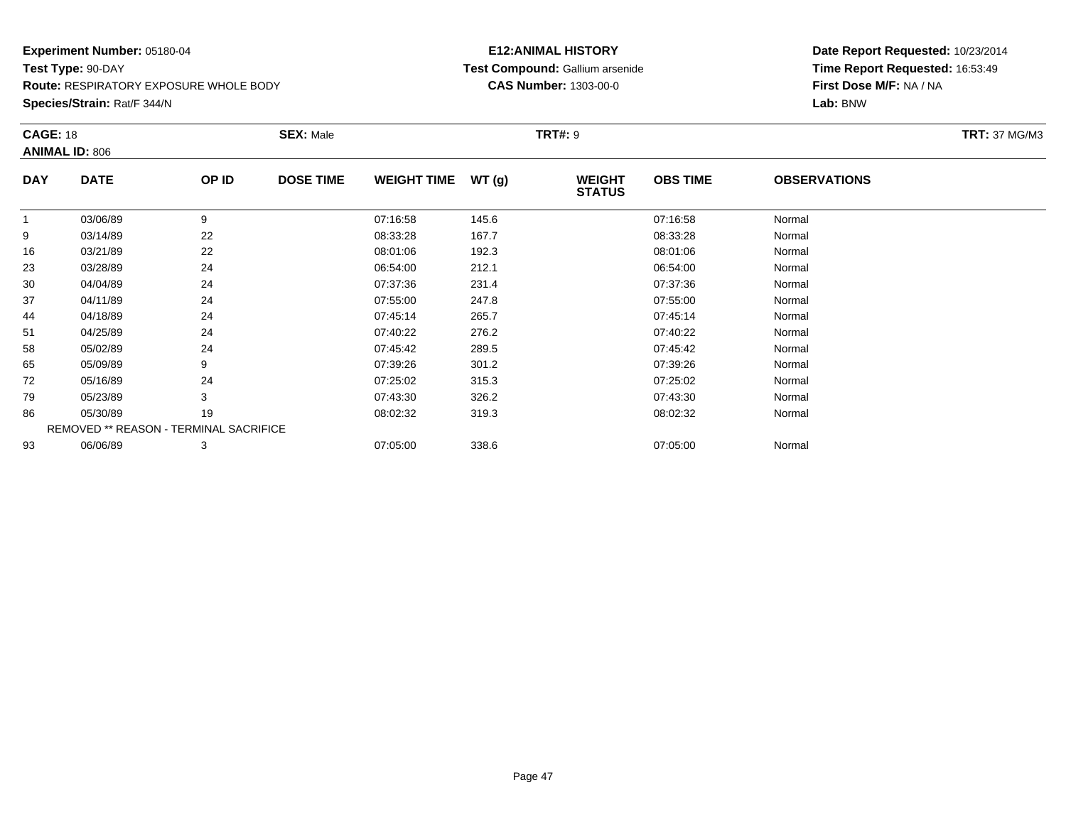**Experiment Number:** 05180-04
**Test Type:** 90-DAY
**Route:** RESPIRATORY EXPOSURE WHOLE BODY
**Species/Strain:** Rat/F 344/N

**E12:ANIMAL HISTORY**
**Test Compound:** Gallium arsenide
**CAS Number:** 1303-00-0

**Date Report Requested:** 10/23/2014
**Time Report Requested:** 16:53:49
**First Dose M/F:** NA / NA
**Lab:** BNW

**CAGE:** 18 **SEX:** Male **TRT#:** 9 **TRT:** 37 MG/M3
**ANIMAL ID:** 806

| DAY | DATE | OP ID | DOSE TIME | WEIGHT TIME | WT (g) | WEIGHT STATUS | OBS TIME | OBSERVATIONS |
|---|---|---|---|---|---|---|---|---|
| 1 | 03/06/89 | 9 | | 07:16:58 | 145.6 | | 07:16:58 | Normal |
| 9 | 03/14/89 | 22 | | 08:33:28 | 167.7 | | 08:33:28 | Normal |
| 16 | 03/21/89 | 22 | | 08:01:06 | 192.3 | | 08:01:06 | Normal |
| 23 | 03/28/89 | 24 | | 06:54:00 | 212.1 | | 06:54:00 | Normal |
| 30 | 04/04/89 | 24 | | 07:37:36 | 231.4 | | 07:37:36 | Normal |
| 37 | 04/11/89 | 24 | | 07:55:00 | 247.8 | | 07:55:00 | Normal |
| 44 | 04/18/89 | 24 | | 07:45:14 | 265.7 | | 07:45:14 | Normal |
| 51 | 04/25/89 | 24 | | 07:40:22 | 276.2 | | 07:40:22 | Normal |
| 58 | 05/02/89 | 24 | | 07:45:42 | 289.5 | | 07:45:42 | Normal |
| 65 | 05/09/89 | 9 | | 07:39:26 | 301.2 | | 07:39:26 | Normal |
| 72 | 05/16/89 | 24 | | 07:25:02 | 315.3 | | 07:25:02 | Normal |
| 79 | 05/23/89 | 3 | | 07:43:30 | 326.2 | | 07:43:30 | Normal |
| 86 | 05/30/89 | 19 | | 08:02:32 | 319.3 | | 08:02:32 | Normal |
| | REMOVED ** REASON - TERMINAL SACRIFICE | | | | | | | |
| 93 | 06/06/89 | 3 | | 07:05:00 | 338.6 | | 07:05:00 | Normal |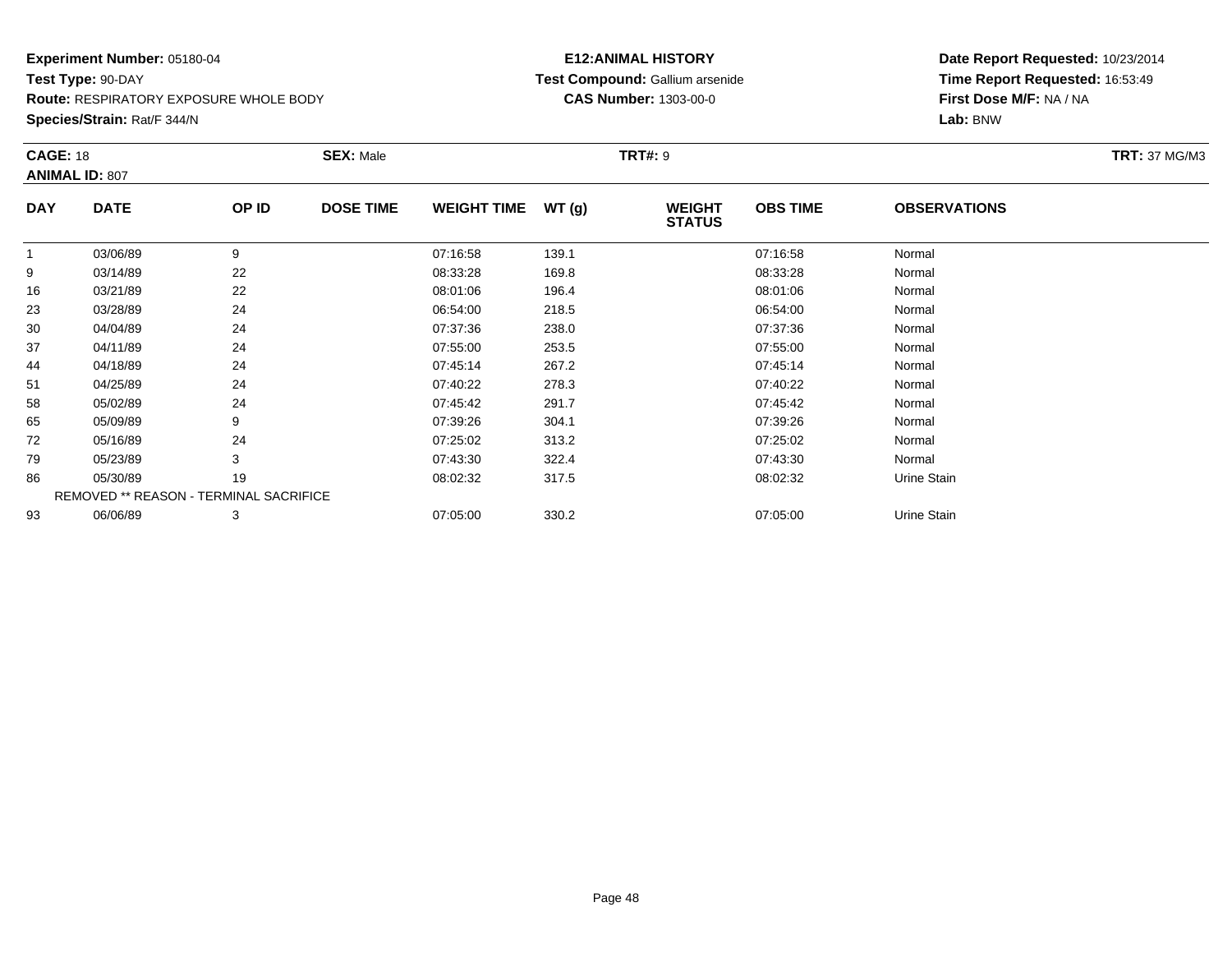**Experiment Number:** 05180-04
**Test Type:** 90-DAY
**Route:** RESPIRATORY EXPOSURE WHOLE BODY
**Species/Strain:** Rat/F 344/N

**E12:ANIMAL HISTORY**
**Test Compound:** Gallium arsenide
**CAS Number:** 1303-00-0

**Date Report Requested:** 10/23/2014
**Time Report Requested:** 16:53:49
**First Dose M/F:** NA / NA
**Lab:** BNW

**CAGE:** 18 **SEX:** Male **TRT#:** 9 **TRT:** 37 MG/M3
**ANIMAL ID:** 807

| DAY | DATE | OP ID | DOSE TIME | WEIGHT TIME | WT (g) | WEIGHT STATUS | OBS TIME | OBSERVATIONS |
|---|---|---|---|---|---|---|---|---|
| 1 | 03/06/89 | 9 | | 07:16:58 | 139.1 | | 07:16:58 | Normal |
| 9 | 03/14/89 | 22 | | 08:33:28 | 169.8 | | 08:33:28 | Normal |
| 16 | 03/21/89 | 22 | | 08:01:06 | 196.4 | | 08:01:06 | Normal |
| 23 | 03/28/89 | 24 | | 06:54:00 | 218.5 | | 06:54:00 | Normal |
| 30 | 04/04/89 | 24 | | 07:37:36 | 238.0 | | 07:37:36 | Normal |
| 37 | 04/11/89 | 24 | | 07:55:00 | 253.5 | | 07:55:00 | Normal |
| 44 | 04/18/89 | 24 | | 07:45:14 | 267.2 | | 07:45:14 | Normal |
| 51 | 04/25/89 | 24 | | 07:40:22 | 278.3 | | 07:40:22 | Normal |
| 58 | 05/02/89 | 24 | | 07:45:42 | 291.7 | | 07:45:42 | Normal |
| 65 | 05/09/89 | 9 | | 07:39:26 | 304.1 | | 07:39:26 | Normal |
| 72 | 05/16/89 | 24 | | 07:25:02 | 313.2 | | 07:25:02 | Normal |
| 79 | 05/23/89 | 3 | | 07:43:30 | 322.4 | | 07:43:30 | Normal |
| 86 | 05/30/89 | 19 | | 08:02:32 | 317.5 | | 08:02:32 | Urine Stain |
| REMOVED ** REASON - TERMINAL SACRIFICE | | | | | | | | |
| 93 | 06/06/89 | 3 | | 07:05:00 | 330.2 | | 07:05:00 | Urine Stain |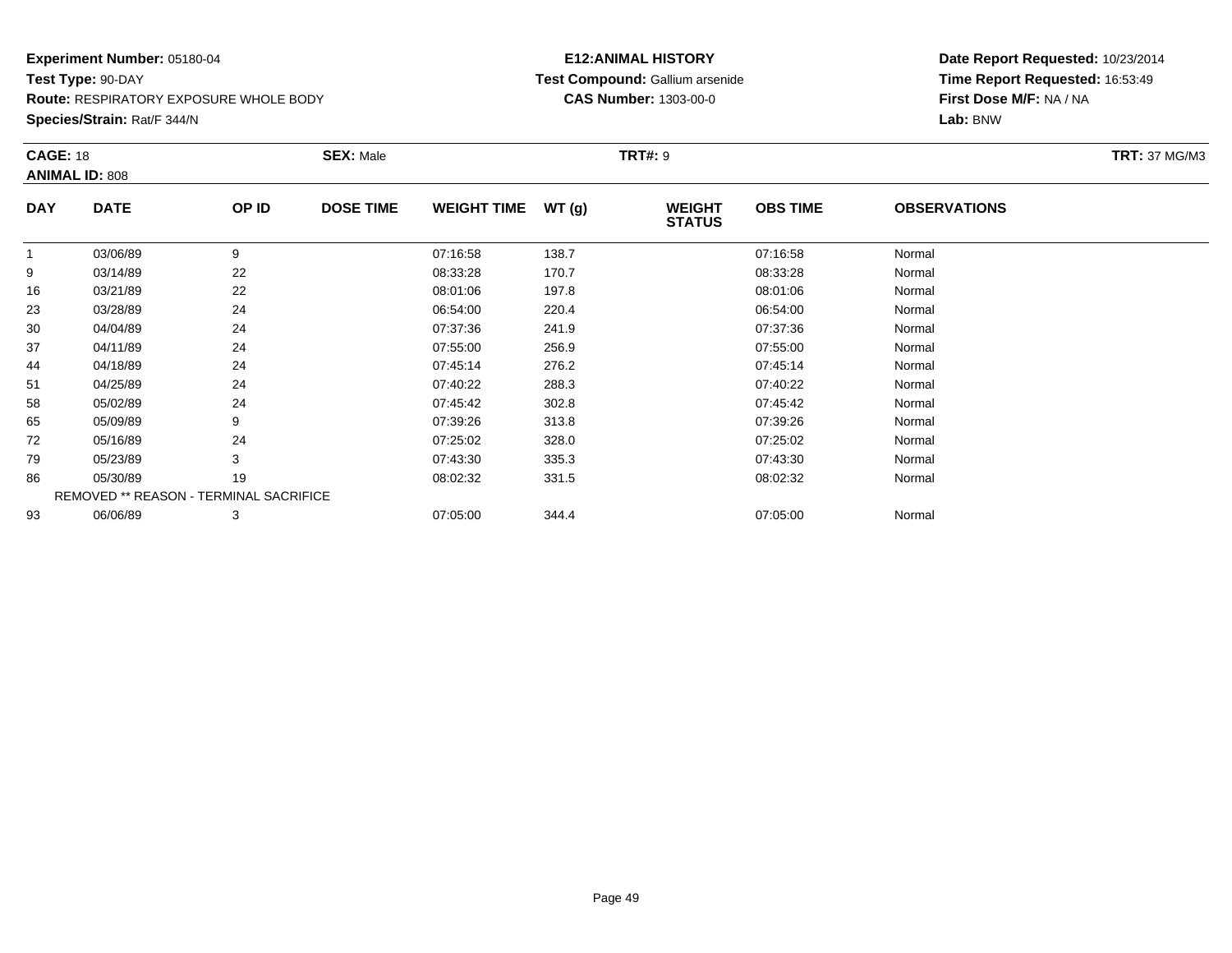**Experiment Number:** 05180-04
**Test Type:** 90-DAY
**Route:** RESPIRATORY EXPOSURE WHOLE BODY
**Species/Strain:** Rat/F 344/N

**E12:ANIMAL HISTORY**
**Test Compound:** Gallium arsenide
**CAS Number:** 1303-00-0

**Date Report Requested:** 10/23/2014
**Time Report Requested:** 16:53:49
**First Dose M/F:** NA / NA
**Lab:** BNW

**CAGE:** 18
**ANIMAL ID:** 808
**SEX:** Male
**TRT#:** 9
**TRT:** 37 MG/M3

| DAY | DATE | OP ID | DOSE TIME | WEIGHT TIME | WT (g) | WEIGHT STATUS | OBS TIME | OBSERVATIONS |
|---|---|---|---|---|---|---|---|---|
| 1 | 03/06/89 | 9 | | 07:16:58 | 138.7 | | 07:16:58 | Normal |
| 9 | 03/14/89 | 22 | | 08:33:28 | 170.7 | | 08:33:28 | Normal |
| 16 | 03/21/89 | 22 | | 08:01:06 | 197.8 | | 08:01:06 | Normal |
| 23 | 03/28/89 | 24 | | 06:54:00 | 220.4 | | 06:54:00 | Normal |
| 30 | 04/04/89 | 24 | | 07:37:36 | 241.9 | | 07:37:36 | Normal |
| 37 | 04/11/89 | 24 | | 07:55:00 | 256.9 | | 07:55:00 | Normal |
| 44 | 04/18/89 | 24 | | 07:45:14 | 276.2 | | 07:45:14 | Normal |
| 51 | 04/25/89 | 24 | | 07:40:22 | 288.3 | | 07:40:22 | Normal |
| 58 | 05/02/89 | 24 | | 07:45:42 | 302.8 | | 07:45:42 | Normal |
| 65 | 05/09/89 | 9 | | 07:39:26 | 313.8 | | 07:39:26 | Normal |
| 72 | 05/16/89 | 24 | | 07:25:02 | 328.0 | | 07:25:02 | Normal |
| 79 | 05/23/89 | 3 | | 07:43:30 | 335.3 | | 07:43:30 | Normal |
| 86 | 05/30/89 | 19 | | 08:02:32 | 331.5 | | 08:02:32 | Normal |
| | REMOVED ** REASON - TERMINAL SACRIFICE | | | | | | | |
| 93 | 06/06/89 | 3 | | 07:05:00 | 344.4 | | 07:05:00 | Normal |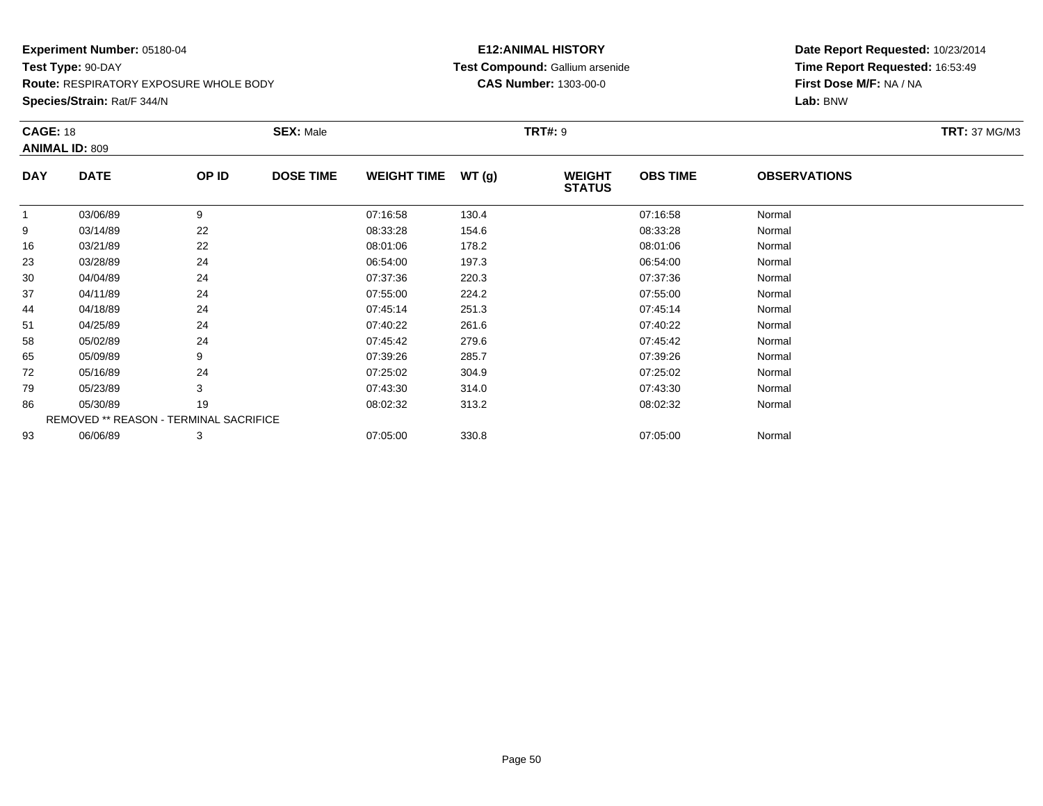**Experiment Number:** 05180-04
**Test Type:** 90-DAY
**Route:** RESPIRATORY EXPOSURE WHOLE BODY
**Species/Strain:** Rat/F 344/N

**E12:ANIMAL HISTORY**
**Test Compound:** Gallium arsenide
**CAS Number:** 1303-00-0

**Date Report Requested:** 10/23/2014
**Time Report Requested:** 16:53:49
**First Dose M/F:** NA / NA
**Lab:** BNW

**CAGE:** 18 **SEX:** Male **TRT#:** 9 **TRT:** 37 MG/M3
**ANIMAL ID:** 809

| DAY | DATE | OP ID | DOSE TIME | WEIGHT TIME | WT (g) | WEIGHT STATUS | OBS TIME | OBSERVATIONS |
|---|---|---|---|---|---|---|---|---|
| 1 | 03/06/89 | 9 | | 07:16:58 | 130.4 | | 07:16:58 | Normal |
| 9 | 03/14/89 | 22 | | 08:33:28 | 154.6 | | 08:33:28 | Normal |
| 16 | 03/21/89 | 22 | | 08:01:06 | 178.2 | | 08:01:06 | Normal |
| 23 | 03/28/89 | 24 | | 06:54:00 | 197.3 | | 06:54:00 | Normal |
| 30 | 04/04/89 | 24 | | 07:37:36 | 220.3 | | 07:37:36 | Normal |
| 37 | 04/11/89 | 24 | | 07:55:00 | 224.2 | | 07:55:00 | Normal |
| 44 | 04/18/89 | 24 | | 07:45:14 | 251.3 | | 07:45:14 | Normal |
| 51 | 04/25/89 | 24 | | 07:40:22 | 261.6 | | 07:40:22 | Normal |
| 58 | 05/02/89 | 24 | | 07:45:42 | 279.6 | | 07:45:42 | Normal |
| 65 | 05/09/89 | 9 | | 07:39:26 | 285.7 | | 07:39:26 | Normal |
| 72 | 05/16/89 | 24 | | 07:25:02 | 304.9 | | 07:25:02 | Normal |
| 79 | 05/23/89 | 3 | | 07:43:30 | 314.0 | | 07:43:30 | Normal |
| 86 | 05/30/89 | 19 | | 08:02:32 | 313.2 | | 08:02:32 | Normal |
| | REMOVED ** REASON - TERMINAL SACRIFICE | | | | | | | |
| 93 | 06/06/89 | 3 | | 07:05:00 | 330.8 | | 07:05:00 | Normal |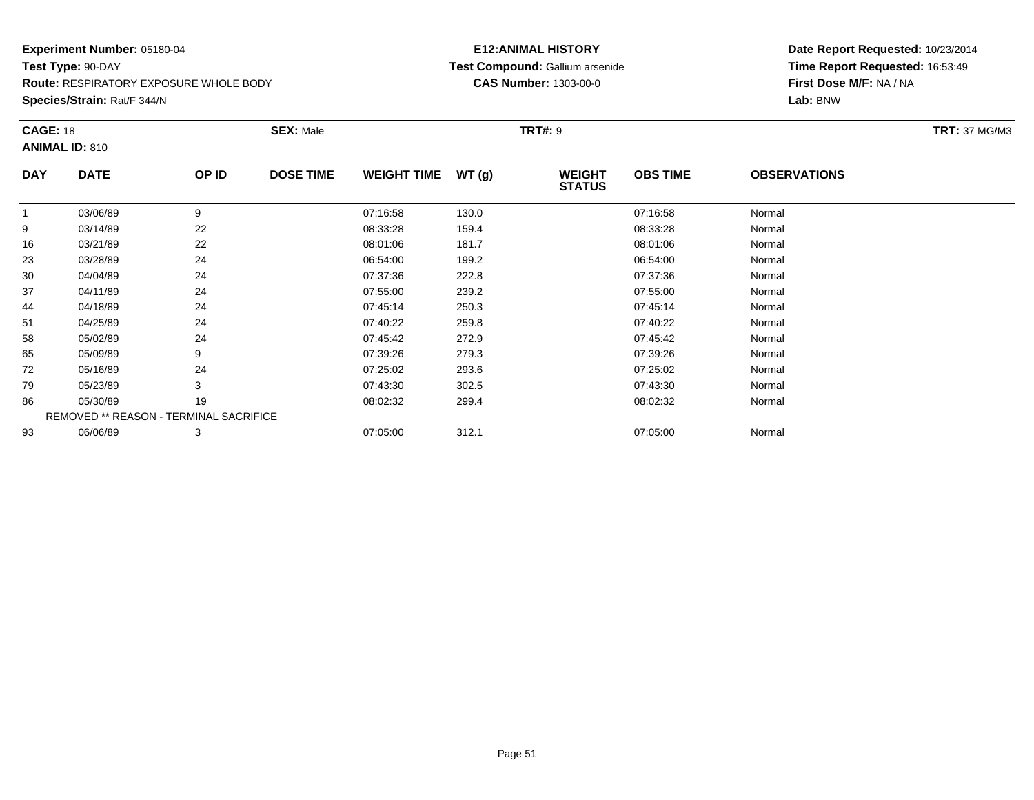**Experiment Number:** 05180-04
**Test Type:** 90-DAY
**Route:** RESPIRATORY EXPOSURE WHOLE BODY
**Species/Strain:** Rat/F 344/N

**E12:ANIMAL HISTORY**
**Test Compound:** Gallium arsenide
**CAS Number:** 1303-00-0

**Date Report Requested:** 10/23/2014
**Time Report Requested:** 16:53:49
**First Dose M/F:** NA / NA
**Lab:** BNW

**CAGE:** 18 **SEX:** Male **TRT#:** 9 **TRT:** 37 MG/M3
**ANIMAL ID:** 810

| DAY | DATE | OP ID | DOSE TIME | WEIGHT TIME | WT (g) | WEIGHT STATUS | OBS TIME | OBSERVATIONS |
|---|---|---|---|---|---|---|---|---|
| 1 | 03/06/89 | 9 | | 07:16:58 | 130.0 | | 07:16:58 | Normal |
| 9 | 03/14/89 | 22 | | 08:33:28 | 159.4 | | 08:33:28 | Normal |
| 16 | 03/21/89 | 22 | | 08:01:06 | 181.7 | | 08:01:06 | Normal |
| 23 | 03/28/89 | 24 | | 06:54:00 | 199.2 | | 06:54:00 | Normal |
| 30 | 04/04/89 | 24 | | 07:37:36 | 222.8 | | 07:37:36 | Normal |
| 37 | 04/11/89 | 24 | | 07:55:00 | 239.2 | | 07:55:00 | Normal |
| 44 | 04/18/89 | 24 | | 07:45:14 | 250.3 | | 07:45:14 | Normal |
| 51 | 04/25/89 | 24 | | 07:40:22 | 259.8 | | 07:40:22 | Normal |
| 58 | 05/02/89 | 24 | | 07:45:42 | 272.9 | | 07:45:42 | Normal |
| 65 | 05/09/89 | 9 | | 07:39:26 | 279.3 | | 07:39:26 | Normal |
| 72 | 05/16/89 | 24 | | 07:25:02 | 293.6 | | 07:25:02 | Normal |
| 79 | 05/23/89 | 3 | | 07:43:30 | 302.5 | | 07:43:30 | Normal |
| 86 | 05/30/89 | 19 | | 08:02:32 | 299.4 | | 08:02:32 | Normal |
| REMOVED ** REASON - TERMINAL SACRIFICE | | | | | | | | |
| 93 | 06/06/89 | 3 | | 07:05:00 | 312.1 | | 07:05:00 | Normal |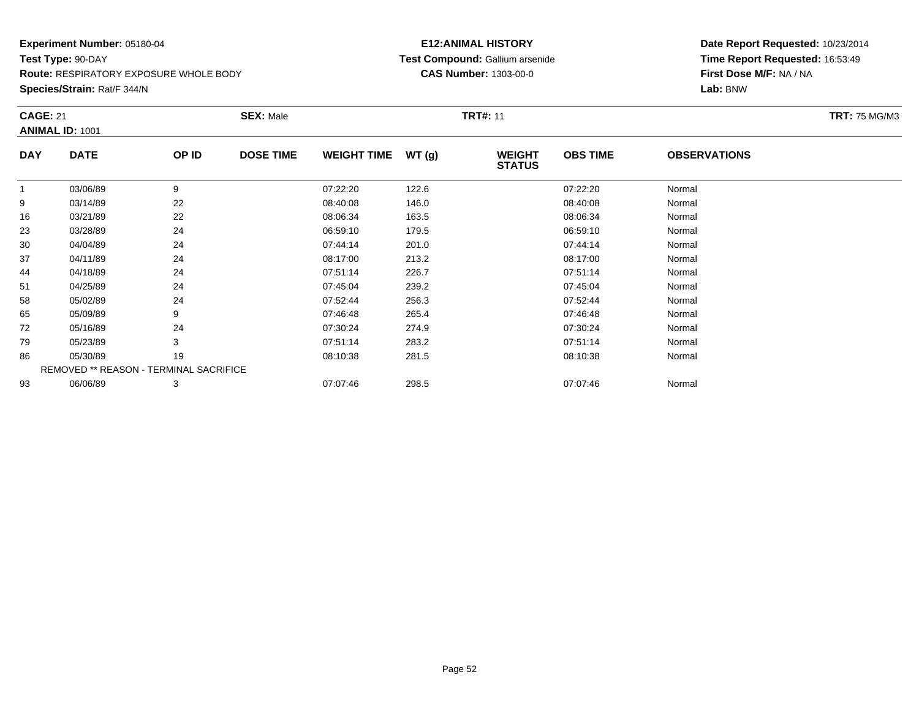**Experiment Number:** 05180-04
**Test Type:** 90-DAY
**Route:** RESPIRATORY EXPOSURE WHOLE BODY
**Species/Strain:** Rat/F 344/N

**E12:ANIMAL HISTORY**
**Test Compound:** Gallium arsenide
**CAS Number:** 1303-00-0

**Date Report Requested:** 10/23/2014
**Time Report Requested:** 16:53:49
**First Dose M/F:** NA / NA
**Lab:** BNW

**CAGE:** 21 **SEX:** Male **TRT#:** 11 **TRT:** 75 MG/M3
**ANIMAL ID:** 1001

| DAY | DATE | OP ID | DOSE TIME | WEIGHT TIME | WT (g) | WEIGHT STATUS | OBS TIME | OBSERVATIONS |
|---|---|---|---|---|---|---|---|---|
| 1 | 03/06/89 | 9 | | 07:22:20 | 122.6 | | 07:22:20 | Normal |
| 9 | 03/14/89 | 22 | | 08:40:08 | 146.0 | | 08:40:08 | Normal |
| 16 | 03/21/89 | 22 | | 08:06:34 | 163.5 | | 08:06:34 | Normal |
| 23 | 03/28/89 | 24 | | 06:59:10 | 179.5 | | 06:59:10 | Normal |
| 30 | 04/04/89 | 24 | | 07:44:14 | 201.0 | | 07:44:14 | Normal |
| 37 | 04/11/89 | 24 | | 08:17:00 | 213.2 | | 08:17:00 | Normal |
| 44 | 04/18/89 | 24 | | 07:51:14 | 226.7 | | 07:51:14 | Normal |
| 51 | 04/25/89 | 24 | | 07:45:04 | 239.2 | | 07:45:04 | Normal |
| 58 | 05/02/89 | 24 | | 07:52:44 | 256.3 | | 07:52:44 | Normal |
| 65 | 05/09/89 | 9 | | 07:46:48 | 265.4 | | 07:46:48 | Normal |
| 72 | 05/16/89 | 24 | | 07:30:24 | 274.9 | | 07:30:24 | Normal |
| 79 | 05/23/89 | 3 | | 07:51:14 | 283.2 | | 07:51:14 | Normal |
| 86 | 05/30/89 | 19 | | 08:10:38 | 281.5 | | 08:10:38 | Normal |
| REMOVED ** REASON - TERMINAL SACRIFICE | | | | | | | | |
| 93 | 06/06/89 | 3 | | 07:07:46 | 298.5 | | 07:07:46 | Normal |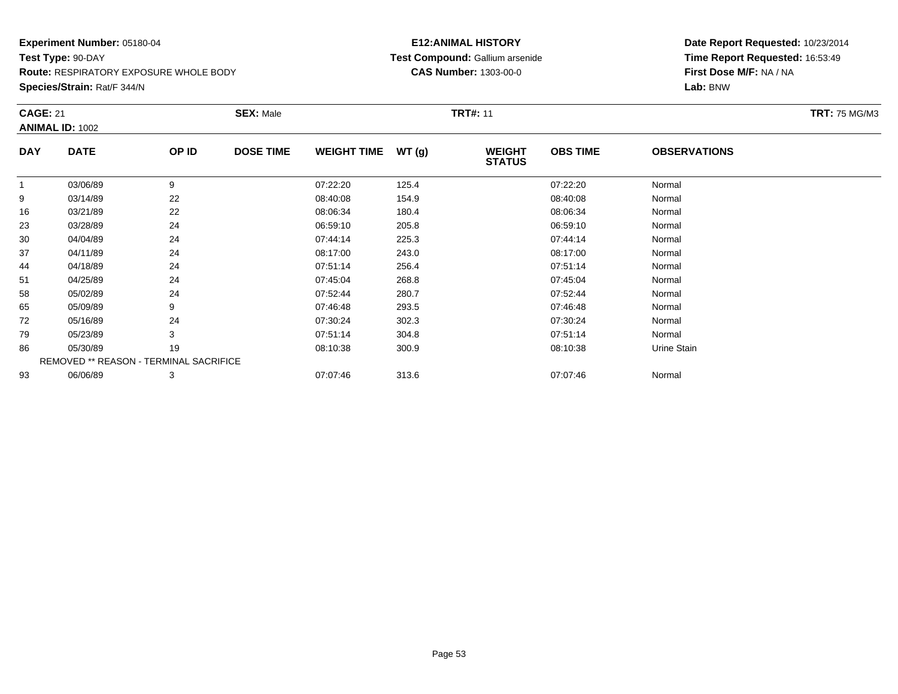**Experiment Number:** 05180-04
**Test Type:** 90-DAY
**Route:** RESPIRATORY EXPOSURE WHOLE BODY
**Species/Strain:** Rat/F 344/N

**E12:ANIMAL HISTORY**
**Test Compound:** Gallium arsenide
**CAS Number:** 1303-00-0

**Date Report Requested:** 10/23/2014
**Time Report Requested:** 16:53:49
**First Dose M/F:** NA / NA
**Lab:** BNW

**CAGE:** 21 **SEX:** Male **TRT#:** 11 **TRT:** 75 MG/M3
**ANIMAL ID:** 1002

| DAY | DATE | OP ID | DOSE TIME | WEIGHT TIME | WT (g) | WEIGHT STATUS | OBS TIME | OBSERVATIONS |
|---|---|---|---|---|---|---|---|---|
| 1 | 03/06/89 | 9 | | 07:22:20 | 125.4 | | 07:22:20 | Normal |
| 9 | 03/14/89 | 22 | | 08:40:08 | 154.9 | | 08:40:08 | Normal |
| 16 | 03/21/89 | 22 | | 08:06:34 | 180.4 | | 08:06:34 | Normal |
| 23 | 03/28/89 | 24 | | 06:59:10 | 205.8 | | 06:59:10 | Normal |
| 30 | 04/04/89 | 24 | | 07:44:14 | 225.3 | | 07:44:14 | Normal |
| 37 | 04/11/89 | 24 | | 08:17:00 | 243.0 | | 08:17:00 | Normal |
| 44 | 04/18/89 | 24 | | 07:51:14 | 256.4 | | 07:51:14 | Normal |
| 51 | 04/25/89 | 24 | | 07:45:04 | 268.8 | | 07:45:04 | Normal |
| 58 | 05/02/89 | 24 | | 07:52:44 | 280.7 | | 07:52:44 | Normal |
| 65 | 05/09/89 | 9 | | 07:46:48 | 293.5 | | 07:46:48 | Normal |
| 72 | 05/16/89 | 24 | | 07:30:24 | 302.3 | | 07:30:24 | Normal |
| 79 | 05/23/89 | 3 | | 07:51:14 | 304.8 | | 07:51:14 | Normal |
| 86 | 05/30/89 | 19 | | 08:10:38 | 300.9 | | 08:10:38 | Urine Stain |
| REMOVED ** REASON - TERMINAL SACRIFICE | | | | | | | | |
| 93 | 06/06/89 | 3 | | 07:07:46 | 313.6 | | 07:07:46 | Normal |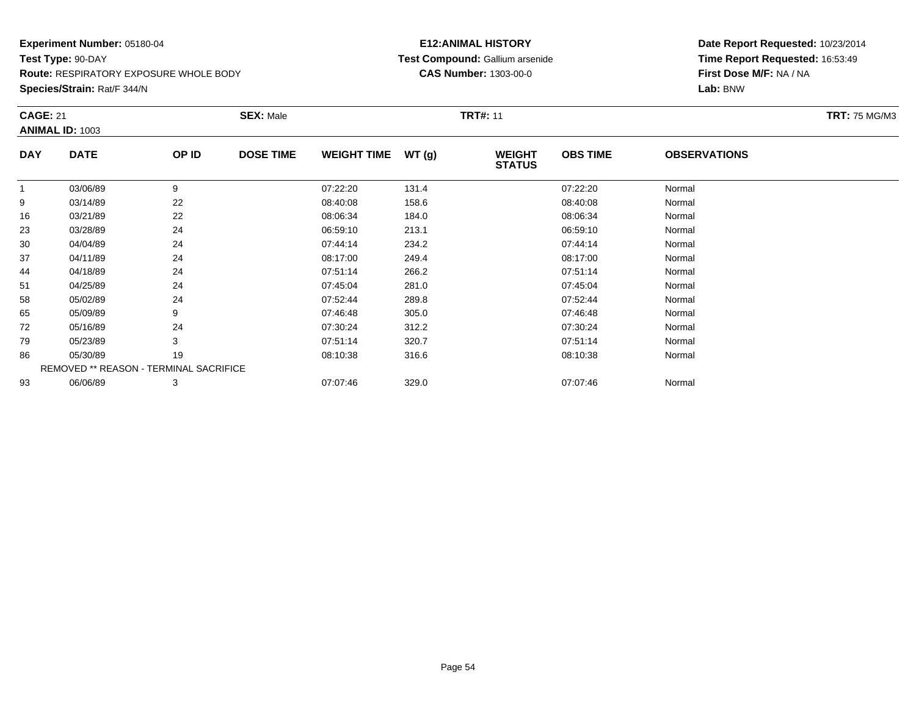**Experiment Number:** 05180-04
**Test Type:** 90-DAY
**Route:** RESPIRATORY EXPOSURE WHOLE BODY
**Species/Strain:** Rat/F 344/N

**E12:ANIMAL HISTORY**
**Test Compound:** Gallium arsenide
**CAS Number:** 1303-00-0

**Date Report Requested:** 10/23/2014
**Time Report Requested:** 16:53:49
**First Dose M/F:** NA / NA
**Lab:** BNW

**CAGE:** 21 **SEX:** Male **TRT#:** 11 **TRT:** 75 MG/M3
**ANIMAL ID:** 1003

| DAY | DATE | OP ID | DOSE TIME | WEIGHT TIME | WT (g) | WEIGHT STATUS | OBS TIME | OBSERVATIONS |
|---|---|---|---|---|---|---|---|---|
| 1 | 03/06/89 | 9 | | 07:22:20 | 131.4 | | 07:22:20 | Normal |
| 9 | 03/14/89 | 22 | | 08:40:08 | 158.6 | | 08:40:08 | Normal |
| 16 | 03/21/89 | 22 | | 08:06:34 | 184.0 | | 08:06:34 | Normal |
| 23 | 03/28/89 | 24 | | 06:59:10 | 213.1 | | 06:59:10 | Normal |
| 30 | 04/04/89 | 24 | | 07:44:14 | 234.2 | | 07:44:14 | Normal |
| 37 | 04/11/89 | 24 | | 08:17:00 | 249.4 | | 08:17:00 | Normal |
| 44 | 04/18/89 | 24 | | 07:51:14 | 266.2 | | 07:51:14 | Normal |
| 51 | 04/25/89 | 24 | | 07:45:04 | 281.0 | | 07:45:04 | Normal |
| 58 | 05/02/89 | 24 | | 07:52:44 | 289.8 | | 07:52:44 | Normal |
| 65 | 05/09/89 | 9 | | 07:46:48 | 305.0 | | 07:46:48 | Normal |
| 72 | 05/16/89 | 24 | | 07:30:24 | 312.2 | | 07:30:24 | Normal |
| 79 | 05/23/89 | 3 | | 07:51:14 | 320.7 | | 07:51:14 | Normal |
| 86 | 05/30/89 | 19 | | 08:10:38 | 316.6 | | 08:10:38 | Normal |
| REMOVED ** REASON - TERMINAL SACRIFICE | | | | | | | | |
| 93 | 06/06/89 | 3 | | 07:07:46 | 329.0 | | 07:07:46 | Normal |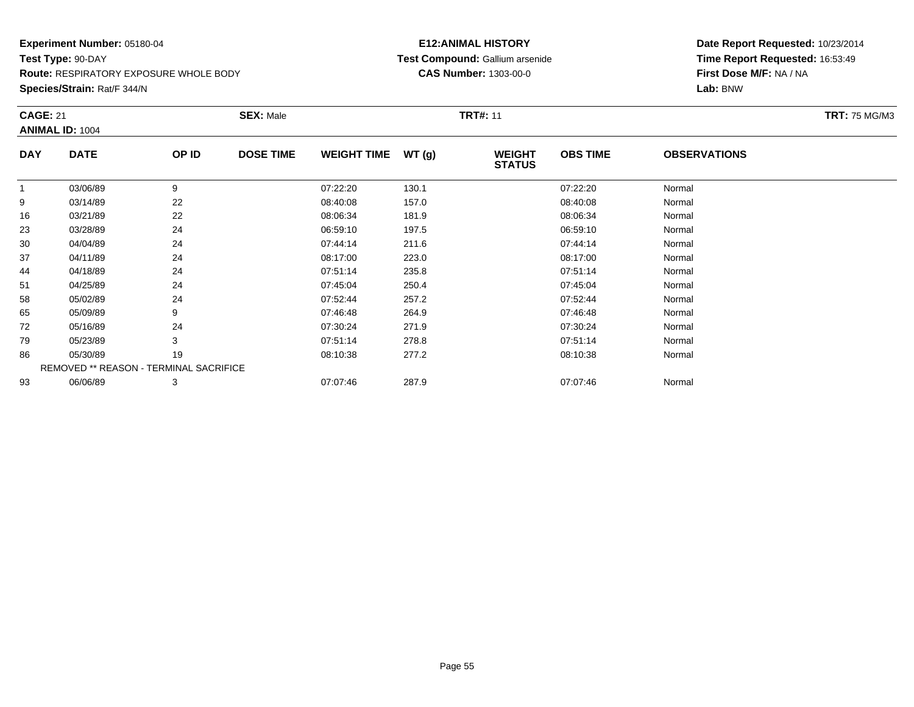**Experiment Number:** 05180-04
**Test Type:** 90-DAY
**Route:** RESPIRATORY EXPOSURE WHOLE BODY
**Species/Strain:** Rat/F 344/N

**E12:ANIMAL HISTORY**
**Test Compound:** Gallium arsenide
**CAS Number:** 1303-00-0

**Date Report Requested:** 10/23/2014
**Time Report Requested:** 16:53:49
**First Dose M/F:** NA / NA
**Lab:** BNW

**CAGE:** 21 **SEX:** Male **TRT#:** 11 **TRT:** 75 MG/M3
**ANIMAL ID:** 1004

| DAY | DATE | OP ID | DOSE TIME | WEIGHT TIME | WT (g) | WEIGHT STATUS | OBS TIME | OBSERVATIONS |
|---|---|---|---|---|---|---|---|---|
| 1 | 03/06/89 | 9 | | 07:22:20 | 130.1 | | 07:22:20 | Normal |
| 9 | 03/14/89 | 22 | | 08:40:08 | 157.0 | | 08:40:08 | Normal |
| 16 | 03/21/89 | 22 | | 08:06:34 | 181.9 | | 08:06:34 | Normal |
| 23 | 03/28/89 | 24 | | 06:59:10 | 197.5 | | 06:59:10 | Normal |
| 30 | 04/04/89 | 24 | | 07:44:14 | 211.6 | | 07:44:14 | Normal |
| 37 | 04/11/89 | 24 | | 08:17:00 | 223.0 | | 08:17:00 | Normal |
| 44 | 04/18/89 | 24 | | 07:51:14 | 235.8 | | 07:51:14 | Normal |
| 51 | 04/25/89 | 24 | | 07:45:04 | 250.4 | | 07:45:04 | Normal |
| 58 | 05/02/89 | 24 | | 07:52:44 | 257.2 | | 07:52:44 | Normal |
| 65 | 05/09/89 | 9 | | 07:46:48 | 264.9 | | 07:46:48 | Normal |
| 72 | 05/16/89 | 24 | | 07:30:24 | 271.9 | | 07:30:24 | Normal |
| 79 | 05/23/89 | 3 | | 07:51:14 | 278.8 | | 07:51:14 | Normal |
| 86 | 05/30/89 | 19 | | 08:10:38 | 277.2 | | 08:10:38 | Normal |
| | REMOVED ** REASON - TERMINAL SACRIFICE | | | | | | | |
| 93 | 06/06/89 | 3 | | 07:07:46 | 287.9 | | 07:07:46 | Normal |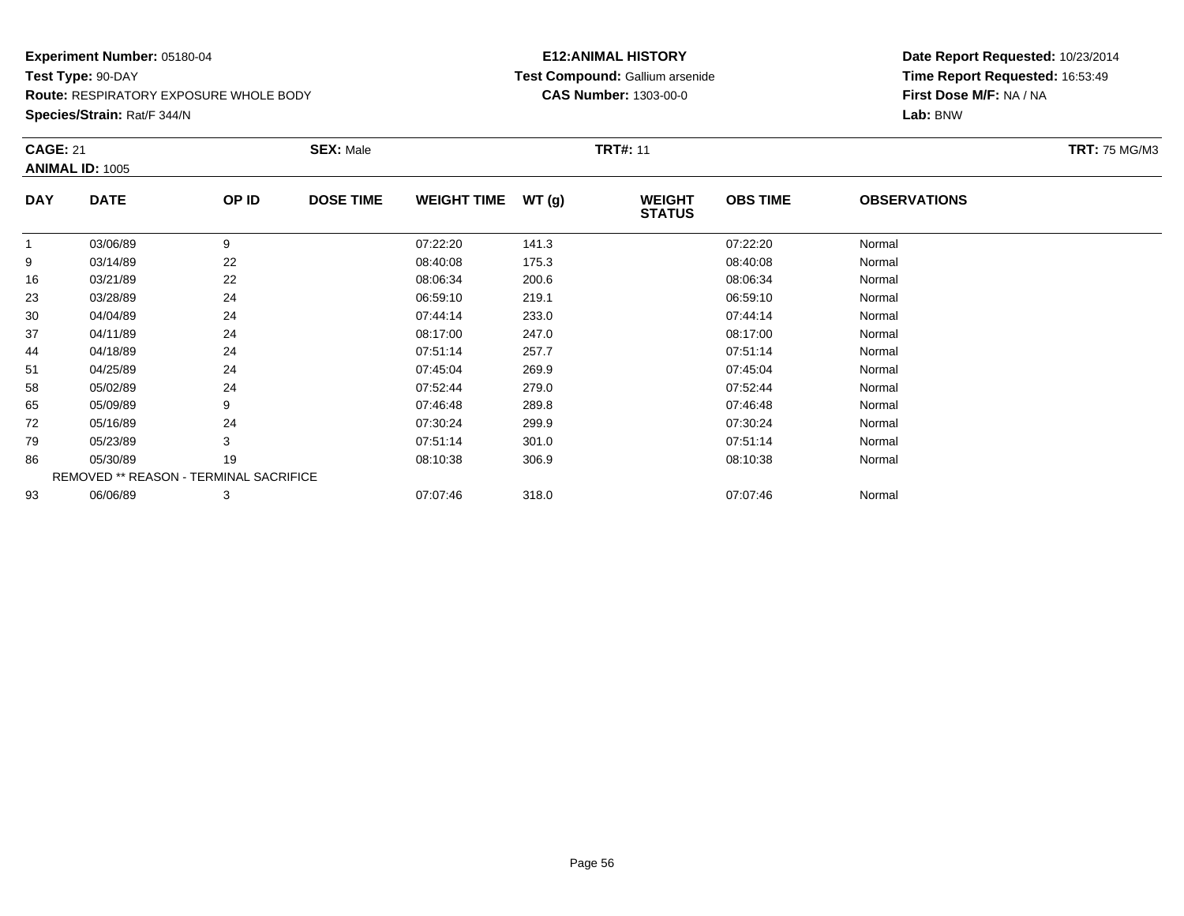**Experiment Number:** 05180-04
**Test Type:** 90-DAY
**Route:** RESPIRATORY EXPOSURE WHOLE BODY
**Species/Strain:** Rat/F 344/N

**E12:ANIMAL HISTORY**
**Test Compound:** Gallium arsenide
**CAS Number:** 1303-00-0

**Date Report Requested:** 10/23/2014
**Time Report Requested:** 16:53:49
**First Dose M/F:** NA / NA
**Lab:** BNW

**CAGE:** 21 **SEX:** Male **TRT#:** 11 **TRT:** 75 MG/M3
**ANIMAL ID:** 1005

| DAY | DATE | OP ID | DOSE TIME | WEIGHT TIME | WT (g) | WEIGHT STATUS | OBS TIME | OBSERVATIONS |
|---|---|---|---|---|---|---|---|---|
| 1 | 03/06/89 | 9 | | 07:22:20 | 141.3 | | 07:22:20 | Normal |
| 9 | 03/14/89 | 22 | | 08:40:08 | 175.3 | | 08:40:08 | Normal |
| 16 | 03/21/89 | 22 | | 08:06:34 | 200.6 | | 08:06:34 | Normal |
| 23 | 03/28/89 | 24 | | 06:59:10 | 219.1 | | 06:59:10 | Normal |
| 30 | 04/04/89 | 24 | | 07:44:14 | 233.0 | | 07:44:14 | Normal |
| 37 | 04/11/89 | 24 | | 08:17:00 | 247.0 | | 08:17:00 | Normal |
| 44 | 04/18/89 | 24 | | 07:51:14 | 257.7 | | 07:51:14 | Normal |
| 51 | 04/25/89 | 24 | | 07:45:04 | 269.9 | | 07:45:04 | Normal |
| 58 | 05/02/89 | 24 | | 07:52:44 | 279.0 | | 07:52:44 | Normal |
| 65 | 05/09/89 | 9 | | 07:46:48 | 289.8 | | 07:46:48 | Normal |
| 72 | 05/16/89 | 24 | | 07:30:24 | 299.9 | | 07:30:24 | Normal |
| 79 | 05/23/89 | 3 | | 07:51:14 | 301.0 | | 07:51:14 | Normal |
| 86 | 05/30/89 | 19 | | 08:10:38 | 306.9 | | 08:10:38 | Normal |
| REMOVED ** REASON - TERMINAL SACRIFICE | | | | | | | | |
| 93 | 06/06/89 | 3 | | 07:07:46 | 318.0 | | 07:07:46 | Normal |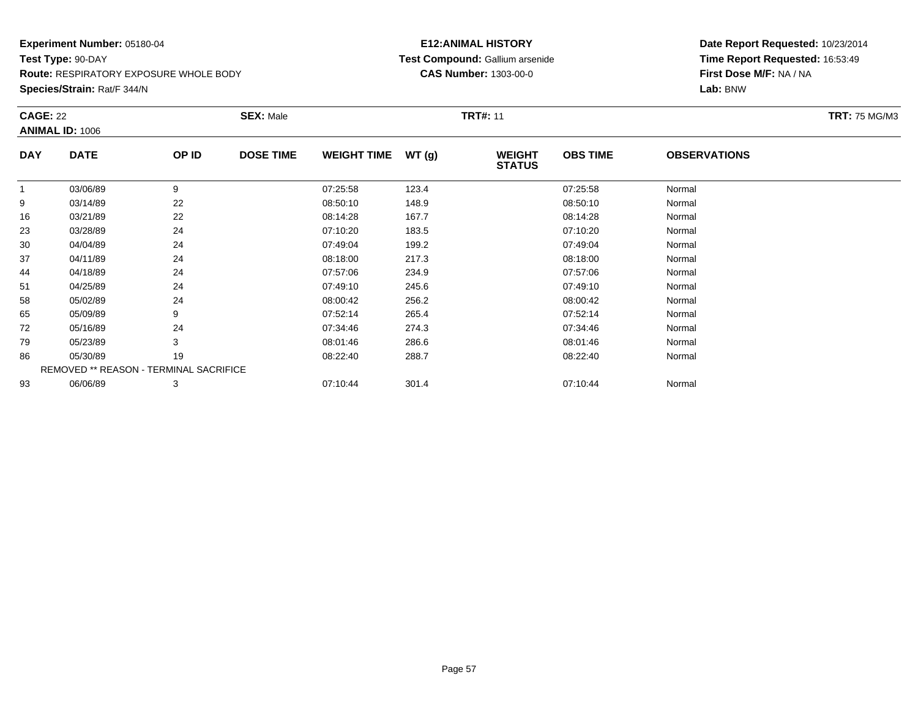**Experiment Number:** 05180-04
**Test Type:** 90-DAY
**Route:** RESPIRATORY EXPOSURE WHOLE BODY
**Species/Strain:** Rat/F 344/N

**E12:ANIMAL HISTORY**
**Test Compound:** Gallium arsenide
**CAS Number:** 1303-00-0

**Date Report Requested:** 10/23/2014
**Time Report Requested:** 16:53:49
**First Dose M/F:** NA / NA
**Lab:** BNW

**CAGE:** 22 **SEX:** Male **TRT#:** 11 **TRT:** 75 MG/M3
**ANIMAL ID:** 1006

| DAY | DATE | OP ID | DOSE TIME | WEIGHT TIME | WT (g) | WEIGHT STATUS | OBS TIME | OBSERVATIONS |
|---|---|---|---|---|---|---|---|---|
| 1 | 03/06/89 | 9 | | 07:25:58 | 123.4 | | 07:25:58 | Normal |
| 9 | 03/14/89 | 22 | | 08:50:10 | 148.9 | | 08:50:10 | Normal |
| 16 | 03/21/89 | 22 | | 08:14:28 | 167.7 | | 08:14:28 | Normal |
| 23 | 03/28/89 | 24 | | 07:10:20 | 183.5 | | 07:10:20 | Normal |
| 30 | 04/04/89 | 24 | | 07:49:04 | 199.2 | | 07:49:04 | Normal |
| 37 | 04/11/89 | 24 | | 08:18:00 | 217.3 | | 08:18:00 | Normal |
| 44 | 04/18/89 | 24 | | 07:57:06 | 234.9 | | 07:57:06 | Normal |
| 51 | 04/25/89 | 24 | | 07:49:10 | 245.6 | | 07:49:10 | Normal |
| 58 | 05/02/89 | 24 | | 08:00:42 | 256.2 | | 08:00:42 | Normal |
| 65 | 05/09/89 | 9 | | 07:52:14 | 265.4 | | 07:52:14 | Normal |
| 72 | 05/16/89 | 24 | | 07:34:46 | 274.3 | | 07:34:46 | Normal |
| 79 | 05/23/89 | 3 | | 08:01:46 | 286.6 | | 08:01:46 | Normal |
| 86 | 05/30/89 | 19 | | 08:22:40 | 288.7 | | 08:22:40 | Normal |
| REMOVED ** REASON - TERMINAL SACRIFICE | | | | | | | | |
| 93 | 06/06/89 | 3 | | 07:10:44 | 301.4 | | 07:10:44 | Normal |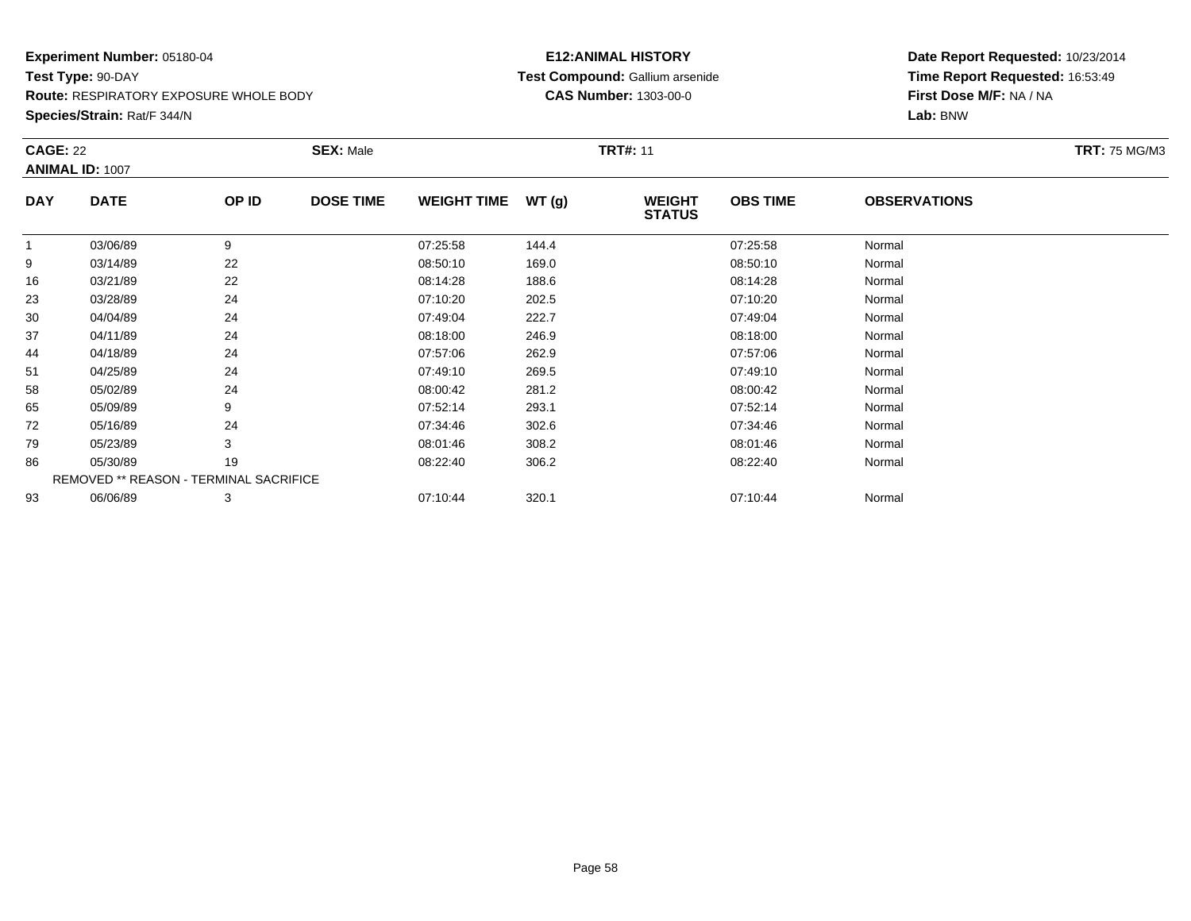**Experiment Number:** 05180-04
**Test Type:** 90-DAY
**Route:** RESPIRATORY EXPOSURE WHOLE BODY
**Species/Strain:** Rat/F 344/N

**E12:ANIMAL HISTORY**
**Test Compound:** Gallium arsenide
**CAS Number:** 1303-00-0

**Date Report Requested:** 10/23/2014
**Time Report Requested:** 16:53:49
**First Dose M/F:** NA / NA
**Lab:** BNW

**CAGE:** 22 **SEX:** Male **TRT#:** 11 **TRT:** 75 MG/M3
**ANIMAL ID:** 1007

| DAY | DATE | OP ID | DOSE TIME | WEIGHT TIME | WT (g) | WEIGHT STATUS | OBS TIME | OBSERVATIONS |
|---|---|---|---|---|---|---|---|---|
| 1 | 03/06/89 | 9 | | 07:25:58 | 144.4 | | 07:25:58 | Normal |
| 9 | 03/14/89 | 22 | | 08:50:10 | 169.0 | | 08:50:10 | Normal |
| 16 | 03/21/89 | 22 | | 08:14:28 | 188.6 | | 08:14:28 | Normal |
| 23 | 03/28/89 | 24 | | 07:10:20 | 202.5 | | 07:10:20 | Normal |
| 30 | 04/04/89 | 24 | | 07:49:04 | 222.7 | | 07:49:04 | Normal |
| 37 | 04/11/89 | 24 | | 08:18:00 | 246.9 | | 08:18:00 | Normal |
| 44 | 04/18/89 | 24 | | 07:57:06 | 262.9 | | 07:57:06 | Normal |
| 51 | 04/25/89 | 24 | | 07:49:10 | 269.5 | | 07:49:10 | Normal |
| 58 | 05/02/89 | 24 | | 08:00:42 | 281.2 | | 08:00:42 | Normal |
| 65 | 05/09/89 | 9 | | 07:52:14 | 293.1 | | 07:52:14 | Normal |
| 72 | 05/16/89 | 24 | | 07:34:46 | 302.6 | | 07:34:46 | Normal |
| 79 | 05/23/89 | 3 | | 08:01:46 | 308.2 | | 08:01:46 | Normal |
| 86 | 05/30/89 | 19 | | 08:22:40 | 306.2 | | 08:22:40 | Normal |
| REMOVED ** REASON - TERMINAL SACRIFICE | | | | | | | | |
| 93 | 06/06/89 | 3 | | 07:10:44 | 320.1 | | 07:10:44 | Normal |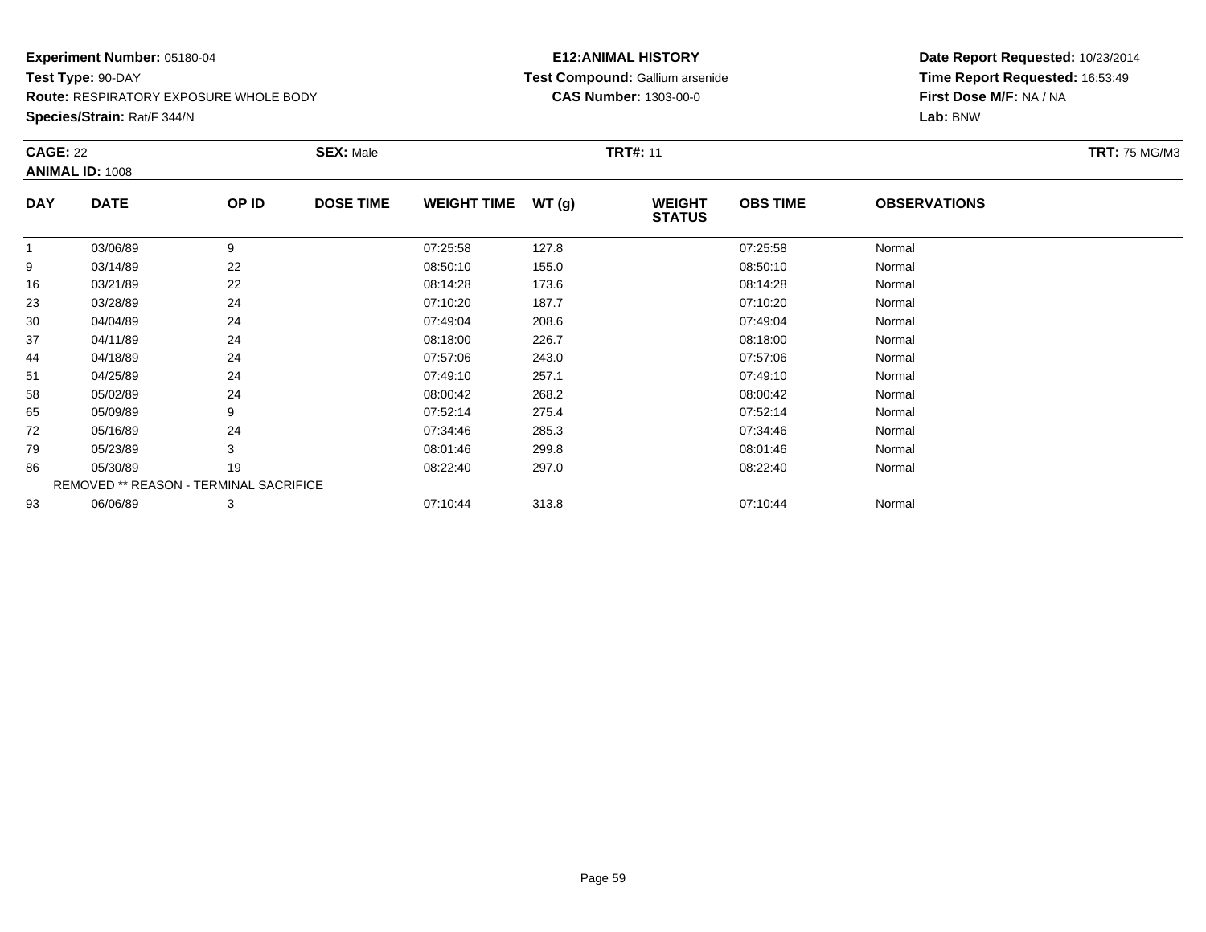**Experiment Number:** 05180-04
**Test Type:** 90-DAY
**Route:** RESPIRATORY EXPOSURE WHOLE BODY
**Species/Strain:** Rat/F 344/N

**E12:ANIMAL HISTORY**
**Test Compound:** Gallium arsenide
**CAS Number:** 1303-00-0

**Date Report Requested:** 10/23/2014
**Time Report Requested:** 16:53:49
**First Dose M/F:** NA / NA
**Lab:** BNW

**CAGE:** 22 **SEX:** Male **TRT#:** 11 **TRT:** 75 MG/M3
**ANIMAL ID:** 1008

| DAY | DATE | OP ID | DOSE TIME | WEIGHT TIME | WT (g) | WEIGHT STATUS | OBS TIME | OBSERVATIONS |
|---|---|---|---|---|---|---|---|---|
| 1 | 03/06/89 | 9 | | 07:25:58 | 127.8 | | 07:25:58 | Normal |
| 9 | 03/14/89 | 22 | | 08:50:10 | 155.0 | | 08:50:10 | Normal |
| 16 | 03/21/89 | 22 | | 08:14:28 | 173.6 | | 08:14:28 | Normal |
| 23 | 03/28/89 | 24 | | 07:10:20 | 187.7 | | 07:10:20 | Normal |
| 30 | 04/04/89 | 24 | | 07:49:04 | 208.6 | | 07:49:04 | Normal |
| 37 | 04/11/89 | 24 | | 08:18:00 | 226.7 | | 08:18:00 | Normal |
| 44 | 04/18/89 | 24 | | 07:57:06 | 243.0 | | 07:57:06 | Normal |
| 51 | 04/25/89 | 24 | | 07:49:10 | 257.1 | | 07:49:10 | Normal |
| 58 | 05/02/89 | 24 | | 08:00:42 | 268.2 | | 08:00:42 | Normal |
| 65 | 05/09/89 | 9 | | 07:52:14 | 275.4 | | 07:52:14 | Normal |
| 72 | 05/16/89 | 24 | | 07:34:46 | 285.3 | | 07:34:46 | Normal |
| 79 | 05/23/89 | 3 | | 08:01:46 | 299.8 | | 08:01:46 | Normal |
| 86 | 05/30/89 | 19 | | 08:22:40 | 297.0 | | 08:22:40 | Normal |
| REMOVED ** REASON - TERMINAL SACRIFICE | | | | | | | | |
| 93 | 06/06/89 | 3 | | 07:10:44 | 313.8 | | 07:10:44 | Normal |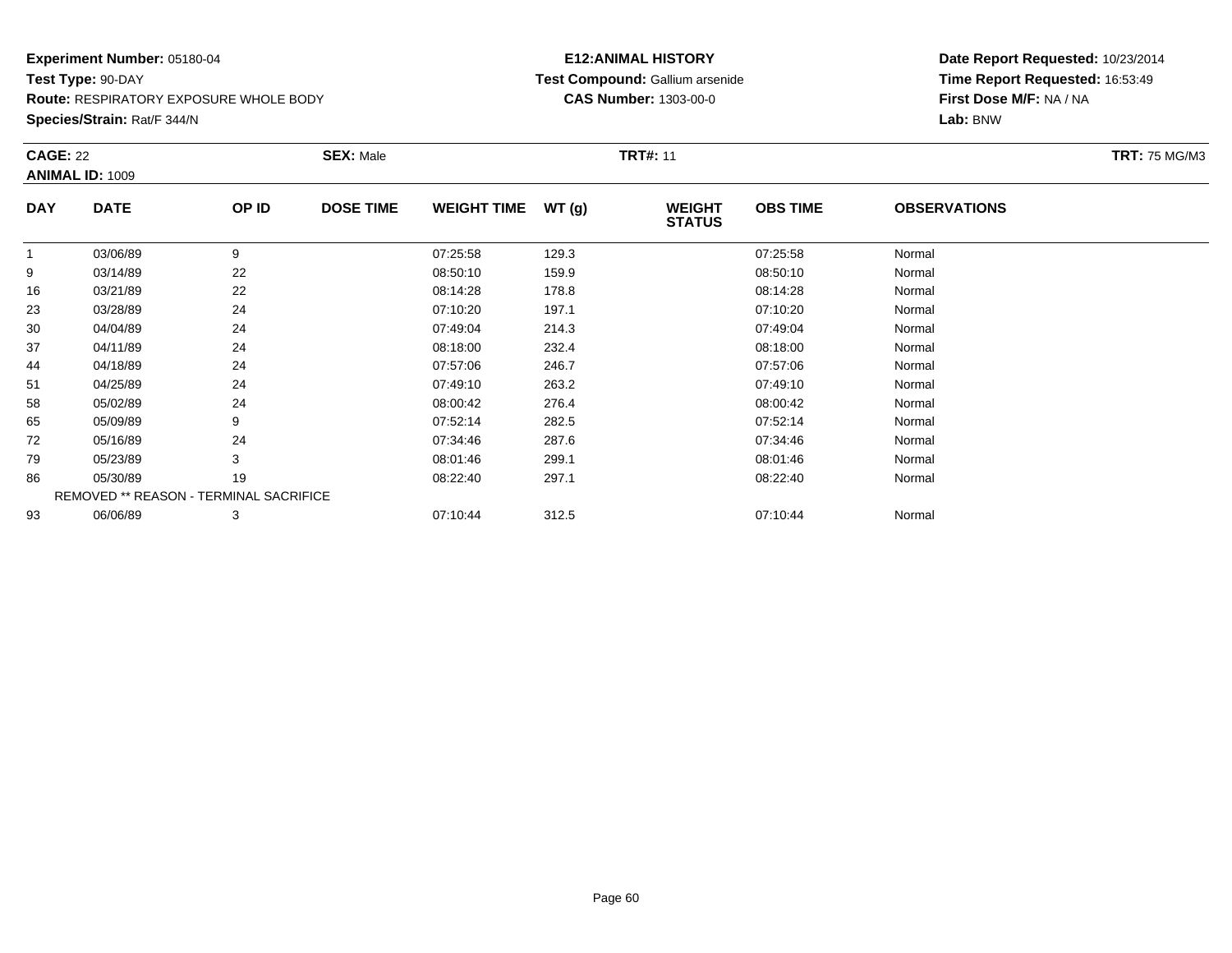**Experiment Number:** 05180-04
**Test Type:** 90-DAY
**Route:** RESPIRATORY EXPOSURE WHOLE BODY
**Species/Strain:** Rat/F 344/N

**E12:ANIMAL HISTORY**
**Test Compound:** Gallium arsenide
**CAS Number:** 1303-00-0

**Date Report Requested:** 10/23/2014
**Time Report Requested:** 16:53:49
**First Dose M/F:** NA / NA
**Lab:** BNW

**CAGE:** 22 **SEX:** Male **TRT#:** 11 **TRT:** 75 MG/M3
**ANIMAL ID:** 1009

| DAY | DATE | OP ID | DOSE TIME | WEIGHT TIME | WT (g) | WEIGHT STATUS | OBS TIME | OBSERVATIONS |
|---|---|---|---|---|---|---|---|---|
| 1 | 03/06/89 | 9 | | 07:25:58 | 129.3 | | 07:25:58 | Normal |
| 9 | 03/14/89 | 22 | | 08:50:10 | 159.9 | | 08:50:10 | Normal |
| 16 | 03/21/89 | 22 | | 08:14:28 | 178.8 | | 08:14:28 | Normal |
| 23 | 03/28/89 | 24 | | 07:10:20 | 197.1 | | 07:10:20 | Normal |
| 30 | 04/04/89 | 24 | | 07:49:04 | 214.3 | | 07:49:04 | Normal |
| 37 | 04/11/89 | 24 | | 08:18:00 | 232.4 | | 08:18:00 | Normal |
| 44 | 04/18/89 | 24 | | 07:57:06 | 246.7 | | 07:57:06 | Normal |
| 51 | 04/25/89 | 24 | | 07:49:10 | 263.2 | | 07:49:10 | Normal |
| 58 | 05/02/89 | 24 | | 08:00:42 | 276.4 | | 08:00:42 | Normal |
| 65 | 05/09/89 | 9 | | 07:52:14 | 282.5 | | 07:52:14 | Normal |
| 72 | 05/16/89 | 24 | | 07:34:46 | 287.6 | | 07:34:46 | Normal |
| 79 | 05/23/89 | 3 | | 08:01:46 | 299.1 | | 08:01:46 | Normal |
| 86 | 05/30/89 | 19 | | 08:22:40 | 297.1 | | 08:22:40 | Normal |
| | REMOVED ** REASON - TERMINAL SACRIFICE | | | | | | | |
| 93 | 06/06/89 | 3 | | 07:10:44 | 312.5 | | 07:10:44 | Normal |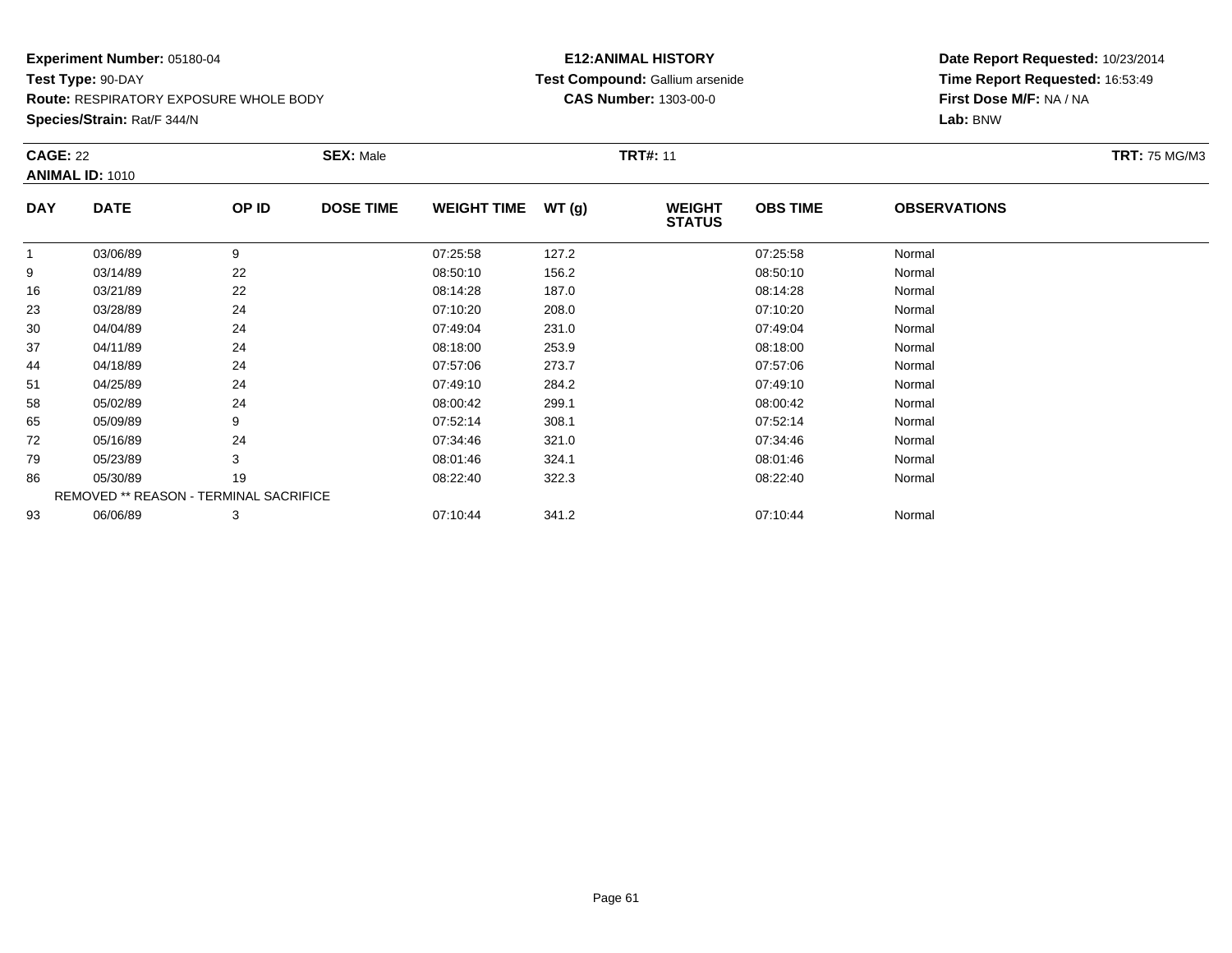**Experiment Number:** 05180-04
**Test Type:** 90-DAY
**Route:** RESPIRATORY EXPOSURE WHOLE BODY
**Species/Strain:** Rat/F 344/N

**E12:ANIMAL HISTORY**
**Test Compound:** Gallium arsenide
**CAS Number:** 1303-00-0

**Date Report Requested:** 10/23/2014
**Time Report Requested:** 16:53:49
**First Dose M/F:** NA / NA
**Lab:** BNW

**CAGE:** 22 **SEX:** Male **TRT#:** 11 **TRT:** 75 MG/M3
**ANIMAL ID:** 1010

| DAY | DATE | OP ID | DOSE TIME | WEIGHT TIME | WT (g) | WEIGHT STATUS | OBS TIME | OBSERVATIONS |
|---|---|---|---|---|---|---|---|---|
| 1 | 03/06/89 | 9 | | 07:25:58 | 127.2 | | 07:25:58 | Normal |
| 9 | 03/14/89 | 22 | | 08:50:10 | 156.2 | | 08:50:10 | Normal |
| 16 | 03/21/89 | 22 | | 08:14:28 | 187.0 | | 08:14:28 | Normal |
| 23 | 03/28/89 | 24 | | 07:10:20 | 208.0 | | 07:10:20 | Normal |
| 30 | 04/04/89 | 24 | | 07:49:04 | 231.0 | | 07:49:04 | Normal |
| 37 | 04/11/89 | 24 | | 08:18:00 | 253.9 | | 08:18:00 | Normal |
| 44 | 04/18/89 | 24 | | 07:57:06 | 273.7 | | 07:57:06 | Normal |
| 51 | 04/25/89 | 24 | | 07:49:10 | 284.2 | | 07:49:10 | Normal |
| 58 | 05/02/89 | 24 | | 08:00:42 | 299.1 | | 08:00:42 | Normal |
| 65 | 05/09/89 | 9 | | 07:52:14 | 308.1 | | 07:52:14 | Normal |
| 72 | 05/16/89 | 24 | | 07:34:46 | 321.0 | | 07:34:46 | Normal |
| 79 | 05/23/89 | 3 | | 08:01:46 | 324.1 | | 08:01:46 | Normal |
| 86 | 05/30/89 | 19 | | 08:22:40 | 322.3 | | 08:22:40 | Normal |
| | REMOVED ** REASON - TERMINAL SACRIFICE | | | | | | | |
| 93 | 06/06/89 | 3 | | 07:10:44 | 341.2 | | 07:10:44 | Normal |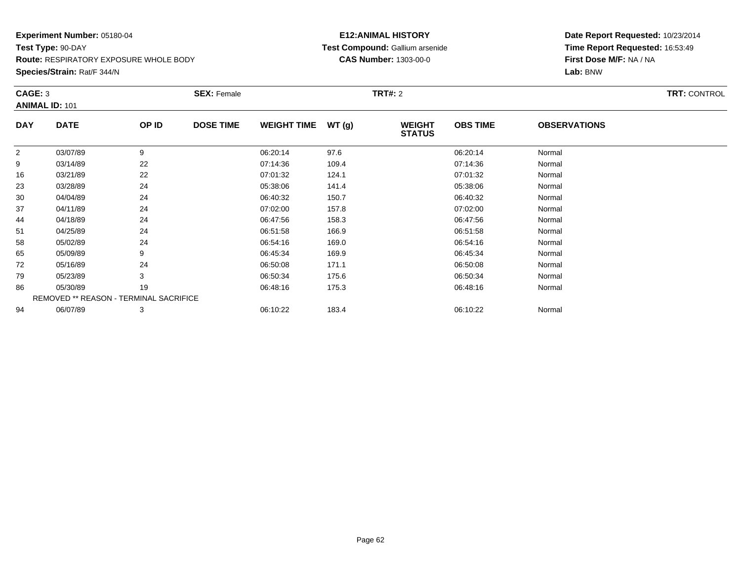**Experiment Number:** 05180-04
**Test Type:** 90-DAY
**Route:** RESPIRATORY EXPOSURE WHOLE BODY
**Species/Strain:** Rat/F 344/N

**E12:ANIMAL HISTORY**
**Test Compound:** Gallium arsenide
**CAS Number:** 1303-00-0

**Date Report Requested:** 10/23/2014
**Time Report Requested:** 16:53:49
**First Dose M/F:** NA / NA
**Lab:** BNW

**CAGE:** 3 **SEX:** Female **TRT#:** 2 **TRT:** CONTROL
**ANIMAL ID:** 101

| DAY | DATE | OP ID | DOSE TIME | WEIGHT TIME | WT (g) | WEIGHT STATUS | OBS TIME | OBSERVATIONS |
|---|---|---|---|---|---|---|---|---|
| 2 | 03/07/89 | 9 | | 06:20:14 | 97.6 | | 06:20:14 | Normal |
| 9 | 03/14/89 | 22 | | 07:14:36 | 109.4 | | 07:14:36 | Normal |
| 16 | 03/21/89 | 22 | | 07:01:32 | 124.1 | | 07:01:32 | Normal |
| 23 | 03/28/89 | 24 | | 05:38:06 | 141.4 | | 05:38:06 | Normal |
| 30 | 04/04/89 | 24 | | 06:40:32 | 150.7 | | 06:40:32 | Normal |
| 37 | 04/11/89 | 24 | | 07:02:00 | 157.8 | | 07:02:00 | Normal |
| 44 | 04/18/89 | 24 | | 06:47:56 | 158.3 | | 06:47:56 | Normal |
| 51 | 04/25/89 | 24 | | 06:51:58 | 166.9 | | 06:51:58 | Normal |
| 58 | 05/02/89 | 24 | | 06:54:16 | 169.0 | | 06:54:16 | Normal |
| 65 | 05/09/89 | 9 | | 06:45:34 | 169.9 | | 06:45:34 | Normal |
| 72 | 05/16/89 | 24 | | 06:50:08 | 171.1 | | 06:50:08 | Normal |
| 79 | 05/23/89 | 3 | | 06:50:34 | 175.6 | | 06:50:34 | Normal |
| 86 | 05/30/89 | 19 | | 06:48:16 | 175.3 | | 06:48:16 | Normal |
| REMOVED ** REASON - TERMINAL SACRIFICE | | | | | | | | |
| 94 | 06/07/89 | 3 | | 06:10:22 | 183.4 | | 06:10:22 | Normal |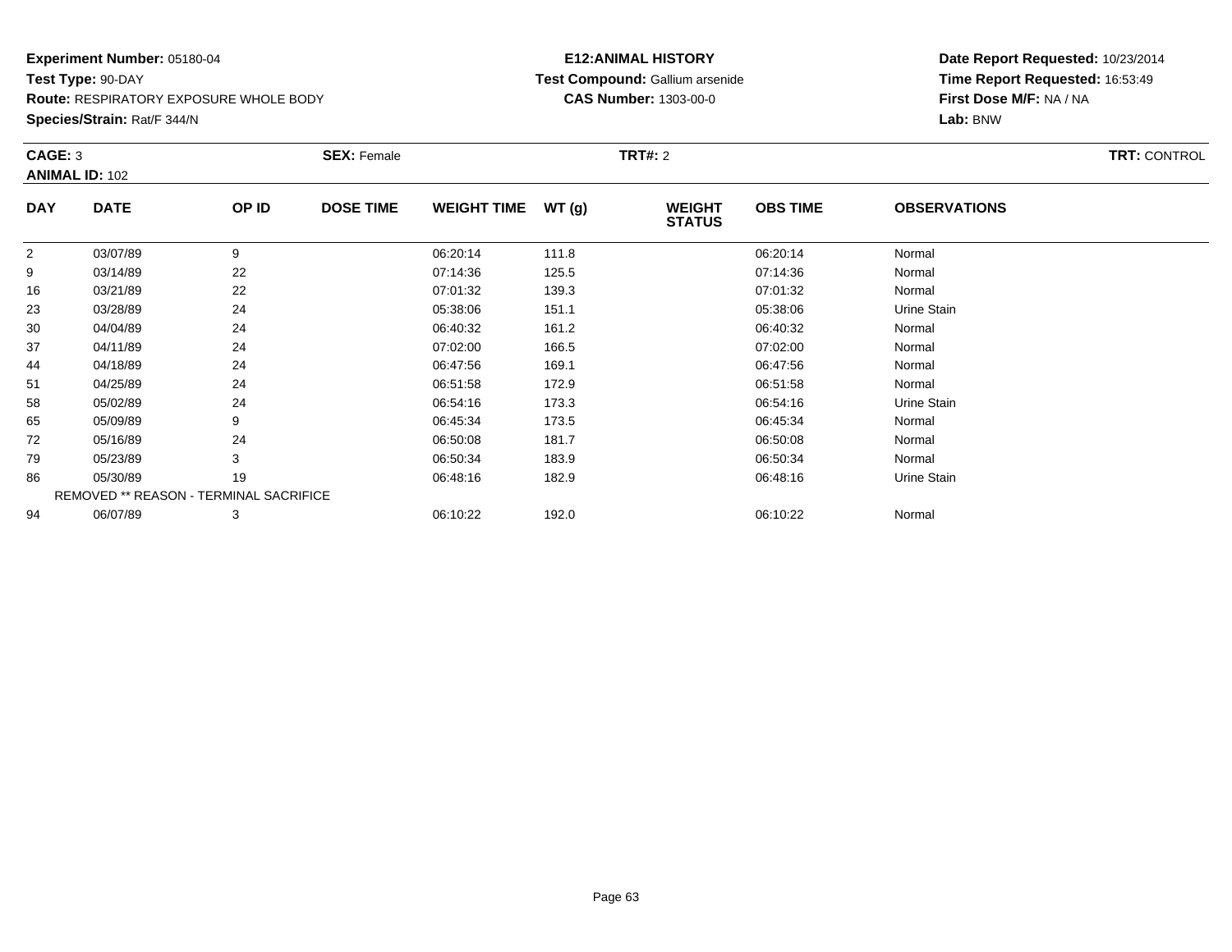**Experiment Number:** 05180-04
**Test Type:** 90-DAY
**Route:** RESPIRATORY EXPOSURE WHOLE BODY
**Species/Strain:** Rat/F 344/N

**E12:ANIMAL HISTORY**
**Test Compound:** Gallium arsenide
**CAS Number:** 1303-00-0

**Date Report Requested:** 10/23/2014
**Time Report Requested:** 16:53:49
**First Dose M/F:** NA / NA
**Lab:** BNW

**CAGE:** 3 **SEX:** Female **TRT#:** 2 **TRT:** CONTROL
**ANIMAL ID:** 102

| DAY | DATE | OP ID | DOSE TIME | WEIGHT TIME | WT (g) | WEIGHT STATUS | OBS TIME | OBSERVATIONS |
|---|---|---|---|---|---|---|---|---|
| 2 | 03/07/89 | 9 | | 06:20:14 | 111.8 | | 06:20:14 | Normal |
| 9 | 03/14/89 | 22 | | 07:14:36 | 125.5 | | 07:14:36 | Normal |
| 16 | 03/21/89 | 22 | | 07:01:32 | 139.3 | | 07:01:32 | Normal |
| 23 | 03/28/89 | 24 | | 05:38:06 | 151.1 | | 05:38:06 | Urine Stain |
| 30 | 04/04/89 | 24 | | 06:40:32 | 161.2 | | 06:40:32 | Normal |
| 37 | 04/11/89 | 24 | | 07:02:00 | 166.5 | | 07:02:00 | Normal |
| 44 | 04/18/89 | 24 | | 06:47:56 | 169.1 | | 06:47:56 | Normal |
| 51 | 04/25/89 | 24 | | 06:51:58 | 172.9 | | 06:51:58 | Normal |
| 58 | 05/02/89 | 24 | | 06:54:16 | 173.3 | | 06:54:16 | Urine Stain |
| 65 | 05/09/89 | 9 | | 06:45:34 | 173.5 | | 06:45:34 | Normal |
| 72 | 05/16/89 | 24 | | 06:50:08 | 181.7 | | 06:50:08 | Normal |
| 79 | 05/23/89 | 3 | | 06:50:34 | 183.9 | | 06:50:34 | Normal |
| 86 | 05/30/89 | 19 | | 06:48:16 | 182.9 | | 06:48:16 | Urine Stain |
| REMOVED ** REASON - TERMINAL SACRIFICE | | | | | | | | |
| 94 | 06/07/89 | 3 | | 06:10:22 | 192.0 | | 06:10:22 | Normal |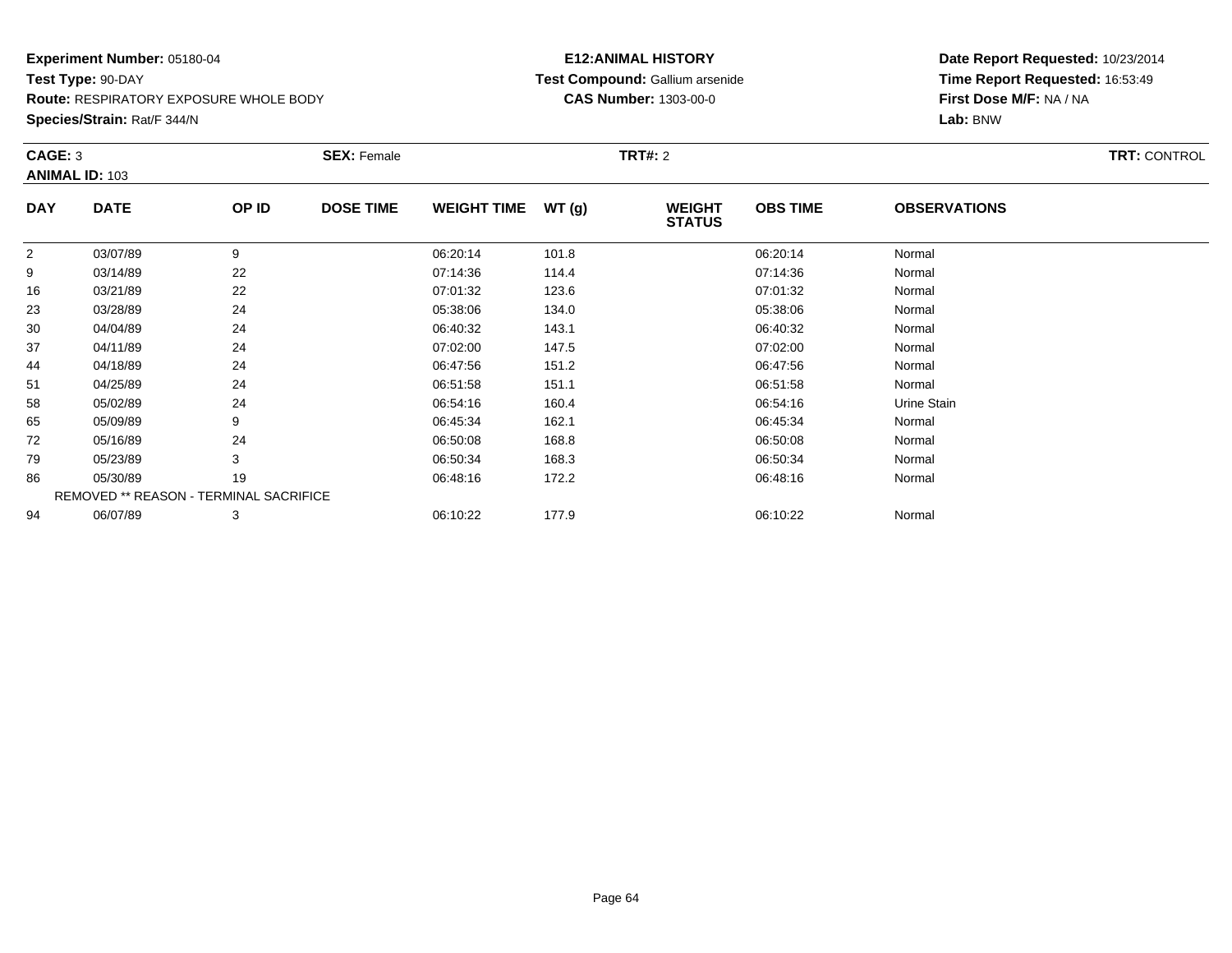**Experiment Number:** 05180-04
**Test Type:** 90-DAY
**Route:** RESPIRATORY EXPOSURE WHOLE BODY
**Species/Strain:** Rat/F 344/N

**E12:ANIMAL HISTORY**
**Test Compound:** Gallium arsenide
**CAS Number:** 1303-00-0

**Date Report Requested:** 10/23/2014
**Time Report Requested:** 16:53:49
**First Dose M/F:** NA / NA
**Lab:** BNW

**CAGE:** 3 **SEX:** Female **TRT#:** 2 **TRT:** CONTROL
**ANIMAL ID:** 103

| DAY | DATE | OP ID | DOSE TIME | WEIGHT TIME | WT (g) | WEIGHT STATUS | OBS TIME | OBSERVATIONS |
|---|---|---|---|---|---|---|---|---|
| 2 | 03/07/89 | 9 | | 06:20:14 | 101.8 | | 06:20:14 | Normal |
| 9 | 03/14/89 | 22 | | 07:14:36 | 114.4 | | 07:14:36 | Normal |
| 16 | 03/21/89 | 22 | | 07:01:32 | 123.6 | | 07:01:32 | Normal |
| 23 | 03/28/89 | 24 | | 05:38:06 | 134.0 | | 05:38:06 | Normal |
| 30 | 04/04/89 | 24 | | 06:40:32 | 143.1 | | 06:40:32 | Normal |
| 37 | 04/11/89 | 24 | | 07:02:00 | 147.5 | | 07:02:00 | Normal |
| 44 | 04/18/89 | 24 | | 06:47:56 | 151.2 | | 06:47:56 | Normal |
| 51 | 04/25/89 | 24 | | 06:51:58 | 151.1 | | 06:51:58 | Normal |
| 58 | 05/02/89 | 24 | | 06:54:16 | 160.4 | | 06:54:16 | Urine Stain |
| 65 | 05/09/89 | 9 | | 06:45:34 | 162.1 | | 06:45:34 | Normal |
| 72 | 05/16/89 | 24 | | 06:50:08 | 168.8 | | 06:50:08 | Normal |
| 79 | 05/23/89 | 3 | | 06:50:34 | 168.3 | | 06:50:34 | Normal |
| 86 | 05/30/89 | 19 | | 06:48:16 | 172.2 | | 06:48:16 | Normal |
| | REMOVED ** REASON - TERMINAL SACRIFICE | | | | | | | |
| 94 | 06/07/89 | 3 | | 06:10:22 | 177.9 | | 06:10:22 | Normal |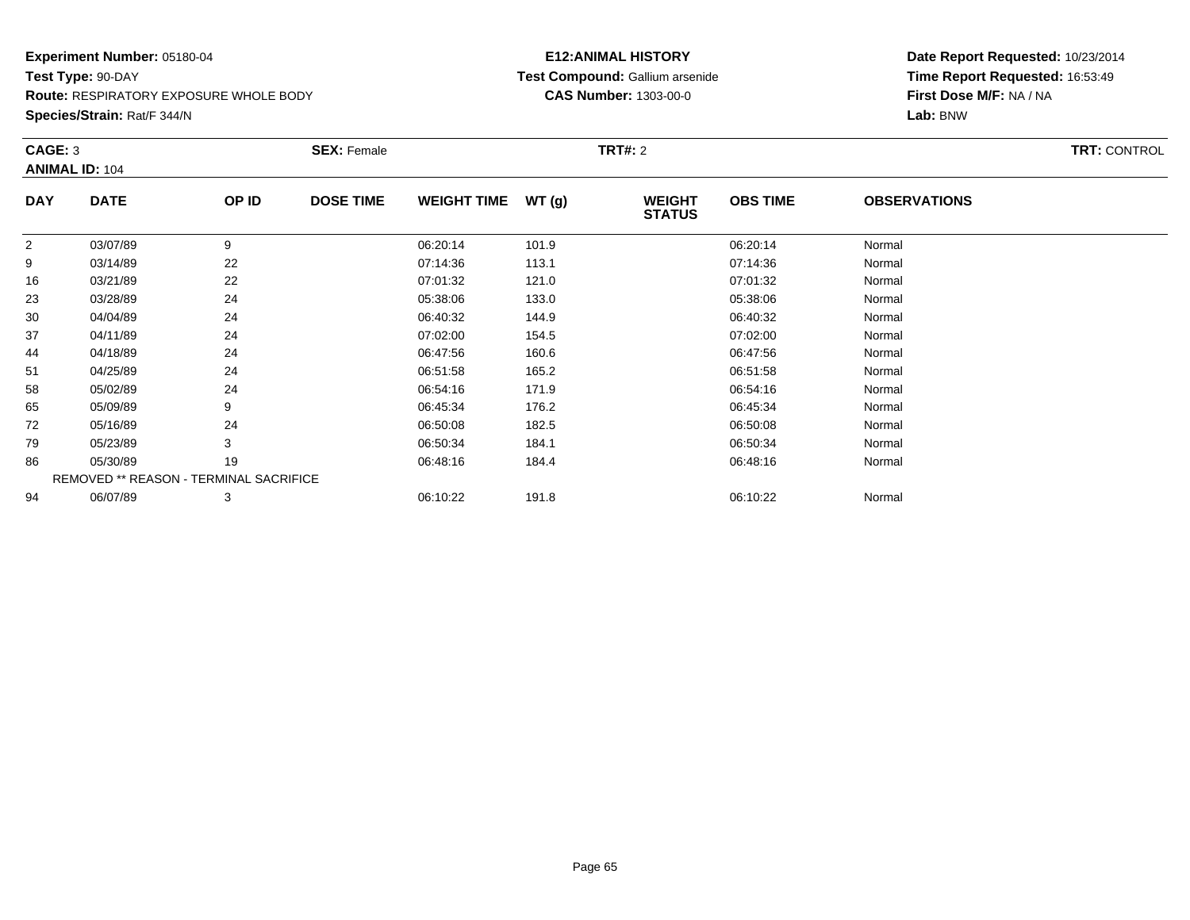**Experiment Number:** 05180-04
**Test Type:** 90-DAY
**Route:** RESPIRATORY EXPOSURE WHOLE BODY
**Species/Strain:** Rat/F 344/N

**E12:ANIMAL HISTORY**
**Test Compound:** Gallium arsenide
**CAS Number:** 1303-00-0

**Date Report Requested:** 10/23/2014
**Time Report Requested:** 16:53:49
**First Dose M/F:** NA / NA
**Lab:** BNW

**CAGE:** 3
**ANIMAL ID:** 104
**SEX:** Female
**TRT#:** 2
**TRT:** CONTROL

| DAY | DATE | OP ID | DOSE TIME | WEIGHT TIME | WT (g) | WEIGHT STATUS | OBS TIME | OBSERVATIONS |
|---|---|---|---|---|---|---|---|---|
| 2 | 03/07/89 | 9 | | 06:20:14 | 101.9 | | 06:20:14 | Normal |
| 9 | 03/14/89 | 22 | | 07:14:36 | 113.1 | | 07:14:36 | Normal |
| 16 | 03/21/89 | 22 | | 07:01:32 | 121.0 | | 07:01:32 | Normal |
| 23 | 03/28/89 | 24 | | 05:38:06 | 133.0 | | 05:38:06 | Normal |
| 30 | 04/04/89 | 24 | | 06:40:32 | 144.9 | | 06:40:32 | Normal |
| 37 | 04/11/89 | 24 | | 07:02:00 | 154.5 | | 07:02:00 | Normal |
| 44 | 04/18/89 | 24 | | 06:47:56 | 160.6 | | 06:47:56 | Normal |
| 51 | 04/25/89 | 24 | | 06:51:58 | 165.2 | | 06:51:58 | Normal |
| 58 | 05/02/89 | 24 | | 06:54:16 | 171.9 | | 06:54:16 | Normal |
| 65 | 05/09/89 | 9 | | 06:45:34 | 176.2 | | 06:45:34 | Normal |
| 72 | 05/16/89 | 24 | | 06:50:08 | 182.5 | | 06:50:08 | Normal |
| 79 | 05/23/89 | 3 | | 06:50:34 | 184.1 | | 06:50:34 | Normal |
| 86 | 05/30/89 | 19 | | 06:48:16 | 184.4 | | 06:48:16 | Normal |
| REMOVED ** REASON - TERMINAL SACRIFICE | | | | | | | | |
| 94 | 06/07/89 | 3 | | 06:10:22 | 191.8 | | 06:10:22 | Normal |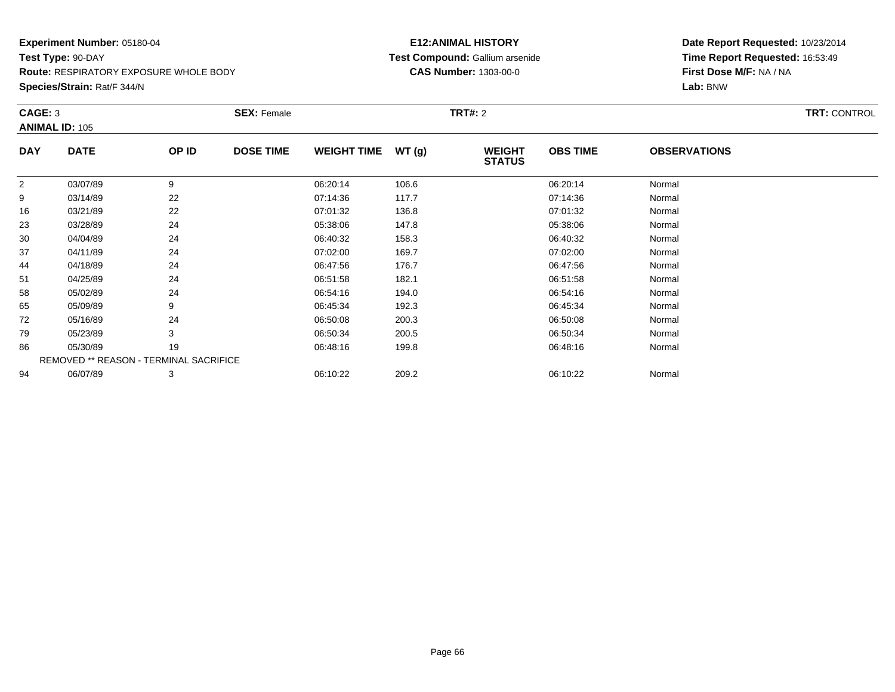**Experiment Number:** 05180-04
**Test Type:** 90-DAY
**Route:** RESPIRATORY EXPOSURE WHOLE BODY
**Species/Strain:** Rat/F 344/N

**E12:ANIMAL HISTORY**
**Test Compound:** Gallium arsenide
**CAS Number:** 1303-00-0

**Date Report Requested:** 10/23/2014
**Time Report Requested:** 16:53:49
**First Dose M/F:** NA / NA
**Lab:** BNW

**CAGE:** 3 **SEX:** Female **TRT#:** 2 **TRT:** CONTROL
**ANIMAL ID:** 105

| DAY | DATE | OP ID | DOSE TIME | WEIGHT TIME | WT (g) | WEIGHT STATUS | OBS TIME | OBSERVATIONS |
|---|---|---|---|---|---|---|---|---|
| 2 | 03/07/89 | 9 | | 06:20:14 | 106.6 | | 06:20:14 | Normal |
| 9 | 03/14/89 | 22 | | 07:14:36 | 117.7 | | 07:14:36 | Normal |
| 16 | 03/21/89 | 22 | | 07:01:32 | 136.8 | | 07:01:32 | Normal |
| 23 | 03/28/89 | 24 | | 05:38:06 | 147.8 | | 05:38:06 | Normal |
| 30 | 04/04/89 | 24 | | 06:40:32 | 158.3 | | 06:40:32 | Normal |
| 37 | 04/11/89 | 24 | | 07:02:00 | 169.7 | | 07:02:00 | Normal |
| 44 | 04/18/89 | 24 | | 06:47:56 | 176.7 | | 06:47:56 | Normal |
| 51 | 04/25/89 | 24 | | 06:51:58 | 182.1 | | 06:51:58 | Normal |
| 58 | 05/02/89 | 24 | | 06:54:16 | 194.0 | | 06:54:16 | Normal |
| 65 | 05/09/89 | 9 | | 06:45:34 | 192.3 | | 06:45:34 | Normal |
| 72 | 05/16/89 | 24 | | 06:50:08 | 200.3 | | 06:50:08 | Normal |
| 79 | 05/23/89 | 3 | | 06:50:34 | 200.5 | | 06:50:34 | Normal |
| 86 | 05/30/89 | 19 | | 06:48:16 | 199.8 | | 06:48:16 | Normal |
| REMOVED ** REASON - TERMINAL SACRIFICE | | | | | | | | |
| 94 | 06/07/89 | 3 | | 06:10:22 | 209.2 | | 06:10:22 | Normal |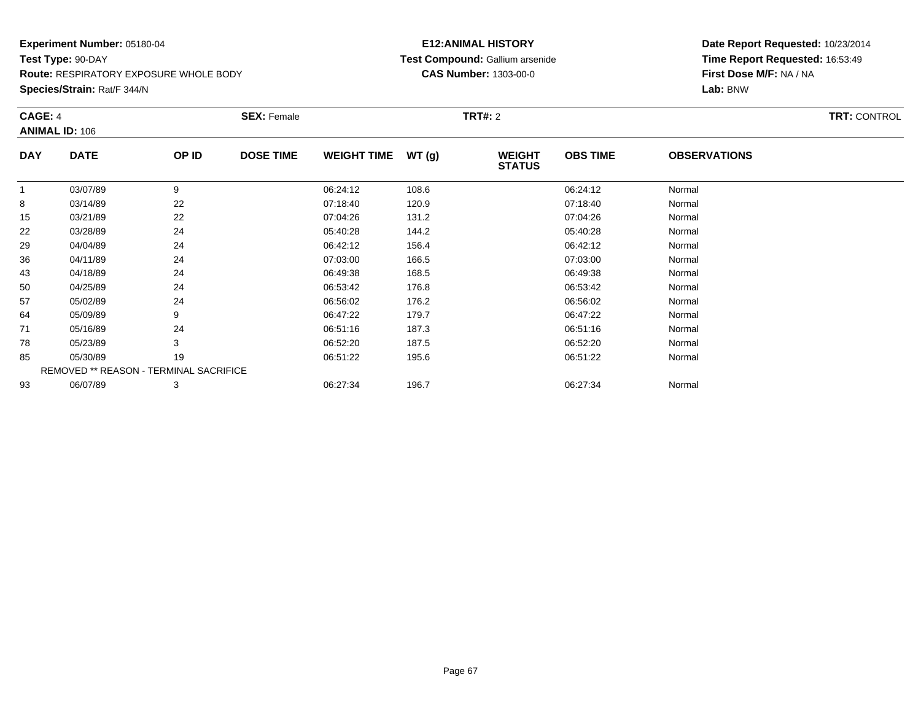**Experiment Number:** 05180-04
**Test Type:** 90-DAY
**Route:** RESPIRATORY EXPOSURE WHOLE BODY
**Species/Strain:** Rat/F 344/N

**E12:ANIMAL HISTORY**
**Test Compound:** Gallium arsenide
**CAS Number:** 1303-00-0

**Date Report Requested:** 10/23/2014
**Time Report Requested:** 16:53:49
**First Dose M/F:** NA / NA
**Lab:** BNW

**CAGE:** 4 **SEX:** Female **TRT#:** 2 **TRT:** CONTROL
**ANIMAL ID:** 106

| DAY | DATE | OP ID | DOSE TIME | WEIGHT TIME | WT (g) | WEIGHT STATUS | OBS TIME | OBSERVATIONS |
|---|---|---|---|---|---|---|---|---|
| 1 | 03/07/89 | 9 | | 06:24:12 | 108.6 | | 06:24:12 | Normal |
| 8 | 03/14/89 | 22 | | 07:18:40 | 120.9 | | 07:18:40 | Normal |
| 15 | 03/21/89 | 22 | | 07:04:26 | 131.2 | | 07:04:26 | Normal |
| 22 | 03/28/89 | 24 | | 05:40:28 | 144.2 | | 05:40:28 | Normal |
| 29 | 04/04/89 | 24 | | 06:42:12 | 156.4 | | 06:42:12 | Normal |
| 36 | 04/11/89 | 24 | | 07:03:00 | 166.5 | | 07:03:00 | Normal |
| 43 | 04/18/89 | 24 | | 06:49:38 | 168.5 | | 06:49:38 | Normal |
| 50 | 04/25/89 | 24 | | 06:53:42 | 176.8 | | 06:53:42 | Normal |
| 57 | 05/02/89 | 24 | | 06:56:02 | 176.2 | | 06:56:02 | Normal |
| 64 | 05/09/89 | 9 | | 06:47:22 | 179.7 | | 06:47:22 | Normal |
| 71 | 05/16/89 | 24 | | 06:51:16 | 187.3 | | 06:51:16 | Normal |
| 78 | 05/23/89 | 3 | | 06:52:20 | 187.5 | | 06:52:20 | Normal |
| 85 | 05/30/89 | 19 | | 06:51:22 | 195.6 | | 06:51:22 | Normal |
| REMOVED ** REASON - TERMINAL SACRIFICE | | | | | | | | |
| 93 | 06/07/89 | 3 | | 06:27:34 | 196.7 | | 06:27:34 | Normal |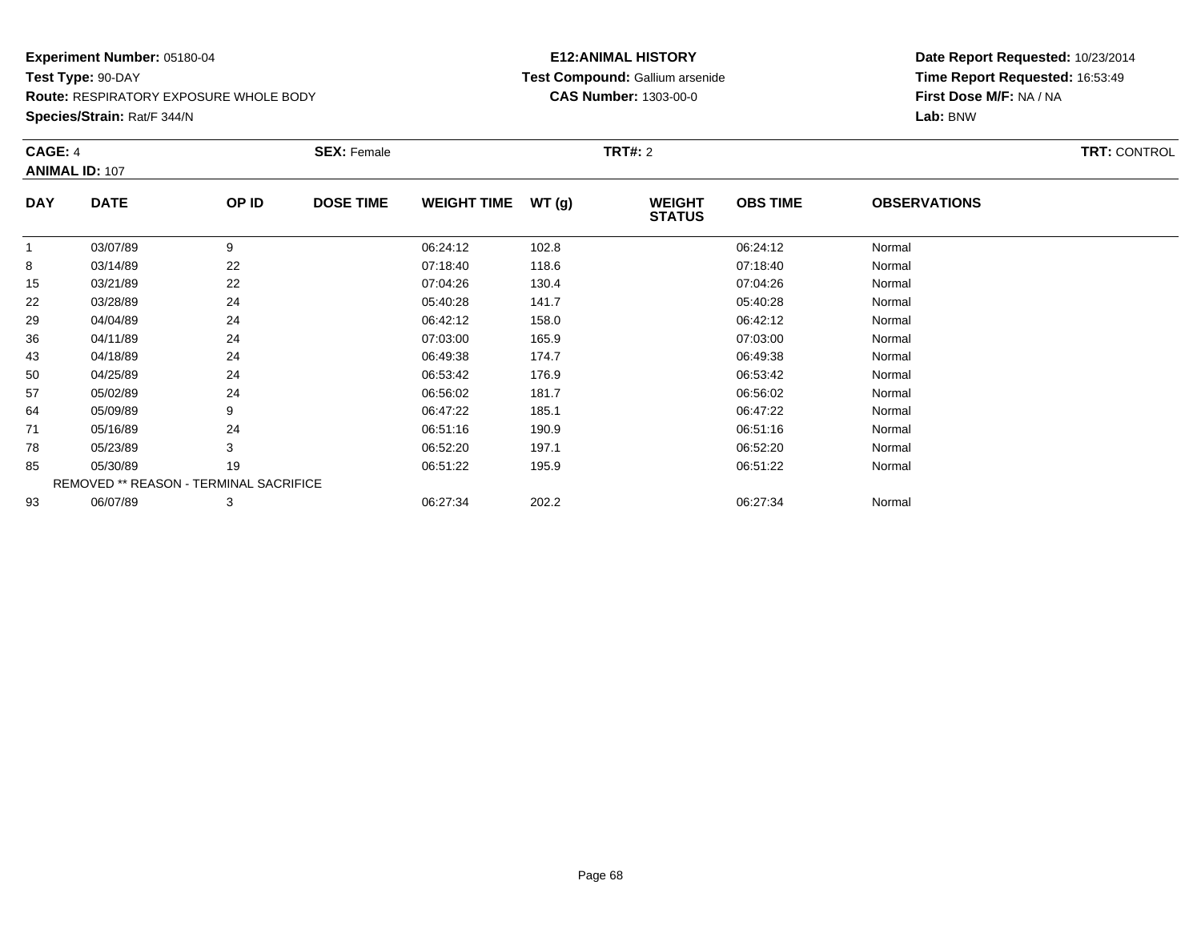**Experiment Number:** 05180-04
**Test Type:** 90-DAY
**Route:** RESPIRATORY EXPOSURE WHOLE BODY
**Species/Strain:** Rat/F 344/N

**E12:ANIMAL HISTORY**
**Test Compound:** Gallium arsenide
**CAS Number:** 1303-00-0

**Date Report Requested:** 10/23/2014
**Time Report Requested:** 16:53:49
**First Dose M/F:** NA / NA
**Lab:** BNW

**CAGE:** 4 **SEX:** Female **TRT#:** 2 **TRT:** CONTROL
**ANIMAL ID:** 107

| DAY | DATE | OP ID | DOSE TIME | WEIGHT TIME | WT (g) | WEIGHT STATUS | OBS TIME | OBSERVATIONS |
|---|---|---|---|---|---|---|---|---|
| 1 | 03/07/89 | 9 | | 06:24:12 | 102.8 | | 06:24:12 | Normal |
| 8 | 03/14/89 | 22 | | 07:18:40 | 118.6 | | 07:18:40 | Normal |
| 15 | 03/21/89 | 22 | | 07:04:26 | 130.4 | | 07:04:26 | Normal |
| 22 | 03/28/89 | 24 | | 05:40:28 | 141.7 | | 05:40:28 | Normal |
| 29 | 04/04/89 | 24 | | 06:42:12 | 158.0 | | 06:42:12 | Normal |
| 36 | 04/11/89 | 24 | | 07:03:00 | 165.9 | | 07:03:00 | Normal |
| 43 | 04/18/89 | 24 | | 06:49:38 | 174.7 | | 06:49:38 | Normal |
| 50 | 04/25/89 | 24 | | 06:53:42 | 176.9 | | 06:53:42 | Normal |
| 57 | 05/02/89 | 24 | | 06:56:02 | 181.7 | | 06:56:02 | Normal |
| 64 | 05/09/89 | 9 | | 06:47:22 | 185.1 | | 06:47:22 | Normal |
| 71 | 05/16/89 | 24 | | 06:51:16 | 190.9 | | 06:51:16 | Normal |
| 78 | 05/23/89 | 3 | | 06:52:20 | 197.1 | | 06:52:20 | Normal |
| 85 | 05/30/89 | 19 | | 06:51:22 | 195.9 | | 06:51:22 | Normal |
| REMOVED ** REASON - TERMINAL SACRIFICE | | | | | | | | |
| 93 | 06/07/89 | 3 | | 06:27:34 | 202.2 | | 06:27:34 | Normal |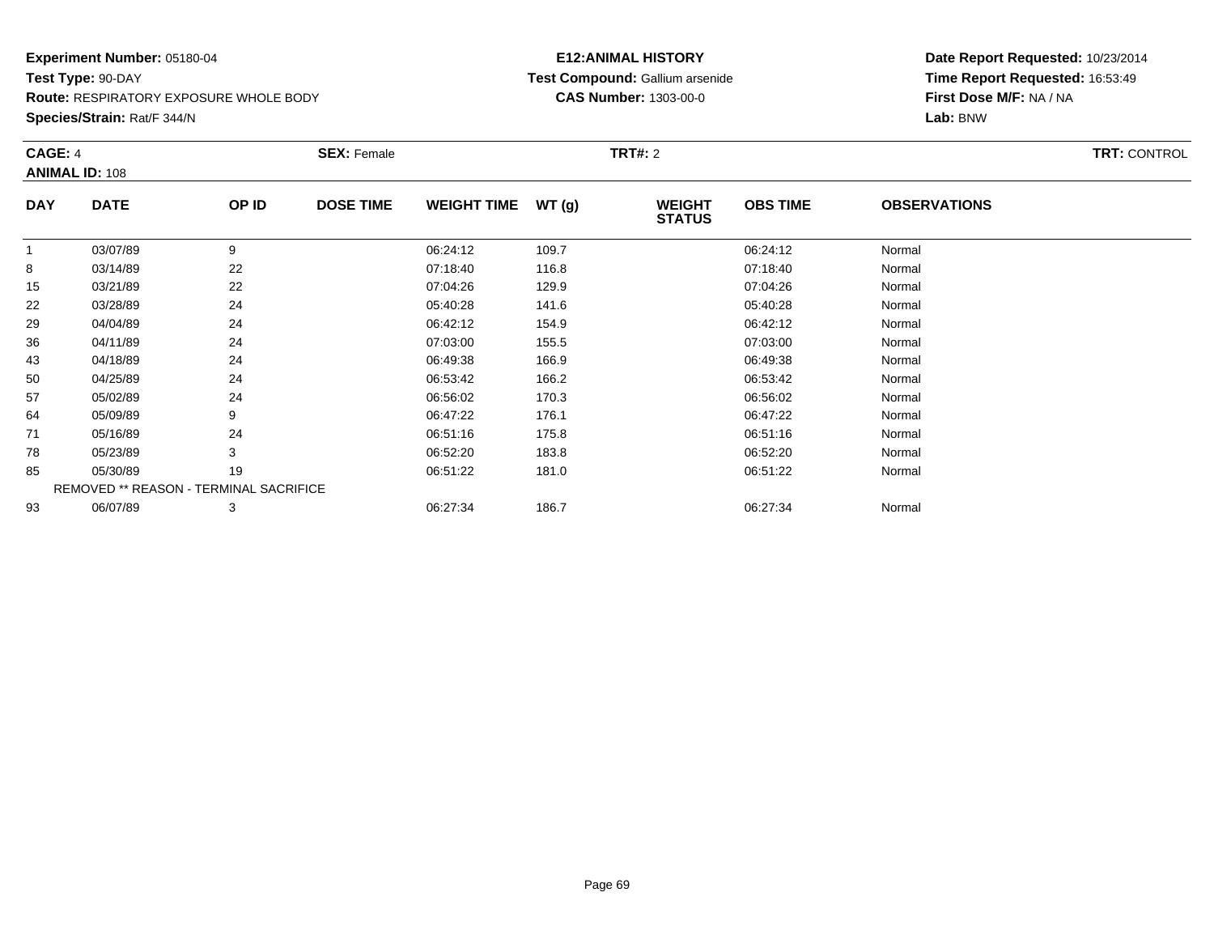**Experiment Number:** 05180-04
**Test Type:** 90-DAY
**Route:** RESPIRATORY EXPOSURE WHOLE BODY
**Species/Strain:** Rat/F 344/N

**E12:ANIMAL HISTORY**
**Test Compound:** Gallium arsenide
**CAS Number:** 1303-00-0

**Date Report Requested:** 10/23/2014
**Time Report Requested:** 16:53:49
**First Dose M/F:** NA / NA
**Lab:** BNW

**CAGE:** 4 **SEX:** Female **TRT#:** 2 **TRT:** CONTROL
**ANIMAL ID:** 108

| DAY | DATE | OP ID | DOSE TIME | WEIGHT TIME | WT (g) | WEIGHT STATUS | OBS TIME | OBSERVATIONS |
|---|---|---|---|---|---|---|---|---|
| 1 | 03/07/89 | 9 | | 06:24:12 | 109.7 | | 06:24:12 | Normal |
| 8 | 03/14/89 | 22 | | 07:18:40 | 116.8 | | 07:18:40 | Normal |
| 15 | 03/21/89 | 22 | | 07:04:26 | 129.9 | | 07:04:26 | Normal |
| 22 | 03/28/89 | 24 | | 05:40:28 | 141.6 | | 05:40:28 | Normal |
| 29 | 04/04/89 | 24 | | 06:42:12 | 154.9 | | 06:42:12 | Normal |
| 36 | 04/11/89 | 24 | | 07:03:00 | 155.5 | | 07:03:00 | Normal |
| 43 | 04/18/89 | 24 | | 06:49:38 | 166.9 | | 06:49:38 | Normal |
| 50 | 04/25/89 | 24 | | 06:53:42 | 166.2 | | 06:53:42 | Normal |
| 57 | 05/02/89 | 24 | | 06:56:02 | 170.3 | | 06:56:02 | Normal |
| 64 | 05/09/89 | 9 | | 06:47:22 | 176.1 | | 06:47:22 | Normal |
| 71 | 05/16/89 | 24 | | 06:51:16 | 175.8 | | 06:51:16 | Normal |
| 78 | 05/23/89 | 3 | | 06:52:20 | 183.8 | | 06:52:20 | Normal |
| 85 | 05/30/89 | 19 | | 06:51:22 | 181.0 | | 06:51:22 | Normal |
| REMOVED ** REASON - TERMINAL SACRIFICE | | | | | | | | |
| 93 | 06/07/89 | 3 | | 06:27:34 | 186.7 | | 06:27:34 | Normal |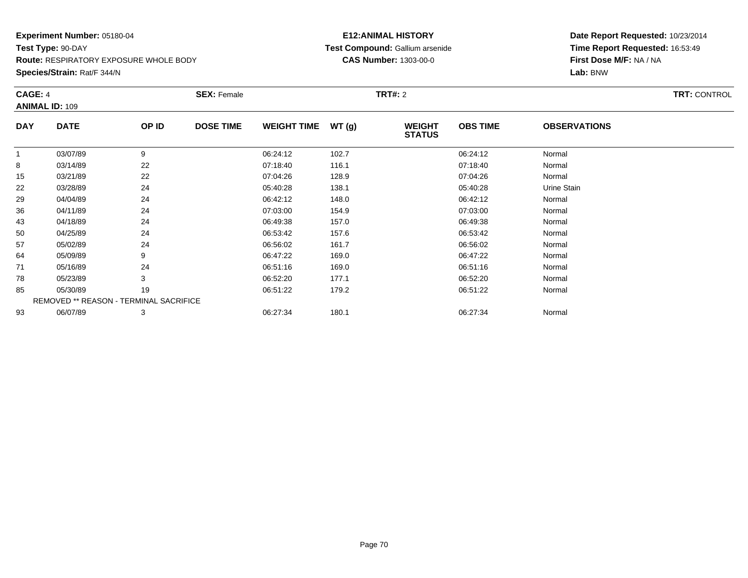**Experiment Number:** 05180-04
**Test Type:** 90-DAY
**Route:** RESPIRATORY EXPOSURE WHOLE BODY
**Species/Strain:** Rat/F 344/N

**E12:ANIMAL HISTORY**
**Test Compound:** Gallium arsenide
**CAS Number:** 1303-00-0

**Date Report Requested:** 10/23/2014
**Time Report Requested:** 16:53:49
**First Dose M/F:** NA / NA
**Lab:** BNW

**CAGE:** 4 **SEX:** Female **TRT#:** 2 **TRT:** CONTROL
**ANIMAL ID:** 109

| DAY | DATE | OP ID | DOSE TIME | WEIGHT TIME | WT (g) | WEIGHT STATUS | OBS TIME | OBSERVATIONS |
|---|---|---|---|---|---|---|---|---|
| 1 | 03/07/89 | 9 | | 06:24:12 | 102.7 | | 06:24:12 | Normal |
| 8 | 03/14/89 | 22 | | 07:18:40 | 116.1 | | 07:18:40 | Normal |
| 15 | 03/21/89 | 22 | | 07:04:26 | 128.9 | | 07:04:26 | Normal |
| 22 | 03/28/89 | 24 | | 05:40:28 | 138.1 | | 05:40:28 | Urine Stain |
| 29 | 04/04/89 | 24 | | 06:42:12 | 148.0 | | 06:42:12 | Normal |
| 36 | 04/11/89 | 24 | | 07:03:00 | 154.9 | | 07:03:00 | Normal |
| 43 | 04/18/89 | 24 | | 06:49:38 | 157.0 | | 06:49:38 | Normal |
| 50 | 04/25/89 | 24 | | 06:53:42 | 157.6 | | 06:53:42 | Normal |
| 57 | 05/02/89 | 24 | | 06:56:02 | 161.7 | | 06:56:02 | Normal |
| 64 | 05/09/89 | 9 | | 06:47:22 | 169.0 | | 06:47:22 | Normal |
| 71 | 05/16/89 | 24 | | 06:51:16 | 169.0 | | 06:51:16 | Normal |
| 78 | 05/23/89 | 3 | | 06:52:20 | 177.1 | | 06:52:20 | Normal |
| 85 | 05/30/89 | 19 | | 06:51:22 | 179.2 | | 06:51:22 | Normal |
| REMOVED ** REASON - TERMINAL SACRIFICE | | | | | | | | |
| 93 | 06/07/89 | 3 | | 06:27:34 | 180.1 | | 06:27:34 | Normal |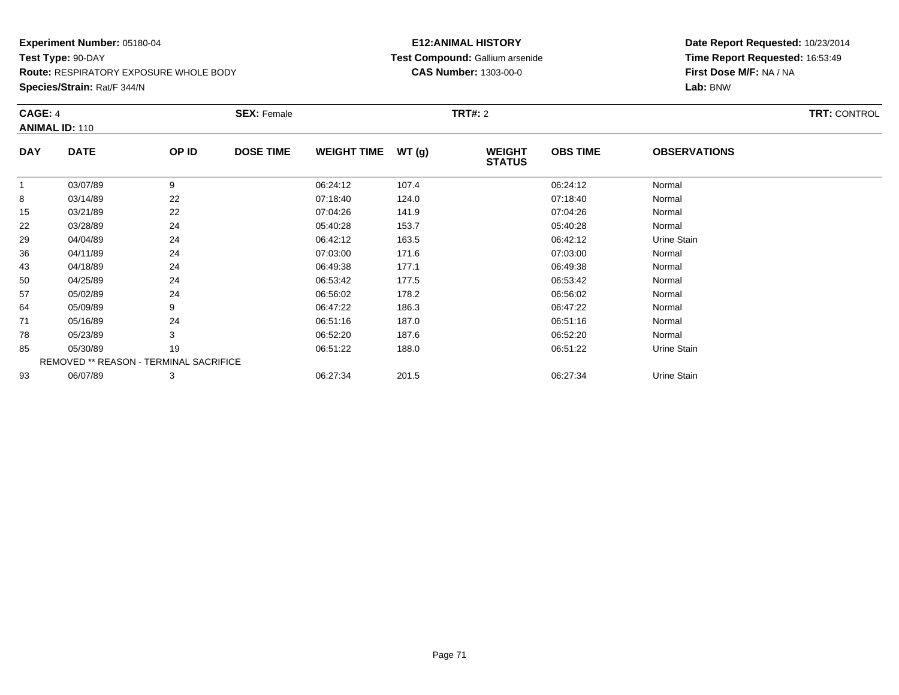**Experiment Number:** 05180-04
**Test Type:** 90-DAY
**Route:** RESPIRATORY EXPOSURE WHOLE BODY
**Species/Strain:** Rat/F 344/N

**E12:ANIMAL HISTORY**
**Test Compound:** Gallium arsenide
**CAS Number:** 1303-00-0

**Date Report Requested:** 10/23/2014
**Time Report Requested:** 16:53:49
**First Dose M/F:** NA / NA
**Lab:** BNW

**CAGE:** 4 **SEX:** Female **TRT#:** 2 **TRT:** CONTROL
**ANIMAL ID:** 110

| DAY | DATE | OP ID | DOSE TIME | WEIGHT TIME | WT (g) | WEIGHT STATUS | OBS TIME | OBSERVATIONS |
|---|---|---|---|---|---|---|---|---|
| 1 | 03/07/89 | 9 | | 06:24:12 | 107.4 | | 06:24:12 | Normal |
| 8 | 03/14/89 | 22 | | 07:18:40 | 124.0 | | 07:18:40 | Normal |
| 15 | 03/21/89 | 22 | | 07:04:26 | 141.9 | | 07:04:26 | Normal |
| 22 | 03/28/89 | 24 | | 05:40:28 | 153.7 | | 05:40:28 | Normal |
| 29 | 04/04/89 | 24 | | 06:42:12 | 163.5 | | 06:42:12 | Urine Stain |
| 36 | 04/11/89 | 24 | | 07:03:00 | 171.6 | | 07:03:00 | Normal |
| 43 | 04/18/89 | 24 | | 06:49:38 | 177.1 | | 06:49:38 | Normal |
| 50 | 04/25/89 | 24 | | 06:53:42 | 177.5 | | 06:53:42 | Normal |
| 57 | 05/02/89 | 24 | | 06:56:02 | 178.2 | | 06:56:02 | Normal |
| 64 | 05/09/89 | 9 | | 06:47:22 | 186.3 | | 06:47:22 | Normal |
| 71 | 05/16/89 | 24 | | 06:51:16 | 187.0 | | 06:51:16 | Normal |
| 78 | 05/23/89 | 3 | | 06:52:20 | 187.6 | | 06:52:20 | Normal |
| 85 | 05/30/89 | 19 | | 06:51:22 | 188.0 | | 06:51:22 | Urine Stain |
| REMOVED ** REASON - TERMINAL SACRIFICE | | | | | | | | |
| 93 | 06/07/89 | 3 | | 06:27:34 | 201.5 | | 06:27:34 | Urine Stain |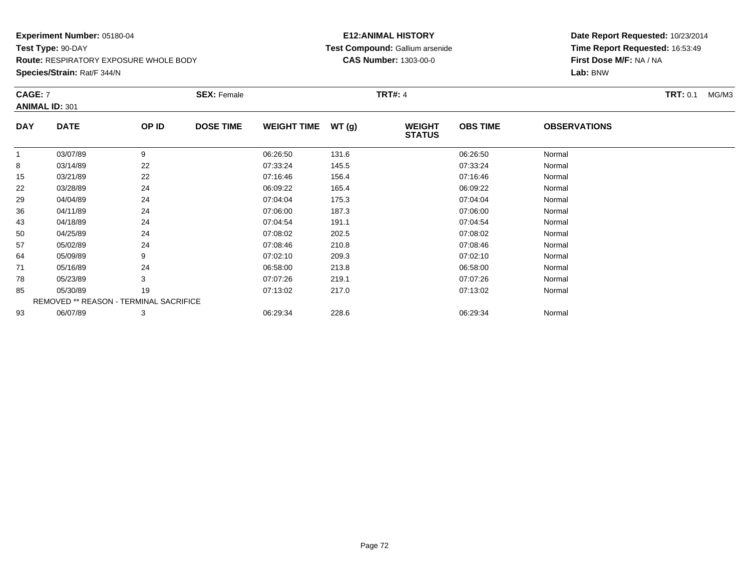**Experiment Number:** 05180-04
**Test Type:** 90-DAY
**Route:** RESPIRATORY EXPOSURE WHOLE BODY
**Species/Strain:** Rat/F 344/N

**E12:ANIMAL HISTORY**
**Test Compound:** Gallium arsenide
**CAS Number:** 1303-00-0

**Date Report Requested:** 10/23/2014
**Time Report Requested:** 16:53:49
**First Dose M/F:** NA / NA
**Lab:** BNW

**CAGE:** 7 **SEX:** Female **TRT#:** 4 **TRT:** 0.1 MG/M3
**ANIMAL ID:** 301

| DAY | DATE | OP ID | DOSE TIME | WEIGHT TIME | WT (g) | WEIGHT STATUS | OBS TIME | OBSERVATIONS |
|---|---|---|---|---|---|---|---|---|
| 1 | 03/07/89 | 9 | | 06:26:50 | 131.6 | | 06:26:50 | Normal |
| 8 | 03/14/89 | 22 | | 07:33:24 | 145.5 | | 07:33:24 | Normal |
| 15 | 03/21/89 | 22 | | 07:16:46 | 156.4 | | 07:16:46 | Normal |
| 22 | 03/28/89 | 24 | | 06:09:22 | 165.4 | | 06:09:22 | Normal |
| 29 | 04/04/89 | 24 | | 07:04:04 | 175.3 | | 07:04:04 | Normal |
| 36 | 04/11/89 | 24 | | 07:06:00 | 187.3 | | 07:06:00 | Normal |
| 43 | 04/18/89 | 24 | | 07:04:54 | 191.1 | | 07:04:54 | Normal |
| 50 | 04/25/89 | 24 | | 07:08:02 | 202.5 | | 07:08:02 | Normal |
| 57 | 05/02/89 | 24 | | 07:08:46 | 210.8 | | 07:08:46 | Normal |
| 64 | 05/09/89 | 9 | | 07:02:10 | 209.3 | | 07:02:10 | Normal |
| 71 | 05/16/89 | 24 | | 06:58:00 | 213.8 | | 06:58:00 | Normal |
| 78 | 05/23/89 | 3 | | 07:07:26 | 219.1 | | 07:07:26 | Normal |
| 85 | 05/30/89 | 19 | | 07:13:02 | 217.0 | | 07:13:02 | Normal |
| REMOVED ** REASON - TERMINAL SACRIFICE | | | | | | | | |
| 93 | 06/07/89 | 3 | | 06:29:34 | 228.6 | | 06:29:34 | Normal |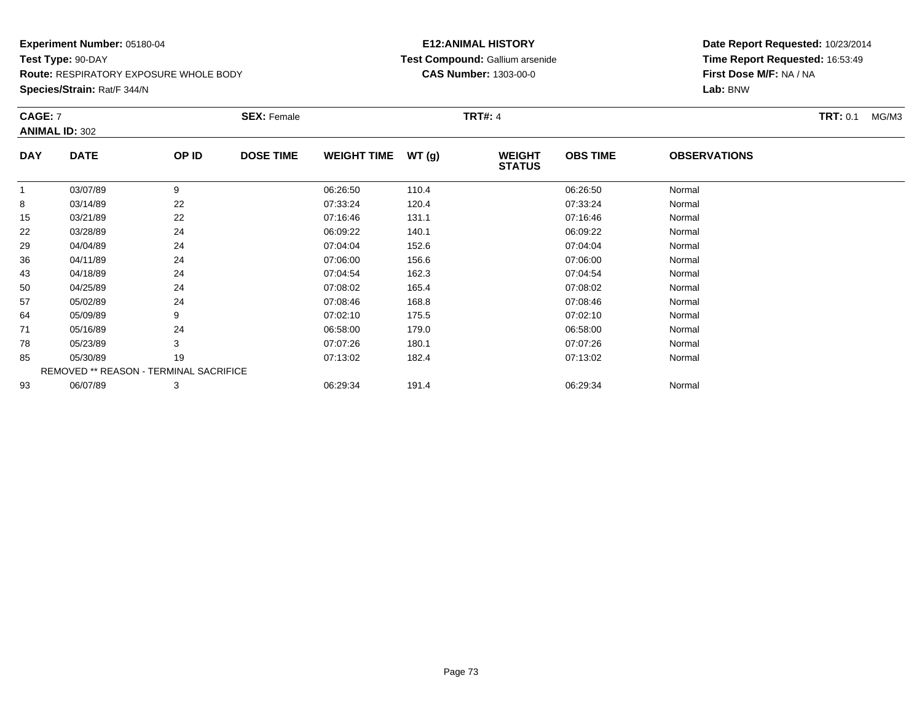**Experiment Number:** 05180-04
**Test Type:** 90-DAY
**Route:** RESPIRATORY EXPOSURE WHOLE BODY
**Species/Strain:** Rat/F 344/N

**E12:ANIMAL HISTORY**
**Test Compound:** Gallium arsenide
**CAS Number:** 1303-00-0

**Date Report Requested:** 10/23/2014
**Time Report Requested:** 16:53:49
**First Dose M/F:** NA / NA
**Lab:** BNW

**CAGE:** 7 **SEX:** Female **TRT#:** 4 **TRT:** 0.1 MG/M3
**ANIMAL ID:** 302

| DAY | DATE | OP ID | DOSE TIME | WEIGHT TIME | WT (g) | WEIGHT STATUS | OBS TIME | OBSERVATIONS |
|---|---|---|---|---|---|---|---|---|
| 1 | 03/07/89 | 9 | | 06:26:50 | 110.4 | | 06:26:50 | Normal |
| 8 | 03/14/89 | 22 | | 07:33:24 | 120.4 | | 07:33:24 | Normal |
| 15 | 03/21/89 | 22 | | 07:16:46 | 131.1 | | 07:16:46 | Normal |
| 22 | 03/28/89 | 24 | | 06:09:22 | 140.1 | | 06:09:22 | Normal |
| 29 | 04/04/89 | 24 | | 07:04:04 | 152.6 | | 07:04:04 | Normal |
| 36 | 04/11/89 | 24 | | 07:06:00 | 156.6 | | 07:06:00 | Normal |
| 43 | 04/18/89 | 24 | | 07:04:54 | 162.3 | | 07:04:54 | Normal |
| 50 | 04/25/89 | 24 | | 07:08:02 | 165.4 | | 07:08:02 | Normal |
| 57 | 05/02/89 | 24 | | 07:08:46 | 168.8 | | 07:08:46 | Normal |
| 64 | 05/09/89 | 9 | | 07:02:10 | 175.5 | | 07:02:10 | Normal |
| 71 | 05/16/89 | 24 | | 06:58:00 | 179.0 | | 06:58:00 | Normal |
| 78 | 05/23/89 | 3 | | 07:07:26 | 180.1 | | 07:07:26 | Normal |
| 85 | 05/30/89 | 19 | | 07:13:02 | 182.4 | | 07:13:02 | Normal |
| REMOVED ** REASON - TERMINAL SACRIFICE | | | | | | | | |
| 93 | 06/07/89 | 3 | | 06:29:34 | 191.4 | | 06:29:34 | Normal |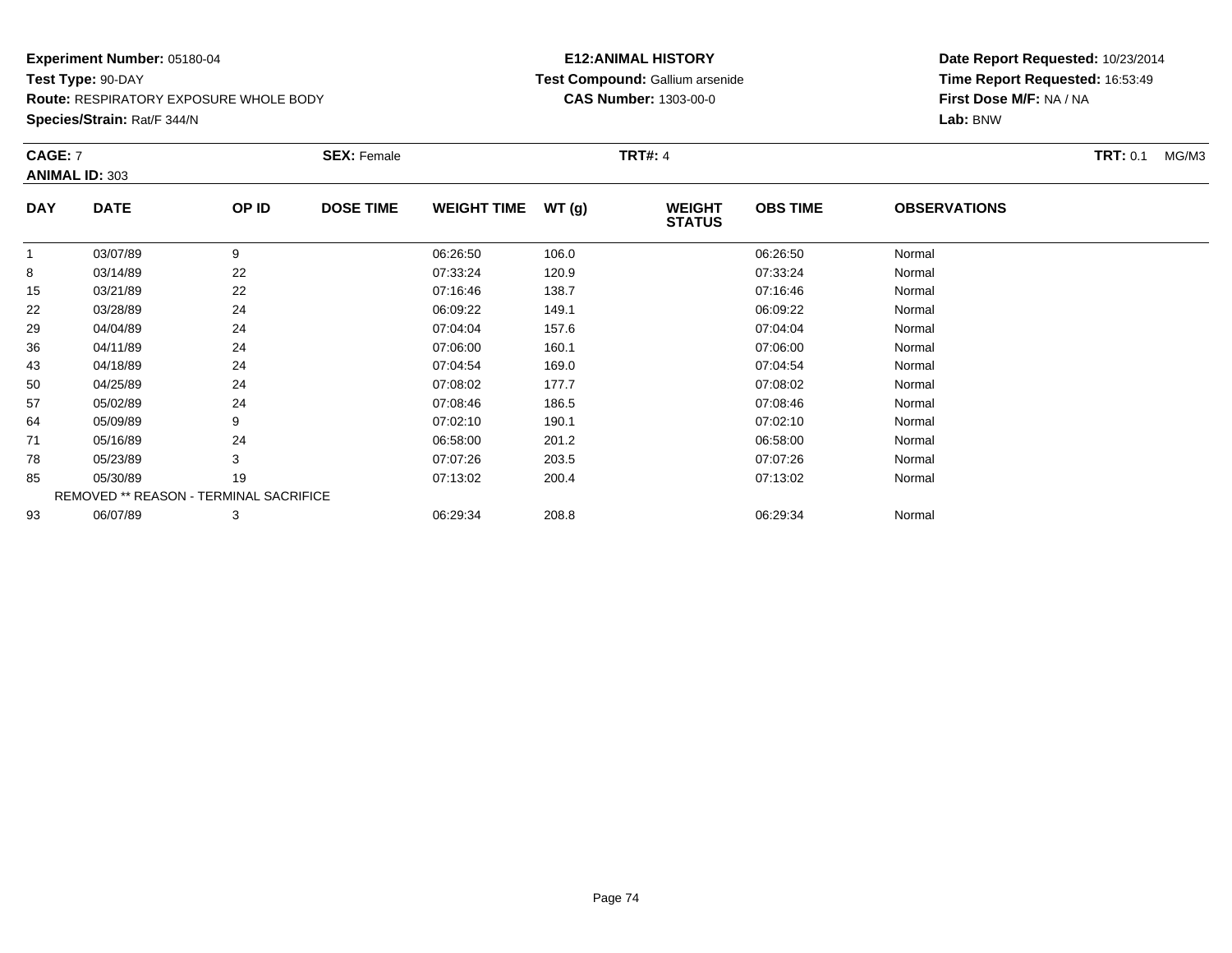**Experiment Number:** 05180-04
**Test Type:** 90-DAY
**Route:** RESPIRATORY EXPOSURE WHOLE BODY
**Species/Strain:** Rat/F 344/N

**E12:ANIMAL HISTORY**
**Test Compound:** Gallium arsenide
**CAS Number:** 1303-00-0

**Date Report Requested:** 10/23/2014
**Time Report Requested:** 16:53:49
**First Dose M/F:** NA / NA
**Lab:** BNW

**CAGE:** 7 **SEX:** Female **TRT#:** 4 **TRT:** 0.1 MG/M3
**ANIMAL ID:** 303

| DAY | DATE | OP ID | DOSE TIME | WEIGHT TIME | WT (g) | WEIGHT STATUS | OBS TIME | OBSERVATIONS |
|---|---|---|---|---|---|---|---|---|
| 1 | 03/07/89 | 9 | | 06:26:50 | 106.0 | | 06:26:50 | Normal |
| 8 | 03/14/89 | 22 | | 07:33:24 | 120.9 | | 07:33:24 | Normal |
| 15 | 03/21/89 | 22 | | 07:16:46 | 138.7 | | 07:16:46 | Normal |
| 22 | 03/28/89 | 24 | | 06:09:22 | 149.1 | | 06:09:22 | Normal |
| 29 | 04/04/89 | 24 | | 07:04:04 | 157.6 | | 07:04:04 | Normal |
| 36 | 04/11/89 | 24 | | 07:06:00 | 160.1 | | 07:06:00 | Normal |
| 43 | 04/18/89 | 24 | | 07:04:54 | 169.0 | | 07:04:54 | Normal |
| 50 | 04/25/89 | 24 | | 07:08:02 | 177.7 | | 07:08:02 | Normal |
| 57 | 05/02/89 | 24 | | 07:08:46 | 186.5 | | 07:08:46 | Normal |
| 64 | 05/09/89 | 9 | | 07:02:10 | 190.1 | | 07:02:10 | Normal |
| 71 | 05/16/89 | 24 | | 06:58:00 | 201.2 | | 06:58:00 | Normal |
| 78 | 05/23/89 | 3 | | 07:07:26 | 203.5 | | 07:07:26 | Normal |
| 85 | 05/30/89 | 19 | | 07:13:02 | 200.4 | | 07:13:02 | Normal |
| REMOVED ** REASON - TERMINAL SACRIFICE | | | | | | | | |
| 93 | 06/07/89 | 3 | | 06:29:34 | 208.8 | | 06:29:34 | Normal |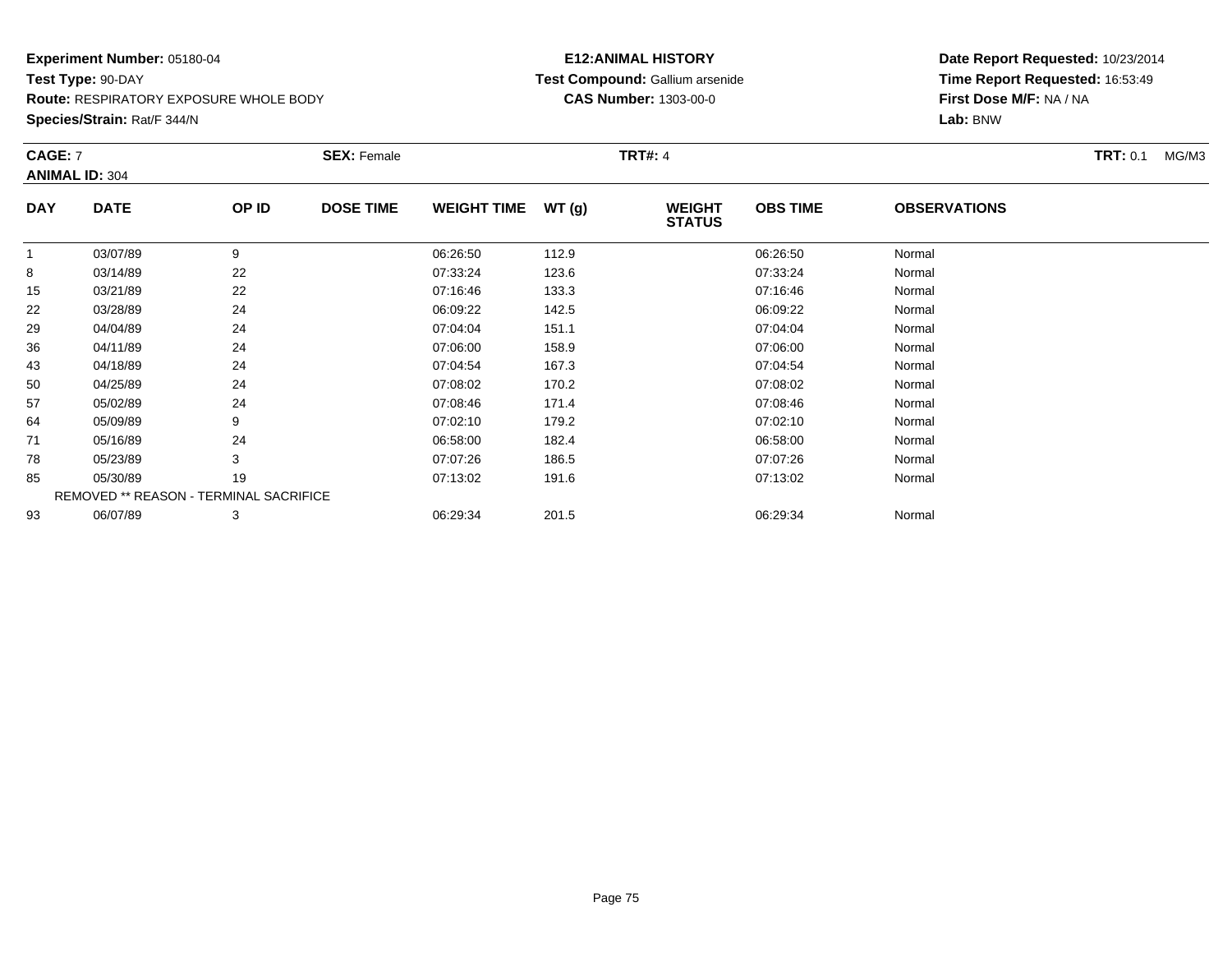**Experiment Number:** 05180-04
**Test Type:** 90-DAY
**Route:** RESPIRATORY EXPOSURE WHOLE BODY
**Species/Strain:** Rat/F 344/N

**E12:ANIMAL HISTORY**
**Test Compound:** Gallium arsenide
**CAS Number:** 1303-00-0

**Date Report Requested:** 10/23/2014
**Time Report Requested:** 16:53:49
**First Dose M/F:** NA / NA
**Lab:** BNW

**CAGE:** 7 **SEX:** Female **TRT#:** 4 **TRT:** 0.1 MG/M3
**ANIMAL ID:** 304

| DAY | DATE | OP ID | DOSE TIME | WEIGHT TIME | WT (g) | WEIGHT STATUS | OBS TIME | OBSERVATIONS |
|---|---|---|---|---|---|---|---|---|
| 1 | 03/07/89 | 9 | | 06:26:50 | 112.9 | | 06:26:50 | Normal |
| 8 | 03/14/89 | 22 | | 07:33:24 | 123.6 | | 07:33:24 | Normal |
| 15 | 03/21/89 | 22 | | 07:16:46 | 133.3 | | 07:16:46 | Normal |
| 22 | 03/28/89 | 24 | | 06:09:22 | 142.5 | | 06:09:22 | Normal |
| 29 | 04/04/89 | 24 | | 07:04:04 | 151.1 | | 07:04:04 | Normal |
| 36 | 04/11/89 | 24 | | 07:06:00 | 158.9 | | 07:06:00 | Normal |
| 43 | 04/18/89 | 24 | | 07:04:54 | 167.3 | | 07:04:54 | Normal |
| 50 | 04/25/89 | 24 | | 07:08:02 | 170.2 | | 07:08:02 | Normal |
| 57 | 05/02/89 | 24 | | 07:08:46 | 171.4 | | 07:08:46 | Normal |
| 64 | 05/09/89 | 9 | | 07:02:10 | 179.2 | | 07:02:10 | Normal |
| 71 | 05/16/89 | 24 | | 06:58:00 | 182.4 | | 06:58:00 | Normal |
| 78 | 05/23/89 | 3 | | 07:07:26 | 186.5 | | 07:07:26 | Normal |
| 85 | 05/30/89 | 19 | | 07:13:02 | 191.6 | | 07:13:02 | Normal |
| REMOVED ** REASON - TERMINAL SACRIFICE | | | | | | | | |
| 93 | 06/07/89 | 3 | | 06:29:34 | 201.5 | | 06:29:34 | Normal |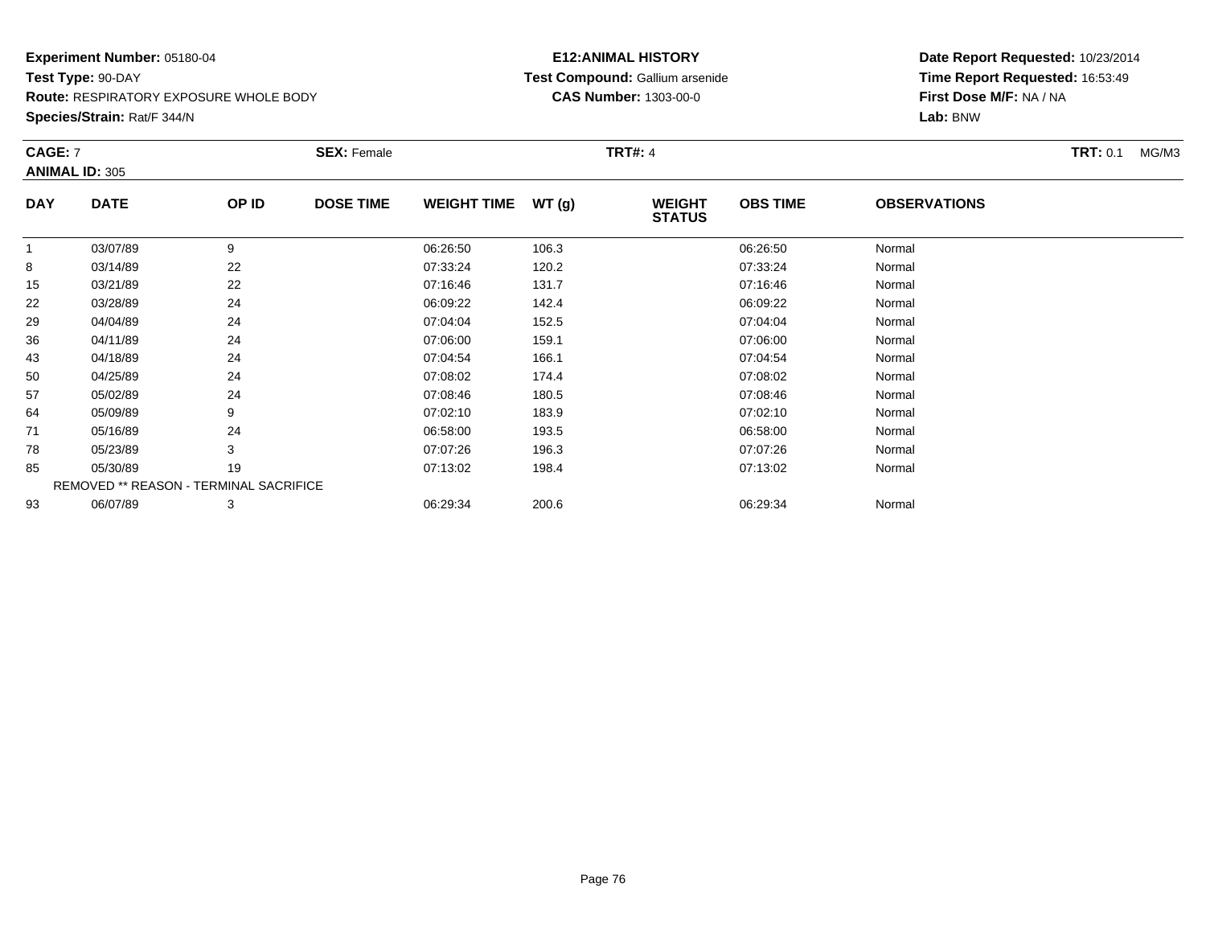**Experiment Number:** 05180-04
**Test Type:** 90-DAY
**Route:** RESPIRATORY EXPOSURE WHOLE BODY
**Species/Strain:** Rat/F 344/N

**E12:ANIMAL HISTORY**
**Test Compound:** Gallium arsenide
**CAS Number:** 1303-00-0

**Date Report Requested:** 10/23/2014
**Time Report Requested:** 16:53:49
**First Dose M/F:** NA / NA
**Lab:** BNW

**CAGE:** 7 **SEX:** Female **TRT#:** 4 **TRT:** 0.1 MG/M3
**ANIMAL ID:** 305

| DAY | DATE | OP ID | DOSE TIME | WEIGHT TIME | WT (g) | WEIGHT STATUS | OBS TIME | OBSERVATIONS |
|---|---|---|---|---|---|---|---|---|
| 1 | 03/07/89 | 9 | | 06:26:50 | 106.3 | | 06:26:50 | Normal |
| 8 | 03/14/89 | 22 | | 07:33:24 | 120.2 | | 07:33:24 | Normal |
| 15 | 03/21/89 | 22 | | 07:16:46 | 131.7 | | 07:16:46 | Normal |
| 22 | 03/28/89 | 24 | | 06:09:22 | 142.4 | | 06:09:22 | Normal |
| 29 | 04/04/89 | 24 | | 07:04:04 | 152.5 | | 07:04:04 | Normal |
| 36 | 04/11/89 | 24 | | 07:06:00 | 159.1 | | 07:06:00 | Normal |
| 43 | 04/18/89 | 24 | | 07:04:54 | 166.1 | | 07:04:54 | Normal |
| 50 | 04/25/89 | 24 | | 07:08:02 | 174.4 | | 07:08:02 | Normal |
| 57 | 05/02/89 | 24 | | 07:08:46 | 180.5 | | 07:08:46 | Normal |
| 64 | 05/09/89 | 9 | | 07:02:10 | 183.9 | | 07:02:10 | Normal |
| 71 | 05/16/89 | 24 | | 06:58:00 | 193.5 | | 06:58:00 | Normal |
| 78 | 05/23/89 | 3 | | 07:07:26 | 196.3 | | 07:07:26 | Normal |
| 85 | 05/30/89 | 19 | | 07:13:02 | 198.4 | | 07:13:02 | Normal |
| | REMOVED ** REASON - TERMINAL SACRIFICE | | | | | | | |
| 93 | 06/07/89 | 3 | | 06:29:34 | 200.6 | | 06:29:34 | Normal |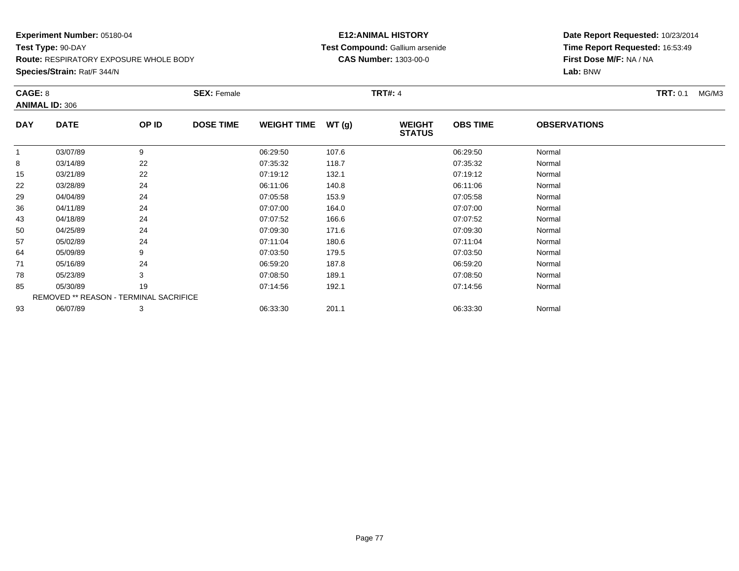**Experiment Number:** 05180-04
**Test Type:** 90-DAY
**Route:** RESPIRATORY EXPOSURE WHOLE BODY
**Species/Strain:** Rat/F 344/N

**E12:ANIMAL HISTORY**
**Test Compound:** Gallium arsenide
**CAS Number:** 1303-00-0

**Date Report Requested:** 10/23/2014
**Time Report Requested:** 16:53:49
**First Dose M/F:** NA / NA
**Lab:** BNW

**CAGE:** 8
**ANIMAL ID:** 306
**SEX:** Female
**TRT#:** 4
**TRT:** 0.1 MG/M3

| DAY | DATE | OP ID | DOSE TIME | WEIGHT TIME | WT (g) | WEIGHT STATUS | OBS TIME | OBSERVATIONS |
|---|---|---|---|---|---|---|---|---|
| 1 | 03/07/89 | 9 | | 06:29:50 | 107.6 | | 06:29:50 | Normal |
| 8 | 03/14/89 | 22 | | 07:35:32 | 118.7 | | 07:35:32 | Normal |
| 15 | 03/21/89 | 22 | | 07:19:12 | 132.1 | | 07:19:12 | Normal |
| 22 | 03/28/89 | 24 | | 06:11:06 | 140.8 | | 06:11:06 | Normal |
| 29 | 04/04/89 | 24 | | 07:05:58 | 153.9 | | 07:05:58 | Normal |
| 36 | 04/11/89 | 24 | | 07:07:00 | 164.0 | | 07:07:00 | Normal |
| 43 | 04/18/89 | 24 | | 07:07:52 | 166.6 | | 07:07:52 | Normal |
| 50 | 04/25/89 | 24 | | 07:09:30 | 171.6 | | 07:09:30 | Normal |
| 57 | 05/02/89 | 24 | | 07:11:04 | 180.6 | | 07:11:04 | Normal |
| 64 | 05/09/89 | 9 | | 07:03:50 | 179.5 | | 07:03:50 | Normal |
| 71 | 05/16/89 | 24 | | 06:59:20 | 187.8 | | 06:59:20 | Normal |
| 78 | 05/23/89 | 3 | | 07:08:50 | 189.1 | | 07:08:50 | Normal |
| 85 | 05/30/89 | 19 | | 07:14:56 | 192.1 | | 07:14:56 | Normal |
| REMOVED ** REASON - TERMINAL SACRIFICE | | | | | | | | |
| 93 | 06/07/89 | 3 | | 06:33:30 | 201.1 | | 06:33:30 | Normal |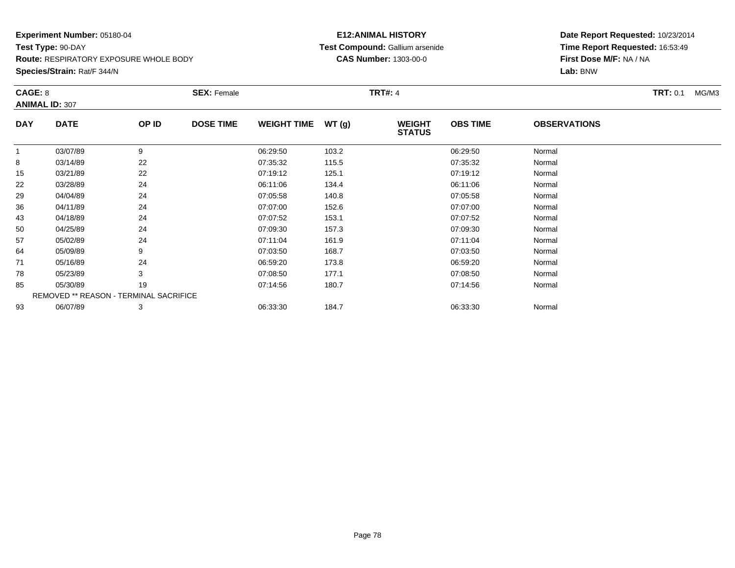**Experiment Number:** 05180-04
**Test Type:** 90-DAY
**Route:** RESPIRATORY EXPOSURE WHOLE BODY
**Species/Strain:** Rat/F 344/N

**E12:ANIMAL HISTORY**
**Test Compound:** Gallium arsenide
**CAS Number:** 1303-00-0

**Date Report Requested:** 10/23/2014
**Time Report Requested:** 16:53:49
**First Dose M/F:** NA / NA
**Lab:** BNW

**CAGE:** 8　　**SEX:** Female　　**TRT#:** 4　　**TRT:** 0.1 MG/M3
**ANIMAL ID:** 307

| DAY | DATE | OP ID | DOSE TIME | WEIGHT TIME | WT (g) | WEIGHT STATUS | OBS TIME | OBSERVATIONS |
|---|---|---|---|---|---|---|---|---|
| 1 | 03/07/89 | 9 | | 06:29:50 | 103.2 | | 06:29:50 | Normal |
| 8 | 03/14/89 | 22 | | 07:35:32 | 115.5 | | 07:35:32 | Normal |
| 15 | 03/21/89 | 22 | | 07:19:12 | 125.1 | | 07:19:12 | Normal |
| 22 | 03/28/89 | 24 | | 06:11:06 | 134.4 | | 06:11:06 | Normal |
| 29 | 04/04/89 | 24 | | 07:05:58 | 140.8 | | 07:05:58 | Normal |
| 36 | 04/11/89 | 24 | | 07:07:00 | 152.6 | | 07:07:00 | Normal |
| 43 | 04/18/89 | 24 | | 07:07:52 | 153.1 | | 07:07:52 | Normal |
| 50 | 04/25/89 | 24 | | 07:09:30 | 157.3 | | 07:09:30 | Normal |
| 57 | 05/02/89 | 24 | | 07:11:04 | 161.9 | | 07:11:04 | Normal |
| 64 | 05/09/89 | 9 | | 07:03:50 | 168.7 | | 07:03:50 | Normal |
| 71 | 05/16/89 | 24 | | 06:59:20 | 173.8 | | 06:59:20 | Normal |
| 78 | 05/23/89 | 3 | | 07:08:50 | 177.1 | | 07:08:50 | Normal |
| 85 | 05/30/89 | 19 | | 07:14:56 | 180.7 | | 07:14:56 | Normal |
| REMOVED ** REASON - TERMINAL SACRIFICE | | | | | | | | |
| 93 | 06/07/89 | 3 | | 06:33:30 | 184.7 | | 06:33:30 | Normal |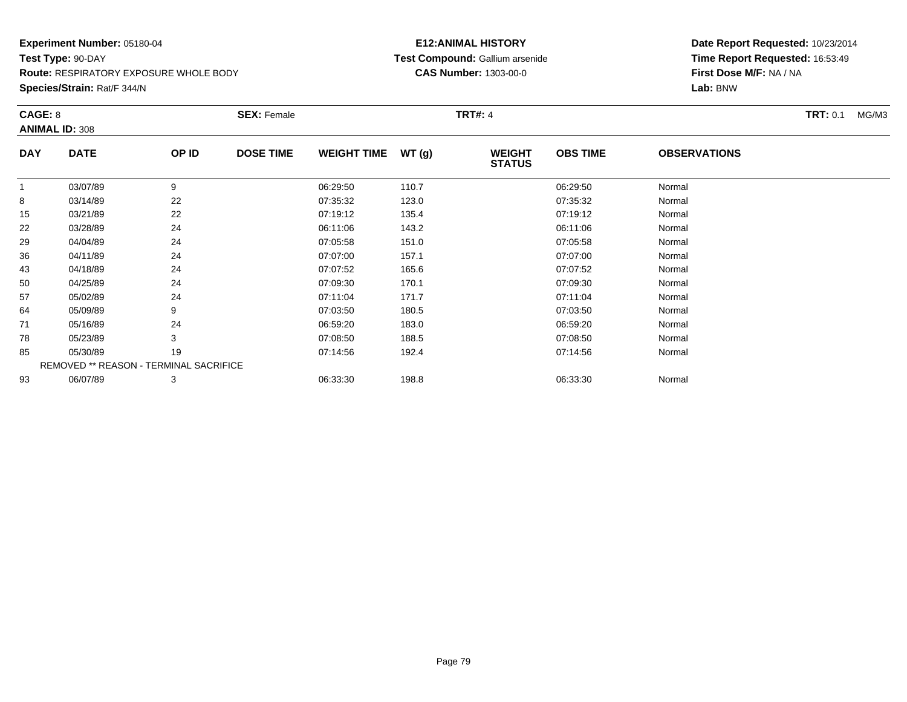**Experiment Number:** 05180-04
**Test Type:** 90-DAY
**Route:** RESPIRATORY EXPOSURE WHOLE BODY
**Species/Strain:** Rat/F 344/N

**E12:ANIMAL HISTORY**
**Test Compound:** Gallium arsenide
**CAS Number:** 1303-00-0

**Date Report Requested:** 10/23/2014
**Time Report Requested:** 16:53:49
**First Dose M/F:** NA / NA
**Lab:** BNW

**CAGE:** 8 **SEX:** Female **TRT#:** 4 **TRT:** 0.1 MG/M3
**ANIMAL ID:** 308

| DAY | DATE | OP ID | DOSE TIME | WEIGHT TIME | WT (g) | WEIGHT STATUS | OBS TIME | OBSERVATIONS |
|---|---|---|---|---|---|---|---|---|
| 1 | 03/07/89 | 9 | | 06:29:50 | 110.7 | | 06:29:50 | Normal |
| 8 | 03/14/89 | 22 | | 07:35:32 | 123.0 | | 07:35:32 | Normal |
| 15 | 03/21/89 | 22 | | 07:19:12 | 135.4 | | 07:19:12 | Normal |
| 22 | 03/28/89 | 24 | | 06:11:06 | 143.2 | | 06:11:06 | Normal |
| 29 | 04/04/89 | 24 | | 07:05:58 | 151.0 | | 07:05:58 | Normal |
| 36 | 04/11/89 | 24 | | 07:07:00 | 157.1 | | 07:07:00 | Normal |
| 43 | 04/18/89 | 24 | | 07:07:52 | 165.6 | | 07:07:52 | Normal |
| 50 | 04/25/89 | 24 | | 07:09:30 | 170.1 | | 07:09:30 | Normal |
| 57 | 05/02/89 | 24 | | 07:11:04 | 171.7 | | 07:11:04 | Normal |
| 64 | 05/09/89 | 9 | | 07:03:50 | 180.5 | | 07:03:50 | Normal |
| 71 | 05/16/89 | 24 | | 06:59:20 | 183.0 | | 06:59:20 | Normal |
| 78 | 05/23/89 | 3 | | 07:08:50 | 188.5 | | 07:08:50 | Normal |
| 85 | 05/30/89 | 19 | | 07:14:56 | 192.4 | | 07:14:56 | Normal |
| REMOVED ** REASON - TERMINAL SACRIFICE | | | | | | | | |
| 93 | 06/07/89 | 3 | | 06:33:30 | 198.8 | | 06:33:30 | Normal |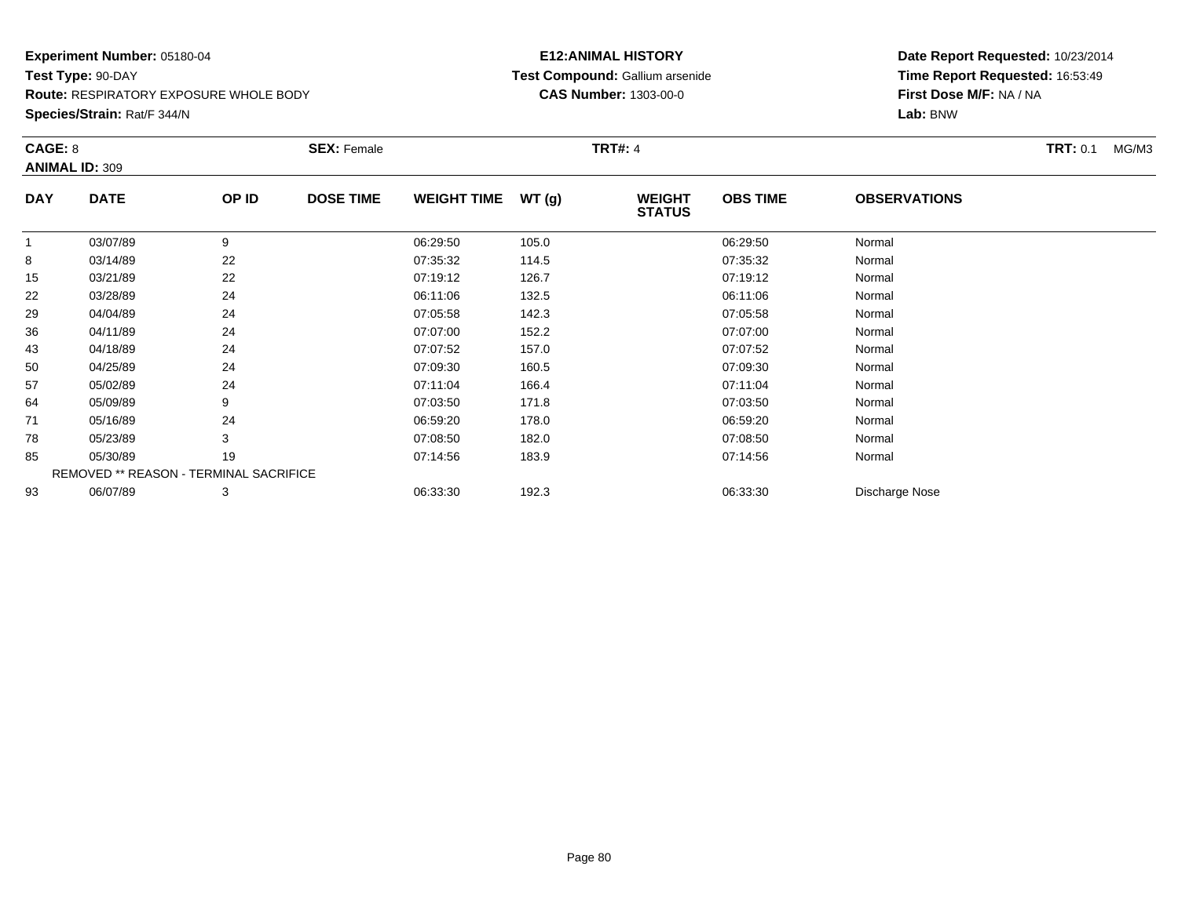**Experiment Number:** 05180-04
**Test Type:** 90-DAY
**Route:** RESPIRATORY EXPOSURE WHOLE BODY
**Species/Strain:** Rat/F 344/N

**E12:ANIMAL HISTORY**
**Test Compound:** Gallium arsenide
**CAS Number:** 1303-00-0

**Date Report Requested:** 10/23/2014
**Time Report Requested:** 16:53:49
**First Dose M/F:** NA / NA
**Lab:** BNW

**CAGE:** 8 **SEX:** Female **TRT#:** 4 **TRT:** 0.1 MG/M3
**ANIMAL ID:** 309

| DAY | DATE | OP ID | DOSE TIME | WEIGHT TIME | WT (g) | WEIGHT STATUS | OBS TIME | OBSERVATIONS |
|---|---|---|---|---|---|---|---|---|
| 1 | 03/07/89 | 9 | | 06:29:50 | 105.0 | | 06:29:50 | Normal |
| 8 | 03/14/89 | 22 | | 07:35:32 | 114.5 | | 07:35:32 | Normal |
| 15 | 03/21/89 | 22 | | 07:19:12 | 126.7 | | 07:19:12 | Normal |
| 22 | 03/28/89 | 24 | | 06:11:06 | 132.5 | | 06:11:06 | Normal |
| 29 | 04/04/89 | 24 | | 07:05:58 | 142.3 | | 07:05:58 | Normal |
| 36 | 04/11/89 | 24 | | 07:07:00 | 152.2 | | 07:07:00 | Normal |
| 43 | 04/18/89 | 24 | | 07:07:52 | 157.0 | | 07:07:52 | Normal |
| 50 | 04/25/89 | 24 | | 07:09:30 | 160.5 | | 07:09:30 | Normal |
| 57 | 05/02/89 | 24 | | 07:11:04 | 166.4 | | 07:11:04 | Normal |
| 64 | 05/09/89 | 9 | | 07:03:50 | 171.8 | | 07:03:50 | Normal |
| 71 | 05/16/89 | 24 | | 06:59:20 | 178.0 | | 06:59:20 | Normal |
| 78 | 05/23/89 | 3 | | 07:08:50 | 182.0 | | 07:08:50 | Normal |
| 85 | 05/30/89 | 19 | | 07:14:56 | 183.9 | | 07:14:56 | Normal |
| REMOVED ** REASON - TERMINAL SACRIFICE | | | | | | | | |
| 93 | 06/07/89 | 3 | | 06:33:30 | 192.3 | | 06:33:30 | Discharge Nose |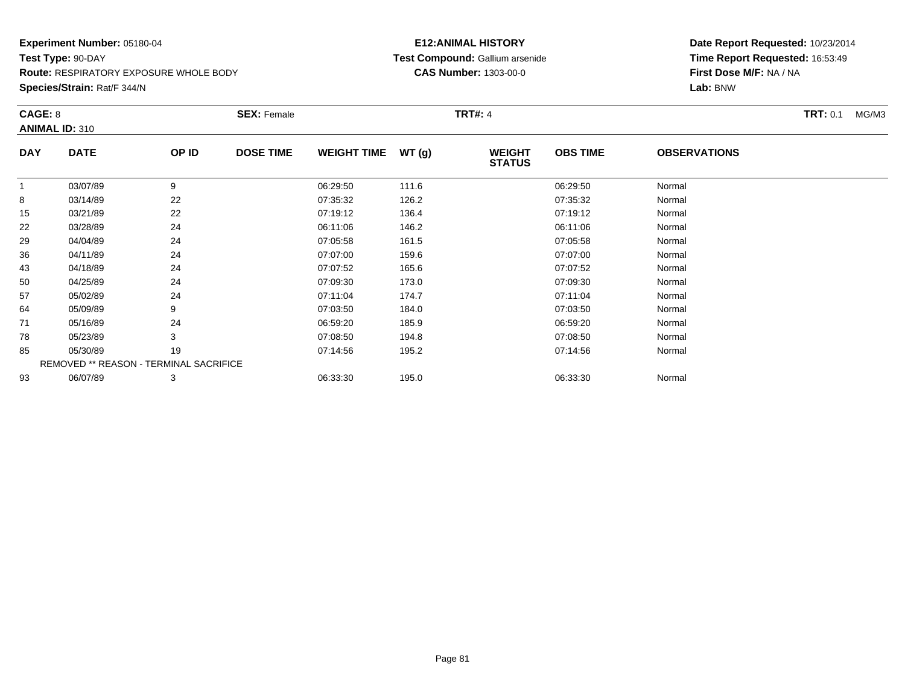**Experiment Number:** 05180-04
**Test Type:** 90-DAY
**Route:** RESPIRATORY EXPOSURE WHOLE BODY
**Species/Strain:** Rat/F 344/N

**E12:ANIMAL HISTORY**
**Test Compound:** Gallium arsenide
**CAS Number:** 1303-00-0

**Date Report Requested:** 10/23/2014
**Time Report Requested:** 16:53:49
**First Dose M/F:** NA / NA
**Lab:** BNW

**CAGE:** 8 **SEX:** Female **TRT#:** 4 **TRT:** 0.1 MG/M3
**ANIMAL ID:** 310

| DAY | DATE | OP ID | DOSE TIME | WEIGHT TIME | WT (g) | WEIGHT STATUS | OBS TIME | OBSERVATIONS |
|---|---|---|---|---|---|---|---|---|
| 1 | 03/07/89 | 9 | | 06:29:50 | 111.6 | | 06:29:50 | Normal |
| 8 | 03/14/89 | 22 | | 07:35:32 | 126.2 | | 07:35:32 | Normal |
| 15 | 03/21/89 | 22 | | 07:19:12 | 136.4 | | 07:19:12 | Normal |
| 22 | 03/28/89 | 24 | | 06:11:06 | 146.2 | | 06:11:06 | Normal |
| 29 | 04/04/89 | 24 | | 07:05:58 | 161.5 | | 07:05:58 | Normal |
| 36 | 04/11/89 | 24 | | 07:07:00 | 159.6 | | 07:07:00 | Normal |
| 43 | 04/18/89 | 24 | | 07:07:52 | 165.6 | | 07:07:52 | Normal |
| 50 | 04/25/89 | 24 | | 07:09:30 | 173.0 | | 07:09:30 | Normal |
| 57 | 05/02/89 | 24 | | 07:11:04 | 174.7 | | 07:11:04 | Normal |
| 64 | 05/09/89 | 9 | | 07:03:50 | 184.0 | | 07:03:50 | Normal |
| 71 | 05/16/89 | 24 | | 06:59:20 | 185.9 | | 06:59:20 | Normal |
| 78 | 05/23/89 | 3 | | 07:08:50 | 194.8 | | 07:08:50 | Normal |
| 85 | 05/30/89 | 19 | | 07:14:56 | 195.2 | | 07:14:56 | Normal |
| REMOVED ** REASON - TERMINAL SACRIFICE | | | | | | | | |
| 93 | 06/07/89 | 3 | | 06:33:30 | 195.0 | | 06:33:30 | Normal |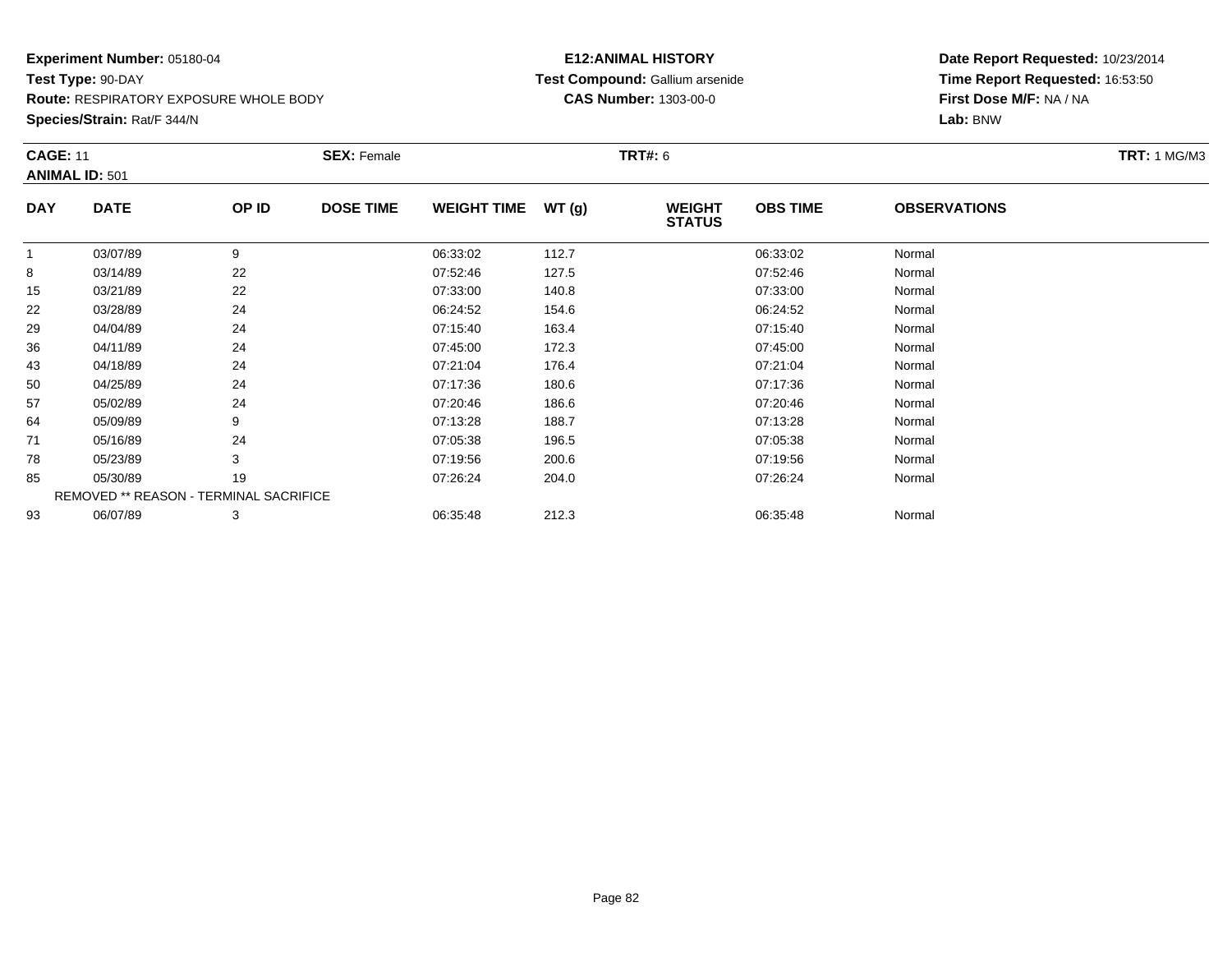**Experiment Number:** 05180-04
**Test Type:** 90-DAY
**Route:** RESPIRATORY EXPOSURE WHOLE BODY
**Species/Strain:** Rat/F 344/N

**E12:ANIMAL HISTORY**
**Test Compound:** Gallium arsenide
**CAS Number:** 1303-00-0

**Date Report Requested:** 10/23/2014
**Time Report Requested:** 16:53:50
**First Dose M/F:** NA / NA
**Lab:** BNW

**CAGE:** 11 **SEX:** Female **TRT#:** 6 **TRT:** 1 MG/M3
**ANIMAL ID:** 501

| DAY | DATE | OP ID | DOSE TIME | WEIGHT TIME | WT (g) | WEIGHT STATUS | OBS TIME | OBSERVATIONS |
|---|---|---|---|---|---|---|---|---|
| 1 | 03/07/89 | 9 | | 06:33:02 | 112.7 | | 06:33:02 | Normal |
| 8 | 03/14/89 | 22 | | 07:52:46 | 127.5 | | 07:52:46 | Normal |
| 15 | 03/21/89 | 22 | | 07:33:00 | 140.8 | | 07:33:00 | Normal |
| 22 | 03/28/89 | 24 | | 06:24:52 | 154.6 | | 06:24:52 | Normal |
| 29 | 04/04/89 | 24 | | 07:15:40 | 163.4 | | 07:15:40 | Normal |
| 36 | 04/11/89 | 24 | | 07:45:00 | 172.3 | | 07:45:00 | Normal |
| 43 | 04/18/89 | 24 | | 07:21:04 | 176.4 | | 07:21:04 | Normal |
| 50 | 04/25/89 | 24 | | 07:17:36 | 180.6 | | 07:17:36 | Normal |
| 57 | 05/02/89 | 24 | | 07:20:46 | 186.6 | | 07:20:46 | Normal |
| 64 | 05/09/89 | 9 | | 07:13:28 | 188.7 | | 07:13:28 | Normal |
| 71 | 05/16/89 | 24 | | 07:05:38 | 196.5 | | 07:05:38 | Normal |
| 78 | 05/23/89 | 3 | | 07:19:56 | 200.6 | | 07:19:56 | Normal |
| 85 | 05/30/89 | 19 | | 07:26:24 | 204.0 | | 07:26:24 | Normal |
| REMOVED ** REASON - TERMINAL SACRIFICE | | | | | | | | |
| 93 | 06/07/89 | 3 | | 06:35:48 | 212.3 | | 06:35:48 | Normal |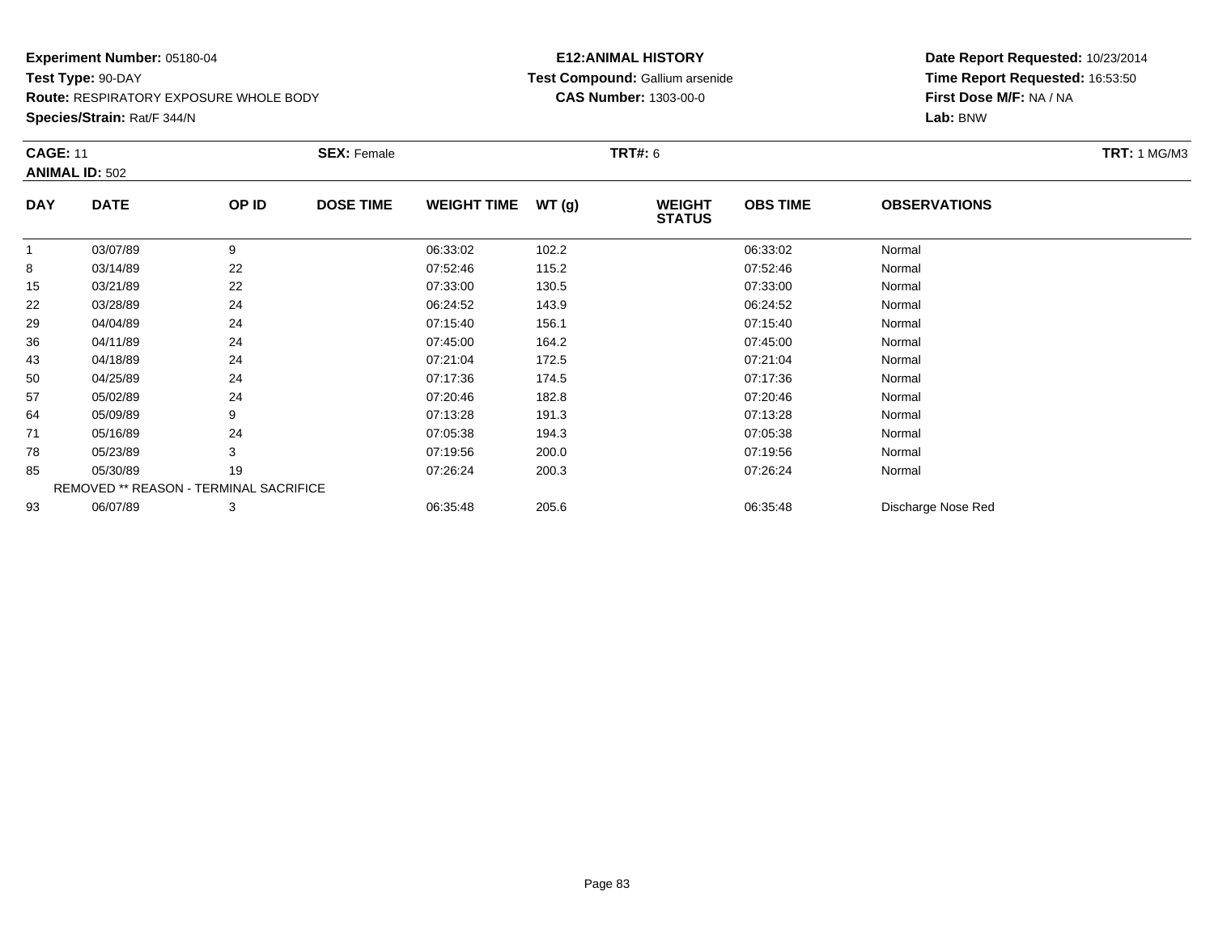**Experiment Number:** 05180-04
**Test Type:** 90-DAY
**Route:** RESPIRATORY EXPOSURE WHOLE BODY
**Species/Strain:** Rat/F 344/N

**E12:ANIMAL HISTORY**
**Test Compound:** Gallium arsenide
**CAS Number:** 1303-00-0

**Date Report Requested:** 10/23/2014
**Time Report Requested:** 16:53:50
**First Dose M/F:** NA / NA
**Lab:** BNW

**CAGE:** 11 **SEX:** Female **TRT#:** 6 **TRT:** 1 MG/M3
**ANIMAL ID:** 502

| DAY | DATE | OP ID | DOSE TIME | WEIGHT TIME | WT (g) | WEIGHT STATUS | OBS TIME | OBSERVATIONS |
|---|---|---|---|---|---|---|---|---|
| 1 | 03/07/89 | 9 | | 06:33:02 | 102.2 | | 06:33:02 | Normal |
| 8 | 03/14/89 | 22 | | 07:52:46 | 115.2 | | 07:52:46 | Normal |
| 15 | 03/21/89 | 22 | | 07:33:00 | 130.5 | | 07:33:00 | Normal |
| 22 | 03/28/89 | 24 | | 06:24:52 | 143.9 | | 06:24:52 | Normal |
| 29 | 04/04/89 | 24 | | 07:15:40 | 156.1 | | 07:15:40 | Normal |
| 36 | 04/11/89 | 24 | | 07:45:00 | 164.2 | | 07:45:00 | Normal |
| 43 | 04/18/89 | 24 | | 07:21:04 | 172.5 | | 07:21:04 | Normal |
| 50 | 04/25/89 | 24 | | 07:17:36 | 174.5 | | 07:17:36 | Normal |
| 57 | 05/02/89 | 24 | | 07:20:46 | 182.8 | | 07:20:46 | Normal |
| 64 | 05/09/89 | 9 | | 07:13:28 | 191.3 | | 07:13:28 | Normal |
| 71 | 05/16/89 | 24 | | 07:05:38 | 194.3 | | 07:05:38 | Normal |
| 78 | 05/23/89 | 3 | | 07:19:56 | 200.0 | | 07:19:56 | Normal |
| 85 | 05/30/89 | 19 | | 07:26:24 | 200.3 | | 07:26:24 | Normal |
| REMOVED ** REASON - TERMINAL SACRIFICE | | | | | | | | |
| 93 | 06/07/89 | 3 | | 06:35:48 | 205.6 | | 06:35:48 | Discharge Nose Red |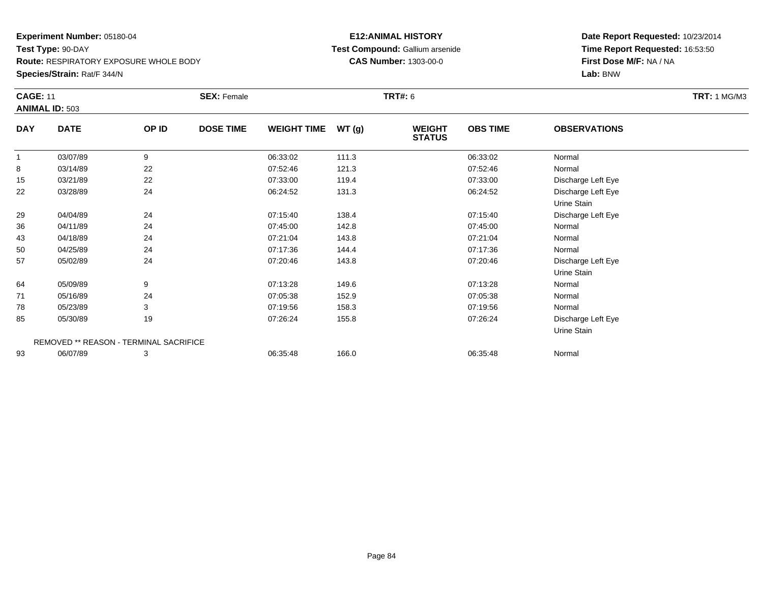**Experiment Number:** 05180-04
**Test Type:** 90-DAY
**Route:** RESPIRATORY EXPOSURE WHOLE BODY
**Species/Strain:** Rat/F 344/N

**E12:ANIMAL HISTORY**
**Test Compound:** Gallium arsenide
**CAS Number:** 1303-00-0

**Date Report Requested:** 10/23/2014
**Time Report Requested:** 16:53:50
**First Dose M/F:** NA / NA
**Lab:** BNW

**CAGE:** 11 **SEX:** Female **TRT#:** 6 **TRT:** 1 MG/M3
**ANIMAL ID:** 503

| DAY | DATE | OP ID | DOSE TIME | WEIGHT TIME | WT (g) | WEIGHT STATUS | OBS TIME | OBSERVATIONS |
|---|---|---|---|---|---|---|---|---|
| 1 | 03/07/89 | 9 | | 06:33:02 | 111.3 | | 06:33:02 | Normal |
| 8 | 03/14/89 | 22 | | 07:52:46 | 121.3 | | 07:52:46 | Normal |
| 15 | 03/21/89 | 22 | | 07:33:00 | 119.4 | | 07:33:00 | Discharge Left Eye |
| 22 | 03/28/89 | 24 | | 06:24:52 | 131.3 | | 06:24:52 | Discharge Left Eye |
| | | | | | | | | Urine Stain |
| 29 | 04/04/89 | 24 | | 07:15:40 | 138.4 | | 07:15:40 | Discharge Left Eye |
| 36 | 04/11/89 | 24 | | 07:45:00 | 142.8 | | 07:45:00 | Normal |
| 43 | 04/18/89 | 24 | | 07:21:04 | 143.8 | | 07:21:04 | Normal |
| 50 | 04/25/89 | 24 | | 07:17:36 | 144.4 | | 07:17:36 | Normal |
| 57 | 05/02/89 | 24 | | 07:20:46 | 143.8 | | 07:20:46 | Discharge Left Eye |
| | | | | | | | | Urine Stain |
| 64 | 05/09/89 | 9 | | 07:13:28 | 149.6 | | 07:13:28 | Normal |
| 71 | 05/16/89 | 24 | | 07:05:38 | 152.9 | | 07:05:38 | Normal |
| 78 | 05/23/89 | 3 | | 07:19:56 | 158.3 | | 07:19:56 | Normal |
| 85 | 05/30/89 | 19 | | 07:26:24 | 155.8 | | 07:26:24 | Discharge Left Eye |
| | | | | | | | | Urine Stain |
| | REMOVED ** REASON - TERMINAL SACRIFICE | | | | | | | |
| 93 | 06/07/89 | 3 | | 06:35:48 | 166.0 | | 06:35:48 | Normal |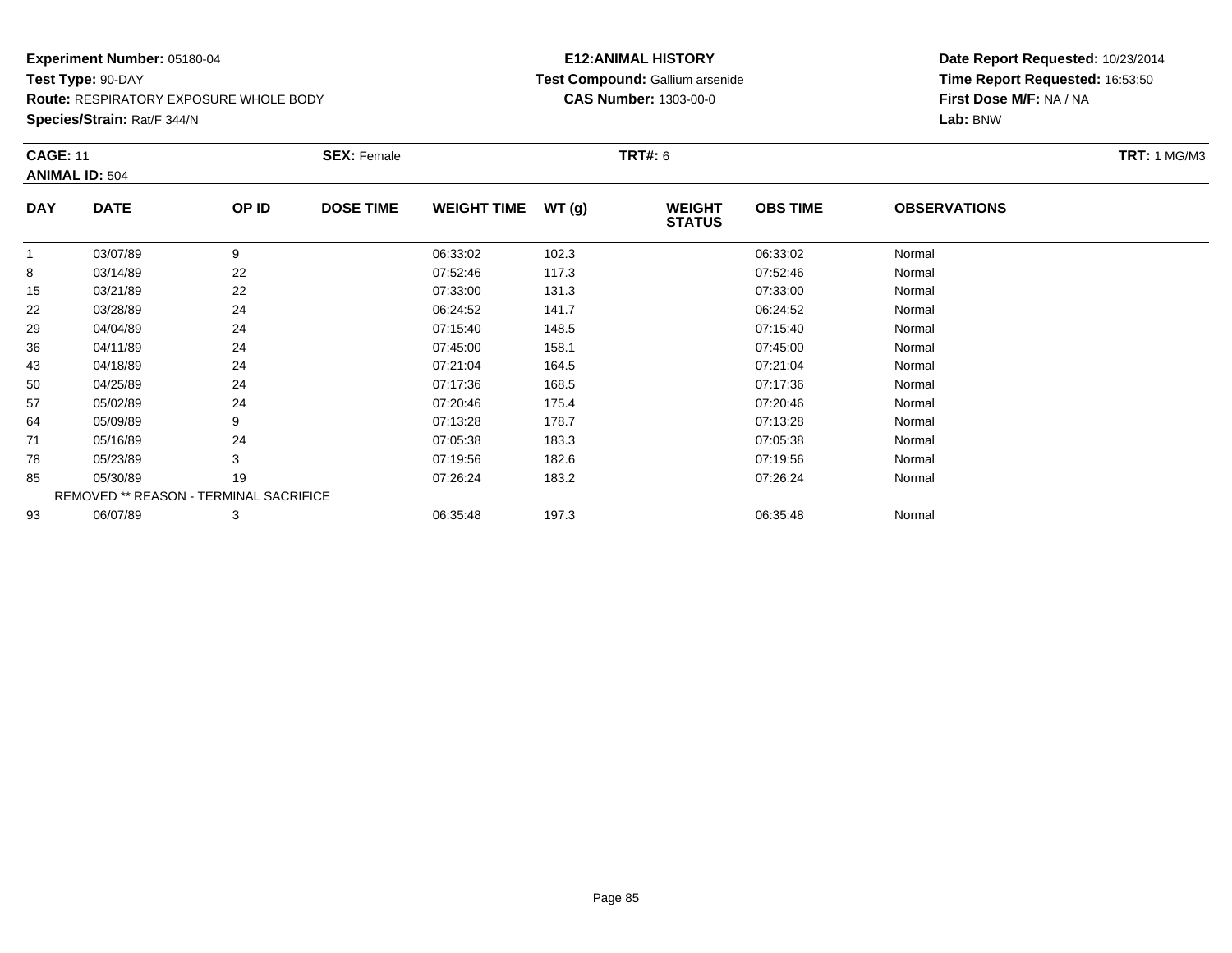**Experiment Number:** 05180-04
**Test Type:** 90-DAY
**Route:** RESPIRATORY EXPOSURE WHOLE BODY
**Species/Strain:** Rat/F 344/N

**E12:ANIMAL HISTORY**
**Test Compound:** Gallium arsenide
**CAS Number:** 1303-00-0

**Date Report Requested:** 10/23/2014
**Time Report Requested:** 16:53:50
**First Dose M/F:** NA / NA
**Lab:** BNW

**CAGE:** 11
**ANIMAL ID:** 504
**SEX:** Female
**TRT#:** 6
**TRT:** 1 MG/M3

| DAY | DATE | OP ID | DOSE TIME | WEIGHT TIME | WT (g) | WEIGHT STATUS | OBS TIME | OBSERVATIONS |
|---|---|---|---|---|---|---|---|---|
| 1 | 03/07/89 | 9 | | 06:33:02 | 102.3 | | 06:33:02 | Normal |
| 8 | 03/14/89 | 22 | | 07:52:46 | 117.3 | | 07:52:46 | Normal |
| 15 | 03/21/89 | 22 | | 07:33:00 | 131.3 | | 07:33:00 | Normal |
| 22 | 03/28/89 | 24 | | 06:24:52 | 141.7 | | 06:24:52 | Normal |
| 29 | 04/04/89 | 24 | | 07:15:40 | 148.5 | | 07:15:40 | Normal |
| 36 | 04/11/89 | 24 | | 07:45:00 | 158.1 | | 07:45:00 | Normal |
| 43 | 04/18/89 | 24 | | 07:21:04 | 164.5 | | 07:21:04 | Normal |
| 50 | 04/25/89 | 24 | | 07:17:36 | 168.5 | | 07:17:36 | Normal |
| 57 | 05/02/89 | 24 | | 07:20:46 | 175.4 | | 07:20:46 | Normal |
| 64 | 05/09/89 | 9 | | 07:13:28 | 178.7 | | 07:13:28 | Normal |
| 71 | 05/16/89 | 24 | | 07:05:38 | 183.3 | | 07:05:38 | Normal |
| 78 | 05/23/89 | 3 | | 07:19:56 | 182.6 | | 07:19:56 | Normal |
| 85 | 05/30/89 | 19 | | 07:26:24 | 183.2 | | 07:26:24 | Normal |
| REMOVED ** REASON - TERMINAL SACRIFICE | | | | | | | | |
| 93 | 06/07/89 | 3 | | 06:35:48 | 197.3 | | 06:35:48 | Normal |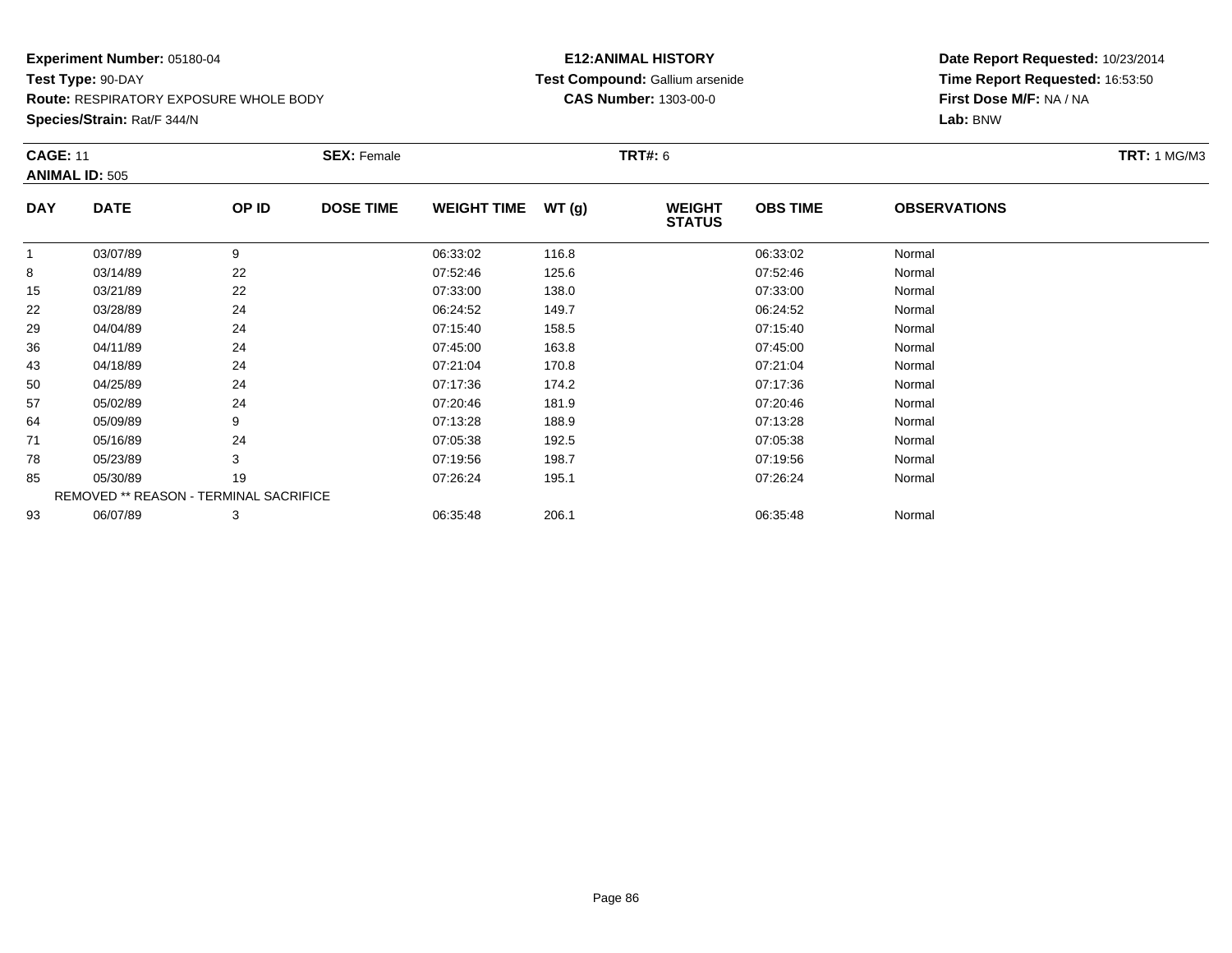**Experiment Number:** 05180-04
**Test Type:** 90-DAY
**Route:** RESPIRATORY EXPOSURE WHOLE BODY
**Species/Strain:** Rat/F 344/N

**E12:ANIMAL HISTORY**
**Test Compound:** Gallium arsenide
**CAS Number:** 1303-00-0

**Date Report Requested:** 10/23/2014
**Time Report Requested:** 16:53:50
**First Dose M/F:** NA / NA
**Lab:** BNW

**CAGE:** 11 **SEX:** Female **TRT#:** 6 **TRT:** 1 MG/M3
**ANIMAL ID:** 505

| DAY | DATE | OP ID | DOSE TIME | WEIGHT TIME | WT (g) | WEIGHT STATUS | OBS TIME | OBSERVATIONS |
|---|---|---|---|---|---|---|---|---|
| 1 | 03/07/89 | 9 | | 06:33:02 | 116.8 | | 06:33:02 | Normal |
| 8 | 03/14/89 | 22 | | 07:52:46 | 125.6 | | 07:52:46 | Normal |
| 15 | 03/21/89 | 22 | | 07:33:00 | 138.0 | | 07:33:00 | Normal |
| 22 | 03/28/89 | 24 | | 06:24:52 | 149.7 | | 06:24:52 | Normal |
| 29 | 04/04/89 | 24 | | 07:15:40 | 158.5 | | 07:15:40 | Normal |
| 36 | 04/11/89 | 24 | | 07:45:00 | 163.8 | | 07:45:00 | Normal |
| 43 | 04/18/89 | 24 | | 07:21:04 | 170.8 | | 07:21:04 | Normal |
| 50 | 04/25/89 | 24 | | 07:17:36 | 174.2 | | 07:17:36 | Normal |
| 57 | 05/02/89 | 24 | | 07:20:46 | 181.9 | | 07:20:46 | Normal |
| 64 | 05/09/89 | 9 | | 07:13:28 | 188.9 | | 07:13:28 | Normal |
| 71 | 05/16/89 | 24 | | 07:05:38 | 192.5 | | 07:05:38 | Normal |
| 78 | 05/23/89 | 3 | | 07:19:56 | 198.7 | | 07:19:56 | Normal |
| 85 | 05/30/89 | 19 | | 07:26:24 | 195.1 | | 07:26:24 | Normal |
| REMOVED ** REASON - TERMINAL SACRIFICE | | | | | | | | |
| 93 | 06/07/89 | 3 | | 06:35:48 | 206.1 | | 06:35:48 | Normal |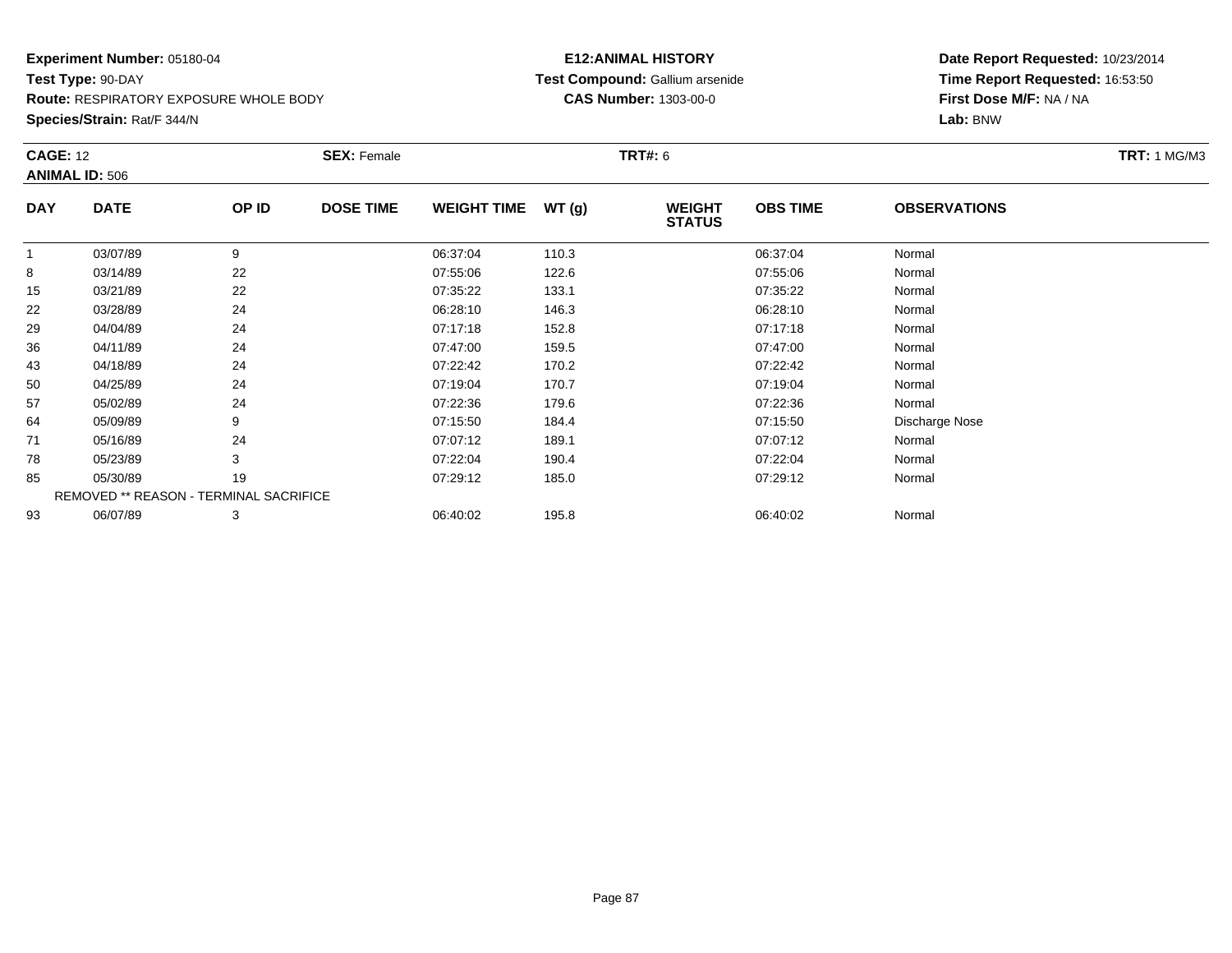**Experiment Number:** 05180-04
**Test Type:** 90-DAY
**Route:** RESPIRATORY EXPOSURE WHOLE BODY
**Species/Strain:** Rat/F 344/N

**E12:ANIMAL HISTORY**
**Test Compound:** Gallium arsenide
**CAS Number:** 1303-00-0

**Date Report Requested:** 10/23/2014
**Time Report Requested:** 16:53:50
**First Dose M/F:** NA / NA
**Lab:** BNW

**CAGE:** 12 **SEX:** Female **TRT#:** 6 **TRT:** 1 MG/M3
**ANIMAL ID:** 506

| DAY | DATE | OP ID | DOSE TIME | WEIGHT TIME | WT (g) | WEIGHT STATUS | OBS TIME | OBSERVATIONS |
|---|---|---|---|---|---|---|---|---|
| 1 | 03/07/89 | 9 | | 06:37:04 | 110.3 | | 06:37:04 | Normal |
| 8 | 03/14/89 | 22 | | 07:55:06 | 122.6 | | 07:55:06 | Normal |
| 15 | 03/21/89 | 22 | | 07:35:22 | 133.1 | | 07:35:22 | Normal |
| 22 | 03/28/89 | 24 | | 06:28:10 | 146.3 | | 06:28:10 | Normal |
| 29 | 04/04/89 | 24 | | 07:17:18 | 152.8 | | 07:17:18 | Normal |
| 36 | 04/11/89 | 24 | | 07:47:00 | 159.5 | | 07:47:00 | Normal |
| 43 | 04/18/89 | 24 | | 07:22:42 | 170.2 | | 07:22:42 | Normal |
| 50 | 04/25/89 | 24 | | 07:19:04 | 170.7 | | 07:19:04 | Normal |
| 57 | 05/02/89 | 24 | | 07:22:36 | 179.6 | | 07:22:36 | Normal |
| 64 | 05/09/89 | 9 | | 07:15:50 | 184.4 | | 07:15:50 | Discharge Nose |
| 71 | 05/16/89 | 24 | | 07:07:12 | 189.1 | | 07:07:12 | Normal |
| 78 | 05/23/89 | 3 | | 07:22:04 | 190.4 | | 07:22:04 | Normal |
| 85 | 05/30/89 | 19 | | 07:29:12 | 185.0 | | 07:29:12 | Normal |
| REMOVED ** REASON - TERMINAL SACRIFICE | | | | | | | | |
| 93 | 06/07/89 | 3 | | 06:40:02 | 195.8 | | 06:40:02 | Normal |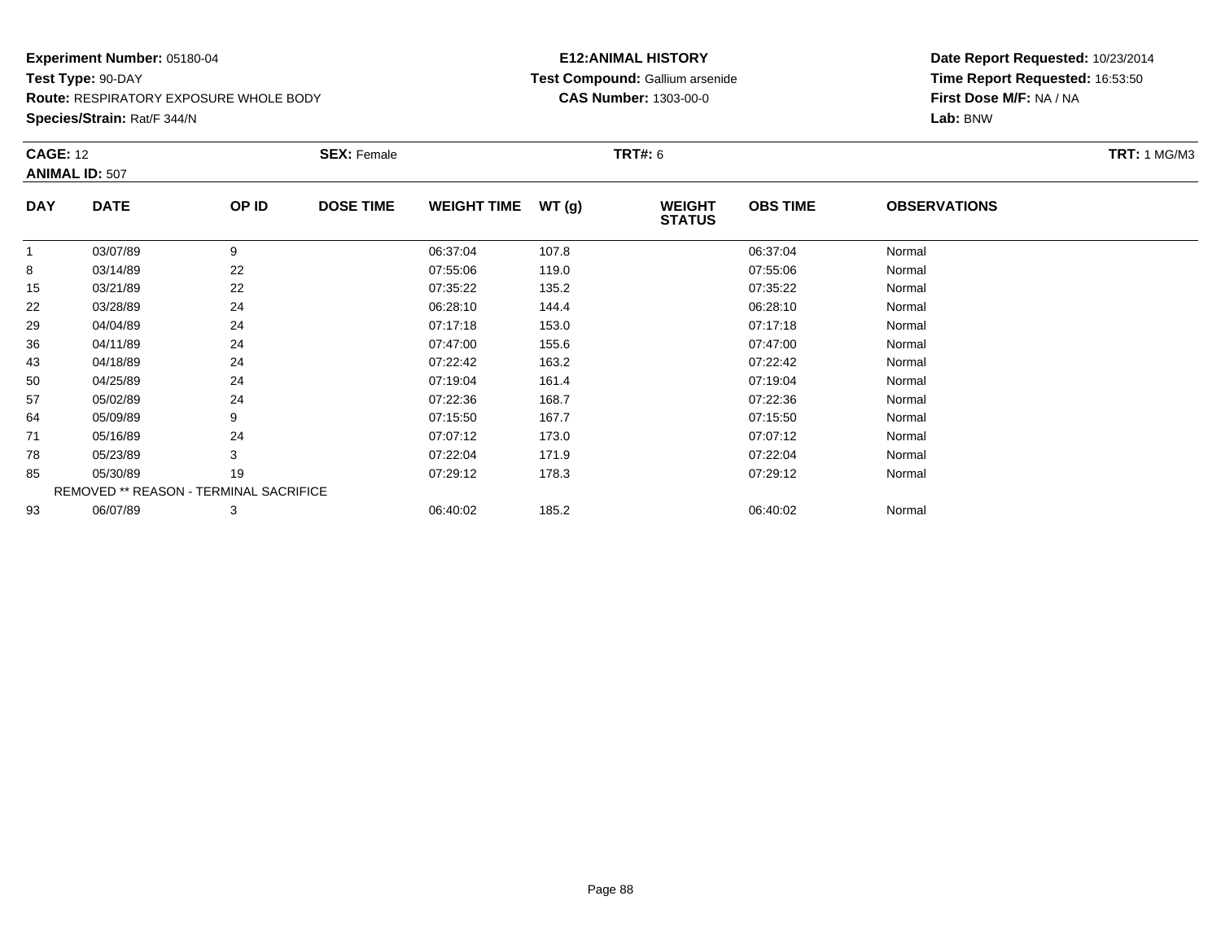**Experiment Number:** 05180-04
**Test Type:** 90-DAY
**Route:** RESPIRATORY EXPOSURE WHOLE BODY
**Species/Strain:** Rat/F 344/N

**E12:ANIMAL HISTORY**
**Test Compound:** Gallium arsenide
**CAS Number:** 1303-00-0

**Date Report Requested:** 10/23/2014
**Time Report Requested:** 16:53:50
**First Dose M/F:** NA / NA
**Lab:** BNW

**CAGE:** 12 **SEX:** Female **TRT#:** 6 **TRT:** 1 MG/M3
**ANIMAL ID:** 507

| DAY | DATE | OP ID | DOSE TIME | WEIGHT TIME | WT (g) | WEIGHT STATUS | OBS TIME | OBSERVATIONS |
|---|---|---|---|---|---|---|---|---|
| 1 | 03/07/89 | 9 | | 06:37:04 | 107.8 | | 06:37:04 | Normal |
| 8 | 03/14/89 | 22 | | 07:55:06 | 119.0 | | 07:55:06 | Normal |
| 15 | 03/21/89 | 22 | | 07:35:22 | 135.2 | | 07:35:22 | Normal |
| 22 | 03/28/89 | 24 | | 06:28:10 | 144.4 | | 06:28:10 | Normal |
| 29 | 04/04/89 | 24 | | 07:17:18 | 153.0 | | 07:17:18 | Normal |
| 36 | 04/11/89 | 24 | | 07:47:00 | 155.6 | | 07:47:00 | Normal |
| 43 | 04/18/89 | 24 | | 07:22:42 | 163.2 | | 07:22:42 | Normal |
| 50 | 04/25/89 | 24 | | 07:19:04 | 161.4 | | 07:19:04 | Normal |
| 57 | 05/02/89 | 24 | | 07:22:36 | 168.7 | | 07:22:36 | Normal |
| 64 | 05/09/89 | 9 | | 07:15:50 | 167.7 | | 07:15:50 | Normal |
| 71 | 05/16/89 | 24 | | 07:07:12 | 173.0 | | 07:07:12 | Normal |
| 78 | 05/23/89 | 3 | | 07:22:04 | 171.9 | | 07:22:04 | Normal |
| 85 | 05/30/89 | 19 | | 07:29:12 | 178.3 | | 07:29:12 | Normal |
| | REMOVED ** REASON - TERMINAL SACRIFICE | | | | | | | |
| 93 | 06/07/89 | 3 | | 06:40:02 | 185.2 | | 06:40:02 | Normal |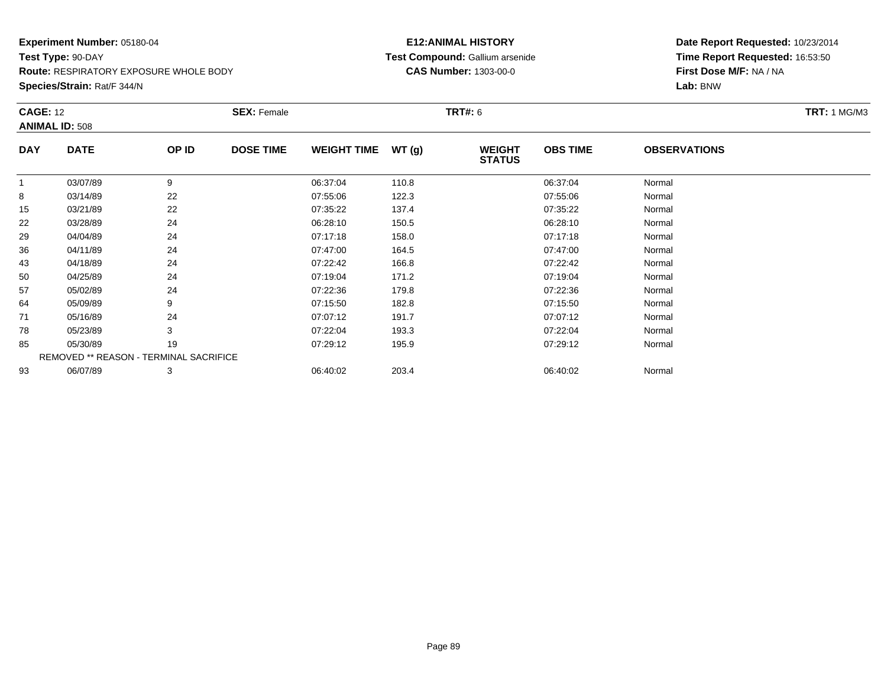**Experiment Number:** 05180-04
**Test Type:** 90-DAY
**Route:** RESPIRATORY EXPOSURE WHOLE BODY
**Species/Strain:** Rat/F 344/N

**E12:ANIMAL HISTORY**
**Test Compound:** Gallium arsenide
**CAS Number:** 1303-00-0

**Date Report Requested:** 10/23/2014
**Time Report Requested:** 16:53:50
**First Dose M/F:** NA / NA
**Lab:** BNW

**CAGE:** 12 **SEX:** Female **TRT#:** 6 **TRT:** 1 MG/M3
**ANIMAL ID:** 508

| DAY | DATE | OP ID | DOSE TIME | WEIGHT TIME | WT (g) | WEIGHT STATUS | OBS TIME | OBSERVATIONS |
|---|---|---|---|---|---|---|---|---|
| 1 | 03/07/89 | 9 | | 06:37:04 | 110.8 | | 06:37:04 | Normal |
| 8 | 03/14/89 | 22 | | 07:55:06 | 122.3 | | 07:55:06 | Normal |
| 15 | 03/21/89 | 22 | | 07:35:22 | 137.4 | | 07:35:22 | Normal |
| 22 | 03/28/89 | 24 | | 06:28:10 | 150.5 | | 06:28:10 | Normal |
| 29 | 04/04/89 | 24 | | 07:17:18 | 158.0 | | 07:17:18 | Normal |
| 36 | 04/11/89 | 24 | | 07:47:00 | 164.5 | | 07:47:00 | Normal |
| 43 | 04/18/89 | 24 | | 07:22:42 | 166.8 | | 07:22:42 | Normal |
| 50 | 04/25/89 | 24 | | 07:19:04 | 171.2 | | 07:19:04 | Normal |
| 57 | 05/02/89 | 24 | | 07:22:36 | 179.8 | | 07:22:36 | Normal |
| 64 | 05/09/89 | 9 | | 07:15:50 | 182.8 | | 07:15:50 | Normal |
| 71 | 05/16/89 | 24 | | 07:07:12 | 191.7 | | 07:07:12 | Normal |
| 78 | 05/23/89 | 3 | | 07:22:04 | 193.3 | | 07:22:04 | Normal |
| 85 | 05/30/89 | 19 | | 07:29:12 | 195.9 | | 07:29:12 | Normal |
| REMOVED ** REASON - TERMINAL SACRIFICE | | | | | | | | |
| 93 | 06/07/89 | 3 | | 06:40:02 | 203.4 | | 06:40:02 | Normal |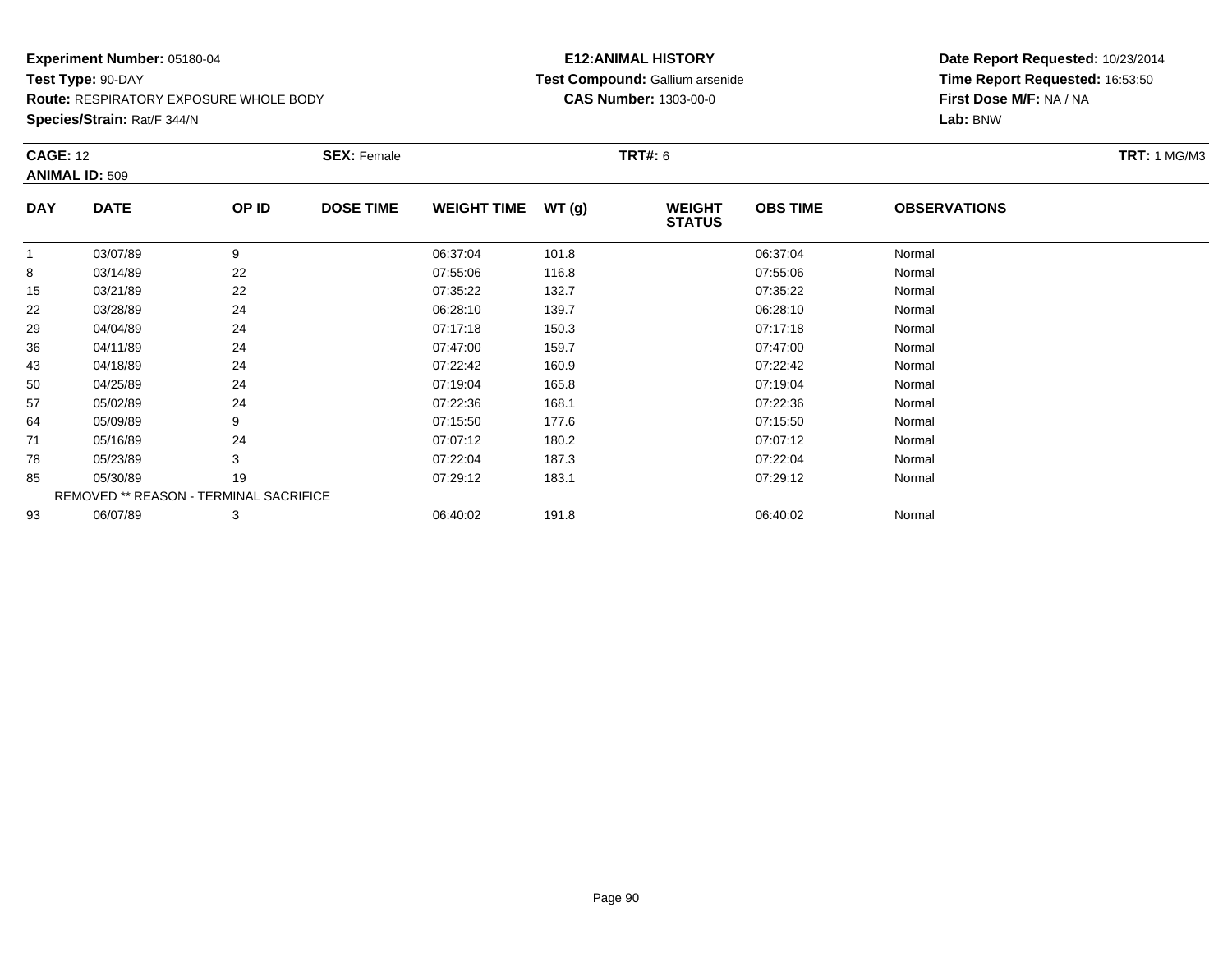**Experiment Number:** 05180-04
**Test Type:** 90-DAY
**Route:** RESPIRATORY EXPOSURE WHOLE BODY
**Species/Strain:** Rat/F 344/N

**E12:ANIMAL HISTORY**
**Test Compound:** Gallium arsenide
**CAS Number:** 1303-00-0

**Date Report Requested:** 10/23/2014
**Time Report Requested:** 16:53:50
**First Dose M/F:** NA / NA
**Lab:** BNW

**CAGE:** 12 **SEX:** Female **TRT#:** 6 **TRT:** 1 MG/M3
**ANIMAL ID:** 509

| DAY | DATE | OP ID | DOSE TIME | WEIGHT TIME | WT (g) | WEIGHT STATUS | OBS TIME | OBSERVATIONS |
|---|---|---|---|---|---|---|---|---|
| 1 | 03/07/89 | 9 | | 06:37:04 | 101.8 | | 06:37:04 | Normal |
| 8 | 03/14/89 | 22 | | 07:55:06 | 116.8 | | 07:55:06 | Normal |
| 15 | 03/21/89 | 22 | | 07:35:22 | 132.7 | | 07:35:22 | Normal |
| 22 | 03/28/89 | 24 | | 06:28:10 | 139.7 | | 06:28:10 | Normal |
| 29 | 04/04/89 | 24 | | 07:17:18 | 150.3 | | 07:17:18 | Normal |
| 36 | 04/11/89 | 24 | | 07:47:00 | 159.7 | | 07:47:00 | Normal |
| 43 | 04/18/89 | 24 | | 07:22:42 | 160.9 | | 07:22:42 | Normal |
| 50 | 04/25/89 | 24 | | 07:19:04 | 165.8 | | 07:19:04 | Normal |
| 57 | 05/02/89 | 24 | | 07:22:36 | 168.1 | | 07:22:36 | Normal |
| 64 | 05/09/89 | 9 | | 07:15:50 | 177.6 | | 07:15:50 | Normal |
| 71 | 05/16/89 | 24 | | 07:07:12 | 180.2 | | 07:07:12 | Normal |
| 78 | 05/23/89 | 3 | | 07:22:04 | 187.3 | | 07:22:04 | Normal |
| 85 | 05/30/89 | 19 | | 07:29:12 | 183.1 | | 07:29:12 | Normal |
| REMOVED ** REASON - TERMINAL SACRIFICE | | | | | | | | |
| 93 | 06/07/89 | 3 | | 06:40:02 | 191.8 | | 06:40:02 | Normal |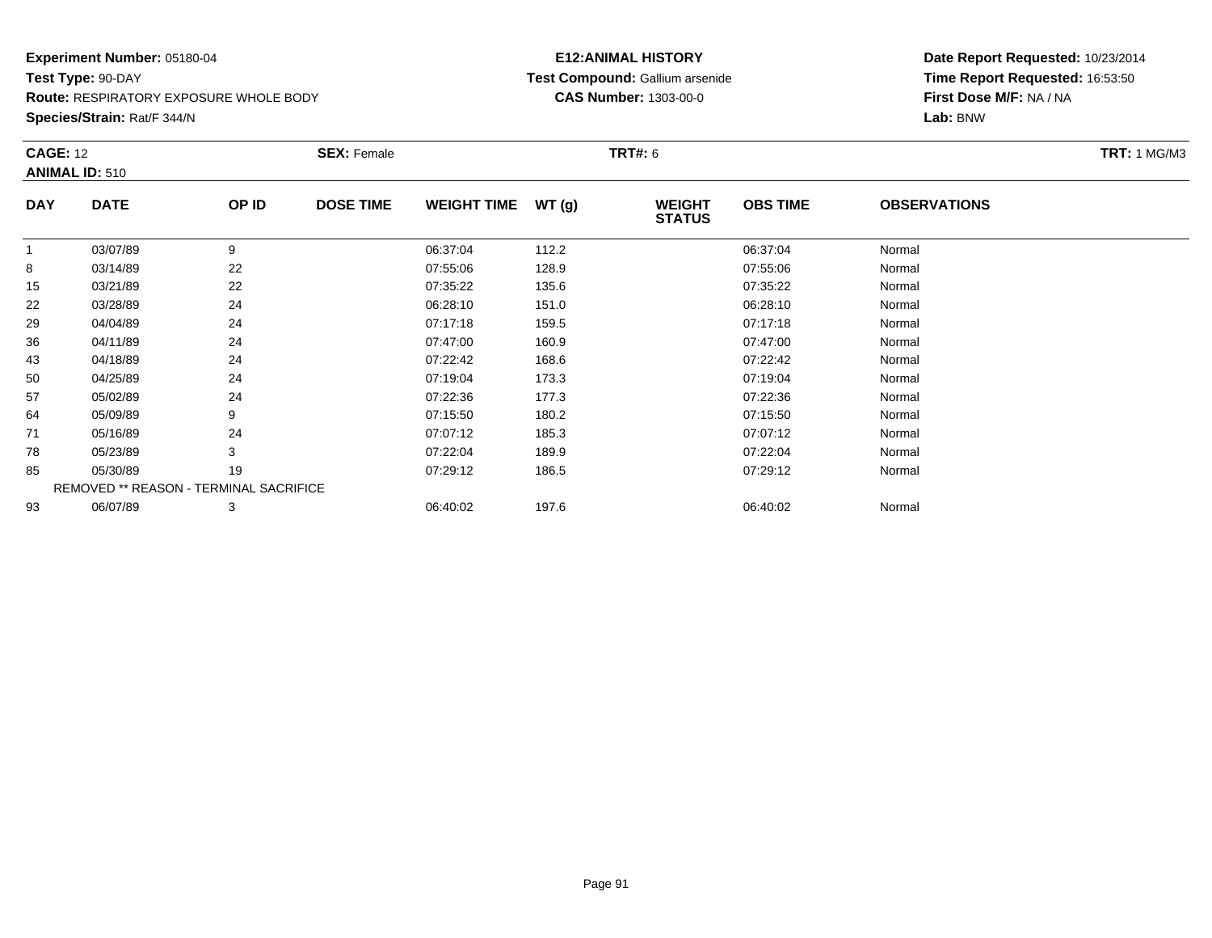**Experiment Number:** 05180-04
**Test Type:** 90-DAY
**Route:** RESPIRATORY EXPOSURE WHOLE BODY
**Species/Strain:** Rat/F 344/N

**E12:ANIMAL HISTORY**
**Test Compound:** Gallium arsenide
**CAS Number:** 1303-00-0

**Date Report Requested:** 10/23/2014
**Time Report Requested:** 16:53:50
**First Dose M/F:** NA / NA
**Lab:** BNW

**CAGE:** 12 **SEX:** Female **TRT#:** 6 **TRT:** 1 MG/M3
**ANIMAL ID:** 510

| DAY | DATE | OP ID | DOSE TIME | WEIGHT TIME | WT (g) | WEIGHT STATUS | OBS TIME | OBSERVATIONS |
|---|---|---|---|---|---|---|---|---|
| 1 | 03/07/89 | 9 | | 06:37:04 | 112.2 | | 06:37:04 | Normal |
| 8 | 03/14/89 | 22 | | 07:55:06 | 128.9 | | 07:55:06 | Normal |
| 15 | 03/21/89 | 22 | | 07:35:22 | 135.6 | | 07:35:22 | Normal |
| 22 | 03/28/89 | 24 | | 06:28:10 | 151.0 | | 06:28:10 | Normal |
| 29 | 04/04/89 | 24 | | 07:17:18 | 159.5 | | 07:17:18 | Normal |
| 36 | 04/11/89 | 24 | | 07:47:00 | 160.9 | | 07:47:00 | Normal |
| 43 | 04/18/89 | 24 | | 07:22:42 | 168.6 | | 07:22:42 | Normal |
| 50 | 04/25/89 | 24 | | 07:19:04 | 173.3 | | 07:19:04 | Normal |
| 57 | 05/02/89 | 24 | | 07:22:36 | 177.3 | | 07:22:36 | Normal |
| 64 | 05/09/89 | 9 | | 07:15:50 | 180.2 | | 07:15:50 | Normal |
| 71 | 05/16/89 | 24 | | 07:07:12 | 185.3 | | 07:07:12 | Normal |
| 78 | 05/23/89 | 3 | | 07:22:04 | 189.9 | | 07:22:04 | Normal |
| 85 | 05/30/89 | 19 | | 07:29:12 | 186.5 | | 07:29:12 | Normal |
| REMOVED ** REASON - TERMINAL SACRIFICE | | | | | | | | |
| 93 | 06/07/89 | 3 | | 06:40:02 | 197.6 | | 06:40:02 | Normal |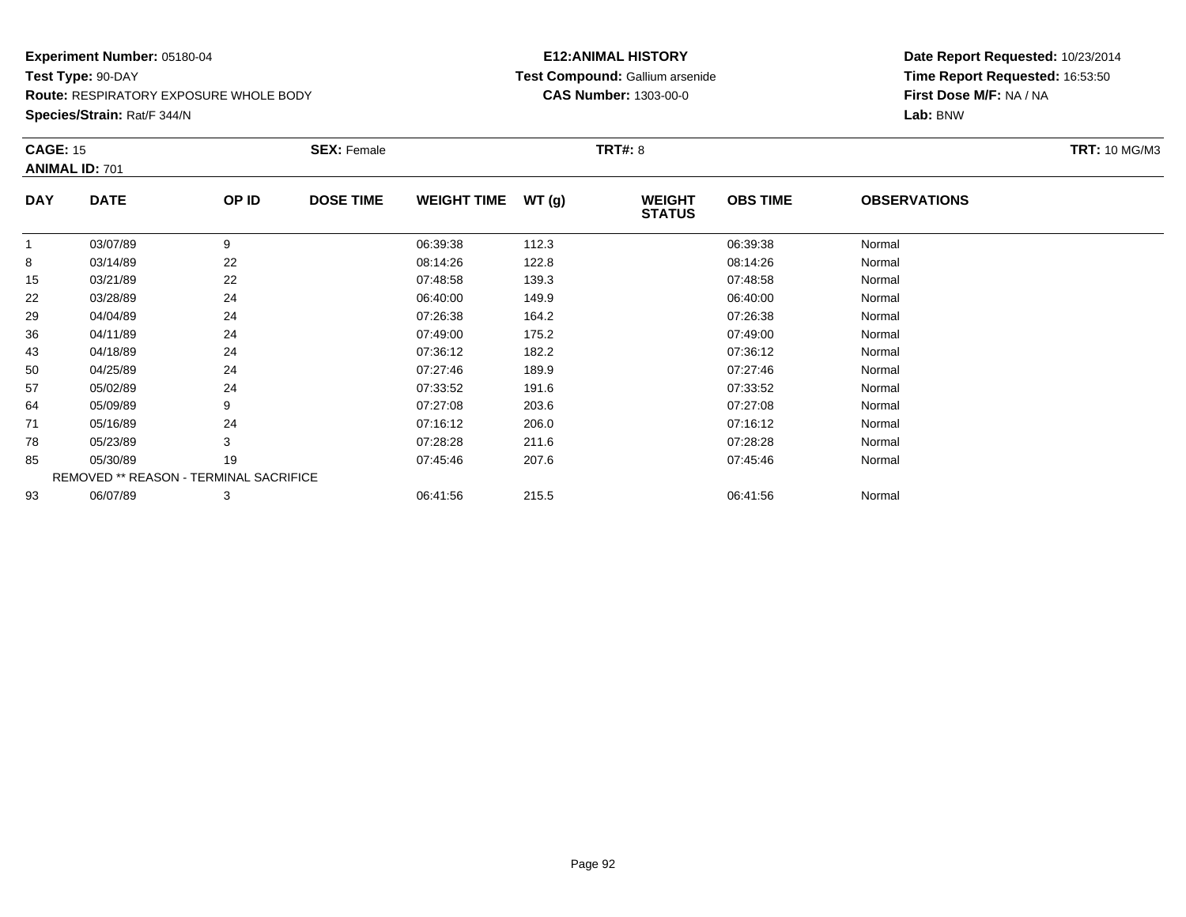**Experiment Number:** 05180-04
**Test Type:** 90-DAY
**Route:** RESPIRATORY EXPOSURE WHOLE BODY
**Species/Strain:** Rat/F 344/N

**E12:ANIMAL HISTORY**
**Test Compound:** Gallium arsenide
**CAS Number:** 1303-00-0

**Date Report Requested:** 10/23/2014
**Time Report Requested:** 16:53:50
**First Dose M/F:** NA / NA
**Lab:** BNW

**CAGE:** 15 **SEX:** Female **TRT#:** 8 **TRT:** 10 MG/M3
**ANIMAL ID:** 701

| DAY | DATE | OP ID | DOSE TIME | WEIGHT TIME | WT (g) | WEIGHT STATUS | OBS TIME | OBSERVATIONS |
|---|---|---|---|---|---|---|---|---|
| 1 | 03/07/89 | 9 | | 06:39:38 | 112.3 | | 06:39:38 | Normal |
| 8 | 03/14/89 | 22 | | 08:14:26 | 122.8 | | 08:14:26 | Normal |
| 15 | 03/21/89 | 22 | | 07:48:58 | 139.3 | | 07:48:58 | Normal |
| 22 | 03/28/89 | 24 | | 06:40:00 | 149.9 | | 06:40:00 | Normal |
| 29 | 04/04/89 | 24 | | 07:26:38 | 164.2 | | 07:26:38 | Normal |
| 36 | 04/11/89 | 24 | | 07:49:00 | 175.2 | | 07:49:00 | Normal |
| 43 | 04/18/89 | 24 | | 07:36:12 | 182.2 | | 07:36:12 | Normal |
| 50 | 04/25/89 | 24 | | 07:27:46 | 189.9 | | 07:27:46 | Normal |
| 57 | 05/02/89 | 24 | | 07:33:52 | 191.6 | | 07:33:52 | Normal |
| 64 | 05/09/89 | 9 | | 07:27:08 | 203.6 | | 07:27:08 | Normal |
| 71 | 05/16/89 | 24 | | 07:16:12 | 206.0 | | 07:16:12 | Normal |
| 78 | 05/23/89 | 3 | | 07:28:28 | 211.6 | | 07:28:28 | Normal |
| 85 | 05/30/89 | 19 | | 07:45:46 | 207.6 | | 07:45:46 | Normal |
| | REMOVED ** REASON - TERMINAL SACRIFICE | | | | | | | |
| 93 | 06/07/89 | 3 | | 06:41:56 | 215.5 | | 06:41:56 | Normal |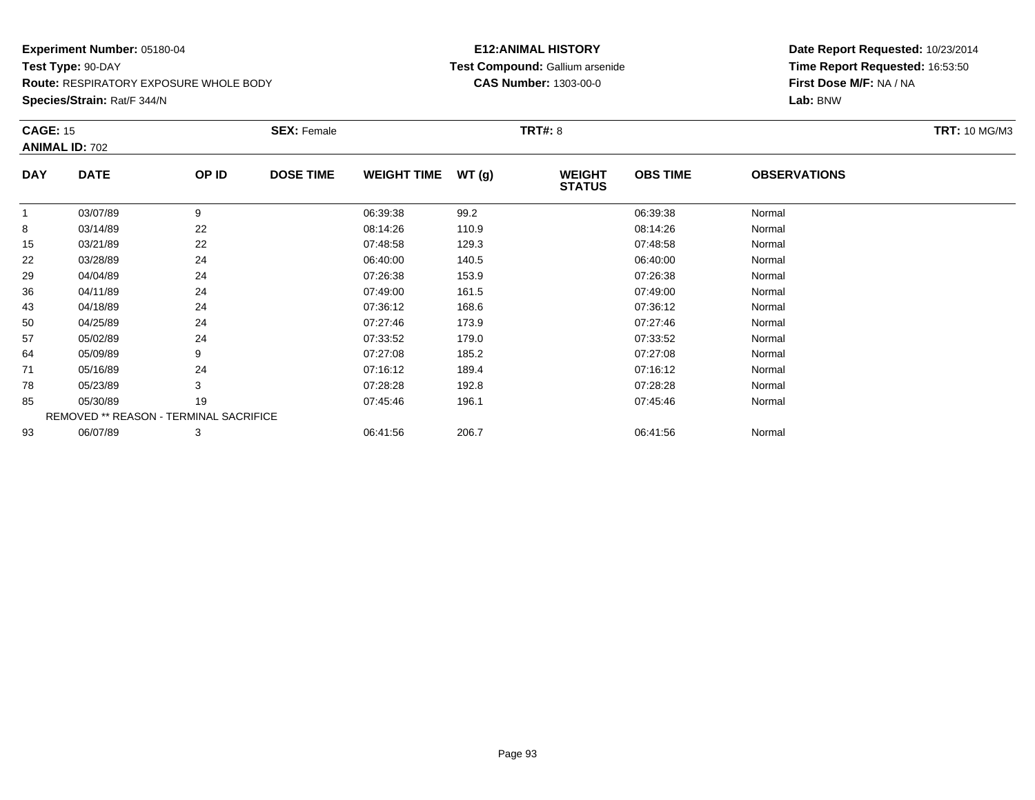**Experiment Number:** 05180-04
**Test Type:** 90-DAY
**Route:** RESPIRATORY EXPOSURE WHOLE BODY
**Species/Strain:** Rat/F 344/N

**E12:ANIMAL HISTORY**
**Test Compound:** Gallium arsenide
**CAS Number:** 1303-00-0

**Date Report Requested:** 10/23/2014
**Time Report Requested:** 16:53:50
**First Dose M/F:** NA / NA
**Lab:** BNW

**CAGE:** 15 **SEX:** Female **TRT#:** 8 **TRT:** 10 MG/M3
**ANIMAL ID:** 702

| DAY | DATE | OP ID | DOSE TIME | WEIGHT TIME | WT (g) | WEIGHT STATUS | OBS TIME | OBSERVATIONS |
|---|---|---|---|---|---|---|---|---|
| 1 | 03/07/89 | 9 | | 06:39:38 | 99.2 | | 06:39:38 | Normal |
| 8 | 03/14/89 | 22 | | 08:14:26 | 110.9 | | 08:14:26 | Normal |
| 15 | 03/21/89 | 22 | | 07:48:58 | 129.3 | | 07:48:58 | Normal |
| 22 | 03/28/89 | 24 | | 06:40:00 | 140.5 | | 06:40:00 | Normal |
| 29 | 04/04/89 | 24 | | 07:26:38 | 153.9 | | 07:26:38 | Normal |
| 36 | 04/11/89 | 24 | | 07:49:00 | 161.5 | | 07:49:00 | Normal |
| 43 | 04/18/89 | 24 | | 07:36:12 | 168.6 | | 07:36:12 | Normal |
| 50 | 04/25/89 | 24 | | 07:27:46 | 173.9 | | 07:27:46 | Normal |
| 57 | 05/02/89 | 24 | | 07:33:52 | 179.0 | | 07:33:52 | Normal |
| 64 | 05/09/89 | 9 | | 07:27:08 | 185.2 | | 07:27:08 | Normal |
| 71 | 05/16/89 | 24 | | 07:16:12 | 189.4 | | 07:16:12 | Normal |
| 78 | 05/23/89 | 3 | | 07:28:28 | 192.8 | | 07:28:28 | Normal |
| 85 | 05/30/89 | 19 | | 07:45:46 | 196.1 | | 07:45:46 | Normal |
| REMOVED ** REASON - TERMINAL SACRIFICE | | | | | | | | |
| 93 | 06/07/89 | 3 | | 06:41:56 | 206.7 | | 06:41:56 | Normal |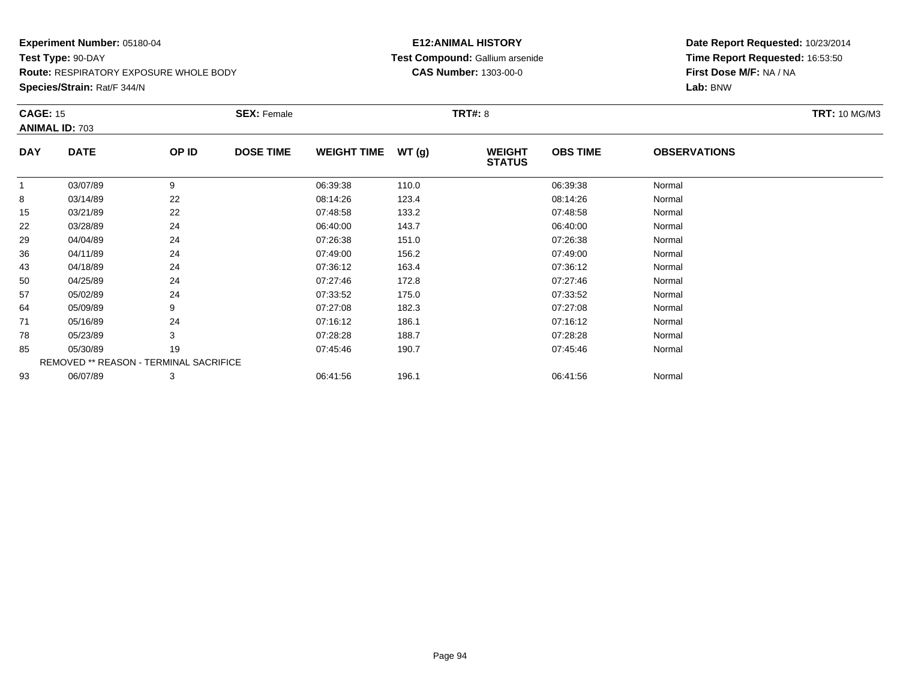**Experiment Number:** 05180-04
**Test Type:** 90-DAY
**Route:** RESPIRATORY EXPOSURE WHOLE BODY
**Species/Strain:** Rat/F 344/N

**E12:ANIMAL HISTORY**
**Test Compound:** Gallium arsenide
**CAS Number:** 1303-00-0

**Date Report Requested:** 10/23/2014
**Time Report Requested:** 16:53:50
**First Dose M/F:** NA / NA
**Lab:** BNW

**CAGE:** 15 **SEX:** Female **TRT#:** 8 **TRT:** 10 MG/M3
**ANIMAL ID:** 703

| DAY | DATE | OP ID | DOSE TIME | WEIGHT TIME | WT (g) | WEIGHT STATUS | OBS TIME | OBSERVATIONS |
|---|---|---|---|---|---|---|---|---|
| 1 | 03/07/89 | 9 | | 06:39:38 | 110.0 | | 06:39:38 | Normal |
| 8 | 03/14/89 | 22 | | 08:14:26 | 123.4 | | 08:14:26 | Normal |
| 15 | 03/21/89 | 22 | | 07:48:58 | 133.2 | | 07:48:58 | Normal |
| 22 | 03/28/89 | 24 | | 06:40:00 | 143.7 | | 06:40:00 | Normal |
| 29 | 04/04/89 | 24 | | 07:26:38 | 151.0 | | 07:26:38 | Normal |
| 36 | 04/11/89 | 24 | | 07:49:00 | 156.2 | | 07:49:00 | Normal |
| 43 | 04/18/89 | 24 | | 07:36:12 | 163.4 | | 07:36:12 | Normal |
| 50 | 04/25/89 | 24 | | 07:27:46 | 172.8 | | 07:27:46 | Normal |
| 57 | 05/02/89 | 24 | | 07:33:52 | 175.0 | | 07:33:52 | Normal |
| 64 | 05/09/89 | 9 | | 07:27:08 | 182.3 | | 07:27:08 | Normal |
| 71 | 05/16/89 | 24 | | 07:16:12 | 186.1 | | 07:16:12 | Normal |
| 78 | 05/23/89 | 3 | | 07:28:28 | 188.7 | | 07:28:28 | Normal |
| 85 | 05/30/89 | 19 | | 07:45:46 | 190.7 | | 07:45:46 | Normal |
| REMOVED ** REASON - TERMINAL SACRIFICE | | | | | | | | |
| 93 | 06/07/89 | 3 | | 06:41:56 | 196.1 | | 06:41:56 | Normal |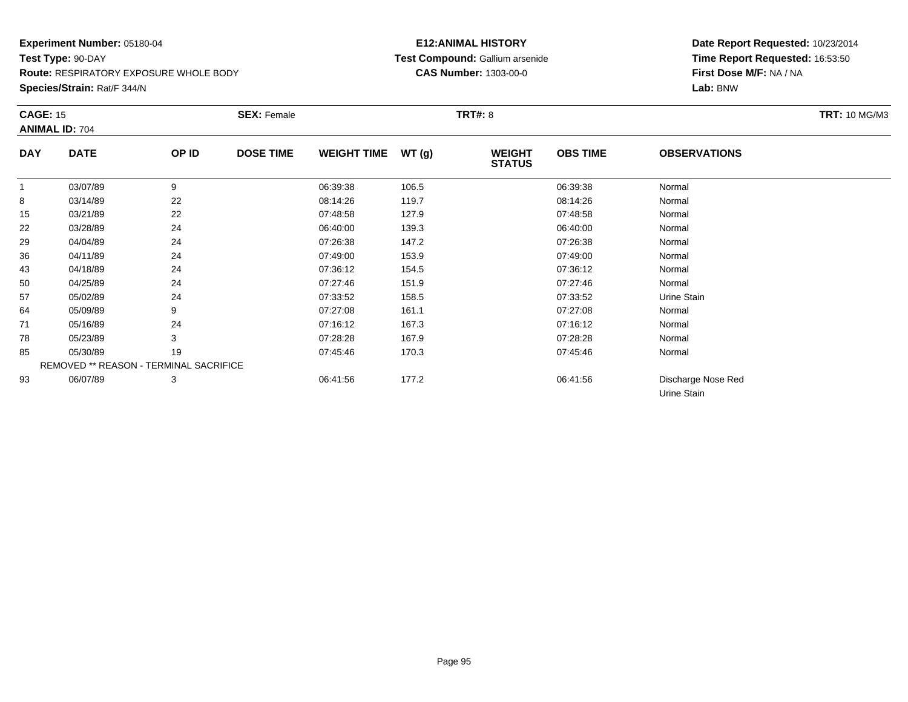**Experiment Number:** 05180-04
**Test Type:** 90-DAY
**Route:** RESPIRATORY EXPOSURE WHOLE BODY
**Species/Strain:** Rat/F 344/N

**E12:ANIMAL HISTORY**
**Test Compound:** Gallium arsenide
**CAS Number:** 1303-00-0

**Date Report Requested:** 10/23/2014
**Time Report Requested:** 16:53:50
**First Dose M/F:** NA / NA
**Lab:** BNW

**CAGE:** 15 **SEX:** Female **TRT#:** 8 **TRT:** 10 MG/M3
**ANIMAL ID:** 704

| DAY | DATE | OP ID | DOSE TIME | WEIGHT TIME | WT (g) | WEIGHT STATUS | OBS TIME | OBSERVATIONS |
|---|---|---|---|---|---|---|---|---|
| 1 | 03/07/89 | 9 | | 06:39:38 | 106.5 | | 06:39:38 | Normal |
| 8 | 03/14/89 | 22 | | 08:14:26 | 119.7 | | 08:14:26 | Normal |
| 15 | 03/21/89 | 22 | | 07:48:58 | 127.9 | | 07:48:58 | Normal |
| 22 | 03/28/89 | 24 | | 06:40:00 | 139.3 | | 06:40:00 | Normal |
| 29 | 04/04/89 | 24 | | 07:26:38 | 147.2 | | 07:26:38 | Normal |
| 36 | 04/11/89 | 24 | | 07:49:00 | 153.9 | | 07:49:00 | Normal |
| 43 | 04/18/89 | 24 | | 07:36:12 | 154.5 | | 07:36:12 | Normal |
| 50 | 04/25/89 | 24 | | 07:27:46 | 151.9 | | 07:27:46 | Normal |
| 57 | 05/02/89 | 24 | | 07:33:52 | 158.5 | | 07:33:52 | Urine Stain |
| 64 | 05/09/89 | 9 | | 07:27:08 | 161.1 | | 07:27:08 | Normal |
| 71 | 05/16/89 | 24 | | 07:16:12 | 167.3 | | 07:16:12 | Normal |
| 78 | 05/23/89 | 3 | | 07:28:28 | 167.9 | | 07:28:28 | Normal |
| 85 | 05/30/89 | 19 | | 07:45:46 | 170.3 | | 07:45:46 | Normal |
| | REMOVED ** REASON - TERMINAL SACRIFICE | | | | | | | |
| 93 | 06/07/89 | 3 | | 06:41:56 | 177.2 | | 06:41:56 | Discharge Nose Red |
| | | | | | | | | Urine Stain |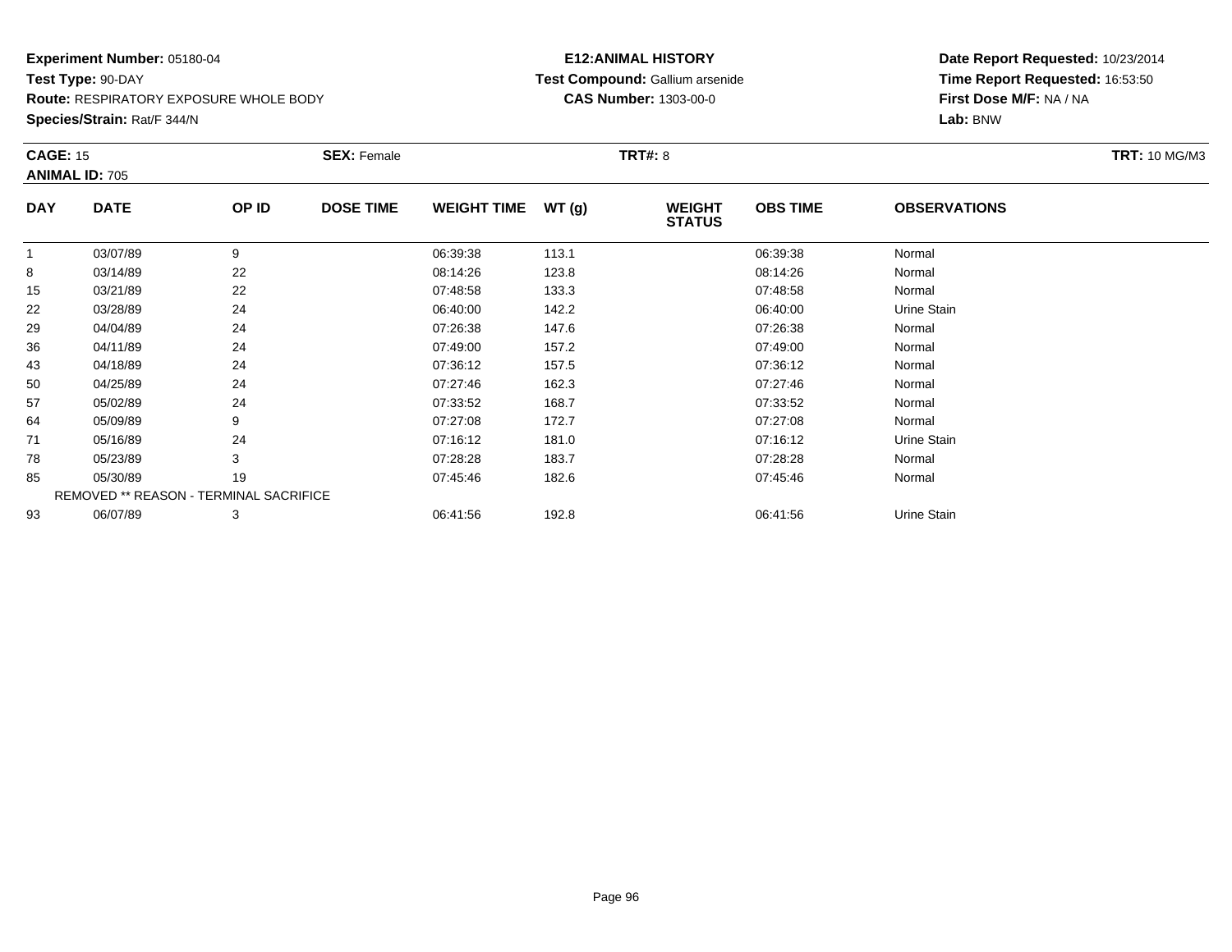**Experiment Number:** 05180-04
**Test Type:** 90-DAY
**Route:** RESPIRATORY EXPOSURE WHOLE BODY
**Species/Strain:** Rat/F 344/N

**E12:ANIMAL HISTORY**
**Test Compound:** Gallium arsenide
**CAS Number:** 1303-00-0

**Date Report Requested:** 10/23/2014
**Time Report Requested:** 16:53:50
**First Dose M/F:** NA / NA
**Lab:** BNW

**CAGE:** 15 **SEX:** Female **TRT#:** 8 **TRT:** 10 MG/M3
**ANIMAL ID:** 705

| DAY | DATE | OP ID | DOSE TIME | WEIGHT TIME | WT (g) | WEIGHT STATUS | OBS TIME | OBSERVATIONS |
|---|---|---|---|---|---|---|---|---|
| 1 | 03/07/89 | 9 | | 06:39:38 | 113.1 | | 06:39:38 | Normal |
| 8 | 03/14/89 | 22 | | 08:14:26 | 123.8 | | 08:14:26 | Normal |
| 15 | 03/21/89 | 22 | | 07:48:58 | 133.3 | | 07:48:58 | Normal |
| 22 | 03/28/89 | 24 | | 06:40:00 | 142.2 | | 06:40:00 | Urine Stain |
| 29 | 04/04/89 | 24 | | 07:26:38 | 147.6 | | 07:26:38 | Normal |
| 36 | 04/11/89 | 24 | | 07:49:00 | 157.2 | | 07:49:00 | Normal |
| 43 | 04/18/89 | 24 | | 07:36:12 | 157.5 | | 07:36:12 | Normal |
| 50 | 04/25/89 | 24 | | 07:27:46 | 162.3 | | 07:27:46 | Normal |
| 57 | 05/02/89 | 24 | | 07:33:52 | 168.7 | | 07:33:52 | Normal |
| 64 | 05/09/89 | 9 | | 07:27:08 | 172.7 | | 07:27:08 | Normal |
| 71 | 05/16/89 | 24 | | 07:16:12 | 181.0 | | 07:16:12 | Urine Stain |
| 78 | 05/23/89 | 3 | | 07:28:28 | 183.7 | | 07:28:28 | Normal |
| 85 | 05/30/89 | 19 | | 07:45:46 | 182.6 | | 07:45:46 | Normal |
| REMOVED ** REASON - TERMINAL SACRIFICE | | | | | | | | |
| 93 | 06/07/89 | 3 | | 06:41:56 | 192.8 | | 06:41:56 | Urine Stain |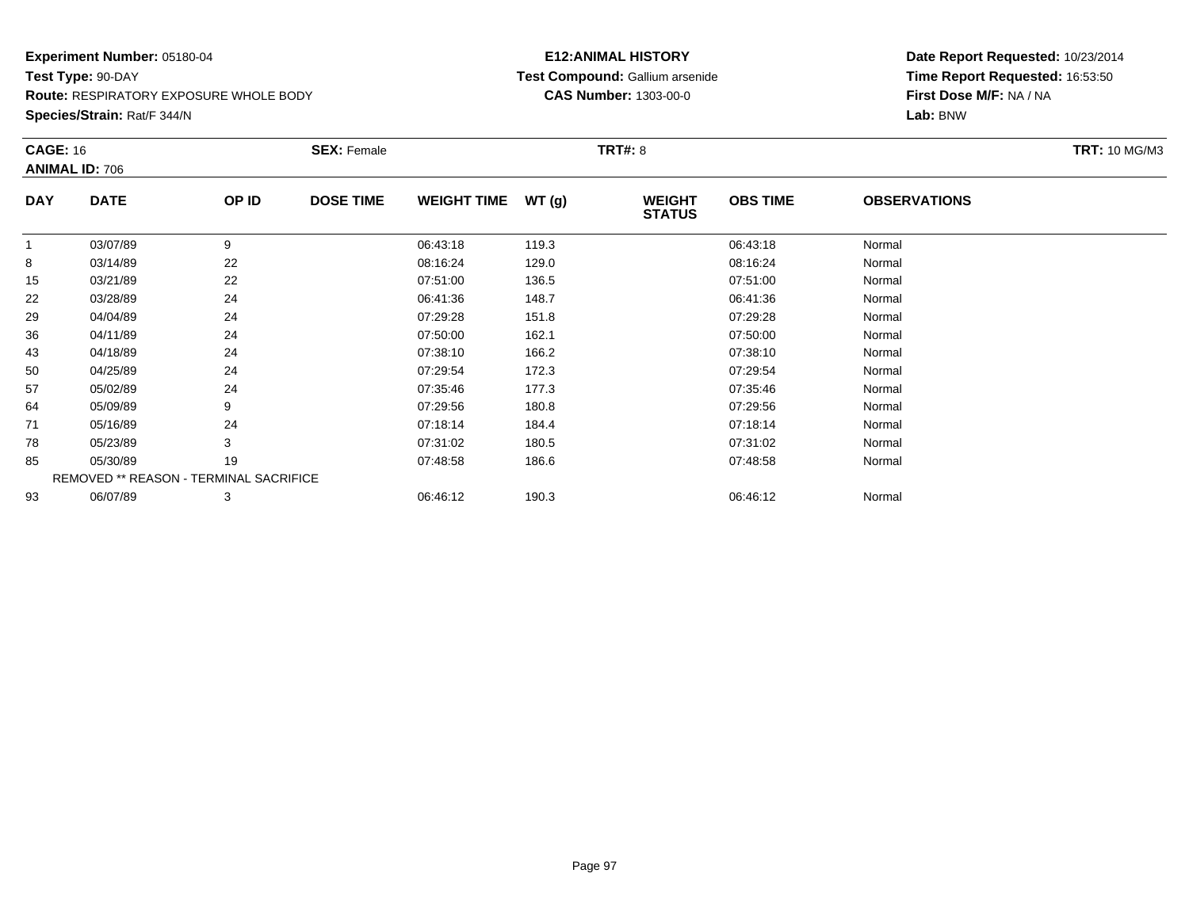**Experiment Number:** 05180-04
**Test Type:** 90-DAY
**Route:** RESPIRATORY EXPOSURE WHOLE BODY
**Species/Strain:** Rat/F 344/N

**E12:ANIMAL HISTORY**
**Test Compound:** Gallium arsenide
**CAS Number:** 1303-00-0

**Date Report Requested:** 10/23/2014
**Time Report Requested:** 16:53:50
**First Dose M/F:** NA / NA
**Lab:** BNW

**CAGE:** 16 **SEX:** Female **TRT#:** 8 **TRT:** 10 MG/M3
**ANIMAL ID:** 706

| DAY | DATE | OP ID | DOSE TIME | WEIGHT TIME | WT (g) | WEIGHT STATUS | OBS TIME | OBSERVATIONS |
|---|---|---|---|---|---|---|---|---|
| 1 | 03/07/89 | 9 | | 06:43:18 | 119.3 | | 06:43:18 | Normal |
| 8 | 03/14/89 | 22 | | 08:16:24 | 129.0 | | 08:16:24 | Normal |
| 15 | 03/21/89 | 22 | | 07:51:00 | 136.5 | | 07:51:00 | Normal |
| 22 | 03/28/89 | 24 | | 06:41:36 | 148.7 | | 06:41:36 | Normal |
| 29 | 04/04/89 | 24 | | 07:29:28 | 151.8 | | 07:29:28 | Normal |
| 36 | 04/11/89 | 24 | | 07:50:00 | 162.1 | | 07:50:00 | Normal |
| 43 | 04/18/89 | 24 | | 07:38:10 | 166.2 | | 07:38:10 | Normal |
| 50 | 04/25/89 | 24 | | 07:29:54 | 172.3 | | 07:29:54 | Normal |
| 57 | 05/02/89 | 24 | | 07:35:46 | 177.3 | | 07:35:46 | Normal |
| 64 | 05/09/89 | 9 | | 07:29:56 | 180.8 | | 07:29:56 | Normal |
| 71 | 05/16/89 | 24 | | 07:18:14 | 184.4 | | 07:18:14 | Normal |
| 78 | 05/23/89 | 3 | | 07:31:02 | 180.5 | | 07:31:02 | Normal |
| 85 | 05/30/89 | 19 | | 07:48:58 | 186.6 | | 07:48:58 | Normal |
| REMOVED ** REASON - TERMINAL SACRIFICE | | | | | | | | |
| 93 | 06/07/89 | 3 | | 06:46:12 | 190.3 | | 06:46:12 | Normal |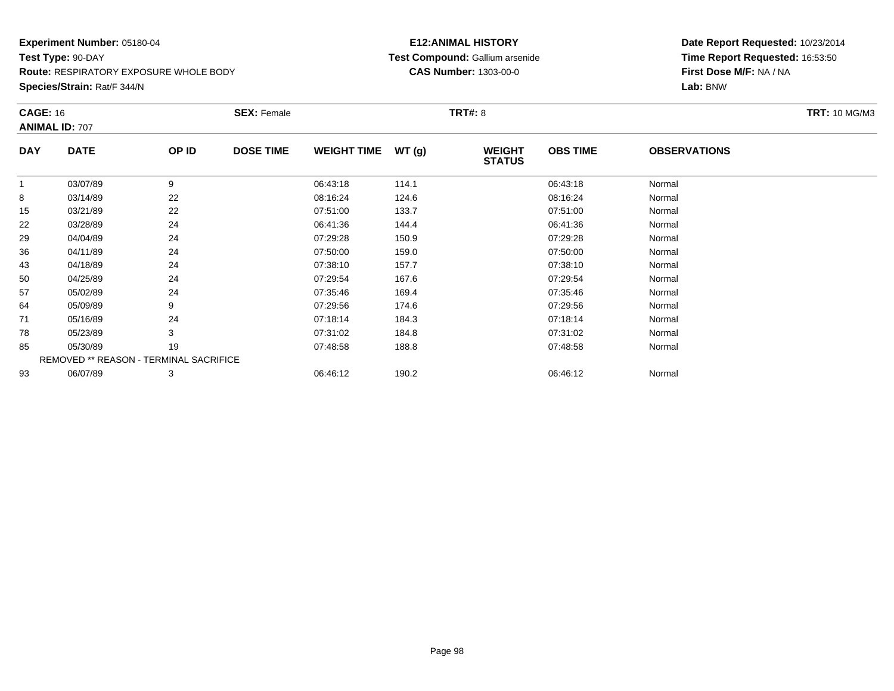**Experiment Number:** 05180-04
**Test Type:** 90-DAY
**Route:** RESPIRATORY EXPOSURE WHOLE BODY
**Species/Strain:** Rat/F 344/N

**E12:ANIMAL HISTORY**
**Test Compound:** Gallium arsenide
**CAS Number:** 1303-00-0

**Date Report Requested:** 10/23/2014
**Time Report Requested:** 16:53:50
**First Dose M/F:** NA / NA
**Lab:** BNW

**CAGE:** 16 **SEX:** Female **TRT#:** 8 **TRT:** 10 MG/M3
**ANIMAL ID:** 707

| DAY | DATE | OP ID | DOSE TIME | WEIGHT TIME | WT (g) | WEIGHT STATUS | OBS TIME | OBSERVATIONS |
|---|---|---|---|---|---|---|---|---|
| 1 | 03/07/89 | 9 | | 06:43:18 | 114.1 | | 06:43:18 | Normal |
| 8 | 03/14/89 | 22 | | 08:16:24 | 124.6 | | 08:16:24 | Normal |
| 15 | 03/21/89 | 22 | | 07:51:00 | 133.7 | | 07:51:00 | Normal |
| 22 | 03/28/89 | 24 | | 06:41:36 | 144.4 | | 06:41:36 | Normal |
| 29 | 04/04/89 | 24 | | 07:29:28 | 150.9 | | 07:29:28 | Normal |
| 36 | 04/11/89 | 24 | | 07:50:00 | 159.0 | | 07:50:00 | Normal |
| 43 | 04/18/89 | 24 | | 07:38:10 | 157.7 | | 07:38:10 | Normal |
| 50 | 04/25/89 | 24 | | 07:29:54 | 167.6 | | 07:29:54 | Normal |
| 57 | 05/02/89 | 24 | | 07:35:46 | 169.4 | | 07:35:46 | Normal |
| 64 | 05/09/89 | 9 | | 07:29:56 | 174.6 | | 07:29:56 | Normal |
| 71 | 05/16/89 | 24 | | 07:18:14 | 184.3 | | 07:18:14 | Normal |
| 78 | 05/23/89 | 3 | | 07:31:02 | 184.8 | | 07:31:02 | Normal |
| 85 | 05/30/89 | 19 | | 07:48:58 | 188.8 | | 07:48:58 | Normal |
| REMOVED ** REASON - TERMINAL SACRIFICE | | | | | | | | |
| 93 | 06/07/89 | 3 | | 06:46:12 | 190.2 | | 06:46:12 | Normal |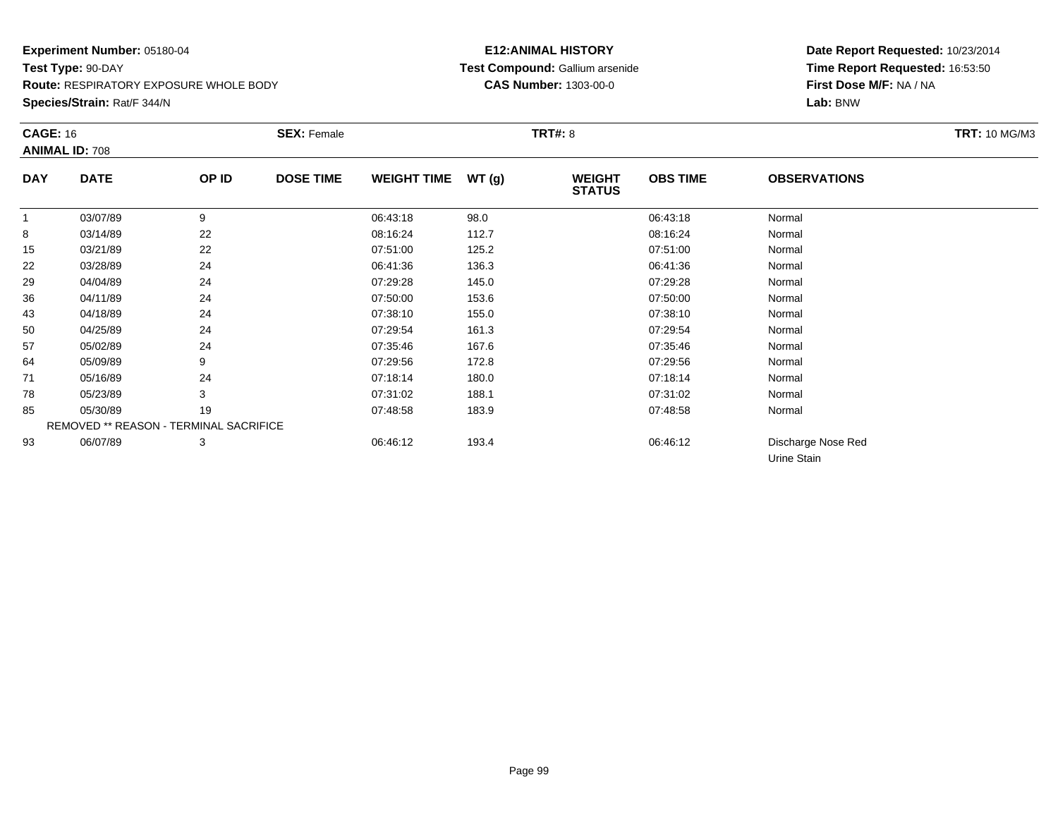**Experiment Number:** 05180-04
**Test Type:** 90-DAY
**Route:** RESPIRATORY EXPOSURE WHOLE BODY
**Species/Strain:** Rat/F 344/N

**E12:ANIMAL HISTORY**
**Test Compound:** Gallium arsenide
**CAS Number:** 1303-00-0

**Date Report Requested:** 10/23/2014
**Time Report Requested:** 16:53:50
**First Dose M/F:** NA / NA
**Lab:** BNW

**CAGE:** 16 **SEX:** Female **TRT#:** 8 **TRT:** 10 MG/M3
**ANIMAL ID:** 708

| DAY | DATE | OP ID | DOSE TIME | WEIGHT TIME | WT (g) | WEIGHT STATUS | OBS TIME | OBSERVATIONS |
|---|---|---|---|---|---|---|---|---|
| 1 | 03/07/89 | 9 | | 06:43:18 | 98.0 | | 06:43:18 | Normal |
| 8 | 03/14/89 | 22 | | 08:16:24 | 112.7 | | 08:16:24 | Normal |
| 15 | 03/21/89 | 22 | | 07:51:00 | 125.2 | | 07:51:00 | Normal |
| 22 | 03/28/89 | 24 | | 06:41:36 | 136.3 | | 06:41:36 | Normal |
| 29 | 04/04/89 | 24 | | 07:29:28 | 145.0 | | 07:29:28 | Normal |
| 36 | 04/11/89 | 24 | | 07:50:00 | 153.6 | | 07:50:00 | Normal |
| 43 | 04/18/89 | 24 | | 07:38:10 | 155.0 | | 07:38:10 | Normal |
| 50 | 04/25/89 | 24 | | 07:29:54 | 161.3 | | 07:29:54 | Normal |
| 57 | 05/02/89 | 24 | | 07:35:46 | 167.6 | | 07:35:46 | Normal |
| 64 | 05/09/89 | 9 | | 07:29:56 | 172.8 | | 07:29:56 | Normal |
| 71 | 05/16/89 | 24 | | 07:18:14 | 180.0 | | 07:18:14 | Normal |
| 78 | 05/23/89 | 3 | | 07:31:02 | 188.1 | | 07:31:02 | Normal |
| 85 | 05/30/89 | 19 | | 07:48:58 | 183.9 | | 07:48:58 | Normal |
| REMOVED ** REASON - TERMINAL SACRIFICE | | | | | | | | |
| 93 | 06/07/89 | 3 | | 06:46:12 | 193.4 | | 06:46:12 | Discharge Nose Red |
| | | | | | | | | Urine Stain |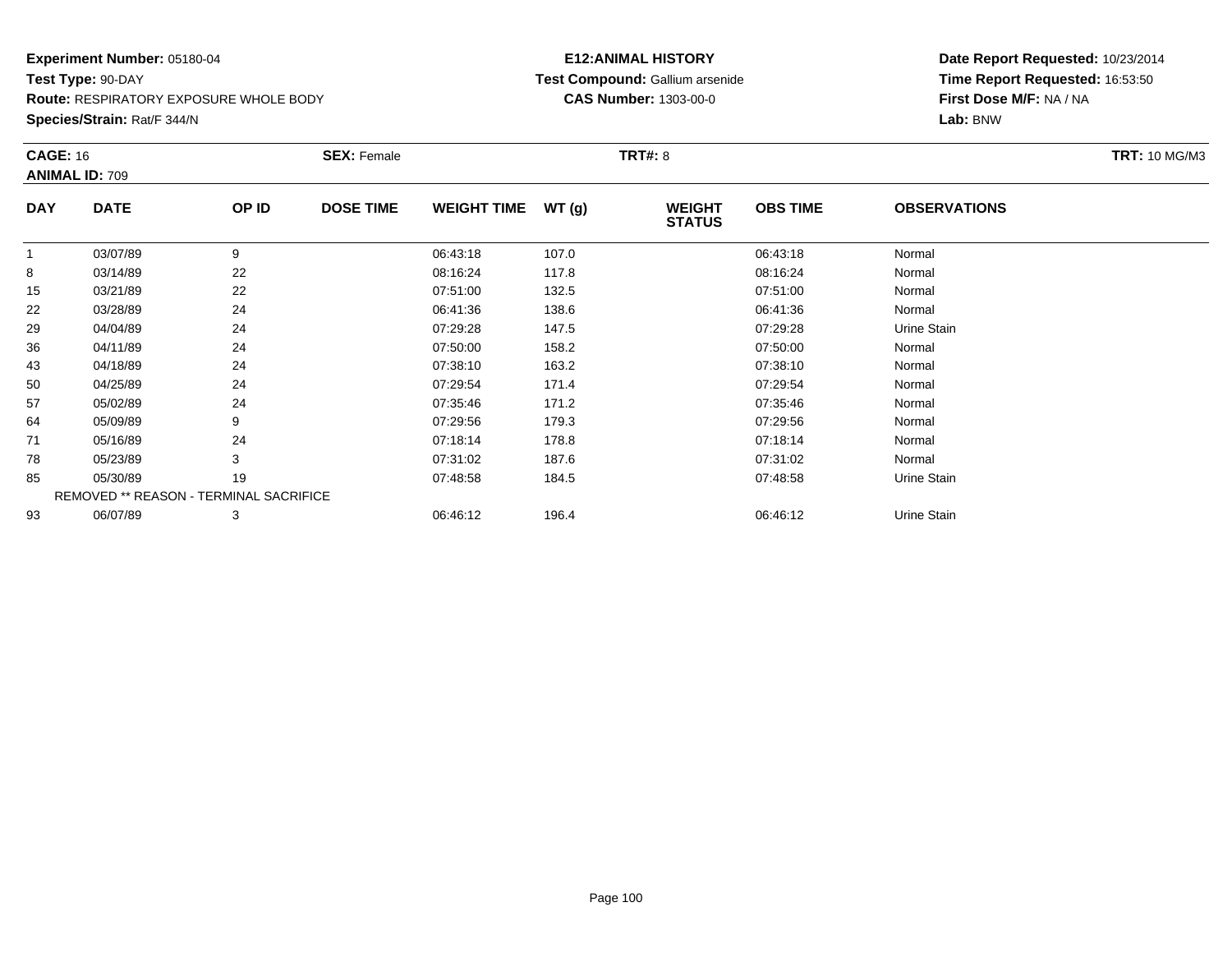**Experiment Number:** 05180-04
**Test Type:** 90-DAY
**Route:** RESPIRATORY EXPOSURE WHOLE BODY
**Species/Strain:** Rat/F 344/N

**E12:ANIMAL HISTORY**
**Test Compound:** Gallium arsenide
**CAS Number:** 1303-00-0

**Date Report Requested:** 10/23/2014
**Time Report Requested:** 16:53:50
**First Dose M/F:** NA / NA
**Lab:** BNW

**CAGE:** 16 **SEX:** Female **TRT#:** 8 **TRT:** 10 MG/M3
**ANIMAL ID:** 709

| DAY | DATE | OP ID | DOSE TIME | WEIGHT TIME | WT (g) | WEIGHT STATUS | OBS TIME | OBSERVATIONS |
|---|---|---|---|---|---|---|---|---|
| 1 | 03/07/89 | 9 | | 06:43:18 | 107.0 | | 06:43:18 | Normal |
| 8 | 03/14/89 | 22 | | 08:16:24 | 117.8 | | 08:16:24 | Normal |
| 15 | 03/21/89 | 22 | | 07:51:00 | 132.5 | | 07:51:00 | Normal |
| 22 | 03/28/89 | 24 | | 06:41:36 | 138.6 | | 06:41:36 | Normal |
| 29 | 04/04/89 | 24 | | 07:29:28 | 147.5 | | 07:29:28 | Urine Stain |
| 36 | 04/11/89 | 24 | | 07:50:00 | 158.2 | | 07:50:00 | Normal |
| 43 | 04/18/89 | 24 | | 07:38:10 | 163.2 | | 07:38:10 | Normal |
| 50 | 04/25/89 | 24 | | 07:29:54 | 171.4 | | 07:29:54 | Normal |
| 57 | 05/02/89 | 24 | | 07:35:46 | 171.2 | | 07:35:46 | Normal |
| 64 | 05/09/89 | 9 | | 07:29:56 | 179.3 | | 07:29:56 | Normal |
| 71 | 05/16/89 | 24 | | 07:18:14 | 178.8 | | 07:18:14 | Normal |
| 78 | 05/23/89 | 3 | | 07:31:02 | 187.6 | | 07:31:02 | Normal |
| 85 | 05/30/89 | 19 | | 07:48:58 | 184.5 | | 07:48:58 | Urine Stain |
| REMOVED ** REASON - TERMINAL SACRIFICE | | | | | | | | |
| 93 | 06/07/89 | 3 | | 06:46:12 | 196.4 | | 06:46:12 | Urine Stain |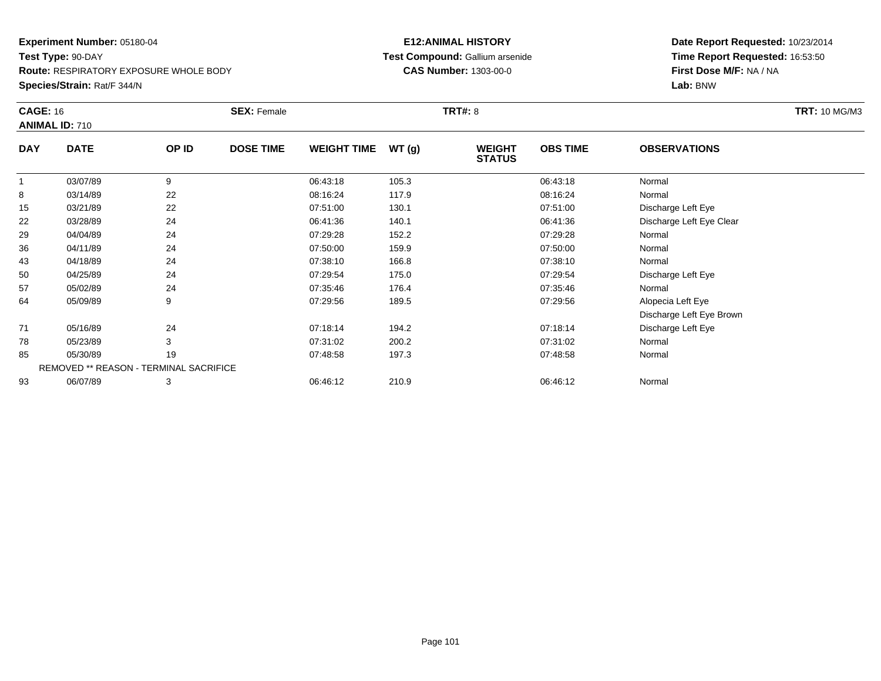**Experiment Number:** 05180-04
**Test Type:** 90-DAY
**Route:** RESPIRATORY EXPOSURE WHOLE BODY
**Species/Strain:** Rat/F 344/N

**E12:ANIMAL HISTORY**
**Test Compound:** Gallium arsenide
**CAS Number:** 1303-00-0

**Date Report Requested:** 10/23/2014
**Time Report Requested:** 16:53:50
**First Dose M/F:** NA / NA
**Lab:** BNW

**CAGE:** 16
**ANIMAL ID:** 710
**SEX:** Female
**TRT#:** 8
**TRT:** 10 MG/M3

| DAY | DATE | OP ID | DOSE TIME | WEIGHT TIME | WT (g) | WEIGHT STATUS | OBS TIME | OBSERVATIONS |
|---|---|---|---|---|---|---|---|---|
| 1 | 03/07/89 | 9 | | 06:43:18 | 105.3 | | 06:43:18 | Normal |
| 8 | 03/14/89 | 22 | | 08:16:24 | 117.9 | | 08:16:24 | Normal |
| 15 | 03/21/89 | 22 | | 07:51:00 | 130.1 | | 07:51:00 | Discharge Left Eye |
| 22 | 03/28/89 | 24 | | 06:41:36 | 140.1 | | 06:41:36 | Discharge Left Eye Clear |
| 29 | 04/04/89 | 24 | | 07:29:28 | 152.2 | | 07:29:28 | Normal |
| 36 | 04/11/89 | 24 | | 07:50:00 | 159.9 | | 07:50:00 | Normal |
| 43 | 04/18/89 | 24 | | 07:38:10 | 166.8 | | 07:38:10 | Normal |
| 50 | 04/25/89 | 24 | | 07:29:54 | 175.0 | | 07:29:54 | Discharge Left Eye |
| 57 | 05/02/89 | 24 | | 07:35:46 | 176.4 | | 07:35:46 | Normal |
| 64 | 05/09/89 | 9 | | 07:29:56 | 189.5 | | 07:29:56 | Alopecia Left Eye |
| | | | | | | | | Discharge Left Eye Brown |
| 71 | 05/16/89 | 24 | | 07:18:14 | 194.2 | | 07:18:14 | Discharge Left Eye |
| 78 | 05/23/89 | 3 | | 07:31:02 | 200.2 | | 07:31:02 | Normal |
| 85 | 05/30/89 | 19 | | 07:48:58 | 197.3 | | 07:48:58 | Normal |
| REMOVED ** REASON - TERMINAL SACRIFICE | | | | | | | | |
| 93 | 06/07/89 | 3 | | 06:46:12 | 210.9 | | 06:46:12 | Normal |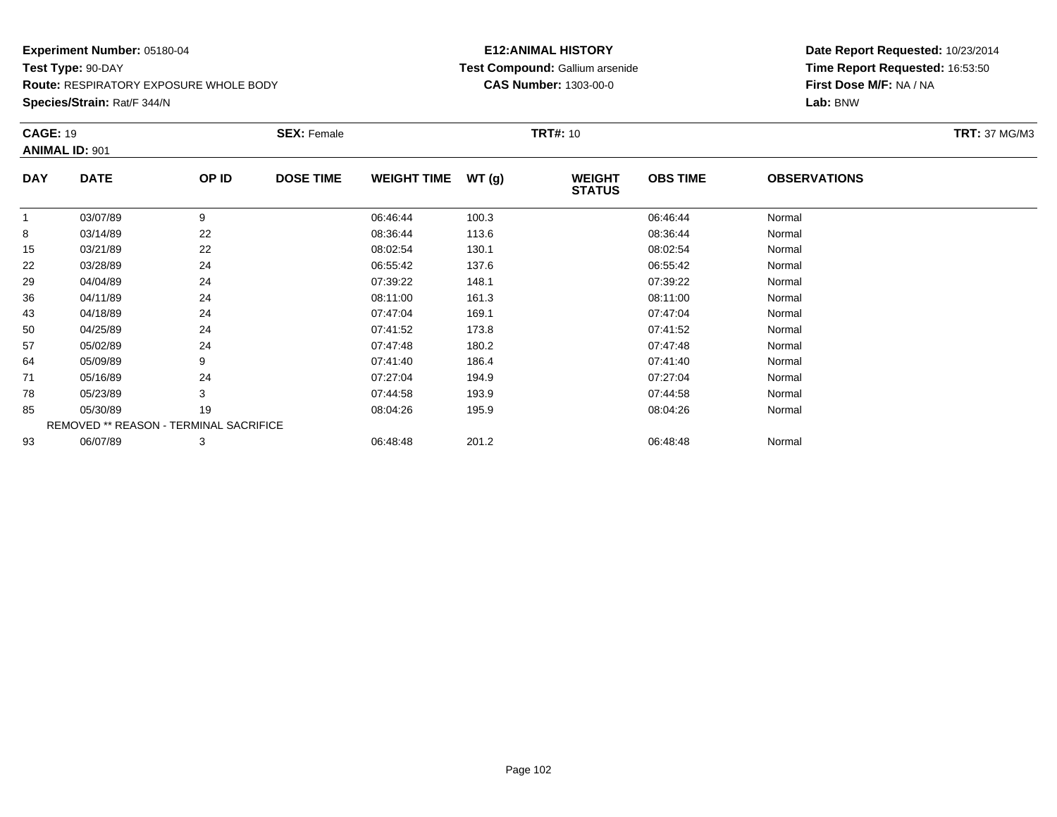**Experiment Number:** 05180-04
**Test Type:** 90-DAY
**Route:** RESPIRATORY EXPOSURE WHOLE BODY
**Species/Strain:** Rat/F 344/N

**E12:ANIMAL HISTORY**
**Test Compound:** Gallium arsenide
**CAS Number:** 1303-00-0

**Date Report Requested:** 10/23/2014
**Time Report Requested:** 16:53:50
**First Dose M/F:** NA / NA
**Lab:** BNW

**CAGE:** 19 **SEX:** Female **TRT#:** 10 **TRT:** 37 MG/M3
**ANIMAL ID:** 901

| DAY | DATE | OP ID | DOSE TIME | WEIGHT TIME | WT (g) | WEIGHT STATUS | OBS TIME | OBSERVATIONS |
|---|---|---|---|---|---|---|---|---|
| 1 | 03/07/89 | 9 | | 06:46:44 | 100.3 | | 06:46:44 | Normal |
| 8 | 03/14/89 | 22 | | 08:36:44 | 113.6 | | 08:36:44 | Normal |
| 15 | 03/21/89 | 22 | | 08:02:54 | 130.1 | | 08:02:54 | Normal |
| 22 | 03/28/89 | 24 | | 06:55:42 | 137.6 | | 06:55:42 | Normal |
| 29 | 04/04/89 | 24 | | 07:39:22 | 148.1 | | 07:39:22 | Normal |
| 36 | 04/11/89 | 24 | | 08:11:00 | 161.3 | | 08:11:00 | Normal |
| 43 | 04/18/89 | 24 | | 07:47:04 | 169.1 | | 07:47:04 | Normal |
| 50 | 04/25/89 | 24 | | 07:41:52 | 173.8 | | 07:41:52 | Normal |
| 57 | 05/02/89 | 24 | | 07:47:48 | 180.2 | | 07:47:48 | Normal |
| 64 | 05/09/89 | 9 | | 07:41:40 | 186.4 | | 07:41:40 | Normal |
| 71 | 05/16/89 | 24 | | 07:27:04 | 194.9 | | 07:27:04 | Normal |
| 78 | 05/23/89 | 3 | | 07:44:58 | 193.9 | | 07:44:58 | Normal |
| 85 | 05/30/89 | 19 | | 08:04:26 | 195.9 | | 08:04:26 | Normal |
| REMOVED ** REASON - TERMINAL SACRIFICE | | | | | | | | |
| 93 | 06/07/89 | 3 | | 06:48:48 | 201.2 | | 06:48:48 | Normal |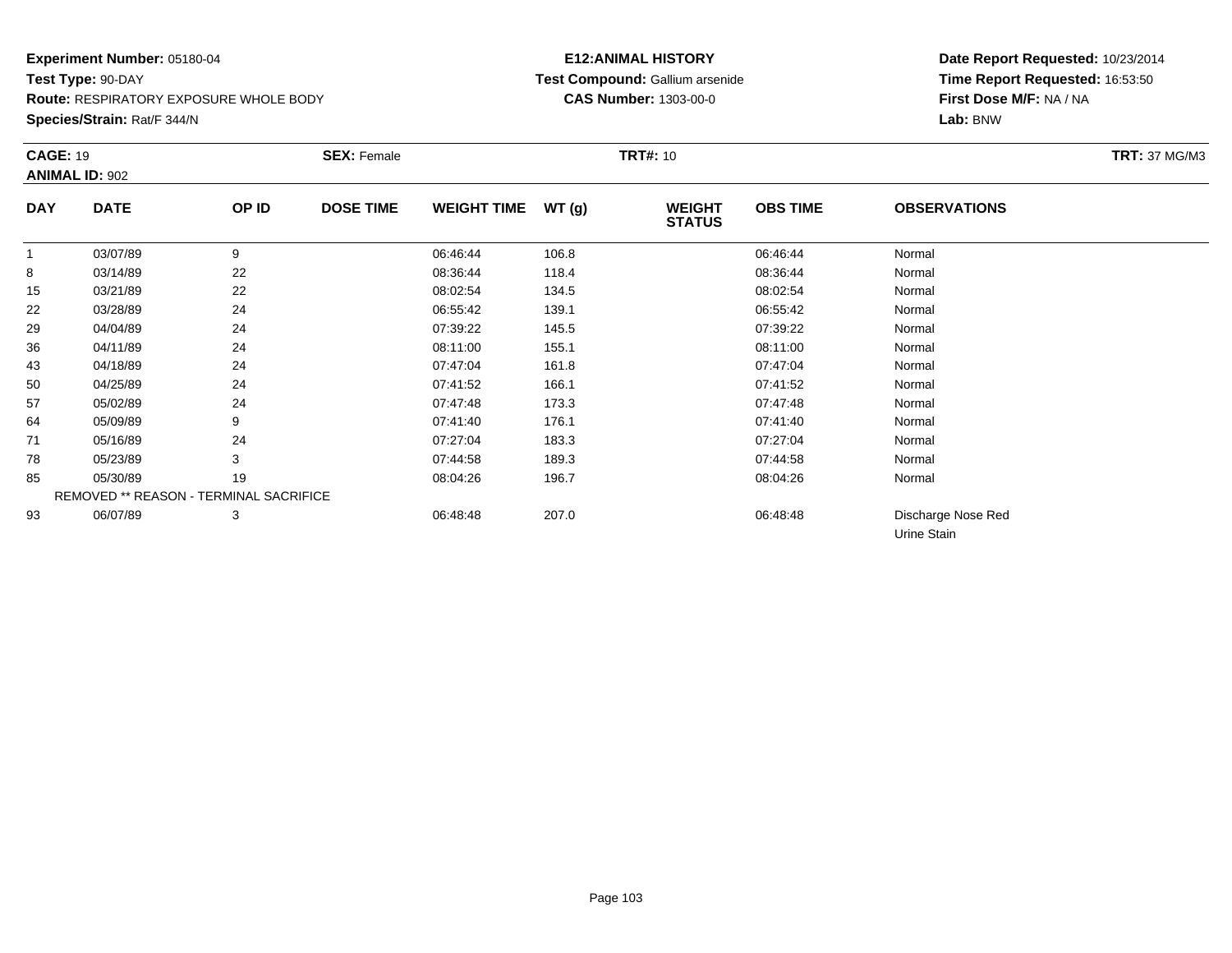**Experiment Number:** 05180-04
**Test Type:** 90-DAY
**Route:** RESPIRATORY EXPOSURE WHOLE BODY
**Species/Strain:** Rat/F 344/N

**E12:ANIMAL HISTORY**
**Test Compound:** Gallium arsenide
**CAS Number:** 1303-00-0

**Date Report Requested:** 10/23/2014
**Time Report Requested:** 16:53:50
**First Dose M/F:** NA / NA
**Lab:** BNW

**CAGE:** 19 **SEX:** Female **TRT#:** 10 **TRT:** 37 MG/M3
**ANIMAL ID:** 902

| DAY | DATE | OP ID | DOSE TIME | WEIGHT TIME | WT (g) | WEIGHT STATUS | OBS TIME | OBSERVATIONS |
|---|---|---|---|---|---|---|---|---|
| 1 | 03/07/89 | 9 | | 06:46:44 | 106.8 | | 06:46:44 | Normal |
| 8 | 03/14/89 | 22 | | 08:36:44 | 118.4 | | 08:36:44 | Normal |
| 15 | 03/21/89 | 22 | | 08:02:54 | 134.5 | | 08:02:54 | Normal |
| 22 | 03/28/89 | 24 | | 06:55:42 | 139.1 | | 06:55:42 | Normal |
| 29 | 04/04/89 | 24 | | 07:39:22 | 145.5 | | 07:39:22 | Normal |
| 36 | 04/11/89 | 24 | | 08:11:00 | 155.1 | | 08:11:00 | Normal |
| 43 | 04/18/89 | 24 | | 07:47:04 | 161.8 | | 07:47:04 | Normal |
| 50 | 04/25/89 | 24 | | 07:41:52 | 166.1 | | 07:41:52 | Normal |
| 57 | 05/02/89 | 24 | | 07:47:48 | 173.3 | | 07:47:48 | Normal |
| 64 | 05/09/89 | 9 | | 07:41:40 | 176.1 | | 07:41:40 | Normal |
| 71 | 05/16/89 | 24 | | 07:27:04 | 183.3 | | 07:27:04 | Normal |
| 78 | 05/23/89 | 3 | | 07:44:58 | 189.3 | | 07:44:58 | Normal |
| 85 | 05/30/89 | 19 | | 08:04:26 | 196.7 | | 08:04:26 | Normal |
| | REMOVED ** REASON - TERMINAL SACRIFICE | | | | | | | |
| 93 | 06/07/89 | 3 | | 06:48:48 | 207.0 | | 06:48:48 | Discharge Nose Red |
| | | | | | | | | Urine Stain |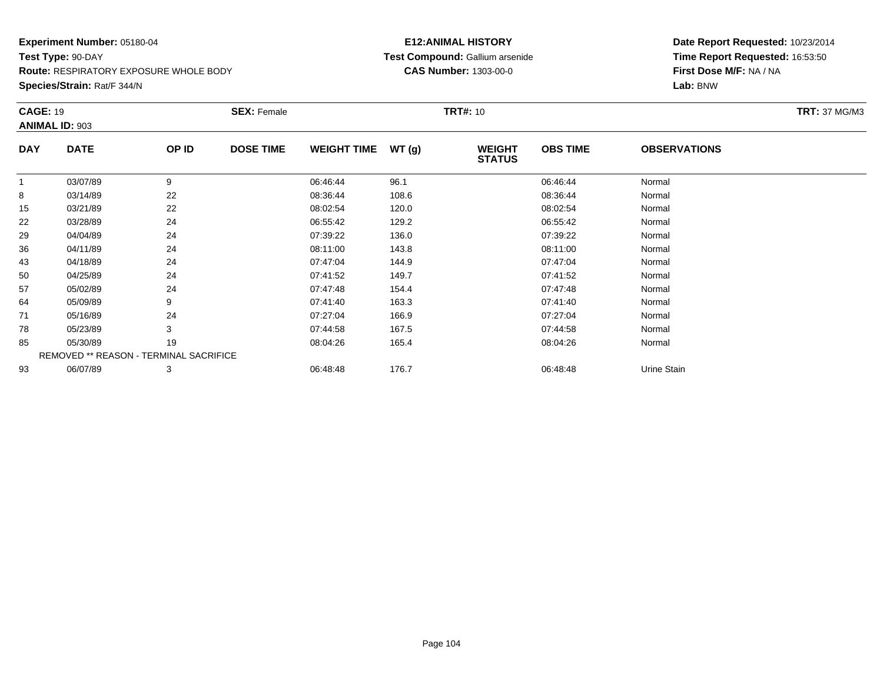**Experiment Number:** 05180-04
**Test Type:** 90-DAY
**Route:** RESPIRATORY EXPOSURE WHOLE BODY
**Species/Strain:** Rat/F 344/N

**E12:ANIMAL HISTORY**
**Test Compound:** Gallium arsenide
**CAS Number:** 1303-00-0

**Date Report Requested:** 10/23/2014
**Time Report Requested:** 16:53:50
**First Dose M/F:** NA / NA
**Lab:** BNW

**CAGE:** 19 **SEX:** Female **TRT#:** 10 **TRT:** 37 MG/M3
**ANIMAL ID:** 903

| DAY | DATE | OP ID | DOSE TIME | WEIGHT TIME | WT (g) | WEIGHT STATUS | OBS TIME | OBSERVATIONS |
|---|---|---|---|---|---|---|---|---|
| 1 | 03/07/89 | 9 | | 06:46:44 | 96.1 | | 06:46:44 | Normal |
| 8 | 03/14/89 | 22 | | 08:36:44 | 108.6 | | 08:36:44 | Normal |
| 15 | 03/21/89 | 22 | | 08:02:54 | 120.0 | | 08:02:54 | Normal |
| 22 | 03/28/89 | 24 | | 06:55:42 | 129.2 | | 06:55:42 | Normal |
| 29 | 04/04/89 | 24 | | 07:39:22 | 136.0 | | 07:39:22 | Normal |
| 36 | 04/11/89 | 24 | | 08:11:00 | 143.8 | | 08:11:00 | Normal |
| 43 | 04/18/89 | 24 | | 07:47:04 | 144.9 | | 07:47:04 | Normal |
| 50 | 04/25/89 | 24 | | 07:41:52 | 149.7 | | 07:41:52 | Normal |
| 57 | 05/02/89 | 24 | | 07:47:48 | 154.4 | | 07:47:48 | Normal |
| 64 | 05/09/89 | 9 | | 07:41:40 | 163.3 | | 07:41:40 | Normal |
| 71 | 05/16/89 | 24 | | 07:27:04 | 166.9 | | 07:27:04 | Normal |
| 78 | 05/23/89 | 3 | | 07:44:58 | 167.5 | | 07:44:58 | Normal |
| 85 | 05/30/89 | 19 | | 08:04:26 | 165.4 | | 08:04:26 | Normal |
| | REMOVED ** REASON - TERMINAL SACRIFICE | | | | | | | |
| 93 | 06/07/89 | 3 | | 06:48:48 | 176.7 | | 06:48:48 | Urine Stain |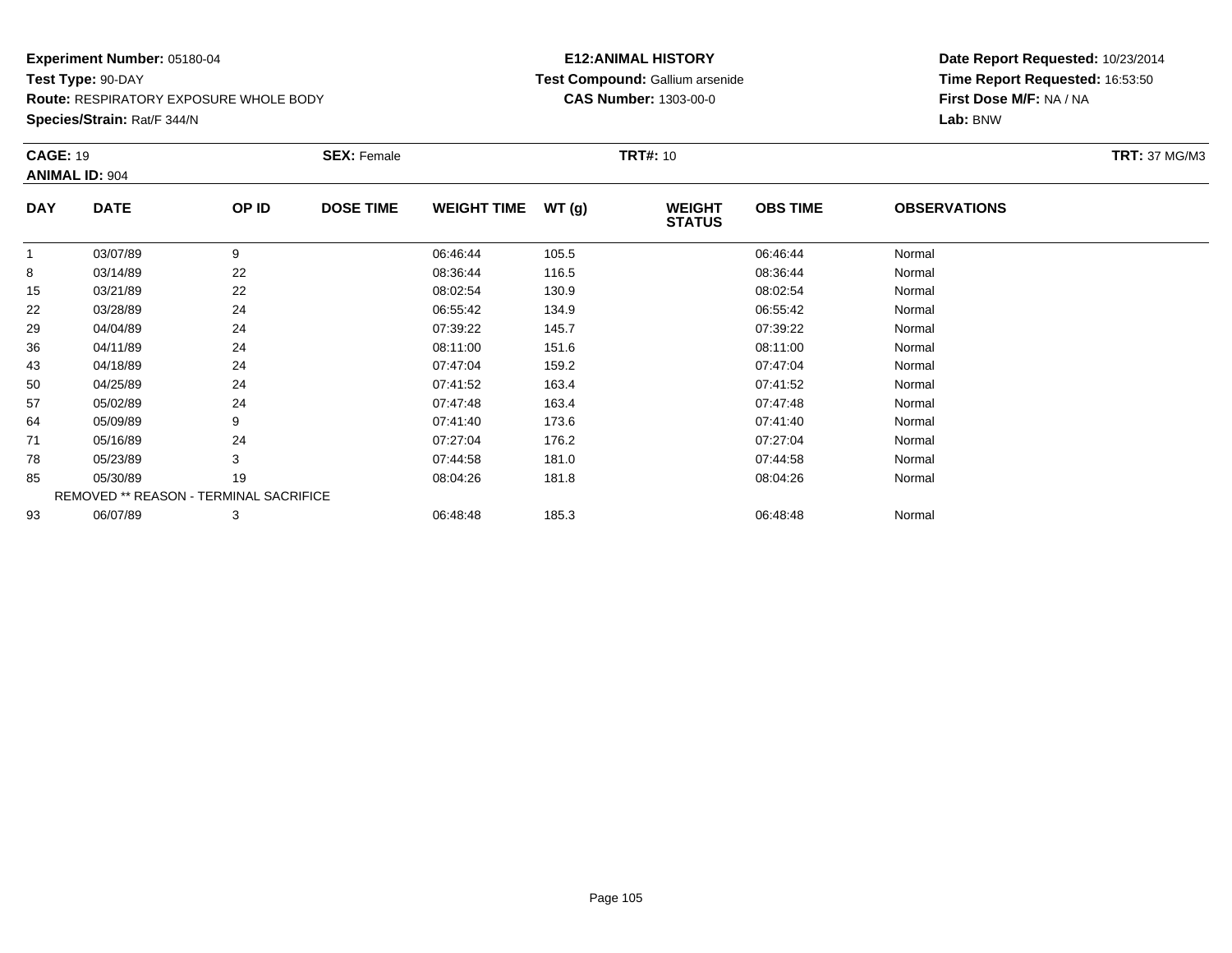**Experiment Number:** 05180-04
**Test Type:** 90-DAY
**Route:** RESPIRATORY EXPOSURE WHOLE BODY
**Species/Strain:** Rat/F 344/N

**E12:ANIMAL HISTORY**
**Test Compound:** Gallium arsenide
**CAS Number:** 1303-00-0

**Date Report Requested:** 10/23/2014
**Time Report Requested:** 16:53:50
**First Dose M/F:** NA / NA
**Lab:** BNW

**CAGE:** 19 **SEX:** Female **TRT#:** 10 **TRT:** 37 MG/M3
**ANIMAL ID:** 904

| DAY | DATE | OP ID | DOSE TIME | WEIGHT TIME | WT (g) | WEIGHT STATUS | OBS TIME | OBSERVATIONS |
|---|---|---|---|---|---|---|---|---|
| 1 | 03/07/89 | 9 | | 06:46:44 | 105.5 | | 06:46:44 | Normal |
| 8 | 03/14/89 | 22 | | 08:36:44 | 116.5 | | 08:36:44 | Normal |
| 15 | 03/21/89 | 22 | | 08:02:54 | 130.9 | | 08:02:54 | Normal |
| 22 | 03/28/89 | 24 | | 06:55:42 | 134.9 | | 06:55:42 | Normal |
| 29 | 04/04/89 | 24 | | 07:39:22 | 145.7 | | 07:39:22 | Normal |
| 36 | 04/11/89 | 24 | | 08:11:00 | 151.6 | | 08:11:00 | Normal |
| 43 | 04/18/89 | 24 | | 07:47:04 | 159.2 | | 07:47:04 | Normal |
| 50 | 04/25/89 | 24 | | 07:41:52 | 163.4 | | 07:41:52 | Normal |
| 57 | 05/02/89 | 24 | | 07:47:48 | 163.4 | | 07:47:48 | Normal |
| 64 | 05/09/89 | 9 | | 07:41:40 | 173.6 | | 07:41:40 | Normal |
| 71 | 05/16/89 | 24 | | 07:27:04 | 176.2 | | 07:27:04 | Normal |
| 78 | 05/23/89 | 3 | | 07:44:58 | 181.0 | | 07:44:58 | Normal |
| 85 | 05/30/89 | 19 | | 08:04:26 | 181.8 | | 08:04:26 | Normal |
| REMOVED ** REASON - TERMINAL SACRIFICE | | | | | | | | |
| 93 | 06/07/89 | 3 | | 06:48:48 | 185.3 | | 06:48:48 | Normal |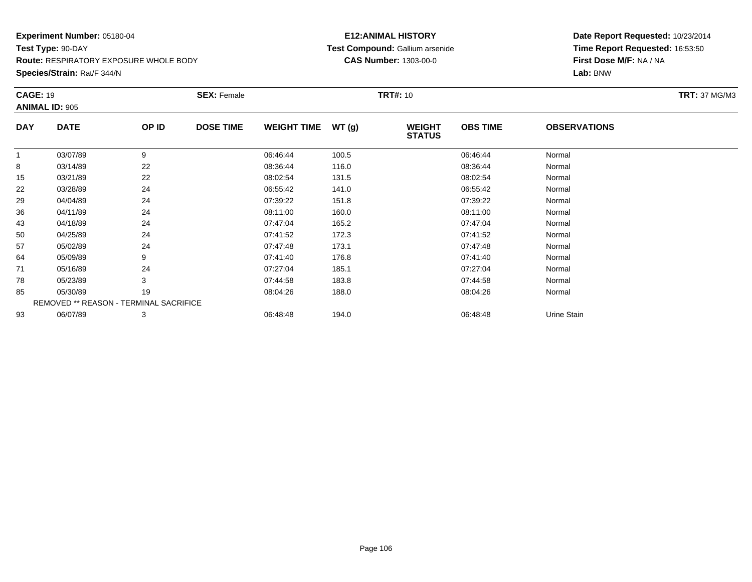**Experiment Number:** 05180-04
**Test Type:** 90-DAY
**Route:** RESPIRATORY EXPOSURE WHOLE BODY
**Species/Strain:** Rat/F 344/N

**E12:ANIMAL HISTORY**
**Test Compound:** Gallium arsenide
**CAS Number:** 1303-00-0

**Date Report Requested:** 10/23/2014
**Time Report Requested:** 16:53:50
**First Dose M/F:** NA / NA
**Lab:** BNW

**CAGE:** 19 **SEX:** Female **TRT#:** 10 **TRT:** 37 MG/M3
**ANIMAL ID:** 905

| DAY | DATE | OP ID | DOSE TIME | WEIGHT TIME | WT (g) | WEIGHT STATUS | OBS TIME | OBSERVATIONS |
|---|---|---|---|---|---|---|---|---|
| 1 | 03/07/89 | 9 | | 06:46:44 | 100.5 | | 06:46:44 | Normal |
| 8 | 03/14/89 | 22 | | 08:36:44 | 116.0 | | 08:36:44 | Normal |
| 15 | 03/21/89 | 22 | | 08:02:54 | 131.5 | | 08:02:54 | Normal |
| 22 | 03/28/89 | 24 | | 06:55:42 | 141.0 | | 06:55:42 | Normal |
| 29 | 04/04/89 | 24 | | 07:39:22 | 151.8 | | 07:39:22 | Normal |
| 36 | 04/11/89 | 24 | | 08:11:00 | 160.0 | | 08:11:00 | Normal |
| 43 | 04/18/89 | 24 | | 07:47:04 | 165.2 | | 07:47:04 | Normal |
| 50 | 04/25/89 | 24 | | 07:41:52 | 172.3 | | 07:41:52 | Normal |
| 57 | 05/02/89 | 24 | | 07:47:48 | 173.1 | | 07:47:48 | Normal |
| 64 | 05/09/89 | 9 | | 07:41:40 | 176.8 | | 07:41:40 | Normal |
| 71 | 05/16/89 | 24 | | 07:27:04 | 185.1 | | 07:27:04 | Normal |
| 78 | 05/23/89 | 3 | | 07:44:58 | 183.8 | | 07:44:58 | Normal |
| 85 | 05/30/89 | 19 | | 08:04:26 | 188.0 | | 08:04:26 | Normal |
| REMOVED ** REASON - TERMINAL SACRIFICE | | | | | | | | |
| 93 | 06/07/89 | 3 | | 06:48:48 | 194.0 | | 06:48:48 | Urine Stain |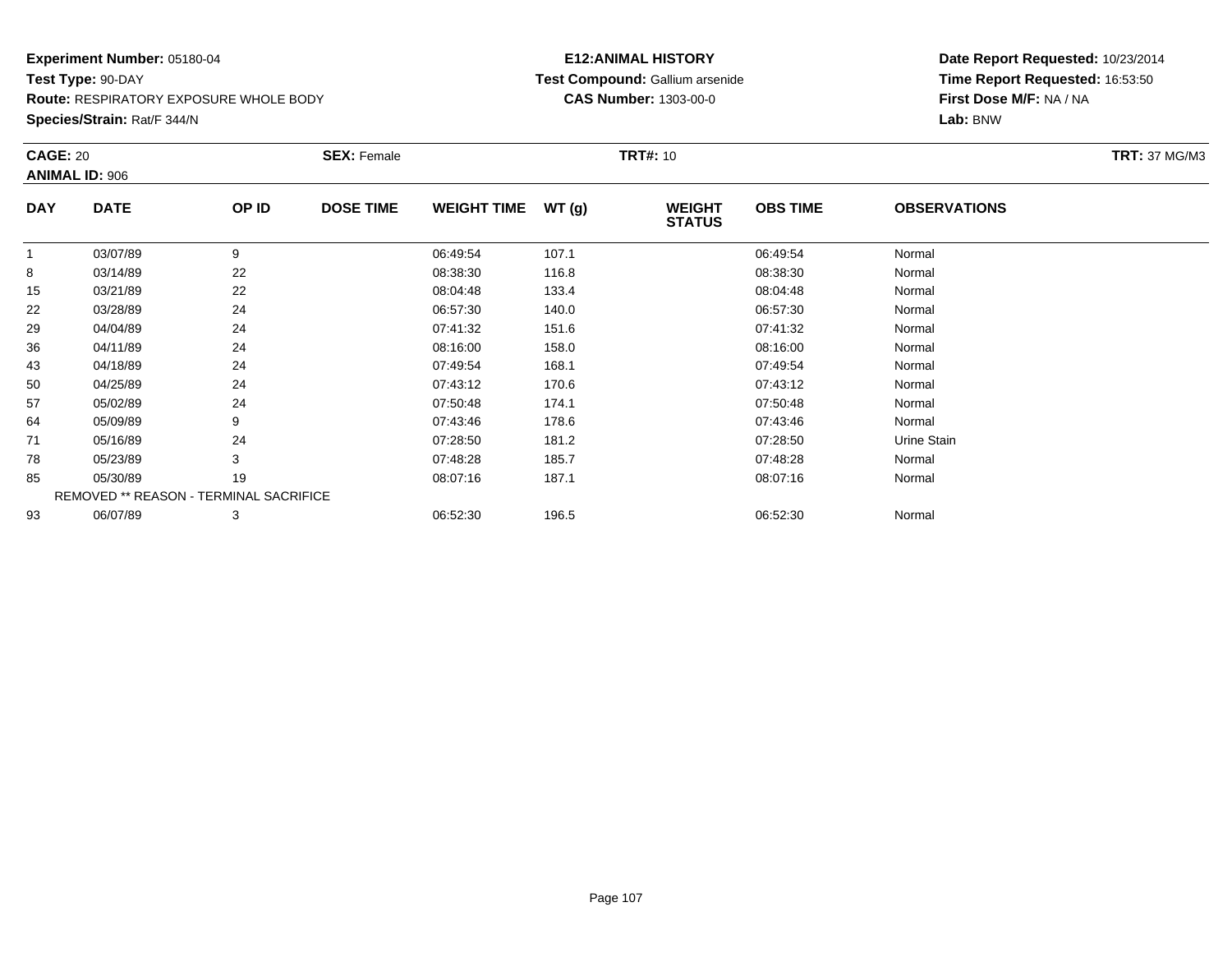**Experiment Number:** 05180-04
**Test Type:** 90-DAY
**Route:** RESPIRATORY EXPOSURE WHOLE BODY
**Species/Strain:** Rat/F 344/N

**E12:ANIMAL HISTORY**
**Test Compound:** Gallium arsenide
**CAS Number:** 1303-00-0

**Date Report Requested:** 10/23/2014
**Time Report Requested:** 16:53:50
**First Dose M/F:** NA / NA
**Lab:** BNW

**CAGE:** 20 **SEX:** Female **TRT#:** 10 **TRT:** 37 MG/M3
**ANIMAL ID:** 906

| DAY | DATE | OP ID | DOSE TIME | WEIGHT TIME | WT (g) | WEIGHT STATUS | OBS TIME | OBSERVATIONS |
|---|---|---|---|---|---|---|---|---|
| 1 | 03/07/89 | 9 | | 06:49:54 | 107.1 | | 06:49:54 | Normal |
| 8 | 03/14/89 | 22 | | 08:38:30 | 116.8 | | 08:38:30 | Normal |
| 15 | 03/21/89 | 22 | | 08:04:48 | 133.4 | | 08:04:48 | Normal |
| 22 | 03/28/89 | 24 | | 06:57:30 | 140.0 | | 06:57:30 | Normal |
| 29 | 04/04/89 | 24 | | 07:41:32 | 151.6 | | 07:41:32 | Normal |
| 36 | 04/11/89 | 24 | | 08:16:00 | 158.0 | | 08:16:00 | Normal |
| 43 | 04/18/89 | 24 | | 07:49:54 | 168.1 | | 07:49:54 | Normal |
| 50 | 04/25/89 | 24 | | 07:43:12 | 170.6 | | 07:43:12 | Normal |
| 57 | 05/02/89 | 24 | | 07:50:48 | 174.1 | | 07:50:48 | Normal |
| 64 | 05/09/89 | 9 | | 07:43:46 | 178.6 | | 07:43:46 | Normal |
| 71 | 05/16/89 | 24 | | 07:28:50 | 181.2 | | 07:28:50 | Urine Stain |
| 78 | 05/23/89 | 3 | | 07:48:28 | 185.7 | | 07:48:28 | Normal |
| 85 | 05/30/89 | 19 | | 08:07:16 | 187.1 | | 08:07:16 | Normal |
| REMOVED ** REASON - TERMINAL SACRIFICE | | | | | | | | |
| 93 | 06/07/89 | 3 | | 06:52:30 | 196.5 | | 06:52:30 | Normal |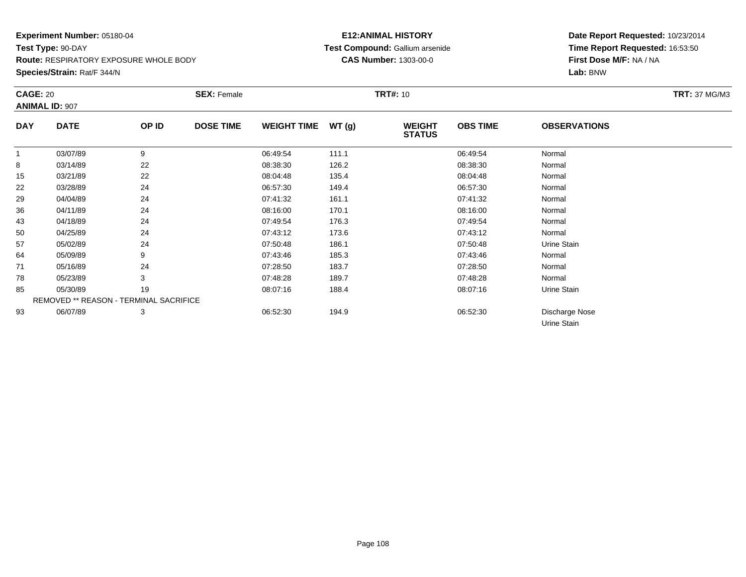**Experiment Number:** 05180-04
**Test Type:** 90-DAY
**Route:** RESPIRATORY EXPOSURE WHOLE BODY
**Species/Strain:** Rat/F 344/N

**E12:ANIMAL HISTORY**
**Test Compound:** Gallium arsenide
**CAS Number:** 1303-00-0

**Date Report Requested:** 10/23/2014
**Time Report Requested:** 16:53:50
**First Dose M/F:** NA / NA
**Lab:** BNW

**CAGE:** 20 **SEX:** Female **TRT#:** 10 **TRT:** 37 MG/M3
**ANIMAL ID:** 907

| DAY | DATE | OP ID | DOSE TIME | WEIGHT TIME | WT (g) | WEIGHT STATUS | OBS TIME | OBSERVATIONS |
|---|---|---|---|---|---|---|---|---|
| 1 | 03/07/89 | 9 | | 06:49:54 | 111.1 | | 06:49:54 | Normal |
| 8 | 03/14/89 | 22 | | 08:38:30 | 126.2 | | 08:38:30 | Normal |
| 15 | 03/21/89 | 22 | | 08:04:48 | 135.4 | | 08:04:48 | Normal |
| 22 | 03/28/89 | 24 | | 06:57:30 | 149.4 | | 06:57:30 | Normal |
| 29 | 04/04/89 | 24 | | 07:41:32 | 161.1 | | 07:41:32 | Normal |
| 36 | 04/11/89 | 24 | | 08:16:00 | 170.1 | | 08:16:00 | Normal |
| 43 | 04/18/89 | 24 | | 07:49:54 | 176.3 | | 07:49:54 | Normal |
| 50 | 04/25/89 | 24 | | 07:43:12 | 173.6 | | 07:43:12 | Normal |
| 57 | 05/02/89 | 24 | | 07:50:48 | 186.1 | | 07:50:48 | Urine Stain |
| 64 | 05/09/89 | 9 | | 07:43:46 | 185.3 | | 07:43:46 | Normal |
| 71 | 05/16/89 | 24 | | 07:28:50 | 183.7 | | 07:28:50 | Normal |
| 78 | 05/23/89 | 3 | | 07:48:28 | 189.7 | | 07:48:28 | Normal |
| 85 | 05/30/89 | 19 | | 08:07:16 | 188.4 | | 08:07:16 | Urine Stain |
| REMOVED ** REASON - TERMINAL SACRIFICE | | | | | | | | |
| 93 | 06/07/89 | 3 | | 06:52:30 | 194.9 | | 06:52:30 | Discharge Nose |
| | | | | | | | | Urine Stain |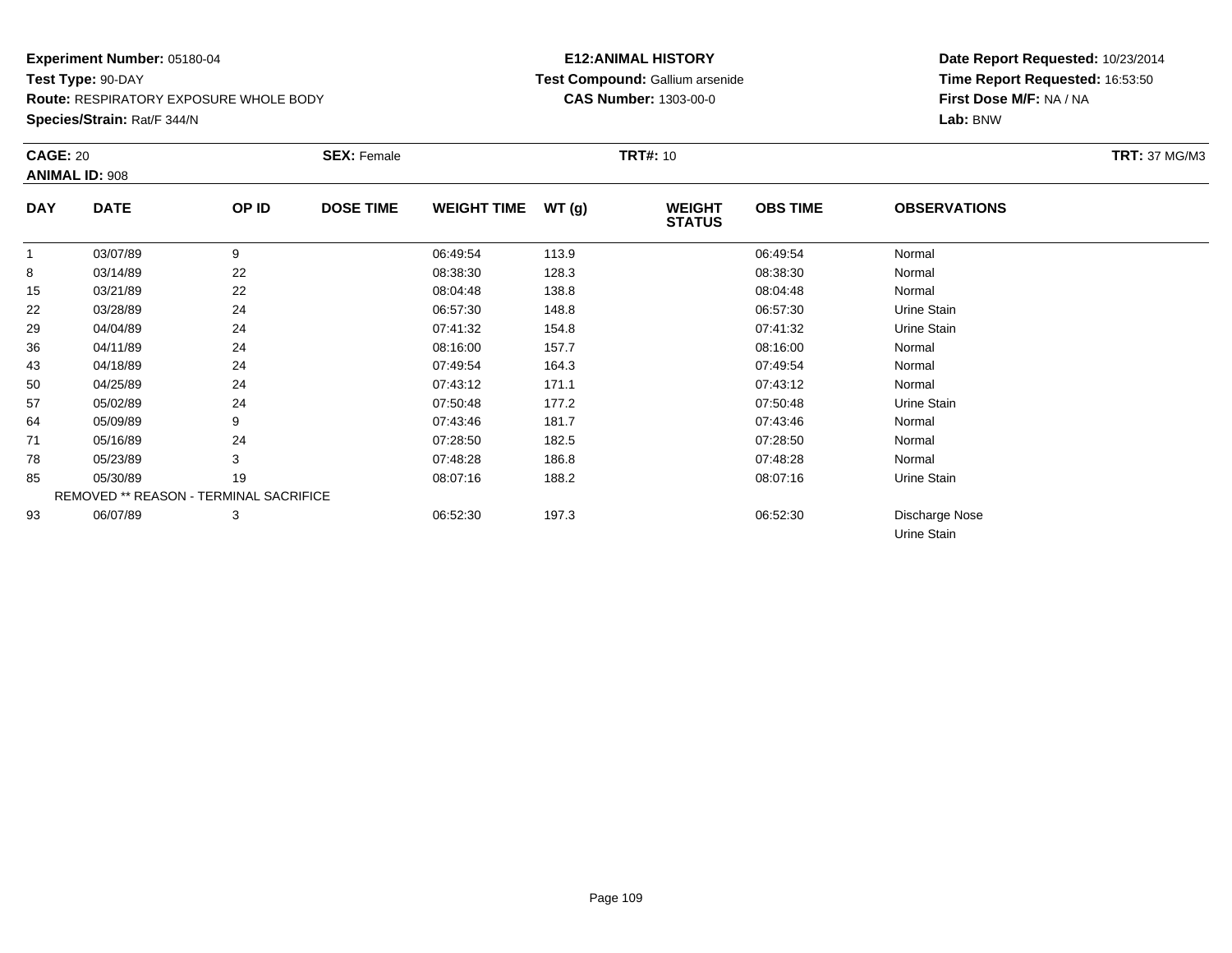**Experiment Number:** 05180-04
**Test Type:** 90-DAY
**Route:** RESPIRATORY EXPOSURE WHOLE BODY
**Species/Strain:** Rat/F 344/N

**E12:ANIMAL HISTORY**
**Test Compound:** Gallium arsenide
**CAS Number:** 1303-00-0

**Date Report Requested:** 10/23/2014
**Time Report Requested:** 16:53:50
**First Dose M/F:** NA / NA
**Lab:** BNW

**CAGE:** 20 **SEX:** Female **TRT#:** 10 **TRT:** 37 MG/M3
**ANIMAL ID:** 908

| DAY | DATE | OP ID | DOSE TIME | WEIGHT TIME | WT (g) | WEIGHT STATUS | OBS TIME | OBSERVATIONS |
|---|---|---|---|---|---|---|---|---|
| 1 | 03/07/89 | 9 | | 06:49:54 | 113.9 | | 06:49:54 | Normal |
| 8 | 03/14/89 | 22 | | 08:38:30 | 128.3 | | 08:38:30 | Normal |
| 15 | 03/21/89 | 22 | | 08:04:48 | 138.8 | | 08:04:48 | Normal |
| 22 | 03/28/89 | 24 | | 06:57:30 | 148.8 | | 06:57:30 | Urine Stain |
| 29 | 04/04/89 | 24 | | 07:41:32 | 154.8 | | 07:41:32 | Urine Stain |
| 36 | 04/11/89 | 24 | | 08:16:00 | 157.7 | | 08:16:00 | Normal |
| 43 | 04/18/89 | 24 | | 07:49:54 | 164.3 | | 07:49:54 | Normal |
| 50 | 04/25/89 | 24 | | 07:43:12 | 171.1 | | 07:43:12 | Normal |
| 57 | 05/02/89 | 24 | | 07:50:48 | 177.2 | | 07:50:48 | Urine Stain |
| 64 | 05/09/89 | 9 | | 07:43:46 | 181.7 | | 07:43:46 | Normal |
| 71 | 05/16/89 | 24 | | 07:28:50 | 182.5 | | 07:28:50 | Normal |
| 78 | 05/23/89 | 3 | | 07:48:28 | 186.8 | | 07:48:28 | Normal |
| 85 | 05/30/89 | 19 | | 08:07:16 | 188.2 | | 08:07:16 | Urine Stain |
| REMOVED ** REASON - TERMINAL SACRIFICE | | | | | | | | |
| 93 | 06/07/89 | 3 | | 06:52:30 | 197.3 | | 06:52:30 | Discharge Nose<br>Urine Stain |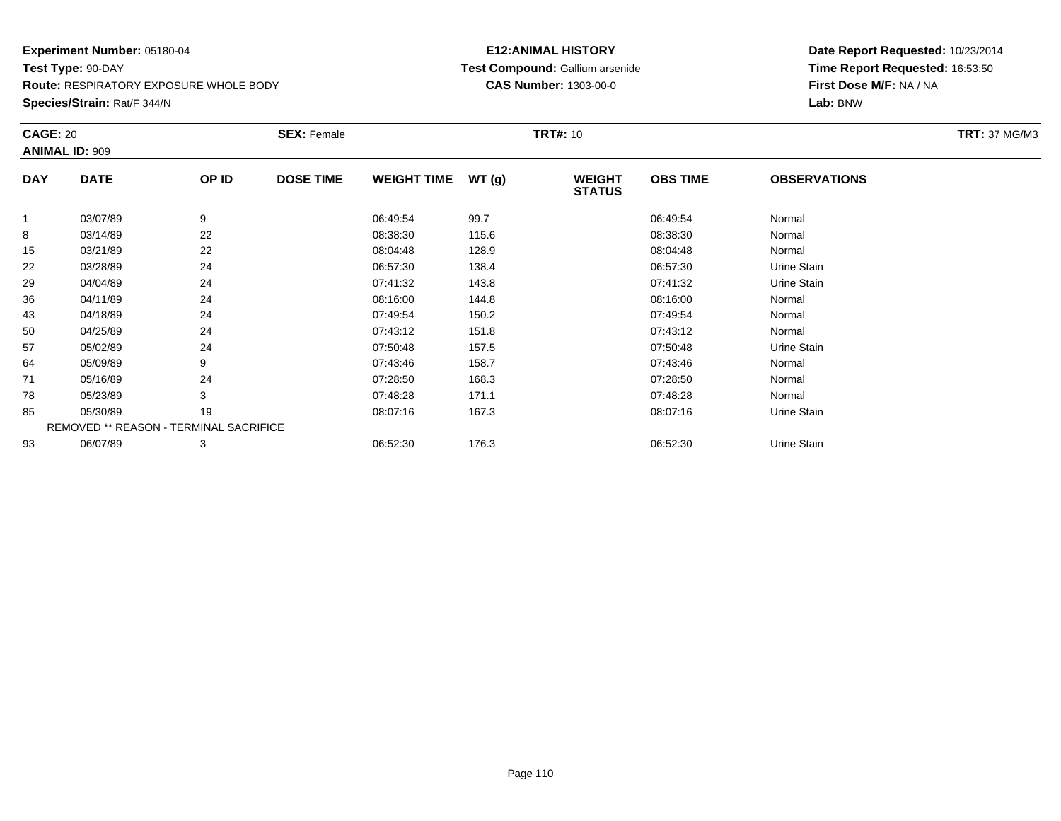**Experiment Number:** 05180-04
**Test Type:** 90-DAY
**Route:** RESPIRATORY EXPOSURE WHOLE BODY
**Species/Strain:** Rat/F 344/N

**E12:ANIMAL HISTORY**
**Test Compound:** Gallium arsenide
**CAS Number:** 1303-00-0

**Date Report Requested:** 10/23/2014
**Time Report Requested:** 16:53:50
**First Dose M/F:** NA / NA
**Lab:** BNW

**CAGE:** 20 **SEX:** Female **TRT#:** 10 **TRT:** 37 MG/M3
**ANIMAL ID:** 909

| DAY | DATE | OP ID | DOSE TIME | WEIGHT TIME | WT (g) | WEIGHT STATUS | OBS TIME | OBSERVATIONS |
|---|---|---|---|---|---|---|---|---|
| 1 | 03/07/89 | 9 | | 06:49:54 | 99.7 | | 06:49:54 | Normal |
| 8 | 03/14/89 | 22 | | 08:38:30 | 115.6 | | 08:38:30 | Normal |
| 15 | 03/21/89 | 22 | | 08:04:48 | 128.9 | | 08:04:48 | Normal |
| 22 | 03/28/89 | 24 | | 06:57:30 | 138.4 | | 06:57:30 | Urine Stain |
| 29 | 04/04/89 | 24 | | 07:41:32 | 143.8 | | 07:41:32 | Urine Stain |
| 36 | 04/11/89 | 24 | | 08:16:00 | 144.8 | | 08:16:00 | Normal |
| 43 | 04/18/89 | 24 | | 07:49:54 | 150.2 | | 07:49:54 | Normal |
| 50 | 04/25/89 | 24 | | 07:43:12 | 151.8 | | 07:43:12 | Normal |
| 57 | 05/02/89 | 24 | | 07:50:48 | 157.5 | | 07:50:48 | Urine Stain |
| 64 | 05/09/89 | 9 | | 07:43:46 | 158.7 | | 07:43:46 | Normal |
| 71 | 05/16/89 | 24 | | 07:28:50 | 168.3 | | 07:28:50 | Normal |
| 78 | 05/23/89 | 3 | | 07:48:28 | 171.1 | | 07:48:28 | Normal |
| 85 | 05/30/89 | 19 | | 08:07:16 | 167.3 | | 08:07:16 | Urine Stain |
| REMOVED ** REASON - TERMINAL SACRIFICE | | | | | | | | |
| 93 | 06/07/89 | 3 | | 06:52:30 | 176.3 | | 06:52:30 | Urine Stain |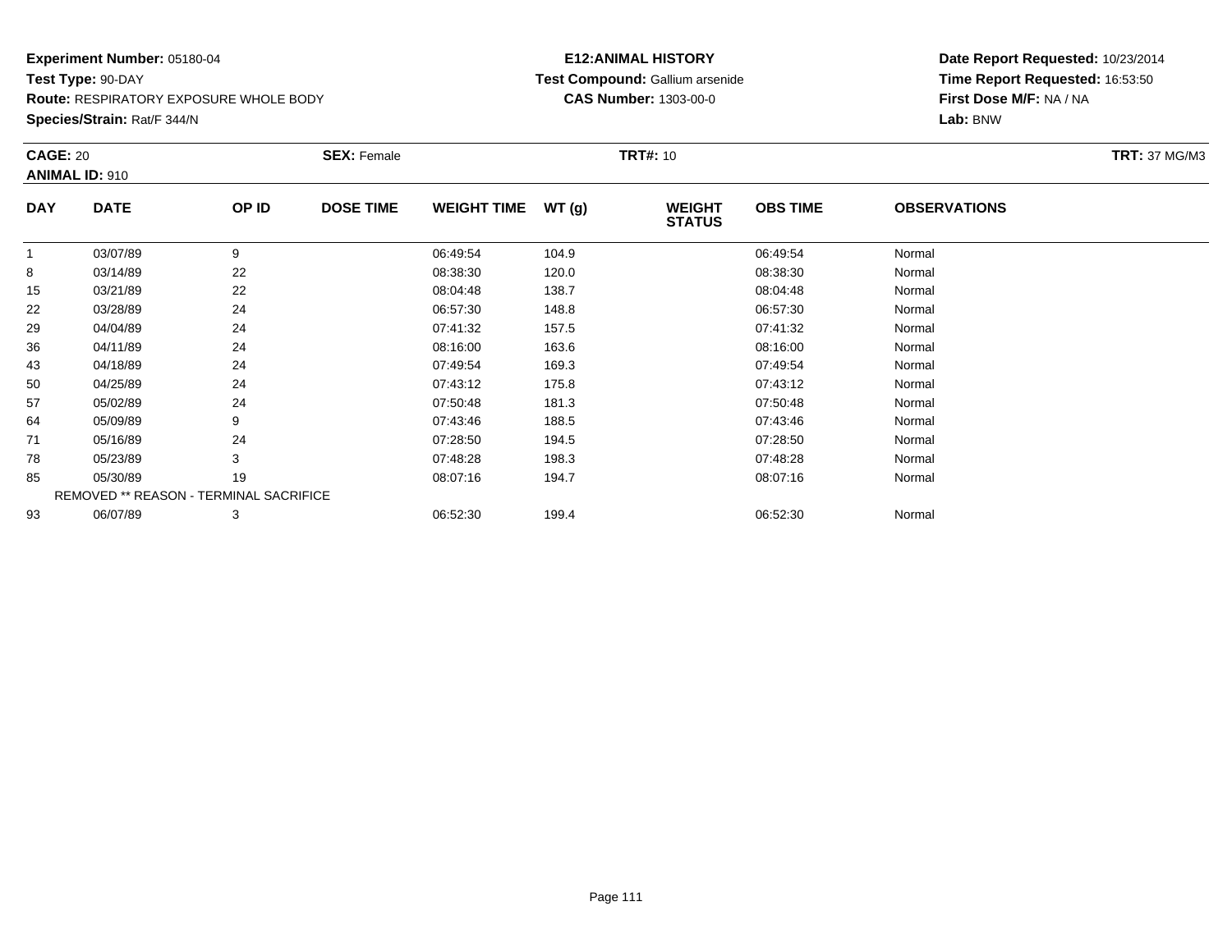**Experiment Number:** 05180-04
**Test Type:** 90-DAY
**Route:** RESPIRATORY EXPOSURE WHOLE BODY
**Species/Strain:** Rat/F 344/N

**E12:ANIMAL HISTORY**
**Test Compound:** Gallium arsenide
**CAS Number:** 1303-00-0

**Date Report Requested:** 10/23/2014
**Time Report Requested:** 16:53:50
**First Dose M/F:** NA / NA
**Lab:** BNW

**CAGE:** 20 **SEX:** Female **TRT#:** 10 **TRT:** 37 MG/M3
**ANIMAL ID:** 910

| DAY | DATE | OP ID | DOSE TIME | WEIGHT TIME | WT (g) | WEIGHT STATUS | OBS TIME | OBSERVATIONS |
|---|---|---|---|---|---|---|---|---|
| 1 | 03/07/89 | 9 | | 06:49:54 | 104.9 | | 06:49:54 | Normal |
| 8 | 03/14/89 | 22 | | 08:38:30 | 120.0 | | 08:38:30 | Normal |
| 15 | 03/21/89 | 22 | | 08:04:48 | 138.7 | | 08:04:48 | Normal |
| 22 | 03/28/89 | 24 | | 06:57:30 | 148.8 | | 06:57:30 | Normal |
| 29 | 04/04/89 | 24 | | 07:41:32 | 157.5 | | 07:41:32 | Normal |
| 36 | 04/11/89 | 24 | | 08:16:00 | 163.6 | | 08:16:00 | Normal |
| 43 | 04/18/89 | 24 | | 07:49:54 | 169.3 | | 07:49:54 | Normal |
| 50 | 04/25/89 | 24 | | 07:43:12 | 175.8 | | 07:43:12 | Normal |
| 57 | 05/02/89 | 24 | | 07:50:48 | 181.3 | | 07:50:48 | Normal |
| 64 | 05/09/89 | 9 | | 07:43:46 | 188.5 | | 07:43:46 | Normal |
| 71 | 05/16/89 | 24 | | 07:28:50 | 194.5 | | 07:28:50 | Normal |
| 78 | 05/23/89 | 3 | | 07:48:28 | 198.3 | | 07:48:28 | Normal |
| 85 | 05/30/89 | 19 | | 08:07:16 | 194.7 | | 08:07:16 | Normal |
| | REMOVED ** REASON - TERMINAL SACRIFICE | | | | | | | |
| 93 | 06/07/89 | 3 | | 06:52:30 | 199.4 | | 06:52:30 | Normal |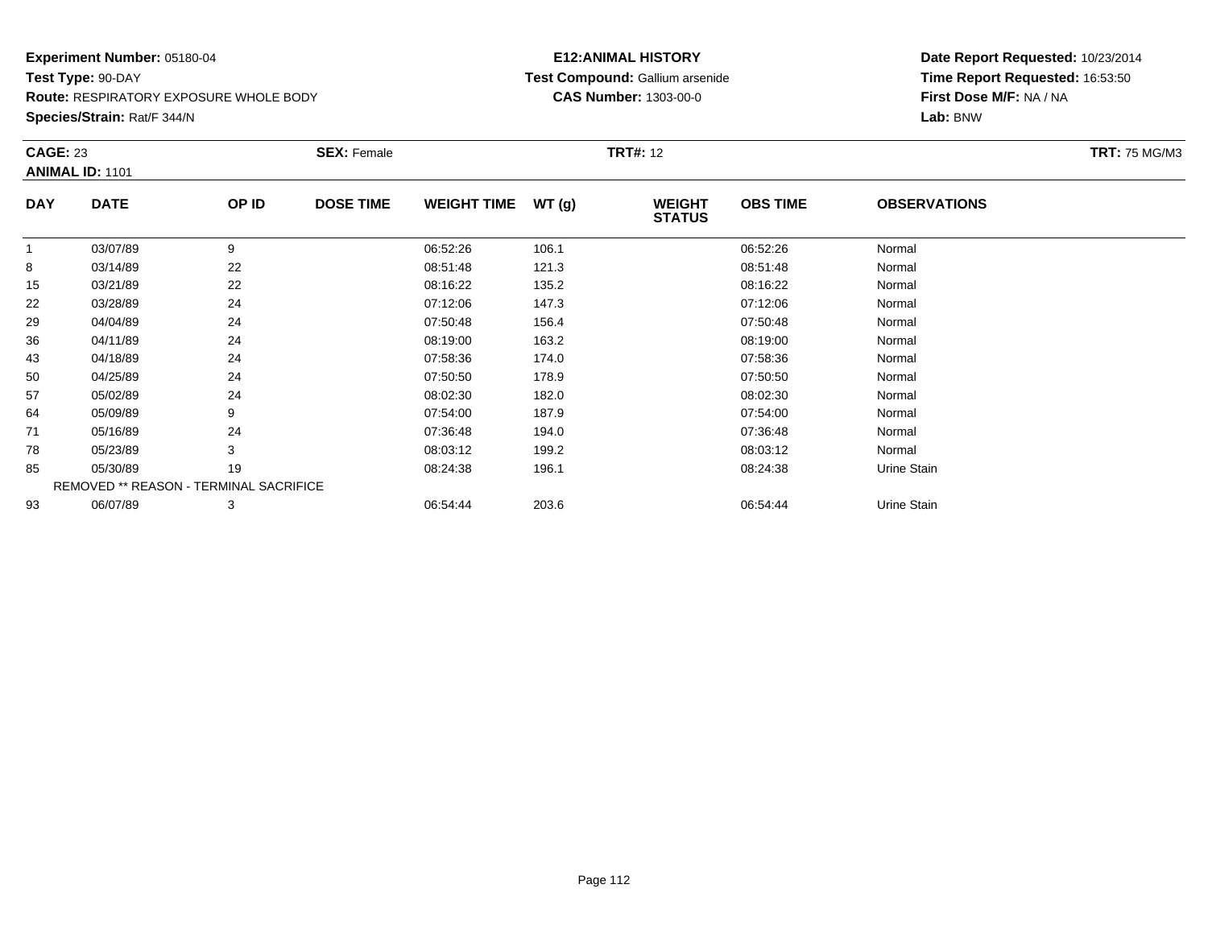**Experiment Number:** 05180-04
**Test Type:** 90-DAY
**Route:** RESPIRATORY EXPOSURE WHOLE BODY
**Species/Strain:** Rat/F 344/N

**E12:ANIMAL HISTORY**
**Test Compound:** Gallium arsenide
**CAS Number:** 1303-00-0

**Date Report Requested:** 10/23/2014
**Time Report Requested:** 16:53:50
**First Dose M/F:** NA / NA
**Lab:** BNW

**CAGE:** 23 **SEX:** Female **TRT#:** 12 **TRT:** 75 MG/M3
**ANIMAL ID:** 1101

| DAY | DATE | OP ID | DOSE TIME | WEIGHT TIME | WT (g) | WEIGHT STATUS | OBS TIME | OBSERVATIONS |
|---|---|---|---|---|---|---|---|---|
| 1 | 03/07/89 | 9 | | 06:52:26 | 106.1 | | 06:52:26 | Normal |
| 8 | 03/14/89 | 22 | | 08:51:48 | 121.3 | | 08:51:48 | Normal |
| 15 | 03/21/89 | 22 | | 08:16:22 | 135.2 | | 08:16:22 | Normal |
| 22 | 03/28/89 | 24 | | 07:12:06 | 147.3 | | 07:12:06 | Normal |
| 29 | 04/04/89 | 24 | | 07:50:48 | 156.4 | | 07:50:48 | Normal |
| 36 | 04/11/89 | 24 | | 08:19:00 | 163.2 | | 08:19:00 | Normal |
| 43 | 04/18/89 | 24 | | 07:58:36 | 174.0 | | 07:58:36 | Normal |
| 50 | 04/25/89 | 24 | | 07:50:50 | 178.9 | | 07:50:50 | Normal |
| 57 | 05/02/89 | 24 | | 08:02:30 | 182.0 | | 08:02:30 | Normal |
| 64 | 05/09/89 | 9 | | 07:54:00 | 187.9 | | 07:54:00 | Normal |
| 71 | 05/16/89 | 24 | | 07:36:48 | 194.0 | | 07:36:48 | Normal |
| 78 | 05/23/89 | 3 | | 08:03:12 | 199.2 | | 08:03:12 | Normal |
| 85 | 05/30/89 | 19 | | 08:24:38 | 196.1 | | 08:24:38 | Urine Stain |
| REMOVED ** REASON - TERMINAL SACRIFICE | | | | | | | | |
| 93 | 06/07/89 | 3 | | 06:54:44 | 203.6 | | 06:54:44 | Urine Stain |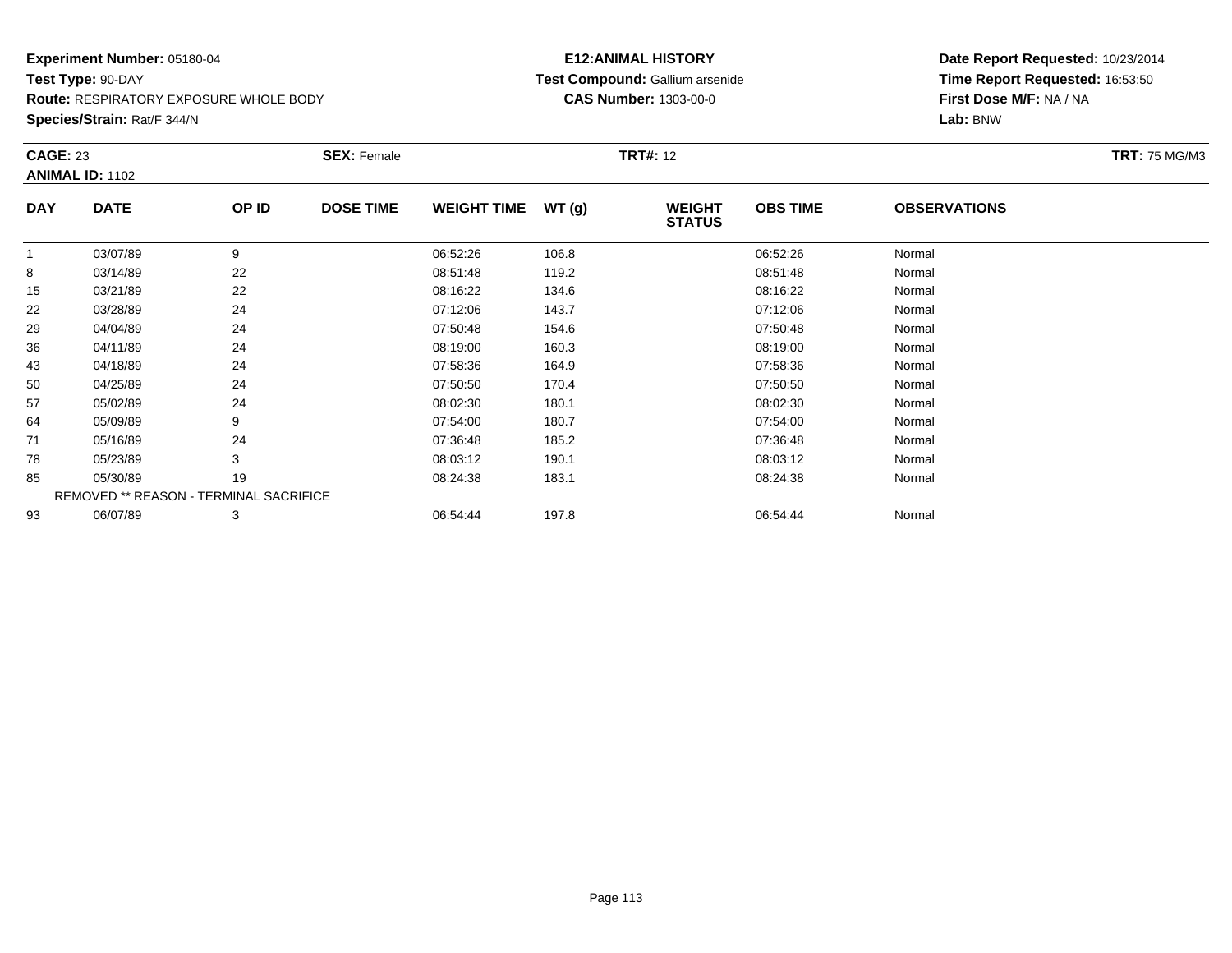**Experiment Number:** 05180-04
**Test Type:** 90-DAY
**Route:** RESPIRATORY EXPOSURE WHOLE BODY
**Species/Strain:** Rat/F 344/N

**E12:ANIMAL HISTORY**
**Test Compound:** Gallium arsenide
**CAS Number:** 1303-00-0

**Date Report Requested:** 10/23/2014
**Time Report Requested:** 16:53:50
**First Dose M/F:** NA / NA
**Lab:** BNW

**CAGE:** 23 **SEX:** Female **TRT#:** 12 **TRT:** 75 MG/M3
**ANIMAL ID:** 1102

| DAY | DATE | OP ID | DOSE TIME | WEIGHT TIME | WT (g) | WEIGHT STATUS | OBS TIME | OBSERVATIONS |
|---|---|---|---|---|---|---|---|---|
| 1 | 03/07/89 | 9 | | 06:52:26 | 106.8 | | 06:52:26 | Normal |
| 8 | 03/14/89 | 22 | | 08:51:48 | 119.2 | | 08:51:48 | Normal |
| 15 | 03/21/89 | 22 | | 08:16:22 | 134.6 | | 08:16:22 | Normal |
| 22 | 03/28/89 | 24 | | 07:12:06 | 143.7 | | 07:12:06 | Normal |
| 29 | 04/04/89 | 24 | | 07:50:48 | 154.6 | | 07:50:48 | Normal |
| 36 | 04/11/89 | 24 | | 08:19:00 | 160.3 | | 08:19:00 | Normal |
| 43 | 04/18/89 | 24 | | 07:58:36 | 164.9 | | 07:58:36 | Normal |
| 50 | 04/25/89 | 24 | | 07:50:50 | 170.4 | | 07:50:50 | Normal |
| 57 | 05/02/89 | 24 | | 08:02:30 | 180.1 | | 08:02:30 | Normal |
| 64 | 05/09/89 | 9 | | 07:54:00 | 180.7 | | 07:54:00 | Normal |
| 71 | 05/16/89 | 24 | | 07:36:48 | 185.2 | | 07:36:48 | Normal |
| 78 | 05/23/89 | 3 | | 08:03:12 | 190.1 | | 08:03:12 | Normal |
| 85 | 05/30/89 | 19 | | 08:24:38 | 183.1 | | 08:24:38 | Normal |
| REMOVED ** REASON - TERMINAL SACRIFICE | | | | | | | | |
| 93 | 06/07/89 | 3 | | 06:54:44 | 197.8 | | 06:54:44 | Normal |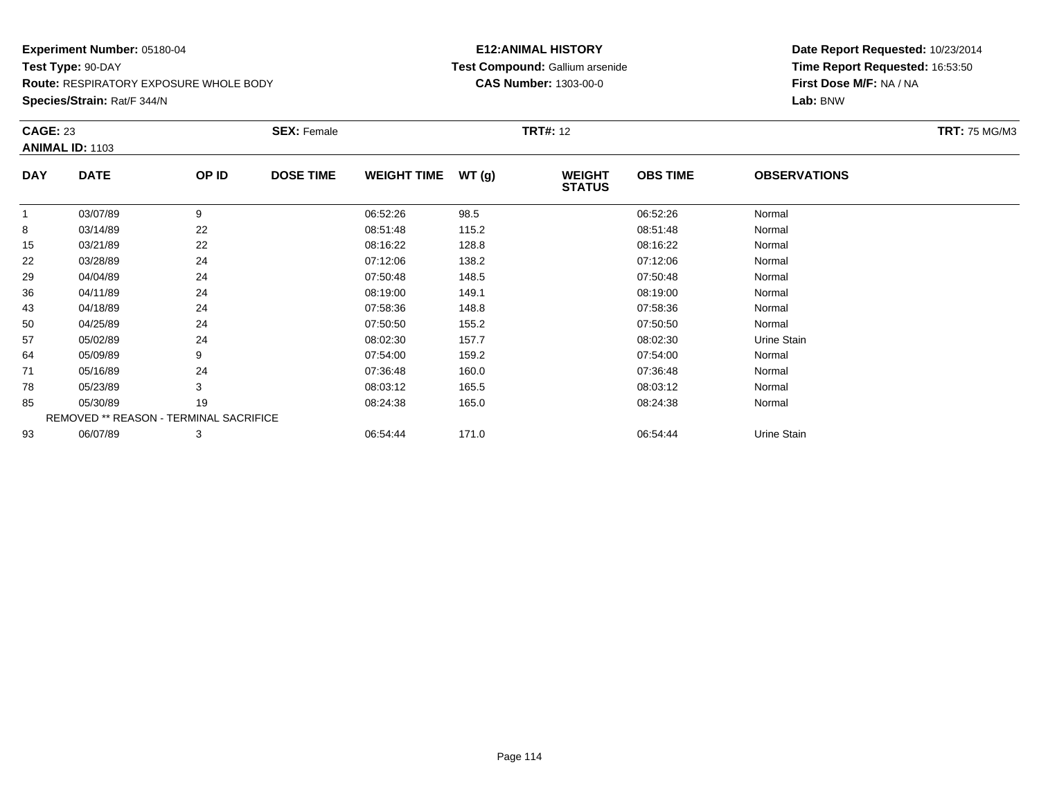**Experiment Number:** 05180-04
**Test Type:** 90-DAY
**Route:** RESPIRATORY EXPOSURE WHOLE BODY
**Species/Strain:** Rat/F 344/N

**E12:ANIMAL HISTORY**
**Test Compound:** Gallium arsenide
**CAS Number:** 1303-00-0

**Date Report Requested:** 10/23/2014
**Time Report Requested:** 16:53:50
**First Dose M/F:** NA / NA
**Lab:** BNW

**CAGE:** 23 **SEX:** Female **TRT#:** 12 **TRT:** 75 MG/M3
**ANIMAL ID:** 1103

| DAY | DATE | OP ID | DOSE TIME | WEIGHT TIME | WT (g) | WEIGHT STATUS | OBS TIME | OBSERVATIONS |
|---|---|---|---|---|---|---|---|---|
| 1 | 03/07/89 | 9 | | 06:52:26 | 98.5 | | 06:52:26 | Normal |
| 8 | 03/14/89 | 22 | | 08:51:48 | 115.2 | | 08:51:48 | Normal |
| 15 | 03/21/89 | 22 | | 08:16:22 | 128.8 | | 08:16:22 | Normal |
| 22 | 03/28/89 | 24 | | 07:12:06 | 138.2 | | 07:12:06 | Normal |
| 29 | 04/04/89 | 24 | | 07:50:48 | 148.5 | | 07:50:48 | Normal |
| 36 | 04/11/89 | 24 | | 08:19:00 | 149.1 | | 08:19:00 | Normal |
| 43 | 04/18/89 | 24 | | 07:58:36 | 148.8 | | 07:58:36 | Normal |
| 50 | 04/25/89 | 24 | | 07:50:50 | 155.2 | | 07:50:50 | Normal |
| 57 | 05/02/89 | 24 | | 08:02:30 | 157.7 | | 08:02:30 | Urine Stain |
| 64 | 05/09/89 | 9 | | 07:54:00 | 159.2 | | 07:54:00 | Normal |
| 71 | 05/16/89 | 24 | | 07:36:48 | 160.0 | | 07:36:48 | Normal |
| 78 | 05/23/89 | 3 | | 08:03:12 | 165.5 | | 08:03:12 | Normal |
| 85 | 05/30/89 | 19 | | 08:24:38 | 165.0 | | 08:24:38 | Normal |
| REMOVED ** REASON - TERMINAL SACRIFICE | | | | | | | | |
| 93 | 06/07/89 | 3 | | 06:54:44 | 171.0 | | 06:54:44 | Urine Stain |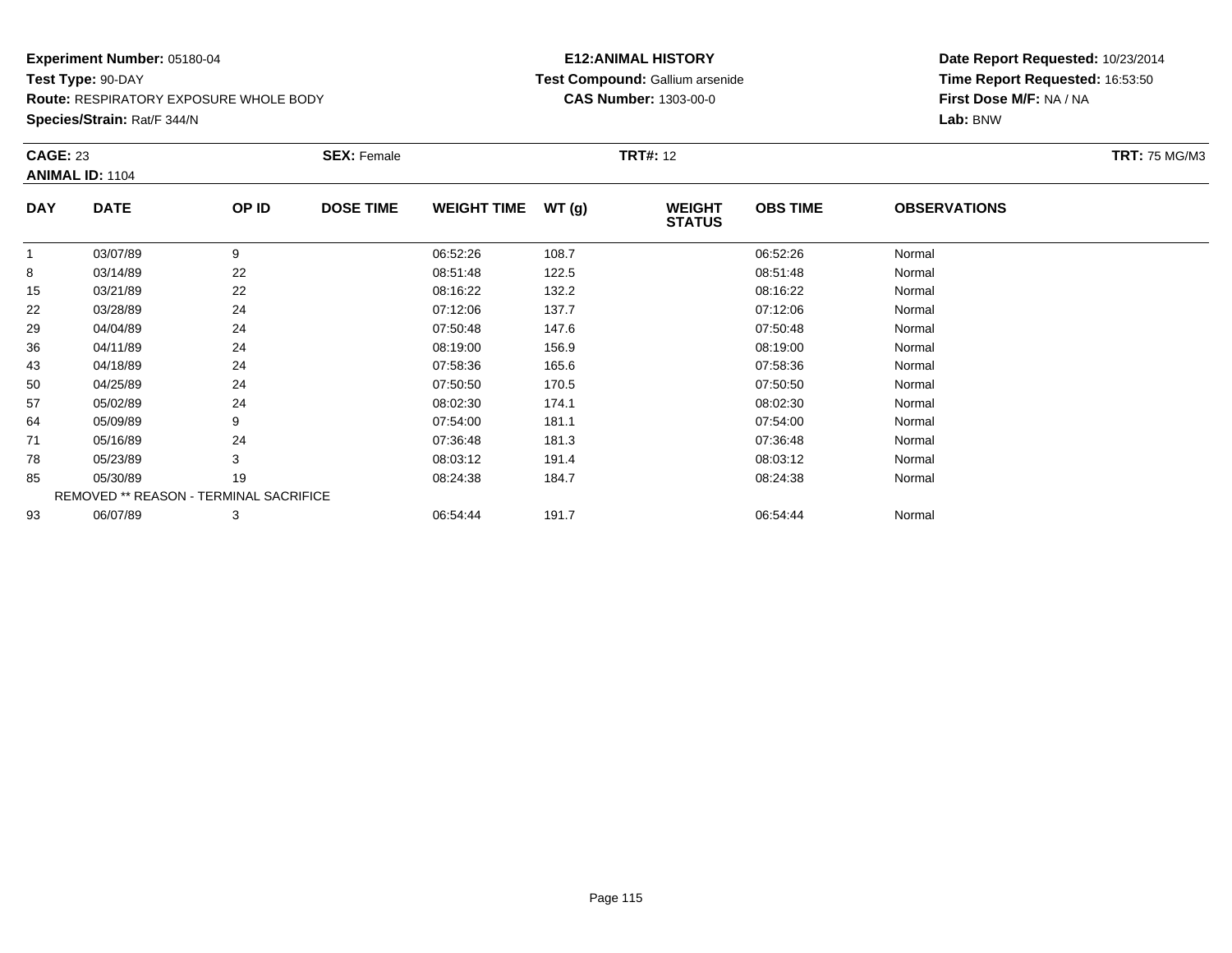**Experiment Number:** 05180-04
**Test Type:** 90-DAY
**Route:** RESPIRATORY EXPOSURE WHOLE BODY
**Species/Strain:** Rat/F 344/N

**E12:ANIMAL HISTORY**
**Test Compound:** Gallium arsenide
**CAS Number:** 1303-00-0

**Date Report Requested:** 10/23/2014
**Time Report Requested:** 16:53:50
**First Dose M/F:** NA / NA
**Lab:** BNW

**CAGE:** 23 **SEX:** Female **TRT#:** 12 **TRT:** 75 MG/M3
**ANIMAL ID:** 1104

| DAY | DATE | OP ID | DOSE TIME | WEIGHT TIME | WT (g) | WEIGHT STATUS | OBS TIME | OBSERVATIONS |
|---|---|---|---|---|---|---|---|---|
| 1 | 03/07/89 | 9 | | 06:52:26 | 108.7 | | 06:52:26 | Normal |
| 8 | 03/14/89 | 22 | | 08:51:48 | 122.5 | | 08:51:48 | Normal |
| 15 | 03/21/89 | 22 | | 08:16:22 | 132.2 | | 08:16:22 | Normal |
| 22 | 03/28/89 | 24 | | 07:12:06 | 137.7 | | 07:12:06 | Normal |
| 29 | 04/04/89 | 24 | | 07:50:48 | 147.6 | | 07:50:48 | Normal |
| 36 | 04/11/89 | 24 | | 08:19:00 | 156.9 | | 08:19:00 | Normal |
| 43 | 04/18/89 | 24 | | 07:58:36 | 165.6 | | 07:58:36 | Normal |
| 50 | 04/25/89 | 24 | | 07:50:50 | 170.5 | | 07:50:50 | Normal |
| 57 | 05/02/89 | 24 | | 08:02:30 | 174.1 | | 08:02:30 | Normal |
| 64 | 05/09/89 | 9 | | 07:54:00 | 181.1 | | 07:54:00 | Normal |
| 71 | 05/16/89 | 24 | | 07:36:48 | 181.3 | | 07:36:48 | Normal |
| 78 | 05/23/89 | 3 | | 08:03:12 | 191.4 | | 08:03:12 | Normal |
| 85 | 05/30/89 | 19 | | 08:24:38 | 184.7 | | 08:24:38 | Normal |
| REMOVED ** REASON - TERMINAL SACRIFICE | | | | | | | | |
| 93 | 06/07/89 | 3 | | 06:54:44 | 191.7 | | 06:54:44 | Normal |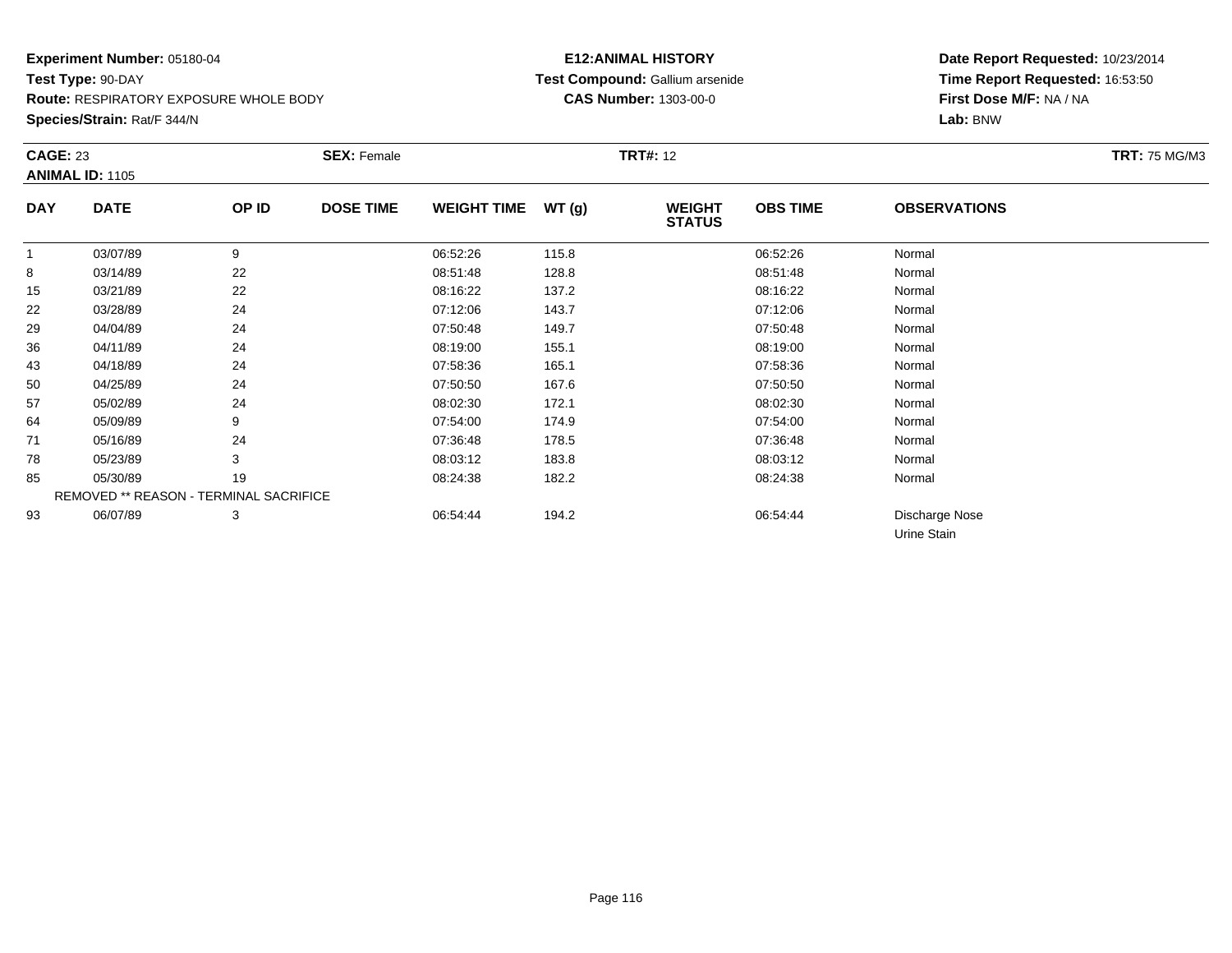**Experiment Number:** 05180-04
**Test Type:** 90-DAY
**Route:** RESPIRATORY EXPOSURE WHOLE BODY
**Species/Strain:** Rat/F 344/N

**E12:ANIMAL HISTORY**
**Test Compound:** Gallium arsenide
**CAS Number:** 1303-00-0

**Date Report Requested:** 10/23/2014
**Time Report Requested:** 16:53:50
**First Dose M/F:** NA / NA
**Lab:** BNW

**CAGE:** 23 **SEX:** Female **TRT#:** 12 **TRT:** 75 MG/M3
**ANIMAL ID:** 1105

| DAY | DATE | OP ID | DOSE TIME | WEIGHT TIME | WT (g) | WEIGHT STATUS | OBS TIME | OBSERVATIONS |
|---|---|---|---|---|---|---|---|---|
| 1 | 03/07/89 | 9 | | 06:52:26 | 115.8 | | 06:52:26 | Normal |
| 8 | 03/14/89 | 22 | | 08:51:48 | 128.8 | | 08:51:48 | Normal |
| 15 | 03/21/89 | 22 | | 08:16:22 | 137.2 | | 08:16:22 | Normal |
| 22 | 03/28/89 | 24 | | 07:12:06 | 143.7 | | 07:12:06 | Normal |
| 29 | 04/04/89 | 24 | | 07:50:48 | 149.7 | | 07:50:48 | Normal |
| 36 | 04/11/89 | 24 | | 08:19:00 | 155.1 | | 08:19:00 | Normal |
| 43 | 04/18/89 | 24 | | 07:58:36 | 165.1 | | 07:58:36 | Normal |
| 50 | 04/25/89 | 24 | | 07:50:50 | 167.6 | | 07:50:50 | Normal |
| 57 | 05/02/89 | 24 | | 08:02:30 | 172.1 | | 08:02:30 | Normal |
| 64 | 05/09/89 | 9 | | 07:54:00 | 174.9 | | 07:54:00 | Normal |
| 71 | 05/16/89 | 24 | | 07:36:48 | 178.5 | | 07:36:48 | Normal |
| 78 | 05/23/89 | 3 | | 08:03:12 | 183.8 | | 08:03:12 | Normal |
| 85 | 05/30/89 | 19 | | 08:24:38 | 182.2 | | 08:24:38 | Normal |
| REMOVED ** REASON - TERMINAL SACRIFICE | | | | | | | | |
| 93 | 06/07/89 | 3 | | 06:54:44 | 194.2 | | 06:54:44 | Discharge Nose<br>Urine Stain |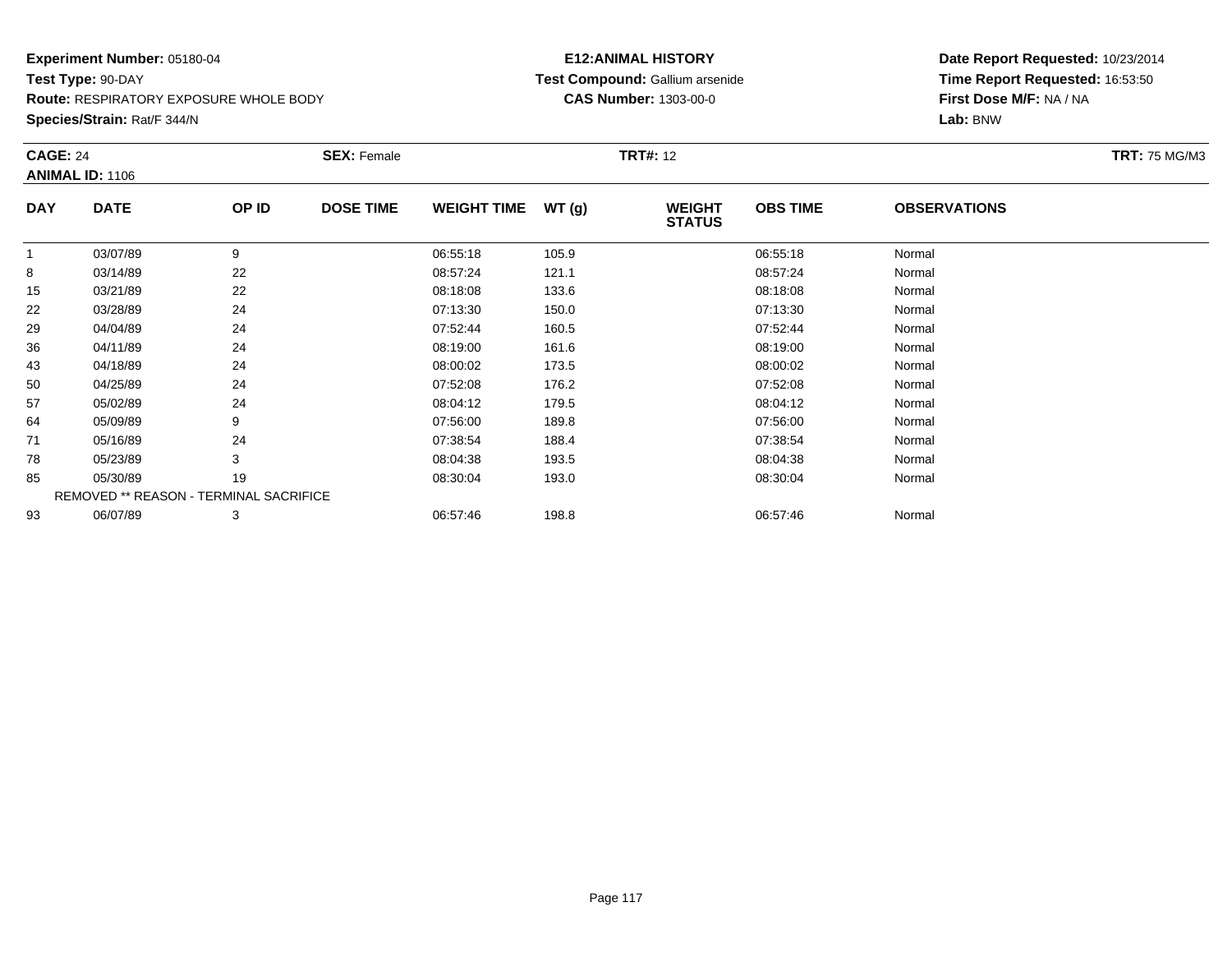**Experiment Number:** 05180-04
**Test Type:** 90-DAY
**Route:** RESPIRATORY EXPOSURE WHOLE BODY
**Species/Strain:** Rat/F 344/N

**E12:ANIMAL HISTORY**
**Test Compound:** Gallium arsenide
**CAS Number:** 1303-00-0

**Date Report Requested:** 10/23/2014
**Time Report Requested:** 16:53:50
**First Dose M/F:** NA / NA
**Lab:** BNW

**CAGE:** 24 **SEX:** Female **TRT#:** 12 **TRT:** 75 MG/M3
**ANIMAL ID:** 1106

| DAY | DATE | OP ID | DOSE TIME | WEIGHT TIME | WT (g) | WEIGHT STATUS | OBS TIME | OBSERVATIONS |
|---|---|---|---|---|---|---|---|---|
| 1 | 03/07/89 | 9 | | 06:55:18 | 105.9 | | 06:55:18 | Normal |
| 8 | 03/14/89 | 22 | | 08:57:24 | 121.1 | | 08:57:24 | Normal |
| 15 | 03/21/89 | 22 | | 08:18:08 | 133.6 | | 08:18:08 | Normal |
| 22 | 03/28/89 | 24 | | 07:13:30 | 150.0 | | 07:13:30 | Normal |
| 29 | 04/04/89 | 24 | | 07:52:44 | 160.5 | | 07:52:44 | Normal |
| 36 | 04/11/89 | 24 | | 08:19:00 | 161.6 | | 08:19:00 | Normal |
| 43 | 04/18/89 | 24 | | 08:00:02 | 173.5 | | 08:00:02 | Normal |
| 50 | 04/25/89 | 24 | | 07:52:08 | 176.2 | | 07:52:08 | Normal |
| 57 | 05/02/89 | 24 | | 08:04:12 | 179.5 | | 08:04:12 | Normal |
| 64 | 05/09/89 | 9 | | 07:56:00 | 189.8 | | 07:56:00 | Normal |
| 71 | 05/16/89 | 24 | | 07:38:54 | 188.4 | | 07:38:54 | Normal |
| 78 | 05/23/89 | 3 | | 08:04:38 | 193.5 | | 08:04:38 | Normal |
| 85 | 05/30/89 | 19 | | 08:30:04 | 193.0 | | 08:30:04 | Normal |
| REMOVED ** REASON - TERMINAL SACRIFICE | | | | | | | | |
| 93 | 06/07/89 | 3 | | 06:57:46 | 198.8 | | 06:57:46 | Normal |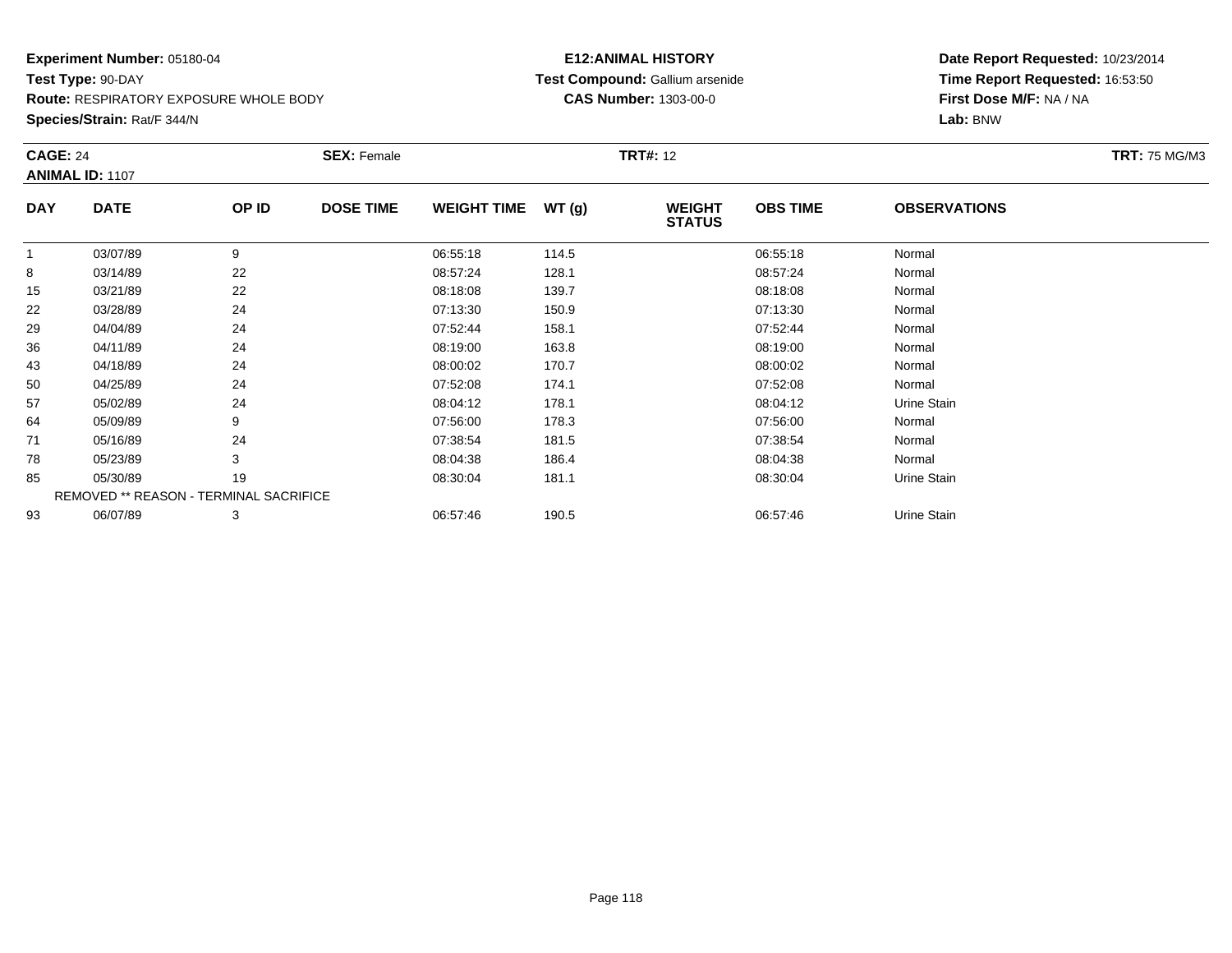**Experiment Number:** 05180-04
**Test Type:** 90-DAY
**Route:** RESPIRATORY EXPOSURE WHOLE BODY
**Species/Strain:** Rat/F 344/N

**E12:ANIMAL HISTORY**
**Test Compound:** Gallium arsenide
**CAS Number:** 1303-00-0

**Date Report Requested:** 10/23/2014
**Time Report Requested:** 16:53:50
**First Dose M/F:** NA / NA
**Lab:** BNW

**CAGE:** 24 **SEX:** Female **TRT#:** 12 **TRT:** 75 MG/M3
**ANIMAL ID:** 1107

| DAY | DATE | OP ID | DOSE TIME | WEIGHT TIME | WT (g) | WEIGHT STATUS | OBS TIME | OBSERVATIONS |
|---|---|---|---|---|---|---|---|---|
| 1 | 03/07/89 | 9 | | 06:55:18 | 114.5 | | 06:55:18 | Normal |
| 8 | 03/14/89 | 22 | | 08:57:24 | 128.1 | | 08:57:24 | Normal |
| 15 | 03/21/89 | 22 | | 08:18:08 | 139.7 | | 08:18:08 | Normal |
| 22 | 03/28/89 | 24 | | 07:13:30 | 150.9 | | 07:13:30 | Normal |
| 29 | 04/04/89 | 24 | | 07:52:44 | 158.1 | | 07:52:44 | Normal |
| 36 | 04/11/89 | 24 | | 08:19:00 | 163.8 | | 08:19:00 | Normal |
| 43 | 04/18/89 | 24 | | 08:00:02 | 170.7 | | 08:00:02 | Normal |
| 50 | 04/25/89 | 24 | | 07:52:08 | 174.1 | | 07:52:08 | Normal |
| 57 | 05/02/89 | 24 | | 08:04:12 | 178.1 | | 08:04:12 | Urine Stain |
| 64 | 05/09/89 | 9 | | 07:56:00 | 178.3 | | 07:56:00 | Normal |
| 71 | 05/16/89 | 24 | | 07:38:54 | 181.5 | | 07:38:54 | Normal |
| 78 | 05/23/89 | 3 | | 08:04:38 | 186.4 | | 08:04:38 | Normal |
| 85 | 05/30/89 | 19 | | 08:30:04 | 181.1 | | 08:30:04 | Urine Stain |
| REMOVED ** REASON - TERMINAL SACRIFICE | | | | | | | | |
| 93 | 06/07/89 | 3 | | 06:57:46 | 190.5 | | 06:57:46 | Urine Stain |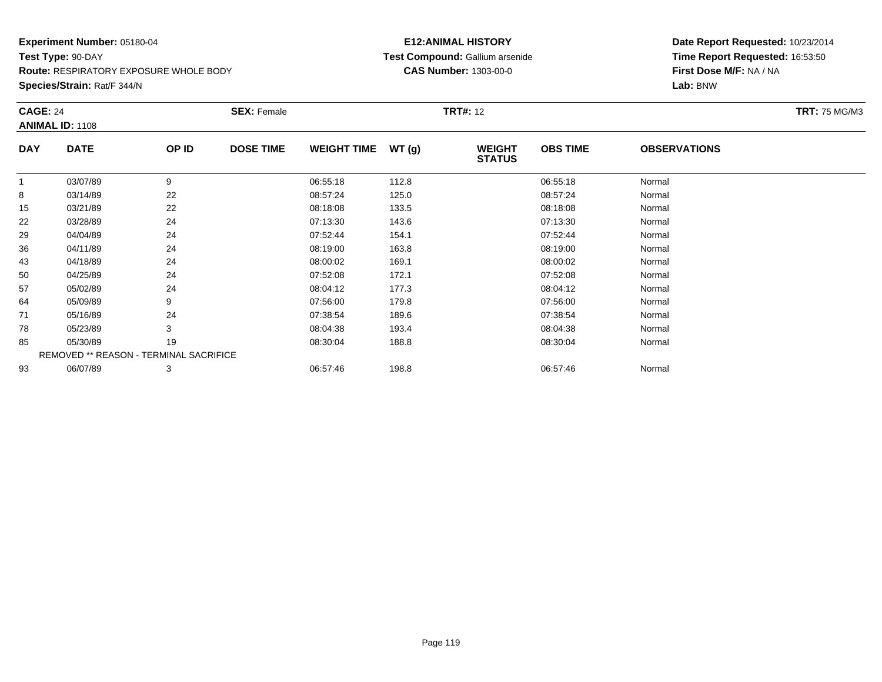**Experiment Number:** 05180-04
**Test Type:** 90-DAY
**Route:** RESPIRATORY EXPOSURE WHOLE BODY
**Species/Strain:** Rat/F 344/N

**E12:ANIMAL HISTORY**
**Test Compound:** Gallium arsenide
**CAS Number:** 1303-00-0

**Date Report Requested:** 10/23/2014
**Time Report Requested:** 16:53:50
**First Dose M/F:** NA / NA
**Lab:** BNW

**CAGE:** 24 **SEX:** Female **TRT#:** 12 **TRT:** 75 MG/M3
**ANIMAL ID:** 1108

| DAY | DATE | OP ID | DOSE TIME | WEIGHT TIME | WT (g) | WEIGHT STATUS | OBS TIME | OBSERVATIONS |
|---|---|---|---|---|---|---|---|---|
| 1 | 03/07/89 | 9 | | 06:55:18 | 112.8 | | 06:55:18 | Normal |
| 8 | 03/14/89 | 22 | | 08:57:24 | 125.0 | | 08:57:24 | Normal |
| 15 | 03/21/89 | 22 | | 08:18:08 | 133.5 | | 08:18:08 | Normal |
| 22 | 03/28/89 | 24 | | 07:13:30 | 143.6 | | 07:13:30 | Normal |
| 29 | 04/04/89 | 24 | | 07:52:44 | 154.1 | | 07:52:44 | Normal |
| 36 | 04/11/89 | 24 | | 08:19:00 | 163.8 | | 08:19:00 | Normal |
| 43 | 04/18/89 | 24 | | 08:00:02 | 169.1 | | 08:00:02 | Normal |
| 50 | 04/25/89 | 24 | | 07:52:08 | 172.1 | | 07:52:08 | Normal |
| 57 | 05/02/89 | 24 | | 08:04:12 | 177.3 | | 08:04:12 | Normal |
| 64 | 05/09/89 | 9 | | 07:56:00 | 179.8 | | 07:56:00 | Normal |
| 71 | 05/16/89 | 24 | | 07:38:54 | 189.6 | | 07:38:54 | Normal |
| 78 | 05/23/89 | 3 | | 08:04:38 | 193.4 | | 08:04:38 | Normal |
| 85 | 05/30/89 | 19 | | 08:30:04 | 188.8 | | 08:30:04 | Normal |
| REMOVED ** REASON - TERMINAL SACRIFICE | | | | | | | | |
| 93 | 06/07/89 | 3 | | 06:57:46 | 198.8 | | 06:57:46 | Normal |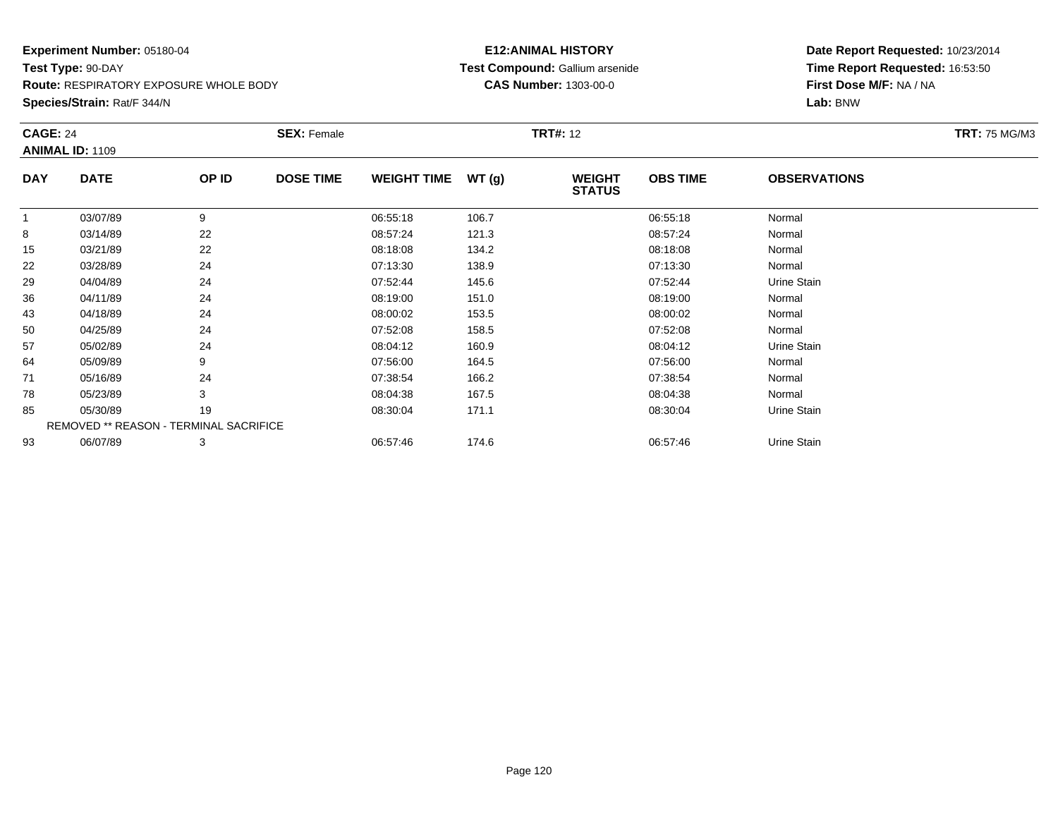**Experiment Number:** 05180-04
**Test Type:** 90-DAY
**Route:** RESPIRATORY EXPOSURE WHOLE BODY
**Species/Strain:** Rat/F 344/N

**E12:ANIMAL HISTORY**
**Test Compound:** Gallium arsenide
**CAS Number:** 1303-00-0

**Date Report Requested:** 10/23/2014
**Time Report Requested:** 16:53:50
**First Dose M/F:** NA / NA
**Lab:** BNW

**CAGE:** 24 **SEX:** Female **TRT#:** 12 **TRT:** 75 MG/M3
**ANIMAL ID:** 1109

| DAY | DATE | OP ID | DOSE TIME | WEIGHT TIME | WT (g) | WEIGHT STATUS | OBS TIME | OBSERVATIONS |
|---|---|---|---|---|---|---|---|---|
| 1 | 03/07/89 | 9 | | 06:55:18 | 106.7 | | 06:55:18 | Normal |
| 8 | 03/14/89 | 22 | | 08:57:24 | 121.3 | | 08:57:24 | Normal |
| 15 | 03/21/89 | 22 | | 08:18:08 | 134.2 | | 08:18:08 | Normal |
| 22 | 03/28/89 | 24 | | 07:13:30 | 138.9 | | 07:13:30 | Normal |
| 29 | 04/04/89 | 24 | | 07:52:44 | 145.6 | | 07:52:44 | Urine Stain |
| 36 | 04/11/89 | 24 | | 08:19:00 | 151.0 | | 08:19:00 | Normal |
| 43 | 04/18/89 | 24 | | 08:00:02 | 153.5 | | 08:00:02 | Normal |
| 50 | 04/25/89 | 24 | | 07:52:08 | 158.5 | | 07:52:08 | Normal |
| 57 | 05/02/89 | 24 | | 08:04:12 | 160.9 | | 08:04:12 | Urine Stain |
| 64 | 05/09/89 | 9 | | 07:56:00 | 164.5 | | 07:56:00 | Normal |
| 71 | 05/16/89 | 24 | | 07:38:54 | 166.2 | | 07:38:54 | Normal |
| 78 | 05/23/89 | 3 | | 08:04:38 | 167.5 | | 08:04:38 | Normal |
| 85 | 05/30/89 | 19 | | 08:30:04 | 171.1 | | 08:30:04 | Urine Stain |
| | REMOVED ** REASON - TERMINAL SACRIFICE | | | | | | | |
| 93 | 06/07/89 | 3 | | 06:57:46 | 174.6 | | 06:57:46 | Urine Stain |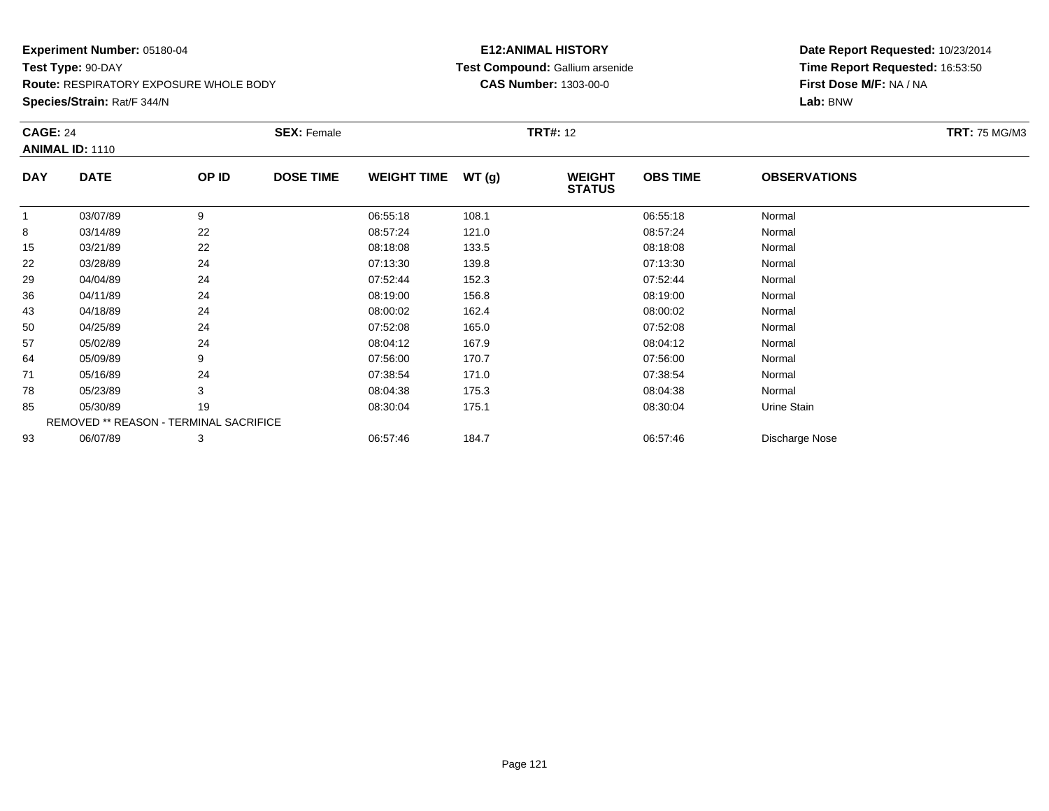**Experiment Number:** 05180-04
**Test Type:** 90-DAY
**Route:** RESPIRATORY EXPOSURE WHOLE BODY
**Species/Strain:** Rat/F 344/N

**E12:ANIMAL HISTORY**
**Test Compound:** Gallium arsenide
**CAS Number:** 1303-00-0

**Date Report Requested:** 10/23/2014
**Time Report Requested:** 16:53:50
**First Dose M/F:** NA / NA
**Lab:** BNW

**CAGE:** 24 **SEX:** Female **TRT#:** 12 **TRT:** 75 MG/M3
**ANIMAL ID:** 1110

| DAY | DATE | OP ID | DOSE TIME | WEIGHT TIME | WT (g) | WEIGHT STATUS | OBS TIME | OBSERVATIONS |
|---|---|---|---|---|---|---|---|---|
| 1 | 03/07/89 | 9 | | 06:55:18 | 108.1 | | 06:55:18 | Normal |
| 8 | 03/14/89 | 22 | | 08:57:24 | 121.0 | | 08:57:24 | Normal |
| 15 | 03/21/89 | 22 | | 08:18:08 | 133.5 | | 08:18:08 | Normal |
| 22 | 03/28/89 | 24 | | 07:13:30 | 139.8 | | 07:13:30 | Normal |
| 29 | 04/04/89 | 24 | | 07:52:44 | 152.3 | | 07:52:44 | Normal |
| 36 | 04/11/89 | 24 | | 08:19:00 | 156.8 | | 08:19:00 | Normal |
| 43 | 04/18/89 | 24 | | 08:00:02 | 162.4 | | 08:00:02 | Normal |
| 50 | 04/25/89 | 24 | | 07:52:08 | 165.0 | | 07:52:08 | Normal |
| 57 | 05/02/89 | 24 | | 08:04:12 | 167.9 | | 08:04:12 | Normal |
| 64 | 05/09/89 | 9 | | 07:56:00 | 170.7 | | 07:56:00 | Normal |
| 71 | 05/16/89 | 24 | | 07:38:54 | 171.0 | | 07:38:54 | Normal |
| 78 | 05/23/89 | 3 | | 08:04:38 | 175.3 | | 08:04:38 | Normal |
| 85 | 05/30/89 | 19 | | 08:30:04 | 175.1 | | 08:30:04 | Urine Stain |
| REMOVED ** REASON - TERMINAL SACRIFICE | | | | | | | | |
| 93 | 06/07/89 | 3 | | 06:57:46 | 184.7 | | 06:57:46 | Discharge Nose |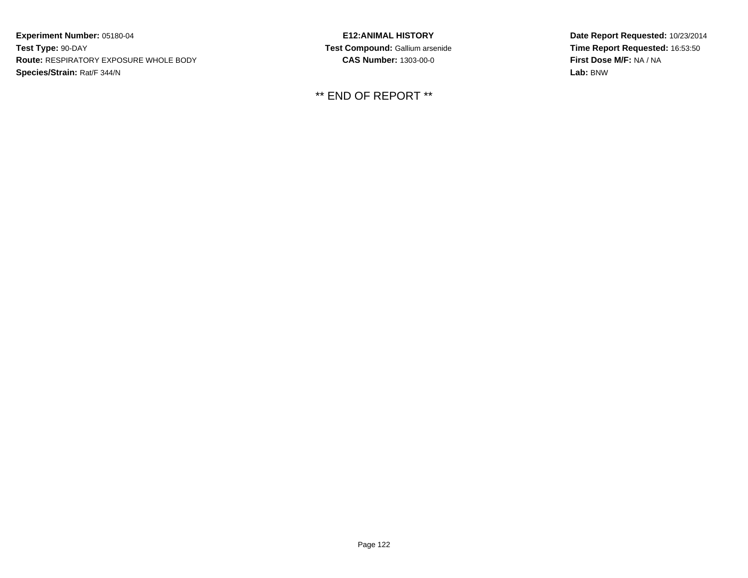**Experiment Number:** 05180-04
**Test Type:** 90-DAY
**Route:** RESPIRATORY EXPOSURE WHOLE BODY
**Species/Strain:** Rat/F 344/N

**E12:ANIMAL HISTORY**
**Test Compound:** Gallium arsenide
**CAS Number:** 1303-00-0

**Date Report Requested:** 10/23/2014
**Time Report Requested:** 16:53:50
**First Dose M/F:** NA / NA
**Lab:** BNW

** END OF REPORT **